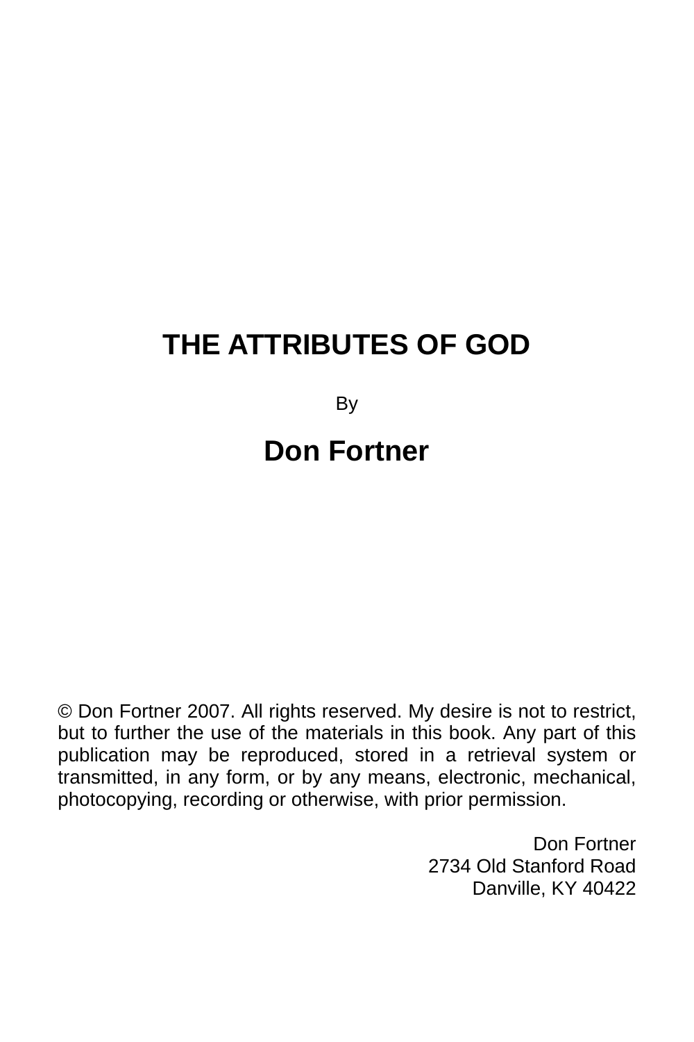# THE ATTRIBUTES OF GOD

By

## Don Fortner

© Don Fortner 2007. All rights reserved. My desire is not to restrict, but to further the use of the materials in this book. Any part of this publication may be reproduced, stored in a retrieval system or transmitted, in any form, or by any means, electronic, mechanical, photocopying, recording or otherwise, with prior permission.

Don Fortner
2734 Old Stanford Road
Danville, KY 40422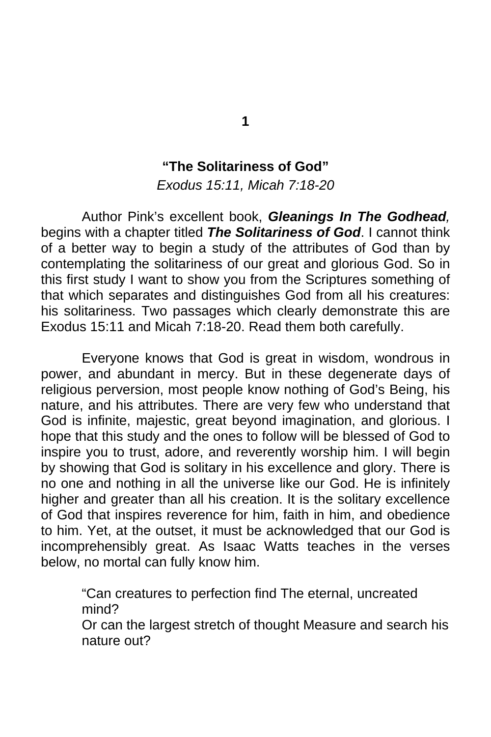# 1

## "The Solitariness of God"

*Exodus 15:11, Micah 7:18-20*

Author Pink's excellent book, ***Gleanings In The Godhead,*** begins with a chapter titled ***The Solitariness of God***. I cannot think of a better way to begin a study of the attributes of God than by contemplating the solitariness of our great and glorious God. So in this first study I want to show you from the Scriptures something of that which separates and distinguishes God from all his creatures: his solitariness. Two passages which clearly demonstrate this are Exodus 15:11 and Micah 7:18-20. Read them both carefully.

Everyone knows that God is great in wisdom, wondrous in power, and abundant in mercy. But in these degenerate days of religious perversion, most people know nothing of God's Being, his nature, and his attributes. There are very few who understand that God is infinite, majestic, great beyond imagination, and glorious. I hope that this study and the ones to follow will be blessed of God to inspire you to trust, adore, and reverently worship him. I will begin by showing that God is solitary in his excellence and glory. There is no one and nothing in all the universe like our God. He is infinitely higher and greater than all his creation. It is the solitary excellence of God that inspires reverence for him, faith in him, and obedience to him. Yet, at the outset, it must be acknowledged that our God is incomprehensibly great. As Isaac Watts teaches in the verses below, no mortal can fully know him.

> "Can creatures to perfection find The eternal, uncreated mind?
> Or can the largest stretch of thought Measure and search his nature out?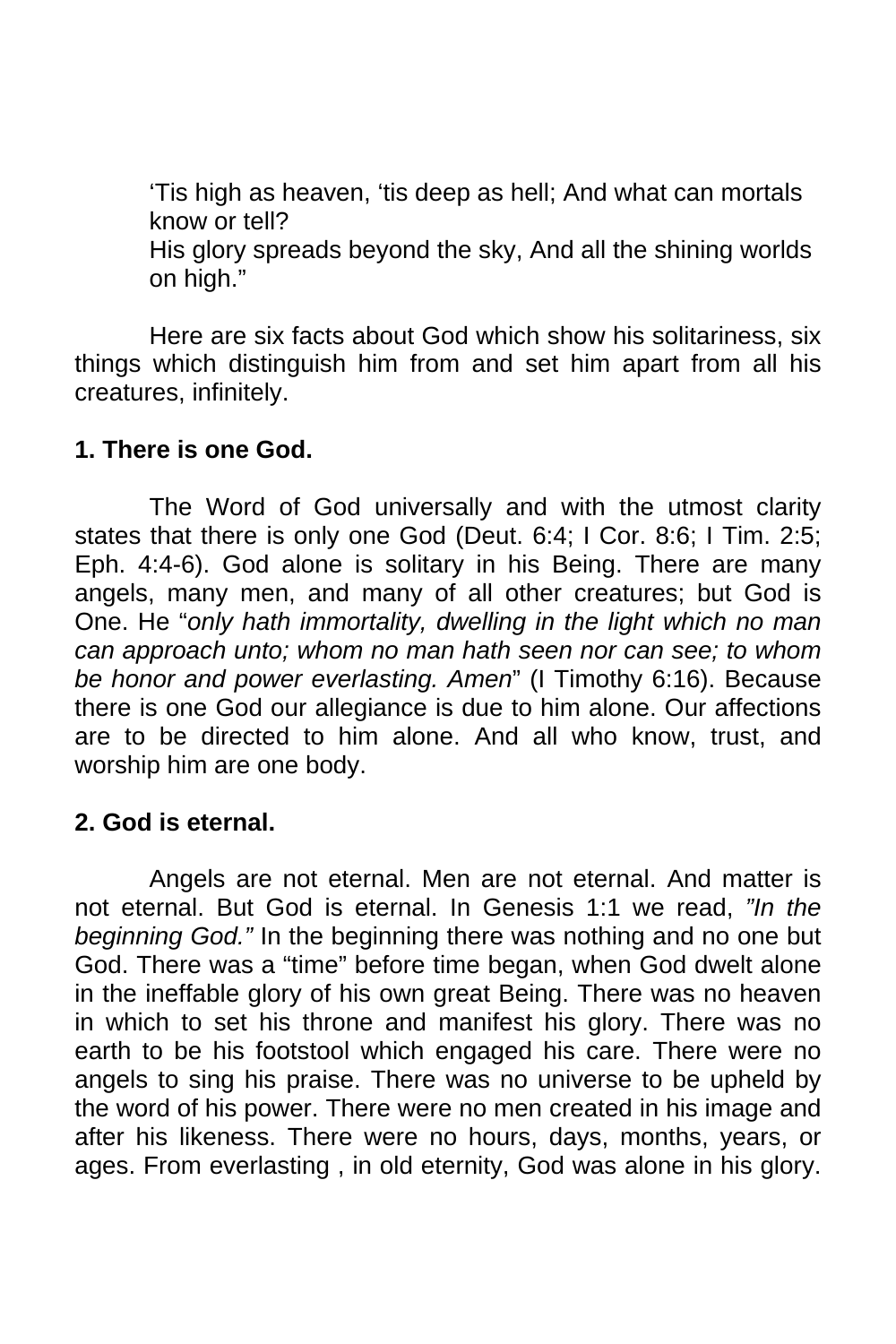> ‘Tis high as heaven, ‘tis deep as hell; And what can mortals know or tell?
> His glory spreads beyond the sky, And all the shining worlds on high.”

Here are six facts about God which show his solitariness, six things which distinguish him from and set him apart from all his creatures, infinitely.

**1. There is one God.**

The Word of God universally and with the utmost clarity states that there is only one God (Deut. 6:4; I Cor. 8:6; I Tim. 2:5; Eph. 4:4-6). God alone is solitary in his Being. There are many angels, many men, and many of all other creatures; but God is One. He “*only hath immortality, dwelling in the light which no man can approach unto; whom no man hath seen nor can see; to whom be honor and power everlasting. Amen*” (I Timothy 6:16). Because there is one God our allegiance is due to him alone. Our affections are to be directed to him alone. And all who know, trust, and worship him are one body.

**2. God is eternal.**

Angels are not eternal. Men are not eternal. And matter is not eternal. But God is eternal. In Genesis 1:1 we read, *”In the beginning God.”* In the beginning there was nothing and no one but God. There was a “time” before time began, when God dwelt alone in the ineffable glory of his own great Being. There was no heaven in which to set his throne and manifest his glory. There was no earth to be his footstool which engaged his care. There were no angels to sing his praise. There was no universe to be upheld by the word of his power. There were no men created in his image and after his likeness. There were no hours, days, months, years, or ages. From everlasting , in old eternity, God was alone in his glory.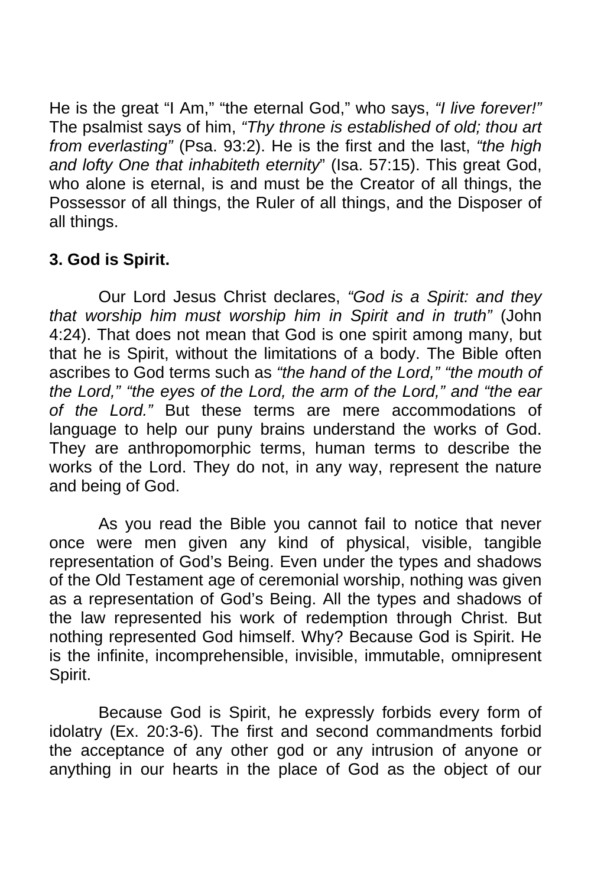He is the great “I Am,” “the eternal God,” who says, *“I live forever!”* The psalmist says of him, *“Thy throne is established of old; thou art from everlasting”* (Psa. 93:2). He is the first and the last, *“the high and lofty One that inhabiteth eternity*” (Isa. 57:15). This great God, who alone is eternal, is and must be the Creator of all things, the Possessor of all things, the Ruler of all things, and the Disposer of all things.

**3. God is Spirit.**

Our Lord Jesus Christ declares, *“God is a Spirit: and they that worship him must worship him in Spirit and in truth”* (John 4:24). That does not mean that God is one spirit among many, but that he is Spirit, without the limitations of a body. The Bible often ascribes to God terms such as *“the hand of the Lord,” “the mouth of the Lord,” “the eyes of the Lord, the arm of the Lord,”* and *“the ear of the Lord.”* But these terms are mere accommodations of language to help our puny brains understand the works of God. They are anthropomorphic terms, human terms to describe the works of the Lord. They do not, in any way, represent the nature and being of God.

As you read the Bible you cannot fail to notice that never once were men given any kind of physical, visible, tangible representation of God’s Being. Even under the types and shadows of the Old Testament age of ceremonial worship, nothing was given as a representation of God’s Being. All the types and shadows of the law represented his work of redemption through Christ. But nothing represented God himself. Why? Because God is Spirit. He is the infinite, incomprehensible, invisible, immutable, omnipresent Spirit.

Because God is Spirit, he expressly forbids every form of idolatry (Ex. 20:3-6). The first and second commandments forbid the acceptance of any other god or any intrusion of anyone or anything in our hearts in the place of God as the object of our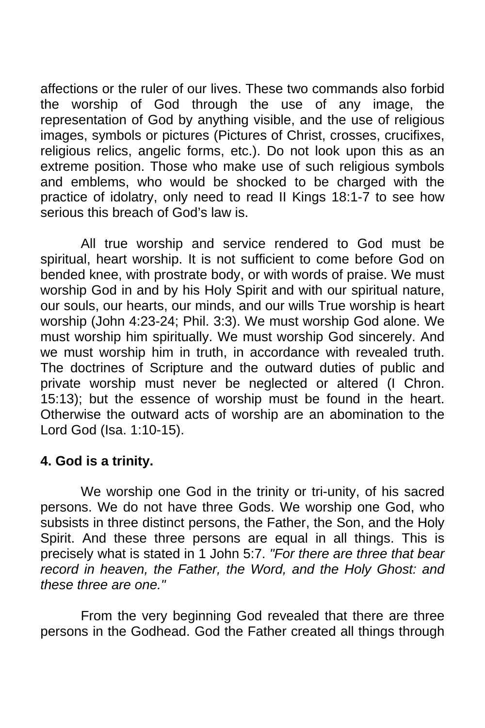affections or the ruler of our lives. These two commands also forbid the worship of God through the use of any image, the representation of God by anything visible, and the use of religious images, symbols or pictures (Pictures of Christ, crosses, crucifixes, religious relics, angelic forms, etc.). Do not look upon this as an extreme position. Those who make use of such religious symbols and emblems, who would be shocked to be charged with the practice of idolatry, only need to read II Kings 18:1-7 to see how serious this breach of God's law is.

All true worship and service rendered to God must be spiritual, heart worship. It is not sufficient to come before God on bended knee, with prostrate body, or with words of praise. We must worship God in and by his Holy Spirit and with our spiritual nature, our souls, our hearts, our minds, and our wills True worship is heart worship (John 4:23-24; Phil. 3:3). We must worship God alone. We must worship him spiritually. We must worship God sincerely. And we must worship him in truth, in accordance with revealed truth. The doctrines of Scripture and the outward duties of public and private worship must never be neglected or altered (I Chron. 15:13); but the essence of worship must be found in the heart. Otherwise the outward acts of worship are an abomination to the Lord God (Isa. 1:10-15).

**4. God is a trinity.**

We worship one God in the trinity or tri-unity, of his sacred persons. We do not have three Gods. We worship one God, who subsists in three distinct persons, the Father, the Son, and the Holy Spirit. And these three persons are equal in all things. This is precisely what is stated in 1 John 5:7. *"For there are three that bear record in heaven, the Father, the Word, and the Holy Ghost: and these three are one."*

From the very beginning God revealed that there are three persons in the Godhead. God the Father created all things through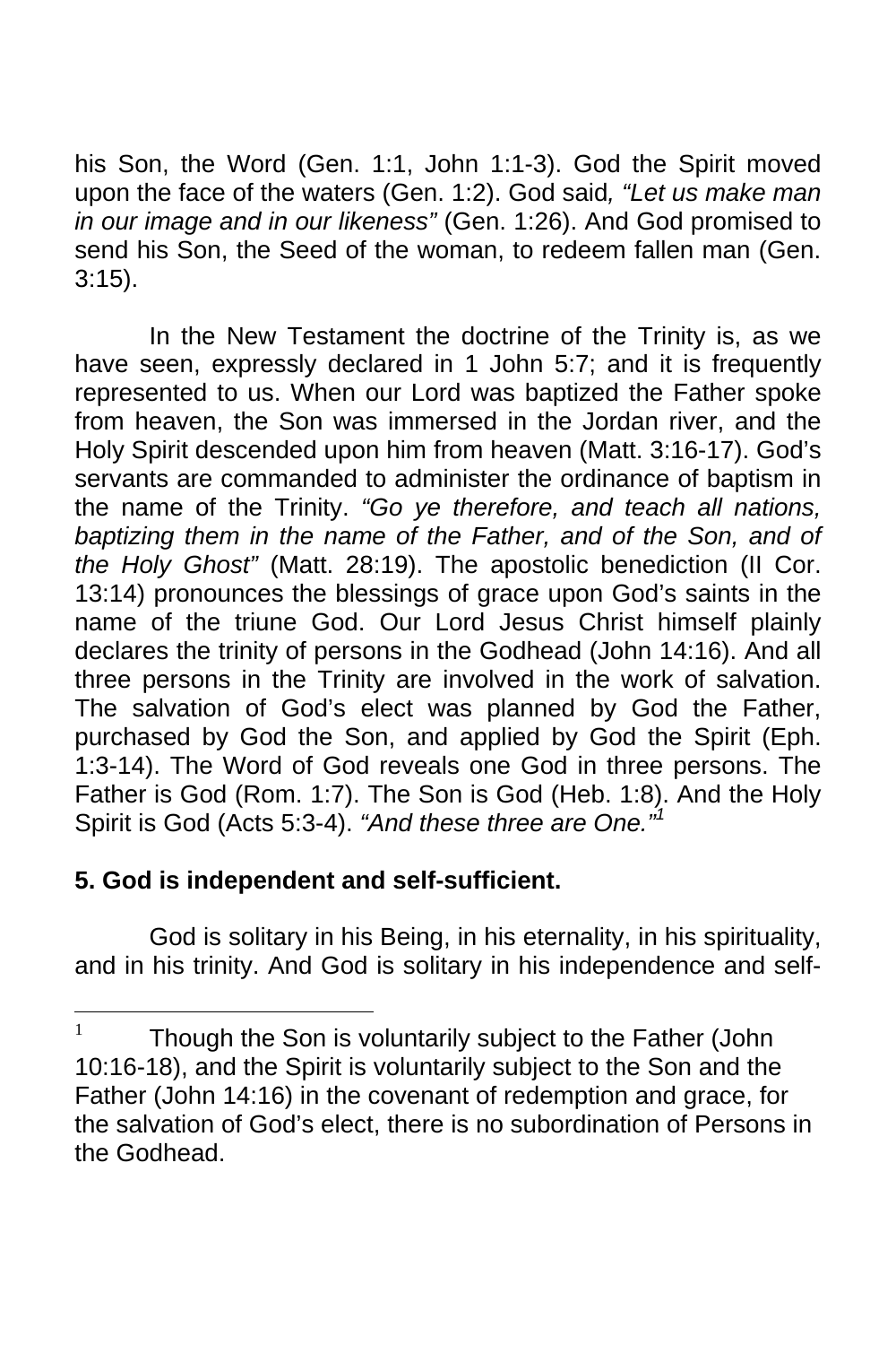his Son, the Word (Gen. 1:1, John 1:1-3). God the Spirit moved upon the face of the waters (Gen. 1:2). God said*, "Let us make man in our image and in our likeness"* (Gen. 1:26). And God promised to send his Son, the Seed of the woman, to redeem fallen man (Gen. 3:15).

In the New Testament the doctrine of the Trinity is, as we have seen, expressly declared in 1 John 5:7; and it is frequently represented to us. When our Lord was baptized the Father spoke from heaven, the Son was immersed in the Jordan river, and the Holy Spirit descended upon him from heaven (Matt. 3:16-17). God's servants are commanded to administer the ordinance of baptism in the name of the Trinity. *"Go ye therefore, and teach all nations, baptizing them in the name of the Father, and of the Son, and of the Holy Ghost"* (Matt. 28:19). The apostolic benediction (II Cor. 13:14) pronounces the blessings of grace upon God's saints in the name of the triune God. Our Lord Jesus Christ himself plainly declares the trinity of persons in the Godhead (John 14:16). And all three persons in the Trinity are involved in the work of salvation. The salvation of God's elect was planned by God the Father, purchased by God the Son, and applied by God the Spirit (Eph. 1:3-14). The Word of God reveals one God in three persons. The Father is God (Rom. 1:7). The Son is God (Heb. 1:8). And the Holy Spirit is God (Acts 5:3-4). *"And these three are One."*[1]

**5. God is independent and self-sufficient.**

God is solitary in his Being, in his eternality, in his spirituality, and in his trinity. And God is solitary in his independence and self-

[1] Though the Son is voluntarily subject to the Father (John 10:16-18), and the Spirit is voluntarily subject to the Son and the Father (John 14:16) in the covenant of redemption and grace, for the salvation of God's elect, there is no subordination of Persons in the Godhead.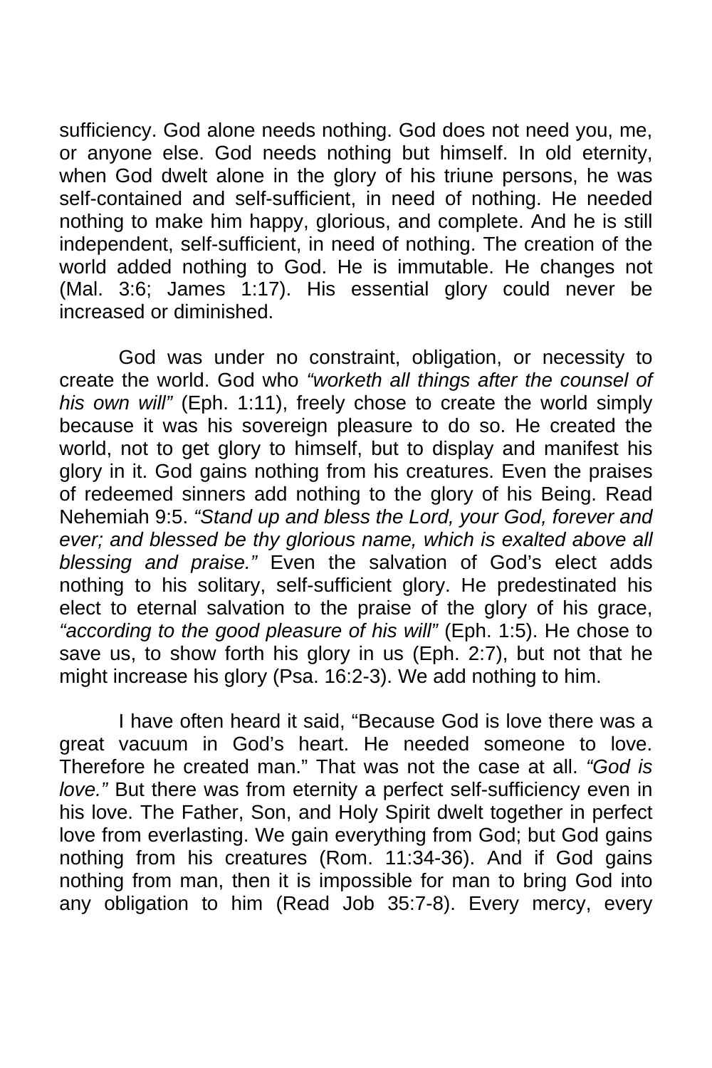sufficiency. God alone needs nothing. God does not need you, me, or anyone else. God needs nothing but himself. In old eternity, when God dwelt alone in the glory of his triune persons, he was self-contained and self-sufficient, in need of nothing. He needed nothing to make him happy, glorious, and complete. And he is still independent, self-sufficient, in need of nothing. The creation of the world added nothing to God. He is immutable. He changes not (Mal. 3:6; James 1:17). His essential glory could never be increased or diminished.

God was under no constraint, obligation, or necessity to create the world. God who *"worketh all things after the counsel of his own will"* (Eph. 1:11), freely chose to create the world simply because it was his sovereign pleasure to do so. He created the world, not to get glory to himself, but to display and manifest his glory in it. God gains nothing from his creatures. Even the praises of redeemed sinners add nothing to the glory of his Being. Read Nehemiah 9:5. *"Stand up and bless the Lord, your God, forever and ever; and blessed be thy glorious name, which is exalted above all blessing and praise."* Even the salvation of God's elect adds nothing to his solitary, self-sufficient glory. He predestinated his elect to eternal salvation to the praise of the glory of his grace, *"according to the good pleasure of his will"* (Eph. 1:5). He chose to save us, to show forth his glory in us (Eph. 2:7), but not that he might increase his glory (Psa. 16:2-3). We add nothing to him.

I have often heard it said, "Because God is love there was a great vacuum in God's heart. He needed someone to love. Therefore he created man." That was not the case at all. *"God is love."* But there was from eternity a perfect self-sufficiency even in his love. The Father, Son, and Holy Spirit dwelt together in perfect love from everlasting. We gain everything from God; but God gains nothing from his creatures (Rom. 11:34-36). And if God gains nothing from man, then it is impossible for man to bring God into any obligation to him (Read Job 35:7-8). Every mercy, every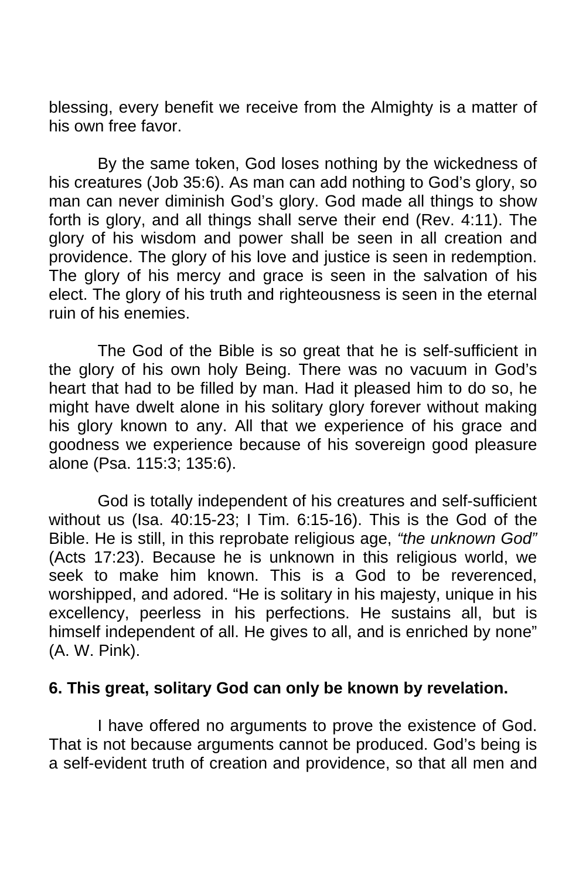blessing, every benefit we receive from the Almighty is a matter of his own free favor.

By the same token, God loses nothing by the wickedness of his creatures (Job 35:6). As man can add nothing to God's glory, so man can never diminish God's glory. God made all things to show forth is glory, and all things shall serve their end (Rev. 4:11). The glory of his wisdom and power shall be seen in all creation and providence. The glory of his love and justice is seen in redemption. The glory of his mercy and grace is seen in the salvation of his elect. The glory of his truth and righteousness is seen in the eternal ruin of his enemies.

The God of the Bible is so great that he is self-sufficient in the glory of his own holy Being. There was no vacuum in God's heart that had to be filled by man. Had it pleased him to do so, he might have dwelt alone in his solitary glory forever without making his glory known to any. All that we experience of his grace and goodness we experience because of his sovereign good pleasure alone (Psa. 115:3; 135:6).

God is totally independent of his creatures and self-sufficient without us (Isa. 40:15-23; I Tim. 6:15-16). This is the God of the Bible. He is still, in this reprobate religious age, *"the unknown God"* (Acts 17:23). Because he is unknown in this religious world, we seek to make him known. This is a God to be reverenced, worshipped, and adored. "He is solitary in his majesty, unique in his excellency, peerless in his perfections. He sustains all, but is himself independent of all. He gives to all, and is enriched by none" (A. W. Pink).

**6. This great, solitary God can only be known by revelation.**

I have offered no arguments to prove the existence of God. That is not because arguments cannot be produced. God's being is a self-evident truth of creation and providence, so that all men and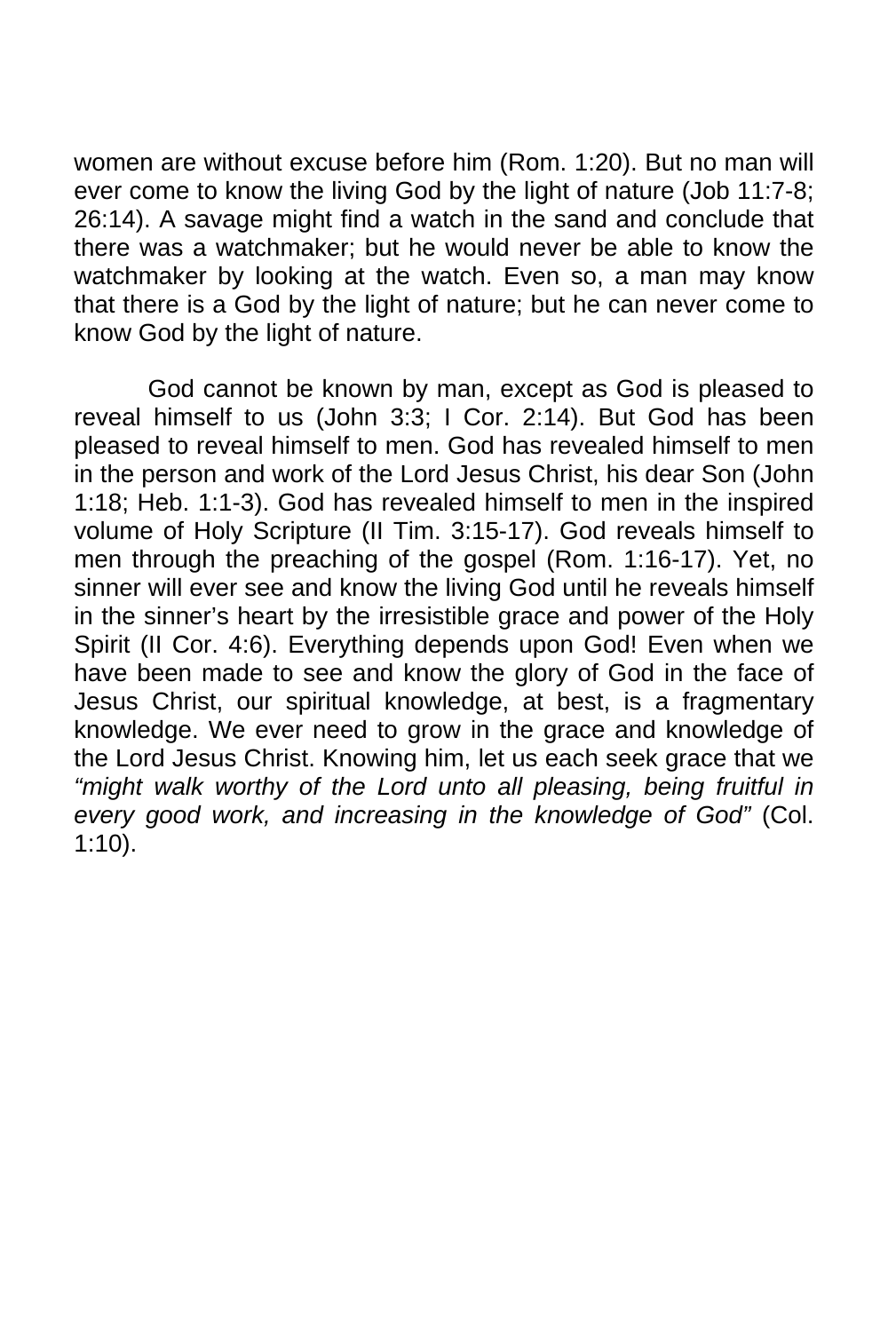women are without excuse before him (Rom. 1:20). But no man will ever come to know the living God by the light of nature (Job 11:7-8; 26:14). A savage might find a watch in the sand and conclude that there was a watchmaker; but he would never be able to know the watchmaker by looking at the watch. Even so, a man may know that there is a God by the light of nature; but he can never come to know God by the light of nature.

God cannot be known by man, except as God is pleased to reveal himself to us (John 3:3; I Cor. 2:14). But God has been pleased to reveal himself to men. God has revealed himself to men in the person and work of the Lord Jesus Christ, his dear Son (John 1:18; Heb. 1:1-3). God has revealed himself to men in the inspired volume of Holy Scripture (II Tim. 3:15-17). God reveals himself to men through the preaching of the gospel (Rom. 1:16-17). Yet, no sinner will ever see and know the living God until he reveals himself in the sinner's heart by the irresistible grace and power of the Holy Spirit (II Cor. 4:6). Everything depends upon God! Even when we have been made to see and know the glory of God in the face of Jesus Christ, our spiritual knowledge, at best, is a fragmentary knowledge. We ever need to grow in the grace and knowledge of the Lord Jesus Christ. Knowing him, let us each seek grace that we *"might walk worthy of the Lord unto all pleasing, being fruitful in every good work, and increasing in the knowledge of God"* (Col. 1:10).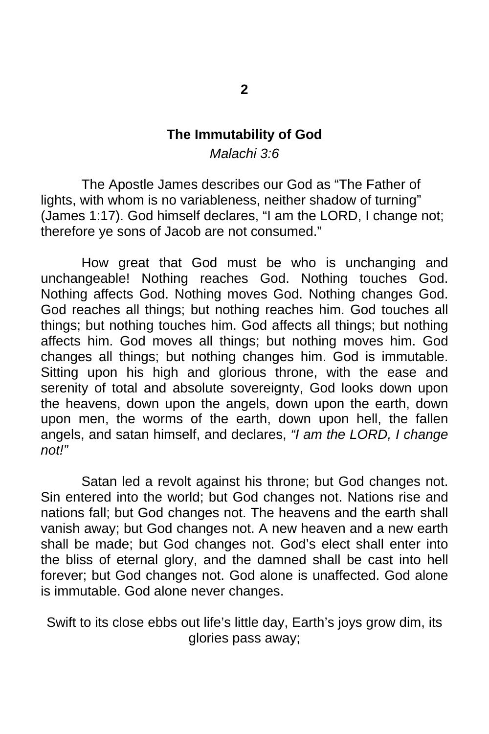## 2

### The Immutability of God

*Malachi 3:6*

The Apostle James describes our God as “The Father of lights, with whom is no variableness, neither shadow of turning” (James 1:17). God himself declares, “I am the LORD, I change not; therefore ye sons of Jacob are not consumed.”

How great that God must be who is unchanging and unchangeable! Nothing reaches God. Nothing touches God. Nothing affects God. Nothing moves God. Nothing changes God. God reaches all things; but nothing reaches him. God touches all things; but nothing touches him. God affects all things; but nothing affects him. God moves all things; but nothing moves him. God changes all things; but nothing changes him. God is immutable. Sitting upon his high and glorious throne, with the ease and serenity of total and absolute sovereignty, God looks down upon the heavens, down upon the angels, down upon the earth, down upon men, the worms of the earth, down upon hell, the fallen angels, and satan himself, and declares, *“I am the LORD, I change not!”*

Satan led a revolt against his throne; but God changes not. Sin entered into the world; but God changes not. Nations rise and nations fall; but God changes not. The heavens and the earth shall vanish away; but God changes not. A new heaven and a new earth shall be made; but God changes not. God’s elect shall enter into the bliss of eternal glory, and the damned shall be cast into hell forever; but God changes not. God alone is unaffected. God alone is immutable. God alone never changes.

Swift to its close ebbs out life’s little day, Earth’s joys grow dim, its glories pass away;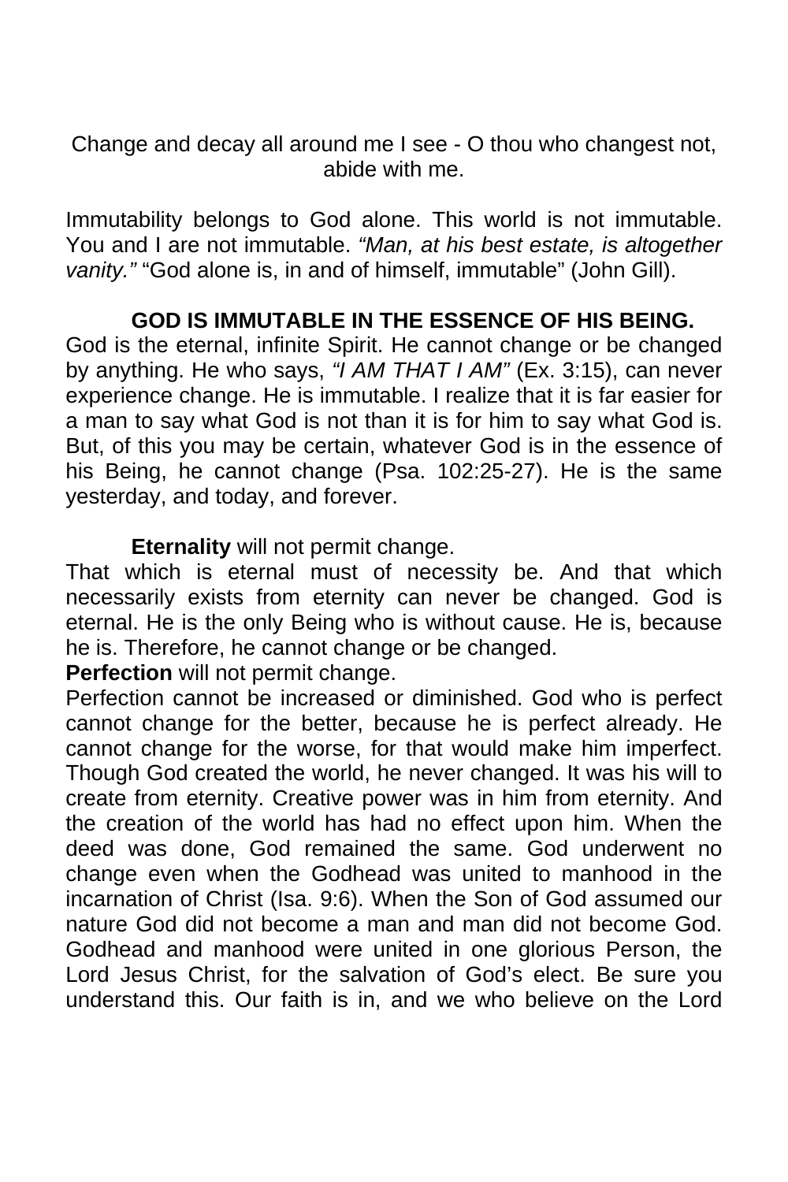Change and decay all around me I see - O thou who changest not, abide with me.

Immutability belongs to God alone. This world is not immutable. You and I are not immutable. *"Man, at his best estate, is altogether vanity."* "God alone is, in and of himself, immutable" (John Gill).

**GOD IS IMMUTABLE IN THE ESSENCE OF HIS BEING.**

God is the eternal, infinite Spirit. He cannot change or be changed by anything. He who says, *"I AM THAT I AM"* (Ex. 3:15), can never experience change. He is immutable. I realize that it is far easier for a man to say what God is not than it is for him to say what God is. But, of this you may be certain, whatever God is in the essence of his Being, he cannot change (Psa. 102:25-27). He is the same yesterday, and today, and forever.

**Eternality** will not permit change.

That which is eternal must of necessity be. And that which necessarily exists from eternity can never be changed. God is eternal. He is the only Being who is without cause. He is, because he is. Therefore, he cannot change or be changed.

**Perfection** will not permit change.

Perfection cannot be increased or diminished. God who is perfect cannot change for the better, because he is perfect already. He cannot change for the worse, for that would make him imperfect. Though God created the world, he never changed. It was his will to create from eternity. Creative power was in him from eternity. And the creation of the world has had no effect upon him. When the deed was done, God remained the same. God underwent no change even when the Godhead was united to manhood in the incarnation of Christ (Isa. 9:6). When the Son of God assumed our nature God did not become a man and man did not become God. Godhead and manhood were united in one glorious Person, the Lord Jesus Christ, for the salvation of God's elect. Be sure you understand this. Our faith is in, and we who believe on the Lord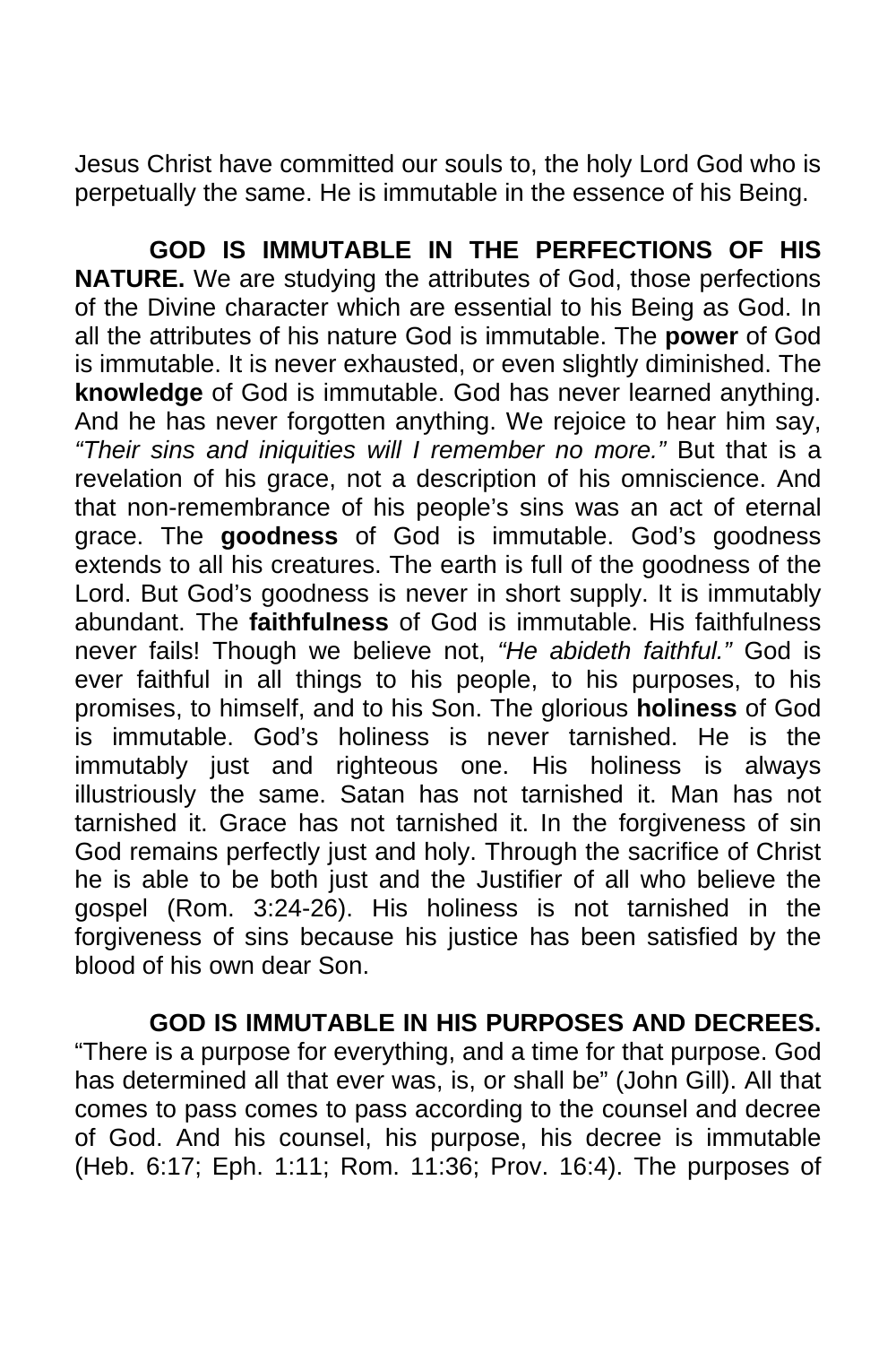Jesus Christ have committed our souls to, the holy Lord God who is perpetually the same. He is immutable in the essence of his Being.

**GOD IS IMMUTABLE IN THE PERFECTIONS OF HIS NATURE.** We are studying the attributes of God, those perfections of the Divine character which are essential to his Being as God. In all the attributes of his nature God is immutable. The **power** of God is immutable. It is never exhausted, or even slightly diminished. The **knowledge** of God is immutable. God has never learned anything. And he has never forgotten anything. We rejoice to hear him say, *"Their sins and iniquities will I remember no more."* But that is a revelation of his grace, not a description of his omniscience. And that non-remembrance of his people's sins was an act of eternal grace. The **goodness** of God is immutable. God's goodness extends to all his creatures. The earth is full of the goodness of the Lord. But God's goodness is never in short supply. It is immutably abundant. The **faithfulness** of God is immutable. His faithfulness never fails! Though we believe not, *"He abideth faithful."* God is ever faithful in all things to his people, to his purposes, to his promises, to himself, and to his Son. The glorious **holiness** of God is immutable. God's holiness is never tarnished. He is the immutably just and righteous one. His holiness is always illustriously the same. Satan has not tarnished it. Man has not tarnished it. Grace has not tarnished it. In the forgiveness of sin God remains perfectly just and holy. Through the sacrifice of Christ he is able to be both just and the Justifier of all who believe the gospel (Rom. 3:24-26). His holiness is not tarnished in the forgiveness of sins because his justice has been satisfied by the blood of his own dear Son.

**GOD IS IMMUTABLE IN HIS PURPOSES AND DECREES.** "There is a purpose for everything, and a time for that purpose. God has determined all that ever was, is, or shall be" (John Gill). All that comes to pass comes to pass according to the counsel and decree of God. And his counsel, his purpose, his decree is immutable (Heb. 6:17; Eph. 1:11; Rom. 11:36; Prov. 16:4). The purposes of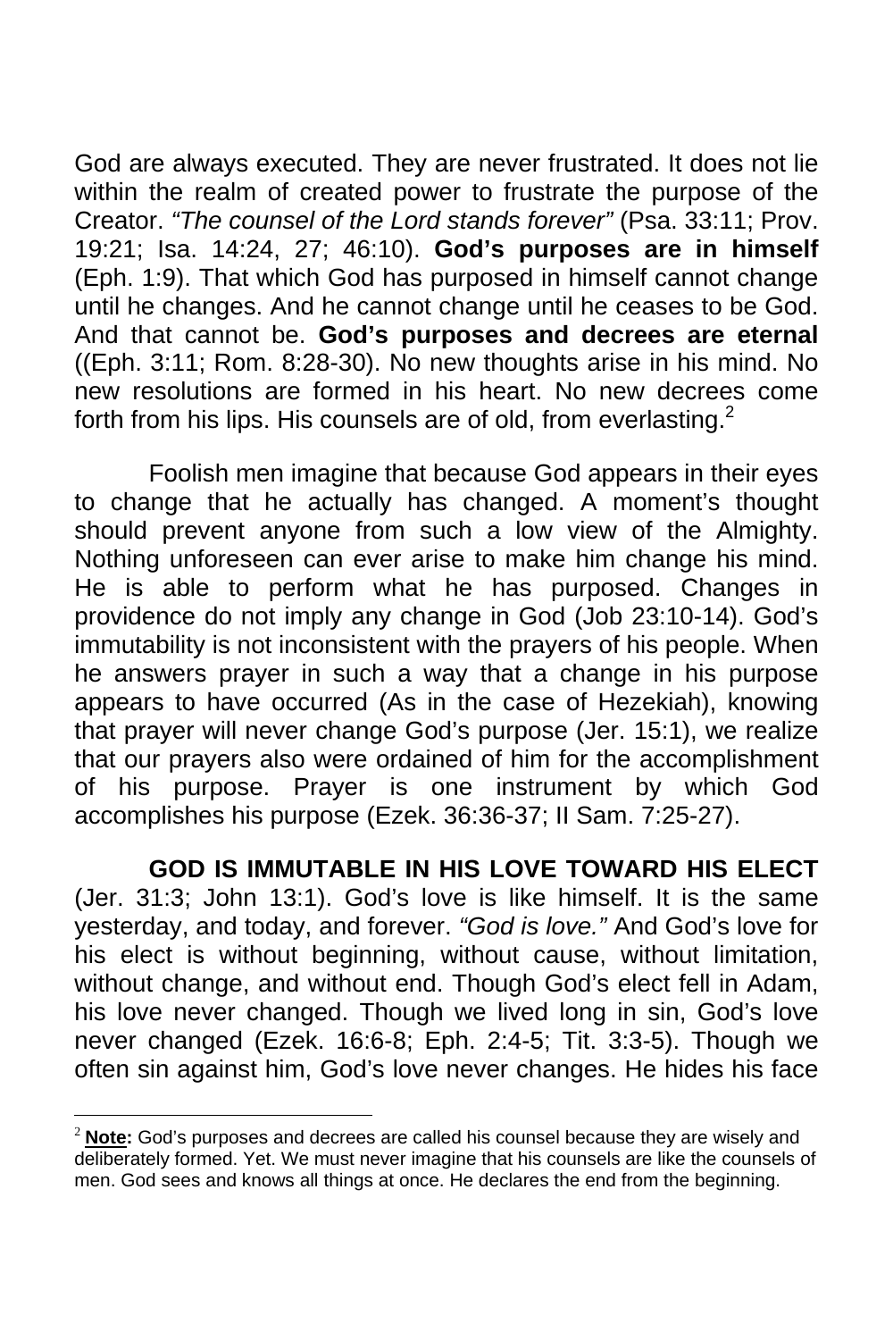God are always executed. They are never frustrated. It does not lie within the realm of created power to frustrate the purpose of the Creator. *"The counsel of the Lord stands forever"* (Psa. 33:11; Prov. 19:21; Isa. 14:24, 27; 46:10). **God's purposes are in himself** (Eph. 1:9). That which God has purposed in himself cannot change until he changes. And he cannot change until he ceases to be God. And that cannot be. **God's purposes and decrees are eternal** ((Eph. 3:11; Rom. 8:28-30). No new thoughts arise in his mind. No new resolutions are formed in his heart. No new decrees come forth from his lips. His counsels are of old, from everlasting.[2]

Foolish men imagine that because God appears in their eyes to change that he actually has changed. A moment's thought should prevent anyone from such a low view of the Almighty. Nothing unforeseen can ever arise to make him change his mind. He is able to perform what he has purposed. Changes in providence do not imply any change in God (Job 23:10-14). God's immutability is not inconsistent with the prayers of his people. When he answers prayer in such a way that a change in his purpose appears to have occurred (As in the case of Hezekiah), knowing that prayer will never change God's purpose (Jer. 15:1), we realize that our prayers also were ordained of him for the accomplishment of his purpose. Prayer is one instrument by which God accomplishes his purpose (Ezek. 36:36-37; II Sam. 7:25-27).

**GOD IS IMMUTABLE IN HIS LOVE TOWARD HIS ELECT** (Jer. 31:3; John 13:1). God's love is like himself. It is the same yesterday, and today, and forever. *"God is love."* And God's love for his elect is without beginning, without cause, without limitation, without change, and without end. Though God's elect fell in Adam, his love never changed. Though we lived long in sin, God's love never changed (Ezek. 16:6-8; Eph. 2:4-5; Tit. 3:3-5). Though we often sin against him, God's love never changes. He hides his face

---

[2] **Note:** God's purposes and decrees are called his counsel because they are wisely and deliberately formed. Yet. We must never imagine that his counsels are like the counsels of men. God sees and knows all things at once. He declares the end from the beginning.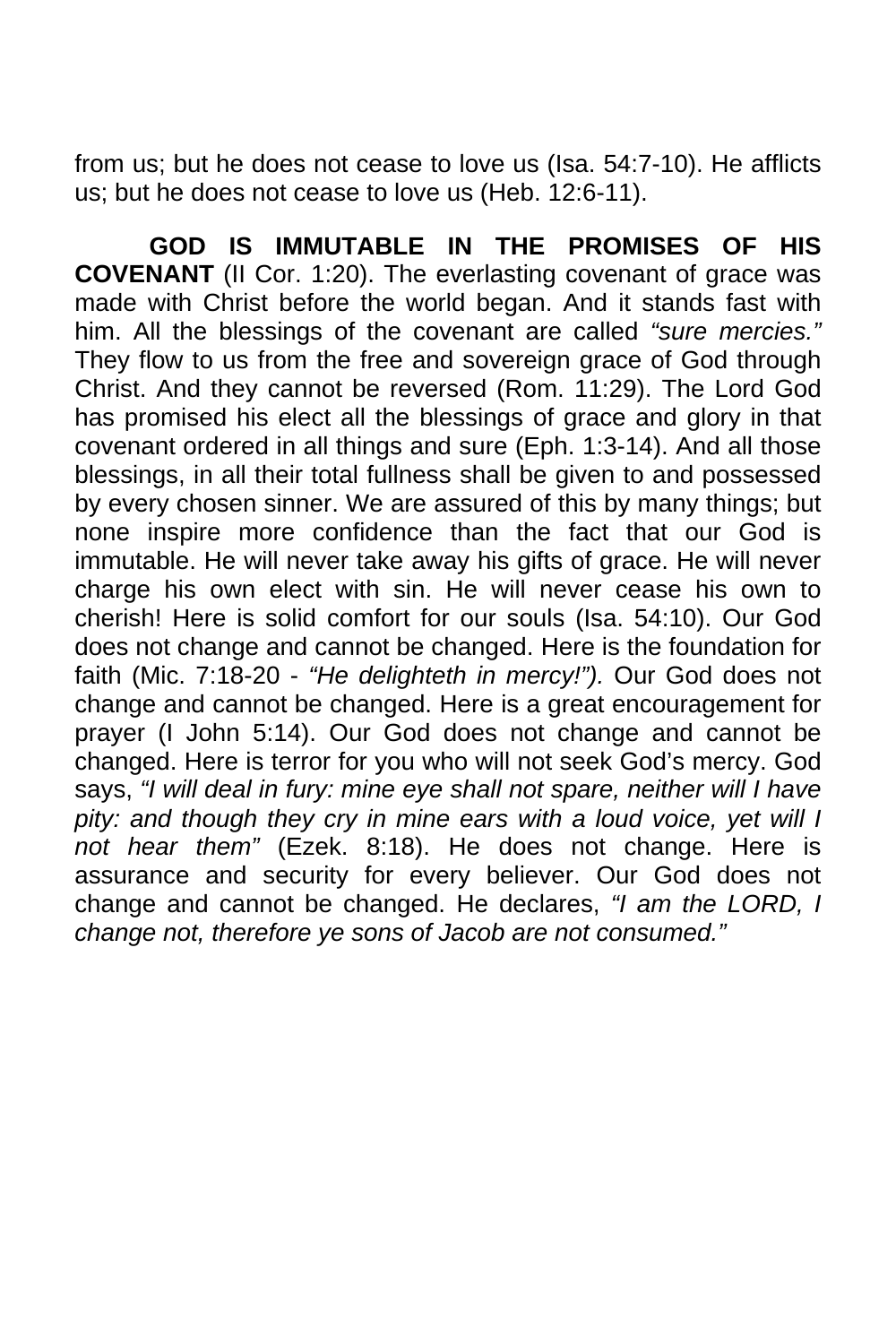from us; but he does not cease to love us (Isa. 54:7-10). He afflicts us; but he does not cease to love us (Heb. 12:6-11).

**GOD IS IMMUTABLE IN THE PROMISES OF HIS COVENANT** (II Cor. 1:20). The everlasting covenant of grace was made with Christ before the world began. And it stands fast with him. All the blessings of the covenant are called *"sure mercies."* They flow to us from the free and sovereign grace of God through Christ. And they cannot be reversed (Rom. 11:29). The Lord God has promised his elect all the blessings of grace and glory in that covenant ordered in all things and sure (Eph. 1:3-14). And all those blessings, in all their total fullness shall be given to and possessed by every chosen sinner. We are assured of this by many things; but none inspire more confidence than the fact that our God is immutable. He will never take away his gifts of grace. He will never charge his own elect with sin. He will never cease his own to cherish! Here is solid comfort for our souls (Isa. 54:10). Our God does not change and cannot be changed. Here is the foundation for faith (Mic. 7:18-20 - *"He delighteth in mercy!").* Our God does not change and cannot be changed. Here is a great encouragement for prayer (I John 5:14). Our God does not change and cannot be changed. Here is terror for you who will not seek God's mercy. God says, *"I will deal in fury: mine eye shall not spare, neither will I have pity: and though they cry in mine ears with a loud voice, yet will I not hear them"* (Ezek. 8:18). He does not change. Here is assurance and security for every believer. Our God does not change and cannot be changed. He declares, *"I am the LORD, I change not, therefore ye sons of Jacob are not consumed."*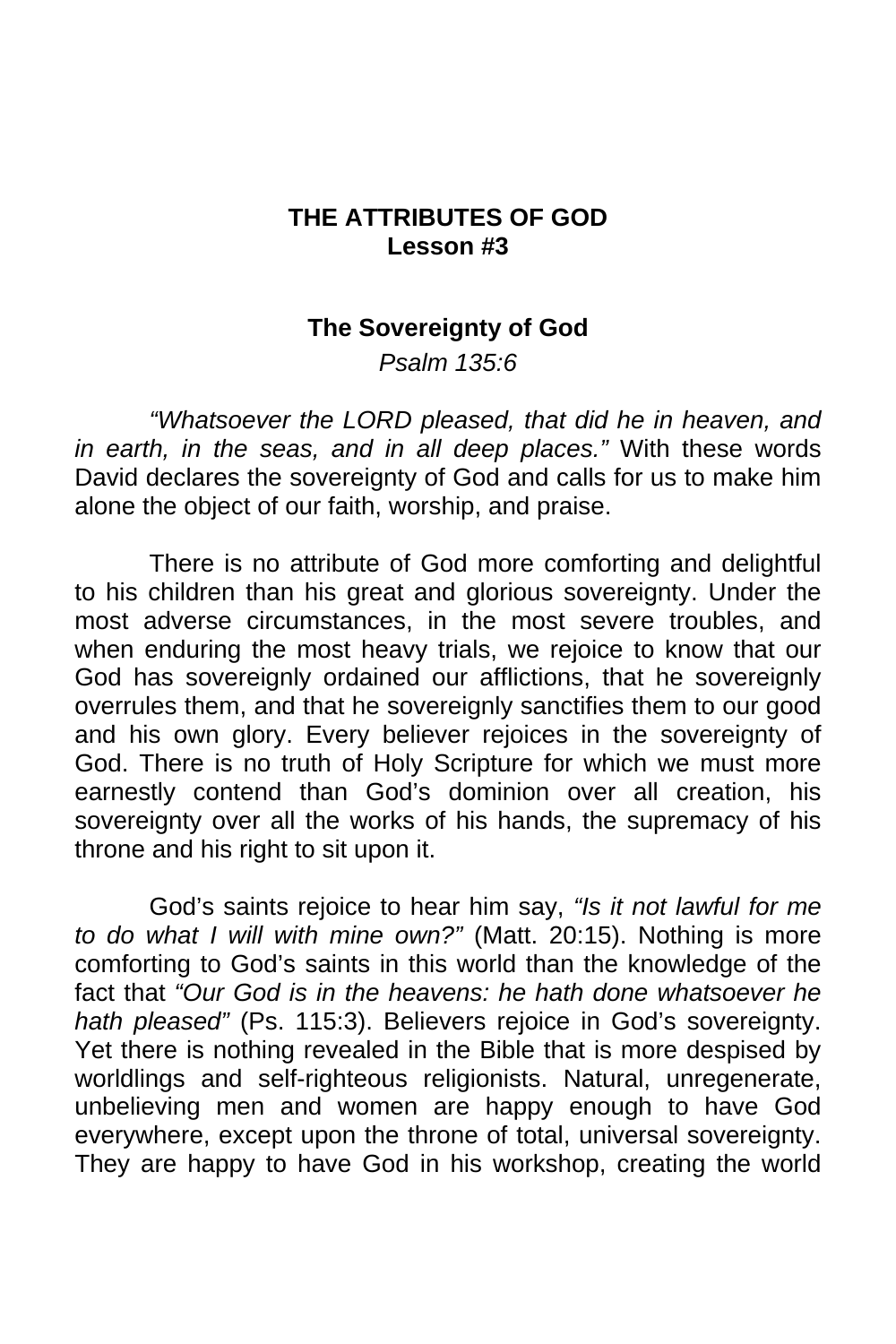**THE ATTRIBUTES OF GOD**
**Lesson #3**

## The Sovereignty of God

*Psalm 135:6*

*“Whatsoever the LORD pleased, that did he in heaven, and in earth, in the seas, and in all deep places.”* With these words David declares the sovereignty of God and calls for us to make him alone the object of our faith, worship, and praise.

There is no attribute of God more comforting and delightful to his children than his great and glorious sovereignty. Under the most adverse circumstances, in the most severe troubles, and when enduring the most heavy trials, we rejoice to know that our God has sovereignly ordained our afflictions, that he sovereignly overrules them, and that he sovereignly sanctifies them to our good and his own glory. Every believer rejoices in the sovereignty of God. There is no truth of Holy Scripture for which we must more earnestly contend than God’s dominion over all creation, his sovereignty over all the works of his hands, the supremacy of his throne and his right to sit upon it.

God’s saints rejoice to hear him say, *“Is it not lawful for me to do what I will with mine own?”* (Matt. 20:15). Nothing is more comforting to God’s saints in this world than the knowledge of the fact that *“Our God is in the heavens: he hath done whatsoever he hath pleased”* (Ps. 115:3). Believers rejoice in God’s sovereignty. Yet there is nothing revealed in the Bible that is more despised by worldlings and self-righteous religionists. Natural, unregenerate, unbelieving men and women are happy enough to have God everywhere, except upon the throne of total, universal sovereignty. They are happy to have God in his workshop, creating the world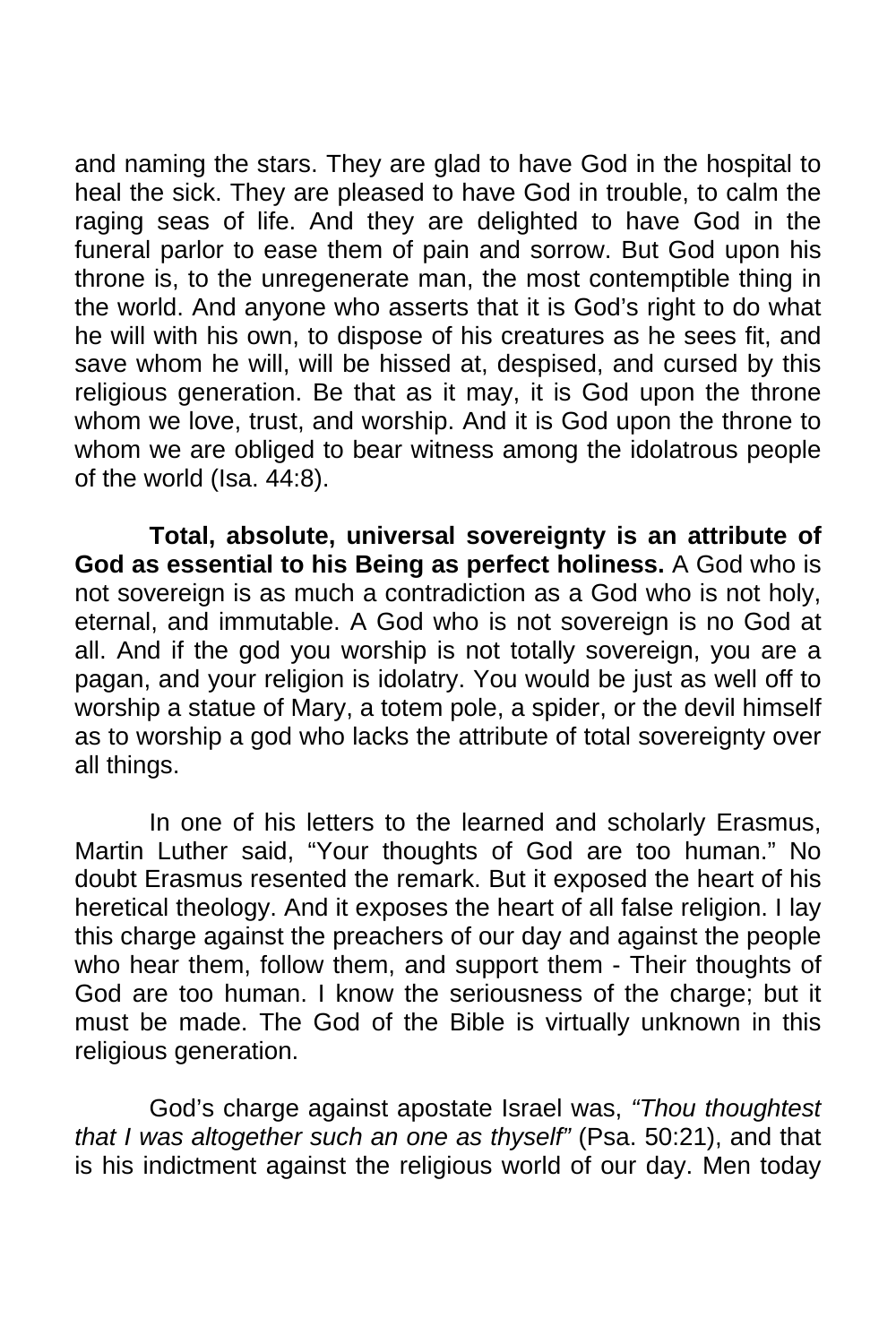and naming the stars. They are glad to have God in the hospital to heal the sick. They are pleased to have God in trouble, to calm the raging seas of life. And they are delighted to have God in the funeral parlor to ease them of pain and sorrow. But God upon his throne is, to the unregenerate man, the most contemptible thing in the world. And anyone who asserts that it is God's right to do what he will with his own, to dispose of his creatures as he sees fit, and save whom he will, will be hissed at, despised, and cursed by this religious generation. Be that as it may, it is God upon the throne whom we love, trust, and worship. And it is God upon the throne to whom we are obliged to bear witness among the idolatrous people of the world (Isa. 44:8).

**Total, absolute, universal sovereignty is an attribute of God as essential to his Being as perfect holiness.** A God who is not sovereign is as much a contradiction as a God who is not holy, eternal, and immutable. A God who is not sovereign is no God at all. And if the god you worship is not totally sovereign, you are a pagan, and your religion is idolatry. You would be just as well off to worship a statue of Mary, a totem pole, a spider, or the devil himself as to worship a god who lacks the attribute of total sovereignty over all things.

In one of his letters to the learned and scholarly Erasmus, Martin Luther said, "Your thoughts of God are too human." No doubt Erasmus resented the remark. But it exposed the heart of his heretical theology. And it exposes the heart of all false religion. I lay this charge against the preachers of our day and against the people who hear them, follow them, and support them - Their thoughts of God are too human. I know the seriousness of the charge; but it must be made. The God of the Bible is virtually unknown in this religious generation.

God's charge against apostate Israel was, *"Thou thoughtest that I was altogether such an one as thyself"* (Psa. 50:21), and that is his indictment against the religious world of our day. Men today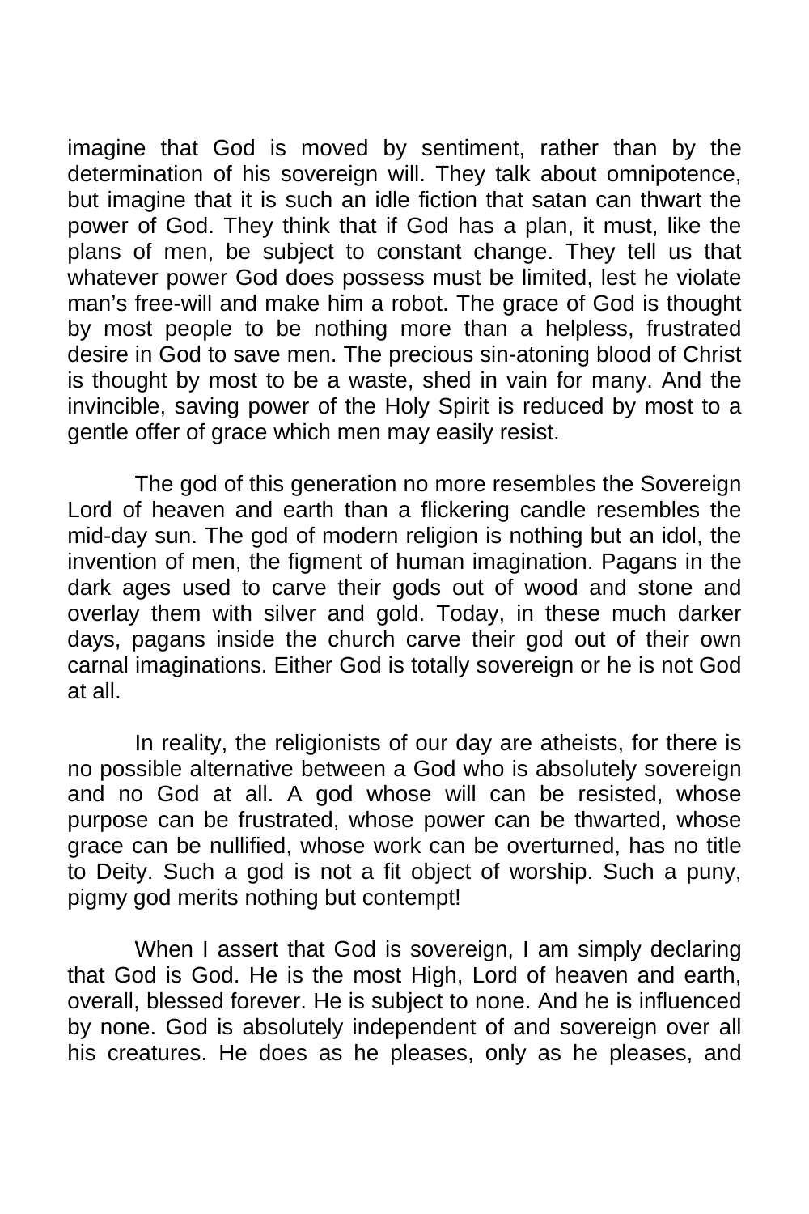imagine that God is moved by sentiment, rather than by the determination of his sovereign will. They talk about omnipotence, but imagine that it is such an idle fiction that satan can thwart the power of God. They think that if God has a plan, it must, like the plans of men, be subject to constant change. They tell us that whatever power God does possess must be limited, lest he violate man's free-will and make him a robot. The grace of God is thought by most people to be nothing more than a helpless, frustrated desire in God to save men. The precious sin-atoning blood of Christ is thought by most to be a waste, shed in vain for many. And the invincible, saving power of the Holy Spirit is reduced by most to a gentle offer of grace which men may easily resist.

The god of this generation no more resembles the Sovereign Lord of heaven and earth than a flickering candle resembles the mid-day sun. The god of modern religion is nothing but an idol, the invention of men, the figment of human imagination. Pagans in the dark ages used to carve their gods out of wood and stone and overlay them with silver and gold. Today, in these much darker days, pagans inside the church carve their god out of their own carnal imaginations. Either God is totally sovereign or he is not God at all.

In reality, the religionists of our day are atheists, for there is no possible alternative between a God who is absolutely sovereign and no God at all. A god whose will can be resisted, whose purpose can be frustrated, whose power can be thwarted, whose grace can be nullified, whose work can be overturned, has no title to Deity. Such a god is not a fit object of worship. Such a puny, pigmy god merits nothing but contempt!

When I assert that God is sovereign, I am simply declaring that God is God. He is the most High, Lord of heaven and earth, overall, blessed forever. He is subject to none. And he is influenced by none. God is absolutely independent of and sovereign over all his creatures. He does as he pleases, only as he pleases, and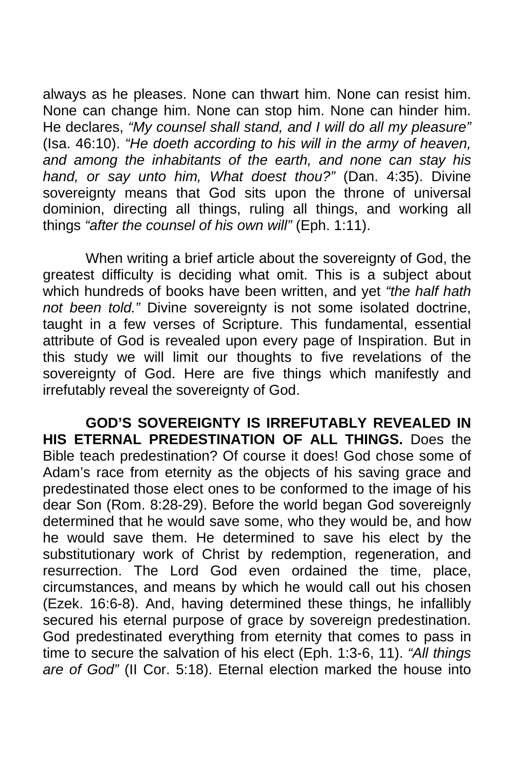always as he pleases. None can thwart him. None can resist him. None can change him. None can stop him. None can hinder him. He declares, *"My counsel shall stand, and I will do all my pleasure"* (Isa. 46:10). *"He doeth according to his will in the army of heaven, and among the inhabitants of the earth, and none can stay his hand, or say unto him, What doest thou?"* (Dan. 4:35). Divine sovereignty means that God sits upon the throne of universal dominion, directing all things, ruling all things, and working all things *"after the counsel of his own will"* (Eph. 1:11).

When writing a brief article about the sovereignty of God, the greatest difficulty is deciding what omit. This is a subject about which hundreds of books have been written, and yet *"the half hath not been told."* Divine sovereignty is not some isolated doctrine, taught in a few verses of Scripture. This fundamental, essential attribute of God is revealed upon every page of Inspiration. But in this study we will limit our thoughts to five revelations of the sovereignty of God. Here are five things which manifestly and irrefutably reveal the sovereignty of God.

**GOD'S SOVEREIGNTY IS IRREFUTABLY REVEALED IN HIS ETERNAL PREDESTINATION OF ALL THINGS.** Does the Bible teach predestination? Of course it does! God chose some of Adam's race from eternity as the objects of his saving grace and predestinated those elect ones to be conformed to the image of his dear Son (Rom. 8:28-29). Before the world began God sovereignly determined that he would save some, who they would be, and how he would save them. He determined to save his elect by the substitutionary work of Christ by redemption, regeneration, and resurrection. The Lord God even ordained the time, place, circumstances, and means by which he would call out his chosen (Ezek. 16:6-8). And, having determined these things, he infallibly secured his eternal purpose of grace by sovereign predestination. God predestinated everything from eternity that comes to pass in time to secure the salvation of his elect (Eph. 1:3-6, 11). *"All things are of God"* (II Cor. 5:18). Eternal election marked the house into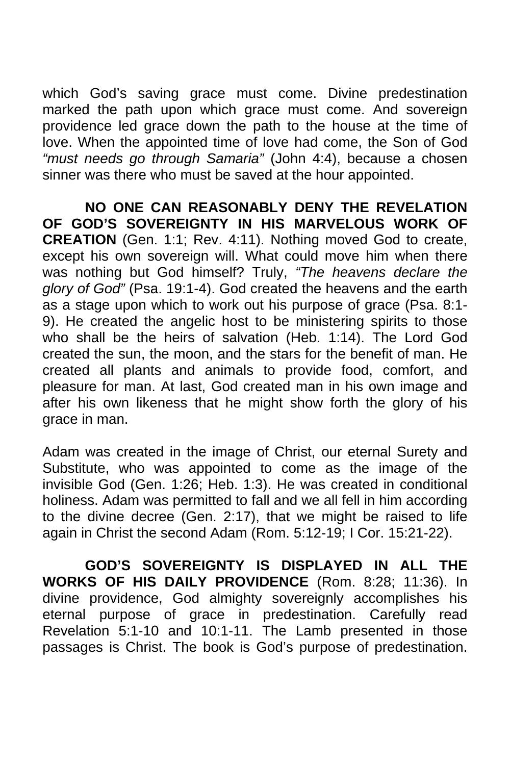which God's saving grace must come. Divine predestination marked the path upon which grace must come. And sovereign providence led grace down the path to the house at the time of love. When the appointed time of love had come, the Son of God *"must needs go through Samaria"* (John 4:4), because a chosen sinner was there who must be saved at the hour appointed.

**NO ONE CAN REASONABLY DENY THE REVELATION OF GOD'S SOVEREIGNTY IN HIS MARVELOUS WORK OF CREATION** (Gen. 1:1; Rev. 4:11). Nothing moved God to create, except his own sovereign will. What could move him when there was nothing but God himself? Truly, *"The heavens declare the glory of God"* (Psa. 19:1-4). God created the heavens and the earth as a stage upon which to work out his purpose of grace (Psa. 8:1-9). He created the angelic host to be ministering spirits to those who shall be the heirs of salvation (Heb. 1:14). The Lord God created the sun, the moon, and the stars for the benefit of man. He created all plants and animals to provide food, comfort, and pleasure for man. At last, God created man in his own image and after his own likeness that he might show forth the glory of his grace in man.

Adam was created in the image of Christ, our eternal Surety and Substitute, who was appointed to come as the image of the invisible God (Gen. 1:26; Heb. 1:3). He was created in conditional holiness. Adam was permitted to fall and we all fell in him according to the divine decree (Gen. 2:17), that we might be raised to life again in Christ the second Adam (Rom. 5:12-19; I Cor. 15:21-22).

**GOD'S SOVEREIGNTY IS DISPLAYED IN ALL THE WORKS OF HIS DAILY PROVIDENCE** (Rom. 8:28; 11:36). In divine providence, God almighty sovereignly accomplishes his eternal purpose of grace in predestination. Carefully read Revelation 5:1-10 and 10:1-11. The Lamb presented in those passages is Christ. The book is God's purpose of predestination.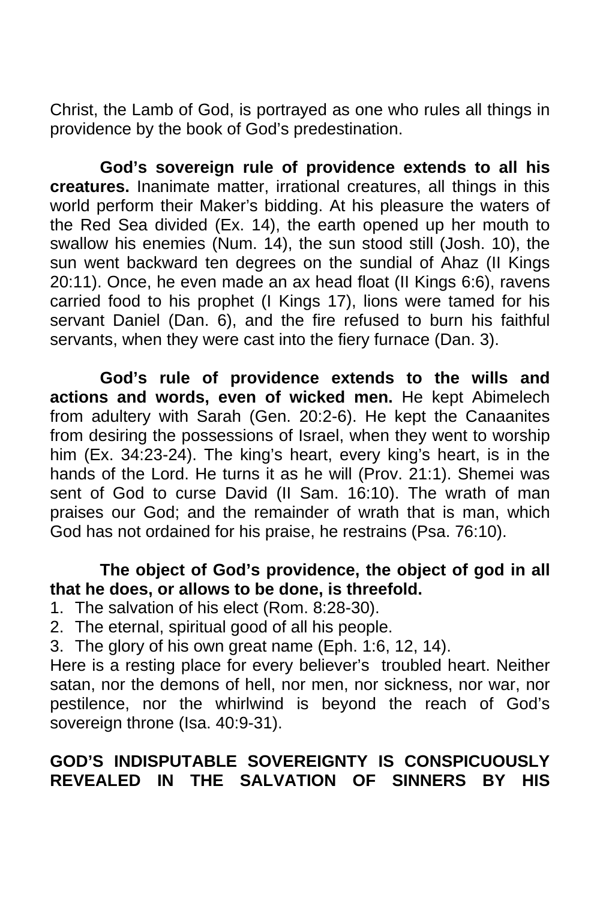Christ, the Lamb of God, is portrayed as one who rules all things in providence by the book of God's predestination.

**God's sovereign rule of providence extends to all his creatures.** Inanimate matter, irrational creatures, all things in this world perform their Maker's bidding. At his pleasure the waters of the Red Sea divided (Ex. 14), the earth opened up her mouth to swallow his enemies (Num. 14), the sun stood still (Josh. 10), the sun went backward ten degrees on the sundial of Ahaz (II Kings 20:11). Once, he even made an ax head float (II Kings 6:6), ravens carried food to his prophet (I Kings 17), lions were tamed for his servant Daniel (Dan. 6), and the fire refused to burn his faithful servants, when they were cast into the fiery furnace (Dan. 3).

**God's rule of providence extends to the wills and actions and words, even of wicked men.** He kept Abimelech from adultery with Sarah (Gen. 20:2-6). He kept the Canaanites from desiring the possessions of Israel, when they went to worship him (Ex. 34:23-24). The king's heart, every king's heart, is in the hands of the Lord. He turns it as he will (Prov. 21:1). Shemei was sent of God to curse David (II Sam. 16:10). The wrath of man praises our God; and the remainder of wrath that is man, which God has not ordained for his praise, he restrains (Psa. 76:10).

**The object of God's providence, the object of god in all that he does, or allows to be done, is threefold.**

1. The salvation of his elect (Rom. 8:28-30).
2. The eternal, spiritual good of all his people.
3. The glory of his own great name (Eph. 1:6, 12, 14).

Here is a resting place for every believer's troubled heart. Neither satan, nor the demons of hell, nor men, nor sickness, nor war, nor pestilence, nor the whirlwind is beyond the reach of God's sovereign throne (Isa. 40:9-31).

**GOD'S INDISPUTABLE SOVEREIGNTY IS CONSPICUOUSLY REVEALED IN THE SALVATION OF SINNERS BY HIS**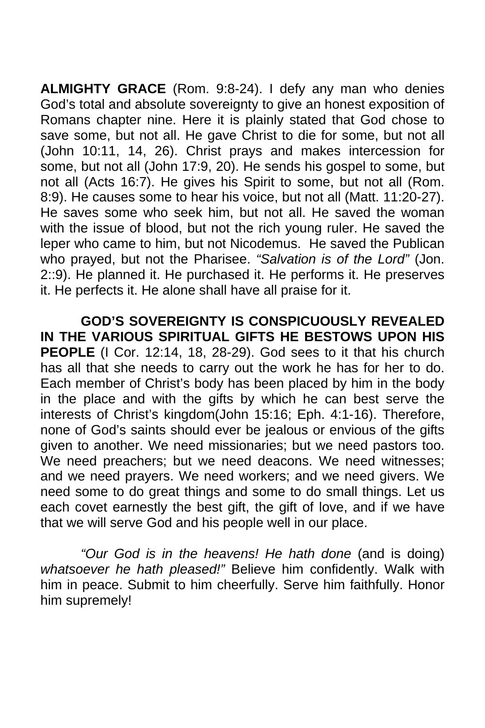**ALMIGHTY GRACE** (Rom. 9:8-24). I defy any man who denies God's total and absolute sovereignty to give an honest exposition of Romans chapter nine. Here it is plainly stated that God chose to save some, but not all. He gave Christ to die for some, but not all (John 10:11, 14, 26). Christ prays and makes intercession for some, but not all (John 17:9, 20). He sends his gospel to some, but not all (Acts 16:7). He gives his Spirit to some, but not all (Rom. 8:9). He causes some to hear his voice, but not all (Matt. 11:20-27). He saves some who seek him, but not all. He saved the woman with the issue of blood, but not the rich young ruler. He saved the leper who came to him, but not Nicodemus. He saved the Publican who prayed, but not the Pharisee. *"Salvation is of the Lord"* (Jon. 2::9). He planned it. He purchased it. He performs it. He preserves it. He perfects it. He alone shall have all praise for it.

**GOD'S SOVEREIGNTY IS CONSPICUOUSLY REVEALED IN THE VARIOUS SPIRITUAL GIFTS HE BESTOWS UPON HIS PEOPLE** (I Cor. 12:14, 18, 28-29). God sees to it that his church has all that she needs to carry out the work he has for her to do. Each member of Christ's body has been placed by him in the body in the place and with the gifts by which he can best serve the interests of Christ's kingdom(John 15:16; Eph. 4:1-16). Therefore, none of God's saints should ever be jealous or envious of the gifts given to another. We need missionaries; but we need pastors too. We need preachers; but we need deacons. We need witnesses; and we need prayers. We need workers; and we need givers. We need some to do great things and some to do small things. Let us each covet earnestly the best gift, the gift of love, and if we have that we will serve God and his people well in our place.

*"Our God is in the heavens! He hath done* (and is doing) *whatsoever he hath pleased!"* Believe him confidently. Walk with him in peace. Submit to him cheerfully. Serve him faithfully. Honor him supremely!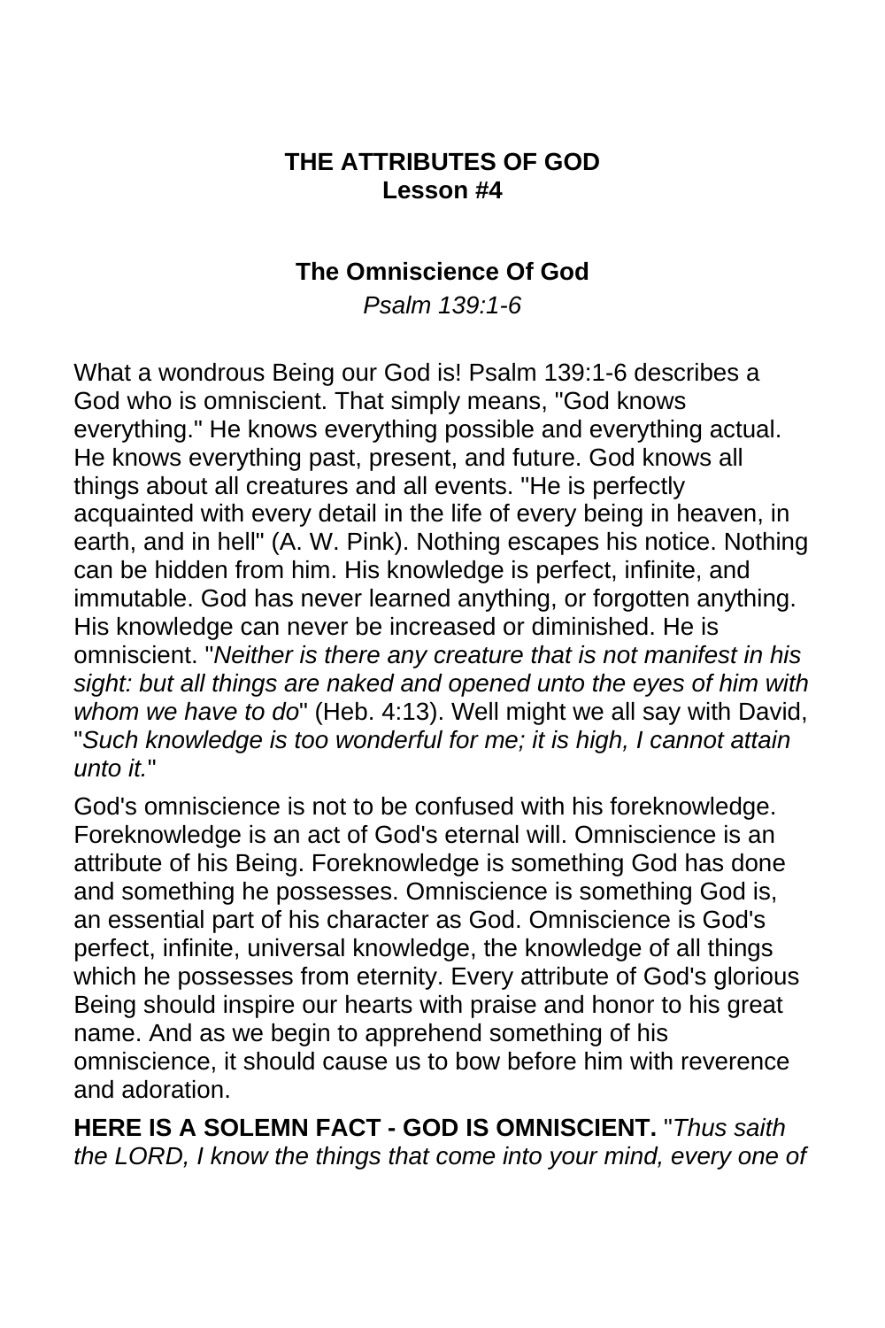# THE ATTRIBUTES OF GOD
## Lesson #4

### The Omniscience Of God

*Psalm 139:1-6*

What a wondrous Being our God is! Psalm 139:1-6 describes a God who is omniscient. That simply means, "God knows everything." He knows everything possible and everything actual. He knows everything past, present, and future. God knows all things about all creatures and all events. "He is perfectly acquainted with every detail in the life of every being in heaven, in earth, and in hell" (A. W. Pink). Nothing escapes his notice. Nothing can be hidden from him. His knowledge is perfect, infinite, and immutable. God has never learned anything, or forgotten anything. His knowledge can never be increased or diminished. He is omniscient. "*Neither is there any creature that is not manifest in his sight: but all things are naked and opened unto the eyes of him with whom we have to do*" (Heb. 4:13). Well might we all say with David, "*Such knowledge is too wonderful for me; it is high, I cannot attain unto it.*"

God's omniscience is not to be confused with his foreknowledge. Foreknowledge is an act of God's eternal will. Omniscience is an attribute of his Being. Foreknowledge is something God has done and something he possesses. Omniscience is something God is, an essential part of his character as God. Omniscience is God's perfect, infinite, universal knowledge, the knowledge of all things which he possesses from eternity. Every attribute of God's glorious Being should inspire our hearts with praise and honor to his great name. And as we begin to apprehend something of his omniscience, it should cause us to bow before him with reverence and adoration.

**HERE IS A SOLEMN FACT - GOD IS OMNISCIENT.** "*Thus saith the LORD, I know the things that come into your mind, every one of*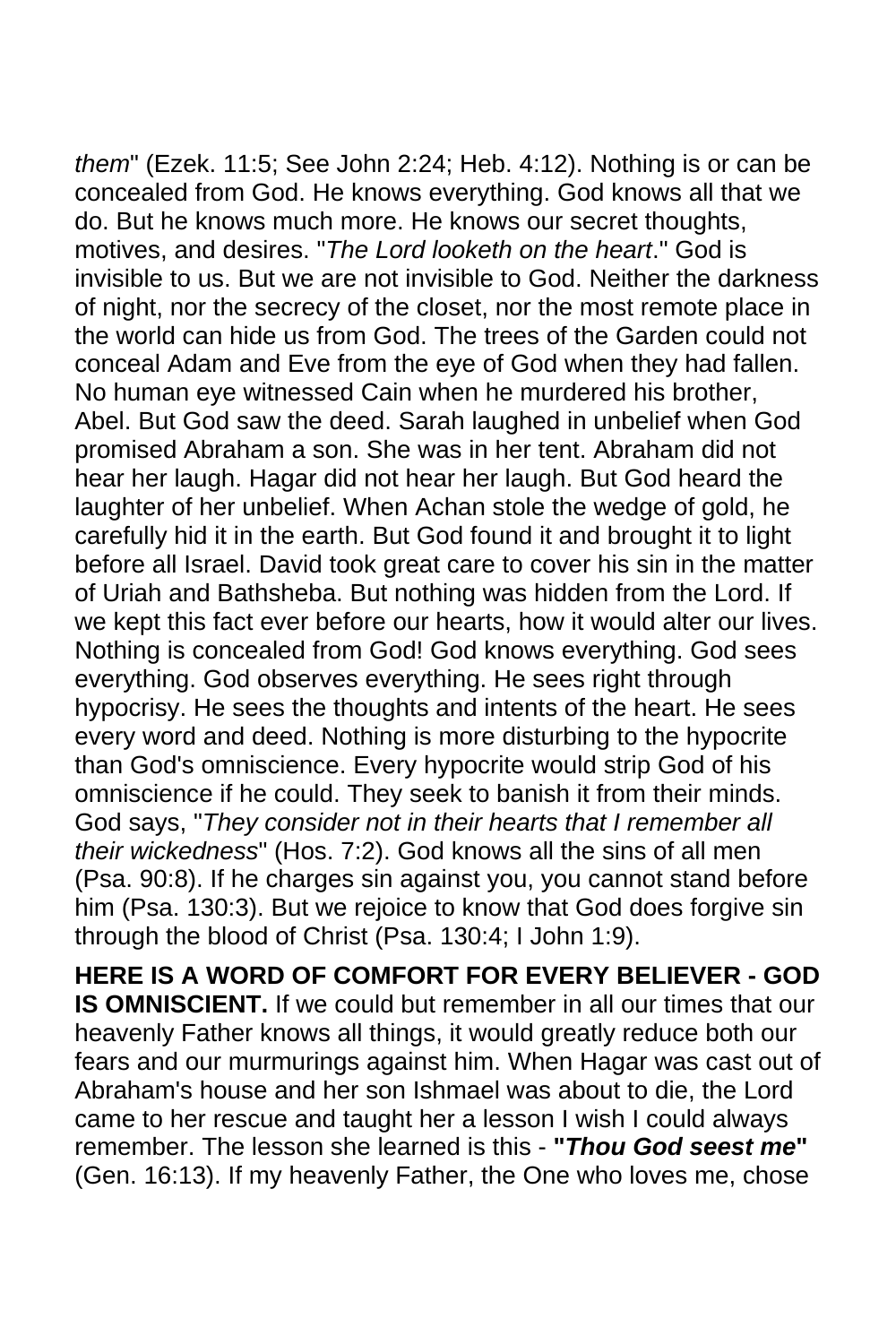*them*" (Ezek. 11:5; See John 2:24; Heb. 4:12). Nothing is or can be concealed from God. He knows everything. God knows all that we do. But he knows much more. He knows our secret thoughts, motives, and desires. "*The Lord looketh on the heart*." God is invisible to us. But we are not invisible to God. Neither the darkness of night, nor the secrecy of the closet, nor the most remote place in the world can hide us from God. The trees of the Garden could not conceal Adam and Eve from the eye of God when they had fallen. No human eye witnessed Cain when he murdered his brother, Abel. But God saw the deed. Sarah laughed in unbelief when God promised Abraham a son. She was in her tent. Abraham did not hear her laugh. Hagar did not hear her laugh. But God heard the laughter of her unbelief. When Achan stole the wedge of gold, he carefully hid it in the earth. But God found it and brought it to light before all Israel. David took great care to cover his sin in the matter of Uriah and Bathsheba. But nothing was hidden from the Lord. If we kept this fact ever before our hearts, how it would alter our lives. Nothing is concealed from God! God knows everything. God sees everything. God observes everything. He sees right through hypocrisy. He sees the thoughts and intents of the heart. He sees every word and deed. Nothing is more disturbing to the hypocrite than God's omniscience. Every hypocrite would strip God of his omniscience if he could. They seek to banish it from their minds. God says, "*They consider not in their hearts that I remember all their wickedness*" (Hos. 7:2). God knows all the sins of all men (Psa. 90:8). If he charges sin against you, you cannot stand before him (Psa. 130:3). But we rejoice to know that God does forgive sin through the blood of Christ (Psa. 130:4; I John 1:9).

**HERE IS A WORD OF COMFORT FOR EVERY BELIEVER - GOD IS OMNISCIENT.** If we could but remember in all our times that our heavenly Father knows all things, it would greatly reduce both our fears and our murmurings against him. When Hagar was cast out of Abraham's house and her son Ishmael was about to die, the Lord came to her rescue and taught her a lesson I wish I could always remember. The lesson she learned is this - **"*Thou God seest me*"** (Gen. 16:13). If my heavenly Father, the One who loves me, chose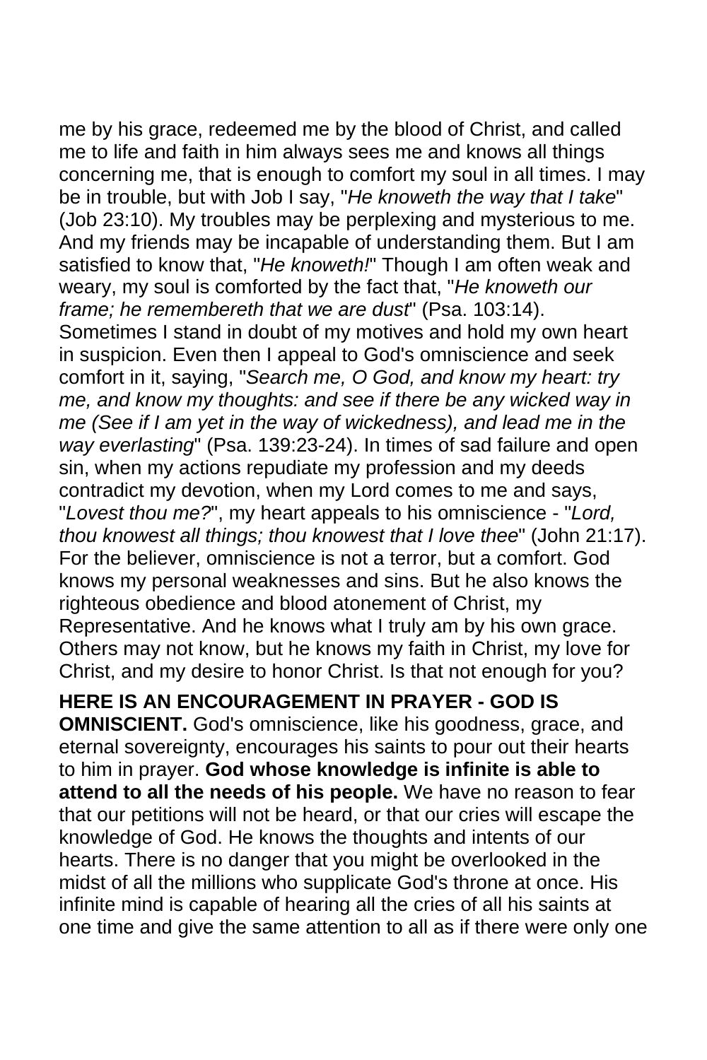me by his grace, redeemed me by the blood of Christ, and called me to life and faith in him always sees me and knows all things concerning me, that is enough to comfort my soul in all times. I may be in trouble, but with Job I say, "*He knoweth the way that I take*" (Job 23:10). My troubles may be perplexing and mysterious to me. And my friends may be incapable of understanding them. But I am satisfied to know that, "*He knoweth!*" Though I am often weak and weary, my soul is comforted by the fact that, "*He knoweth our frame; he remembereth that we are dust*" (Psa. 103:14). Sometimes I stand in doubt of my motives and hold my own heart in suspicion. Even then I appeal to God's omniscience and seek comfort in it, saying, "*Search me, O God, and know my heart: try me, and know my thoughts: and see if there be any wicked way in me (See if I am yet in the way of wickedness), and lead me in the way everlasting*" (Psa. 139:23-24). In times of sad failure and open sin, when my actions repudiate my profession and my deeds contradict my devotion, when my Lord comes to me and says, "*Lovest thou me?*", my heart appeals to his omniscience - "*Lord, thou knowest all things; thou knowest that I love thee*" (John 21:17). For the believer, omniscience is not a terror, but a comfort. God knows my personal weaknesses and sins. But he also knows the righteous obedience and blood atonement of Christ, my Representative. And he knows what I truly am by his own grace. Others may not know, but he knows my faith in Christ, my love for Christ, and my desire to honor Christ. Is that not enough for you?

**HERE IS AN ENCOURAGEMENT IN PRAYER - GOD IS OMNISCIENT.** God's omniscience, like his goodness, grace, and eternal sovereignty, encourages his saints to pour out their hearts to him in prayer. **God whose knowledge is infinite is able to attend to all the needs of his people.** We have no reason to fear that our petitions will not be heard, or that our cries will escape the knowledge of God. He knows the thoughts and intents of our hearts. There is no danger that you might be overlooked in the midst of all the millions who supplicate God's throne at once. His infinite mind is capable of hearing all the cries of all his saints at one time and give the same attention to all as if there were only one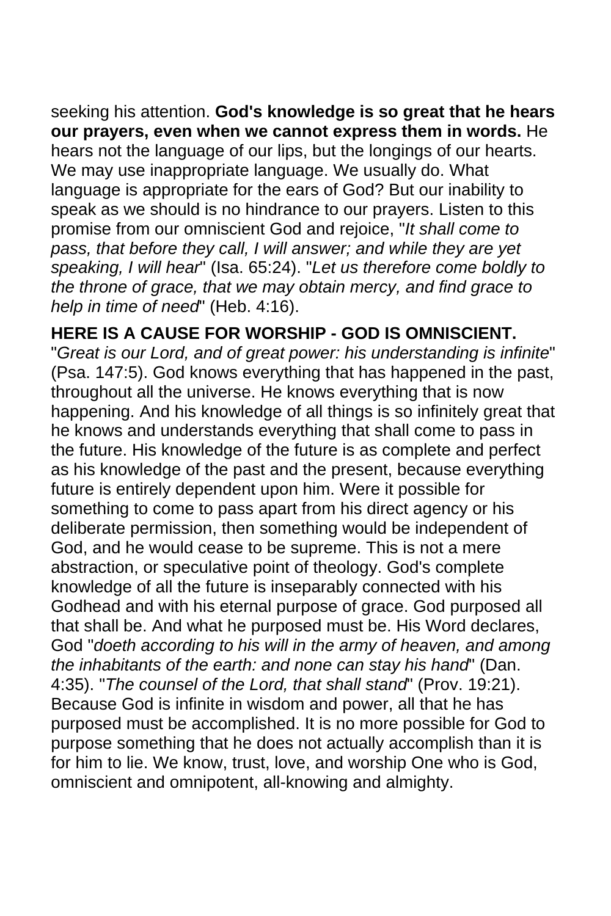seeking his attention. **God's knowledge is so great that he hears our prayers, even when we cannot express them in words.** He hears not the language of our lips, but the longings of our hearts. We may use inappropriate language. We usually do. What language is appropriate for the ears of God? But our inability to speak as we should is no hindrance to our prayers. Listen to this promise from our omniscient God and rejoice, "*It shall come to pass, that before they call, I will answer; and while they are yet speaking, I will hear*" (Isa. 65:24). "*Let us therefore come boldly to the throne of grace, that we may obtain mercy, and find grace to help in time of need*" (Heb. 4:16).

**HERE IS A CAUSE FOR WORSHIP - GOD IS OMNISCIENT.** "*Great is our Lord, and of great power: his understanding is infinite*" (Psa. 147:5). God knows everything that has happened in the past, throughout all the universe. He knows everything that is now happening. And his knowledge of all things is so infinitely great that he knows and understands everything that shall come to pass in the future. His knowledge of the future is as complete and perfect as his knowledge of the past and the present, because everything future is entirely dependent upon him. Were it possible for something to come to pass apart from his direct agency or his deliberate permission, then something would be independent of God, and he would cease to be supreme. This is not a mere abstraction, or speculative point of theology. God's complete knowledge of all the future is inseparably connected with his Godhead and with his eternal purpose of grace. God purposed all that shall be. And what he purposed must be. His Word declares, God "*doeth according to his will in the army of heaven, and among the inhabitants of the earth: and none can stay his hand*" (Dan. 4:35). "*The counsel of the Lord, that shall stand*" (Prov. 19:21). Because God is infinite in wisdom and power, all that he has purposed must be accomplished. It is no more possible for God to purpose something that he does not actually accomplish than it is for him to lie. We know, trust, love, and worship One who is God, omniscient and omnipotent, all-knowing and almighty.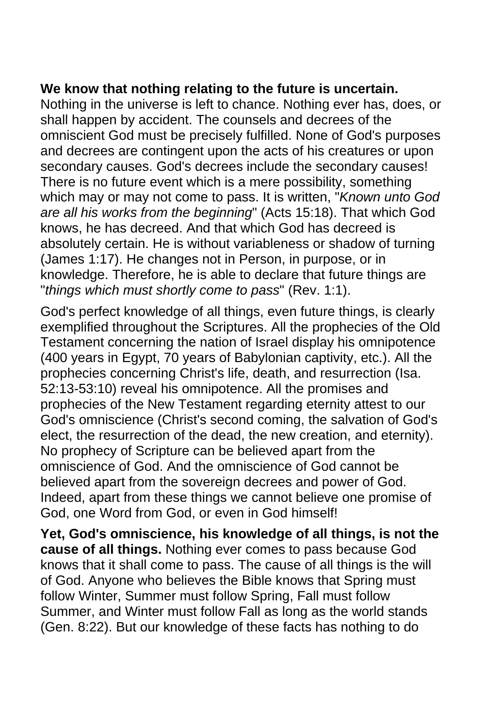**We know that nothing relating to the future is uncertain.** Nothing in the universe is left to chance. Nothing ever has, does, or shall happen by accident. The counsels and decrees of the omniscient God must be precisely fulfilled. None of God's purposes and decrees are contingent upon the acts of his creatures or upon secondary causes. God's decrees include the secondary causes! There is no future event which is a mere possibility, something which may or may not come to pass. It is written, "*Known unto God are all his works from the beginning*" (Acts 15:18). That which God knows, he has decreed. And that which God has decreed is absolutely certain. He is without variableness or shadow of turning (James 1:17). He changes not in Person, in purpose, or in knowledge. Therefore, he is able to declare that future things are "*things which must shortly come to pass*" (Rev. 1:1).

God's perfect knowledge of all things, even future things, is clearly exemplified throughout the Scriptures. All the prophecies of the Old Testament concerning the nation of Israel display his omnipotence (400 years in Egypt, 70 years of Babylonian captivity, etc.). All the prophecies concerning Christ's life, death, and resurrection (Isa. 52:13-53:10) reveal his omnipotence. All the promises and prophecies of the New Testament regarding eternity attest to our God's omniscience (Christ's second coming, the salvation of God's elect, the resurrection of the dead, the new creation, and eternity). No prophecy of Scripture can be believed apart from the omniscience of God. And the omniscience of God cannot be believed apart from the sovereign decrees and power of God. Indeed, apart from these things we cannot believe one promise of God, one Word from God, or even in God himself!

**Yet, God's omniscience, his knowledge of all things, is not the cause of all things.** Nothing ever comes to pass because God knows that it shall come to pass. The cause of all things is the will of God. Anyone who believes the Bible knows that Spring must follow Winter, Summer must follow Spring, Fall must follow Summer, and Winter must follow Fall as long as the world stands (Gen. 8:22). But our knowledge of these facts has nothing to do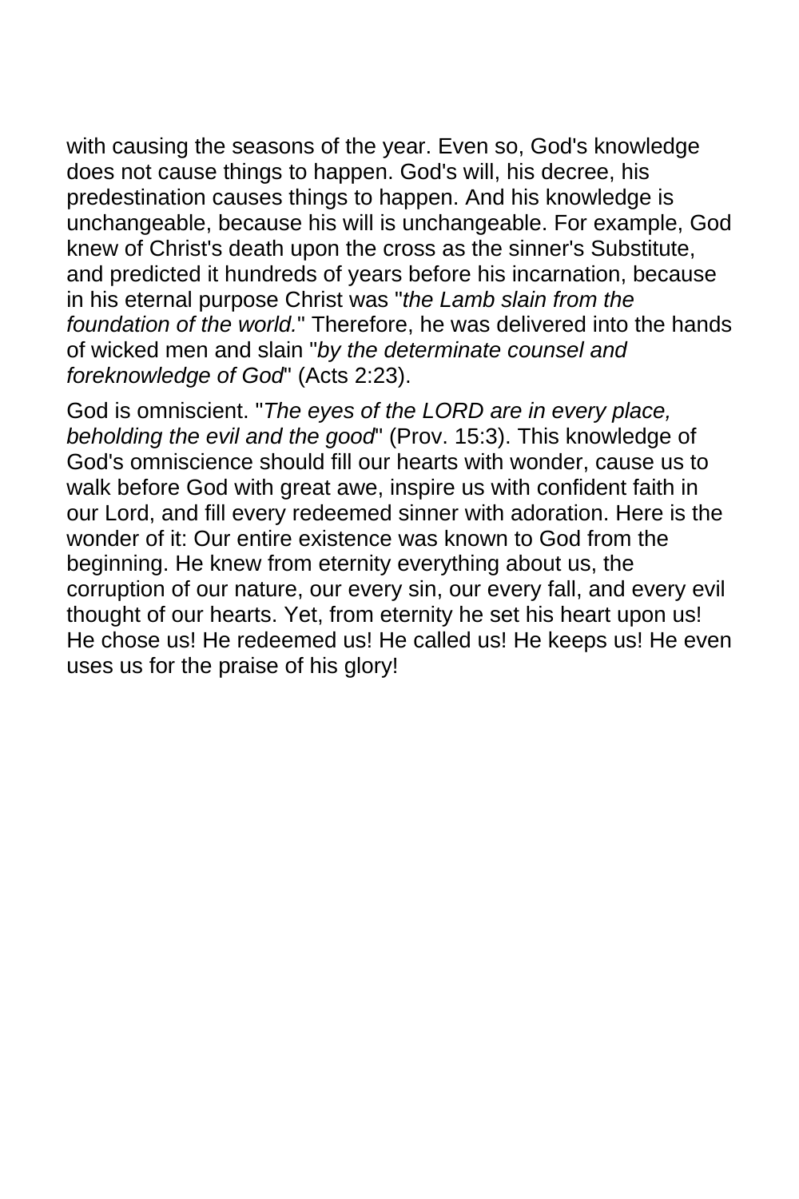with causing the seasons of the year. Even so, God's knowledge does not cause things to happen. God's will, his decree, his predestination causes things to happen. And his knowledge is unchangeable, because his will is unchangeable. For example, God knew of Christ's death upon the cross as the sinner's Substitute, and predicted it hundreds of years before his incarnation, because in his eternal purpose Christ was "*the Lamb slain from the foundation of the world.*" Therefore, he was delivered into the hands of wicked men and slain "*by the determinate counsel and foreknowledge of God*" (Acts 2:23).

God is omniscient. "*The eyes of the LORD are in every place, beholding the evil and the good*" (Prov. 15:3). This knowledge of God's omniscience should fill our hearts with wonder, cause us to walk before God with great awe, inspire us with confident faith in our Lord, and fill every redeemed sinner with adoration. Here is the wonder of it: Our entire existence was known to God from the beginning. He knew from eternity everything about us, the corruption of our nature, our every sin, our every fall, and every evil thought of our hearts. Yet, from eternity he set his heart upon us! He chose us! He redeemed us! He called us! He keeps us! He even uses us for the praise of his glory!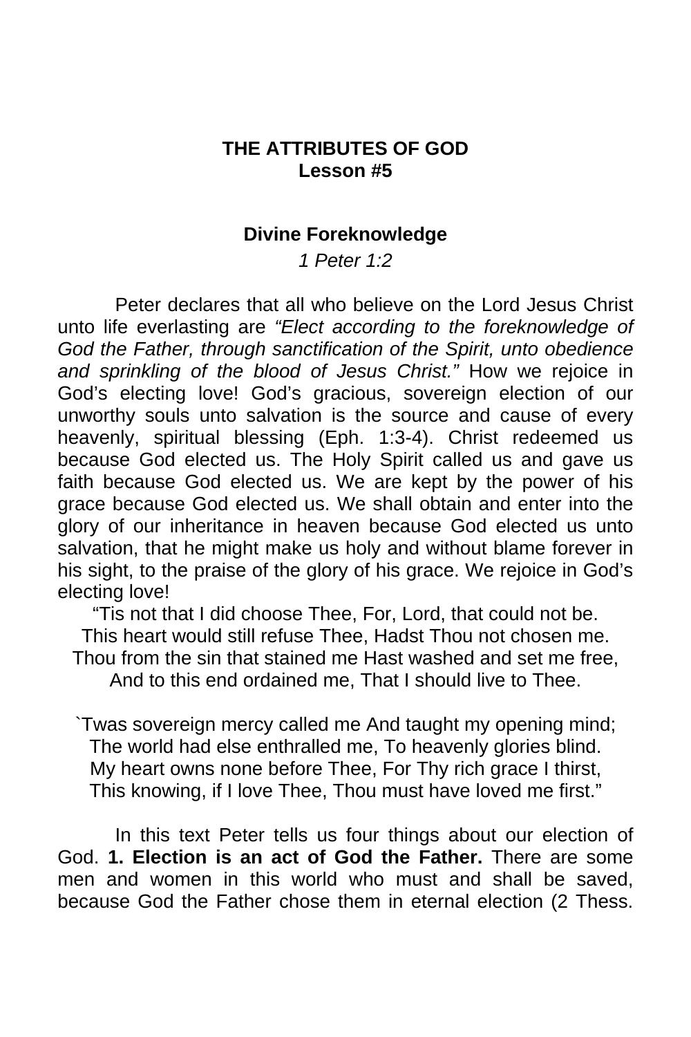## THE ATTRIBUTES OF GOD
## Lesson #5

### Divine Foreknowledge

*1 Peter 1:2*

Peter declares that all who believe on the Lord Jesus Christ unto life everlasting are *"Elect according to the foreknowledge of God the Father, through sanctification of the Spirit, unto obedience and sprinkling of the blood of Jesus Christ."* How we rejoice in God's electing love! God's gracious, sovereign election of our unworthy souls unto salvation is the source and cause of every heavenly, spiritual blessing (Eph. 1:3-4). Christ redeemed us because God elected us. The Holy Spirit called us and gave us faith because God elected us. We are kept by the power of his grace because God elected us. We shall obtain and enter into the glory of our inheritance in heaven because God elected us unto salvation, that he might make us holy and without blame forever in his sight, to the praise of the glory of his grace. We rejoice in God's electing love!

"Tis not that I did choose Thee, For, Lord, that could not be.
This heart would still refuse Thee, Hadst Thou not chosen me.
Thou from the sin that stained me Hast washed and set me free,
And to this end ordained me, That I should live to Thee.

`Twas sovereign mercy called me And taught my opening mind;
The world had else enthralled me, To heavenly glories blind.
My heart owns none before Thee, For Thy rich grace I thirst,
This knowing, if I love Thee, Thou must have loved me first."

In this text Peter tells us four things about our election of God. **1. Election is an act of God the Father.** There are some men and women in this world who must and shall be saved, because God the Father chose them in eternal election (2 Thess.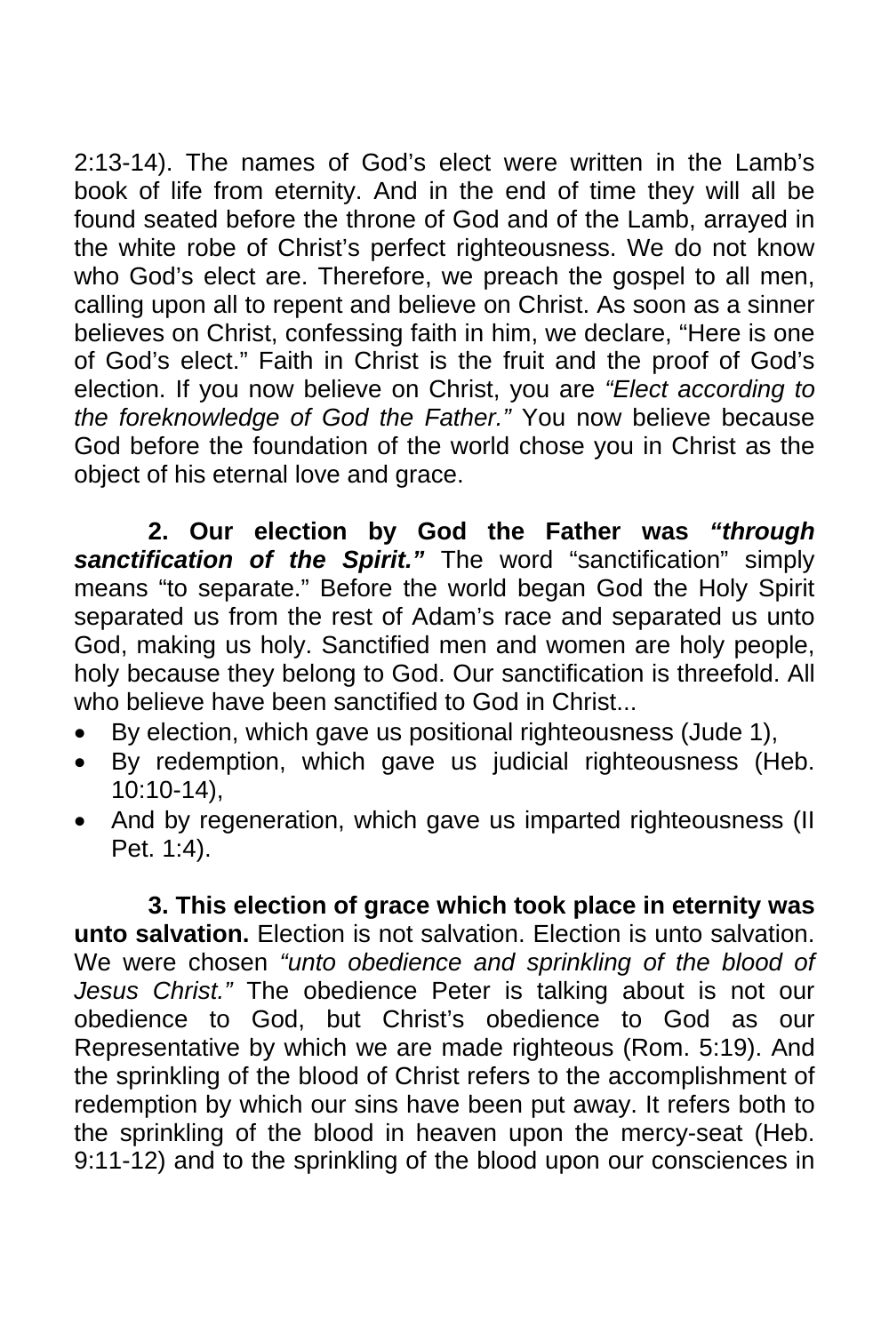2:13-14). The names of God's elect were written in the Lamb's book of life from eternity. And in the end of time they will all be found seated before the throne of God and of the Lamb, arrayed in the white robe of Christ's perfect righteousness. We do not know who God's elect are. Therefore, we preach the gospel to all men, calling upon all to repent and believe on Christ. As soon as a sinner believes on Christ, confessing faith in him, we declare, "Here is one of God's elect." Faith in Christ is the fruit and the proof of God's election. If you now believe on Christ, you are *"Elect according to the foreknowledge of God the Father."* You now believe because God before the foundation of the world chose you in Christ as the object of his eternal love and grace.

**2. Our election by God the Father was *"through sanctification of the Spirit."*** The word "sanctification" simply means "to separate." Before the world began God the Holy Spirit separated us from the rest of Adam's race and separated us unto God, making us holy. Sanctified men and women are holy people, holy because they belong to God. Our sanctification is threefold. All who believe have been sanctified to God in Christ...

- By election, which gave us positional righteousness (Jude 1),
- By redemption, which gave us judicial righteousness (Heb. 10:10-14),
- And by regeneration, which gave us imparted righteousness (II Pet. 1:4).

**3. This election of grace which took place in eternity was unto salvation.** Election is not salvation. Election is unto salvation. We were chosen *"unto obedience and sprinkling of the blood of Jesus Christ."* The obedience Peter is talking about is not our obedience to God, but Christ's obedience to God as our Representative by which we are made righteous (Rom. 5:19). And the sprinkling of the blood of Christ refers to the accomplishment of redemption by which our sins have been put away. It refers both to the sprinkling of the blood in heaven upon the mercy-seat (Heb. 9:11-12) and to the sprinkling of the blood upon our consciences in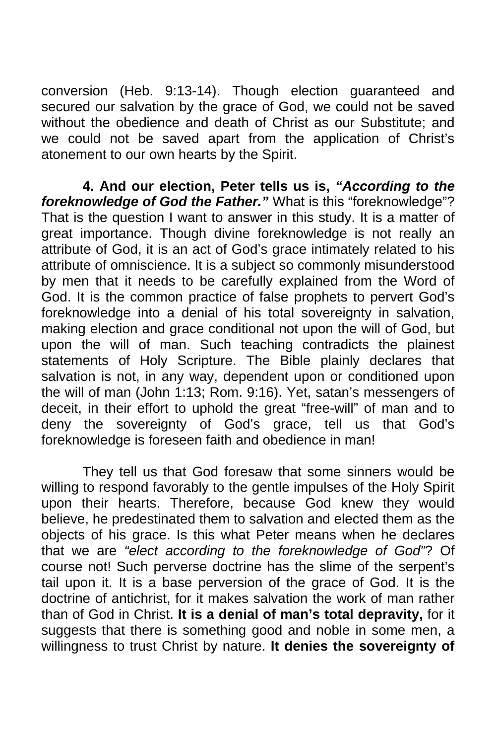conversion (Heb. 9:13-14). Though election guaranteed and secured our salvation by the grace of God, we could not be saved without the obedience and death of Christ as our Substitute; and we could not be saved apart from the application of Christ's atonement to our own hearts by the Spirit.

**4. And our election, Peter tells us is, *"According to the foreknowledge of God the Father."*** What is this "foreknowledge"? That is the question I want to answer in this study. It is a matter of great importance. Though divine foreknowledge is not really an attribute of God, it is an act of God's grace intimately related to his attribute of omniscience. It is a subject so commonly misunderstood by men that it needs to be carefully explained from the Word of God. It is the common practice of false prophets to pervert God's foreknowledge into a denial of his total sovereignty in salvation, making election and grace conditional not upon the will of God, but upon the will of man. Such teaching contradicts the plainest statements of Holy Scripture. The Bible plainly declares that salvation is not, in any way, dependent upon or conditioned upon the will of man (John 1:13; Rom. 9:16). Yet, satan's messengers of deceit, in their effort to uphold the great "free-will" of man and to deny the sovereignty of God's grace, tell us that God's foreknowledge is foreseen faith and obedience in man!

They tell us that God foresaw that some sinners would be willing to respond favorably to the gentle impulses of the Holy Spirit upon their hearts. Therefore, because God knew they would believe, he predestinated them to salvation and elected them as the objects of his grace. Is this what Peter means when he declares that we are *"elect according to the foreknowledge of God"*? Of course not! Such perverse doctrine has the slime of the serpent's tail upon it. It is a base perversion of the grace of God. It is the doctrine of antichrist, for it makes salvation the work of man rather than of God in Christ. **It is a denial of man's total depravity,** for it suggests that there is something good and noble in some men, a willingness to trust Christ by nature. **It denies the sovereignty of**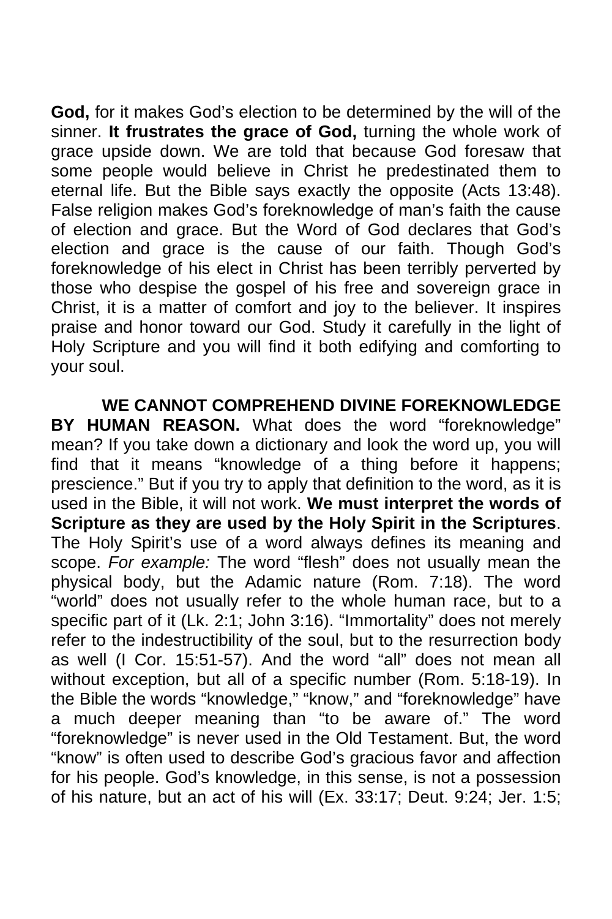**God,** for it makes God's election to be determined by the will of the sinner. **It frustrates the grace of God,** turning the whole work of grace upside down. We are told that because God foresaw that some people would believe in Christ he predestinated them to eternal life. But the Bible says exactly the opposite (Acts 13:48). False religion makes God's foreknowledge of man's faith the cause of election and grace. But the Word of God declares that God's election and grace is the cause of our faith. Though God's foreknowledge of his elect in Christ has been terribly perverted by those who despise the gospel of his free and sovereign grace in Christ, it is a matter of comfort and joy to the believer. It inspires praise and honor toward our God. Study it carefully in the light of Holy Scripture and you will find it both edifying and comforting to your soul.

**WE CANNOT COMPREHEND DIVINE FOREKNOWLEDGE BY HUMAN REASON.** What does the word "foreknowledge" mean? If you take down a dictionary and look the word up, you will find that it means "knowledge of a thing before it happens; prescience." But if you try to apply that definition to the word, as it is used in the Bible, it will not work. **We must interpret the words of Scripture as they are used by the Holy Spirit in the Scriptures**. The Holy Spirit's use of a word always defines its meaning and scope. *For example:* The word "flesh" does not usually mean the physical body, but the Adamic nature (Rom. 7:18). The word "world" does not usually refer to the whole human race, but to a specific part of it (Lk. 2:1; John 3:16). "Immortality" does not merely refer to the indestructibility of the soul, but to the resurrection body as well (I Cor. 15:51-57). And the word "all" does not mean all without exception, but all of a specific number (Rom. 5:18-19). In the Bible the words "knowledge," "know," and "foreknowledge" have a much deeper meaning than "to be aware of." The word "foreknowledge" is never used in the Old Testament. But, the word "know" is often used to describe God's gracious favor and affection for his people. God's knowledge, in this sense, is not a possession of his nature, but an act of his will (Ex. 33:17; Deut. 9:24; Jer. 1:5;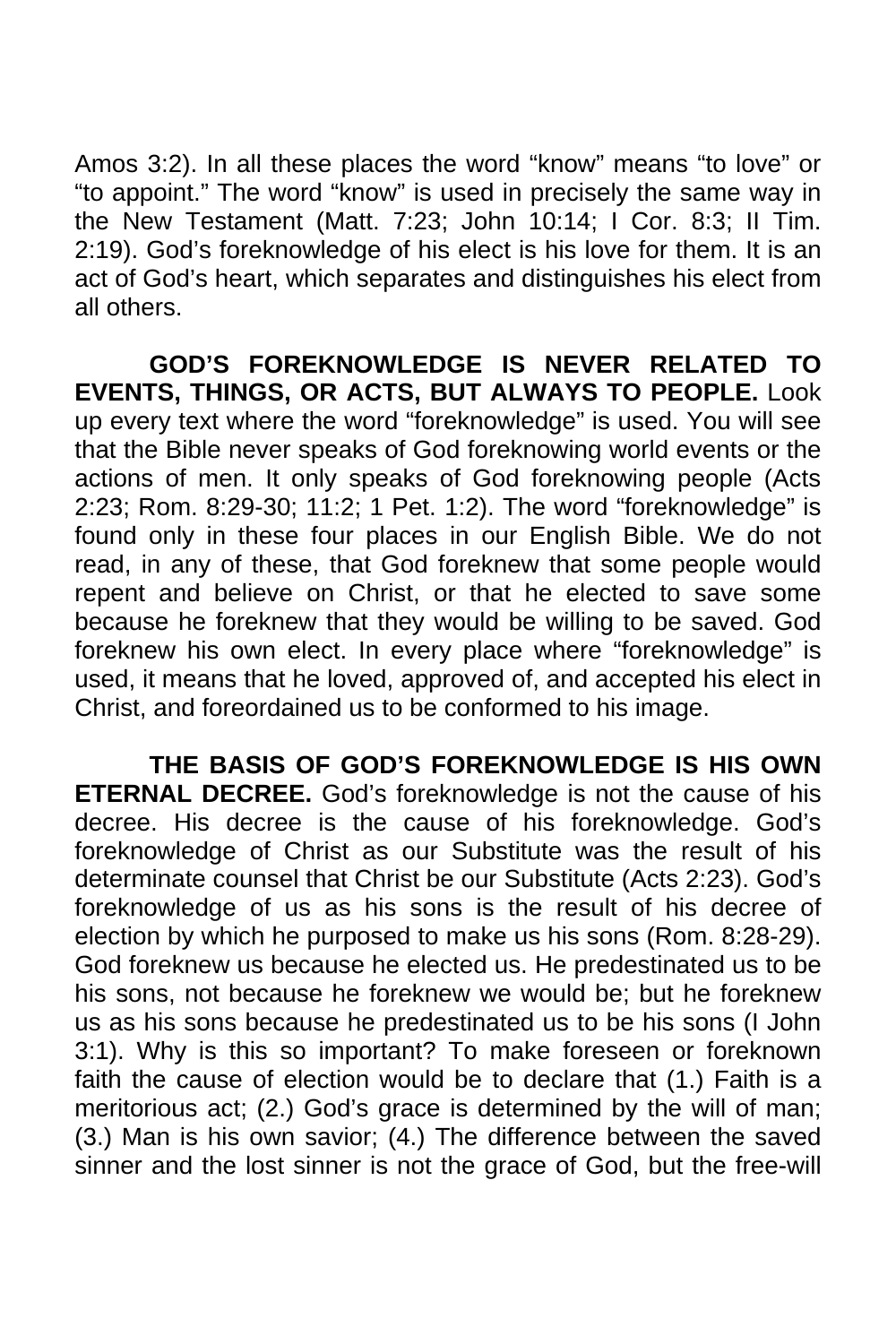Amos 3:2). In all these places the word "know" means "to love" or "to appoint." The word "know" is used in precisely the same way in the New Testament (Matt. 7:23; John 10:14; I Cor. 8:3; II Tim. 2:19). God's foreknowledge of his elect is his love for them. It is an act of God's heart, which separates and distinguishes his elect from all others.

**GOD'S FOREKNOWLEDGE IS NEVER RELATED TO EVENTS, THINGS, OR ACTS, BUT ALWAYS TO PEOPLE.** Look up every text where the word "foreknowledge" is used. You will see that the Bible never speaks of God foreknowing world events or the actions of men. It only speaks of God foreknowing people (Acts 2:23; Rom. 8:29-30; 11:2; 1 Pet. 1:2). The word "foreknowledge" is found only in these four places in our English Bible. We do not read, in any of these, that God foreknew that some people would repent and believe on Christ, or that he elected to save some because he foreknew that they would be willing to be saved. God foreknew his own elect. In every place where "foreknowledge" is used, it means that he loved, approved of, and accepted his elect in Christ, and foreordained us to be conformed to his image.

**THE BASIS OF GOD'S FOREKNOWLEDGE IS HIS OWN ETERNAL DECREE.** God's foreknowledge is not the cause of his decree. His decree is the cause of his foreknowledge. God's foreknowledge of Christ as our Substitute was the result of his determinate counsel that Christ be our Substitute (Acts 2:23). God's foreknowledge of us as his sons is the result of his decree of election by which he purposed to make us his sons (Rom. 8:28-29). God foreknew us because he elected us. He predestinated us to be his sons, not because he foreknew we would be; but he foreknew us as his sons because he predestinated us to be his sons (I John 3:1). Why is this so important? To make foreseen or foreknown faith the cause of election would be to declare that (1.) Faith is a meritorious act; (2.) God's grace is determined by the will of man; (3.) Man is his own savior; (4.) The difference between the saved sinner and the lost sinner is not the grace of God, but the free-will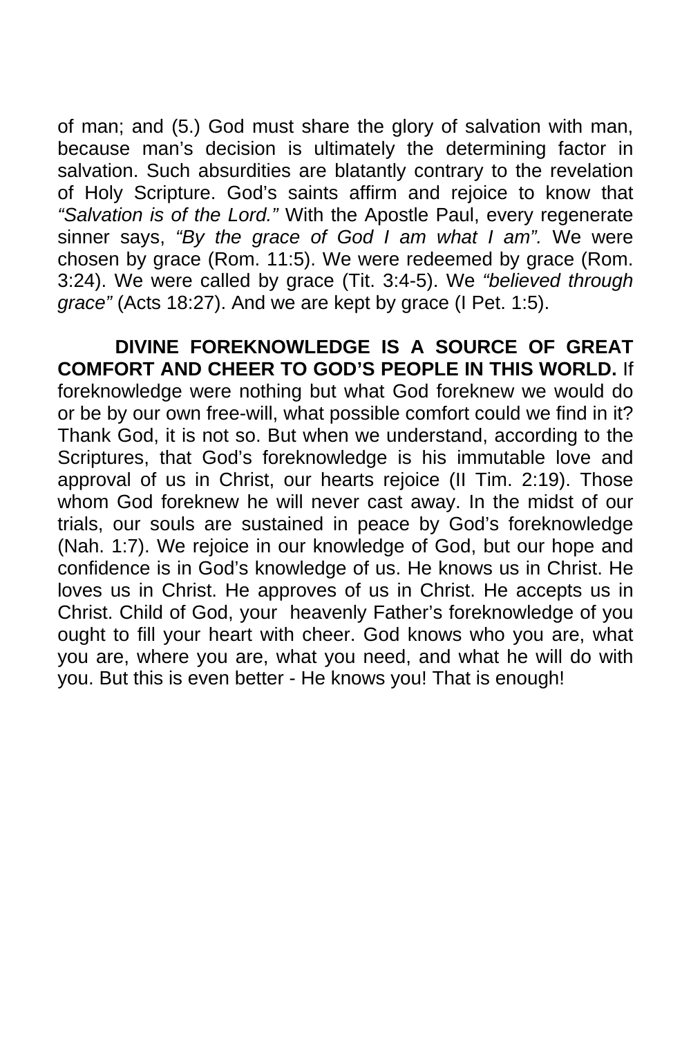of man; and (5.) God must share the glory of salvation with man, because man's decision is ultimately the determining factor in salvation. Such absurdities are blatantly contrary to the revelation of Holy Scripture. God's saints affirm and rejoice to know that *"Salvation is of the Lord."* With the Apostle Paul, every regenerate sinner says, *"By the grace of God I am what I am".* We were chosen by grace (Rom. 11:5). We were redeemed by grace (Rom. 3:24). We were called by grace (Tit. 3:4-5). We *"believed through grace"* (Acts 18:27). And we are kept by grace (I Pet. 1:5).

**DIVINE FOREKNOWLEDGE IS A SOURCE OF GREAT COMFORT AND CHEER TO GOD'S PEOPLE IN THIS WORLD.** If foreknowledge were nothing but what God foreknew we would do or be by our own free-will, what possible comfort could we find in it? Thank God, it is not so. But when we understand, according to the Scriptures, that God's foreknowledge is his immutable love and approval of us in Christ, our hearts rejoice (II Tim. 2:19). Those whom God foreknew he will never cast away. In the midst of our trials, our souls are sustained in peace by God's foreknowledge (Nah. 1:7). We rejoice in our knowledge of God, but our hope and confidence is in God's knowledge of us. He knows us in Christ. He loves us in Christ. He approves of us in Christ. He accepts us in Christ. Child of God, your heavenly Father's foreknowledge of you ought to fill your heart with cheer. God knows who you are, what you are, where you are, what you need, and what he will do with you. But this is even better - He knows you! That is enough!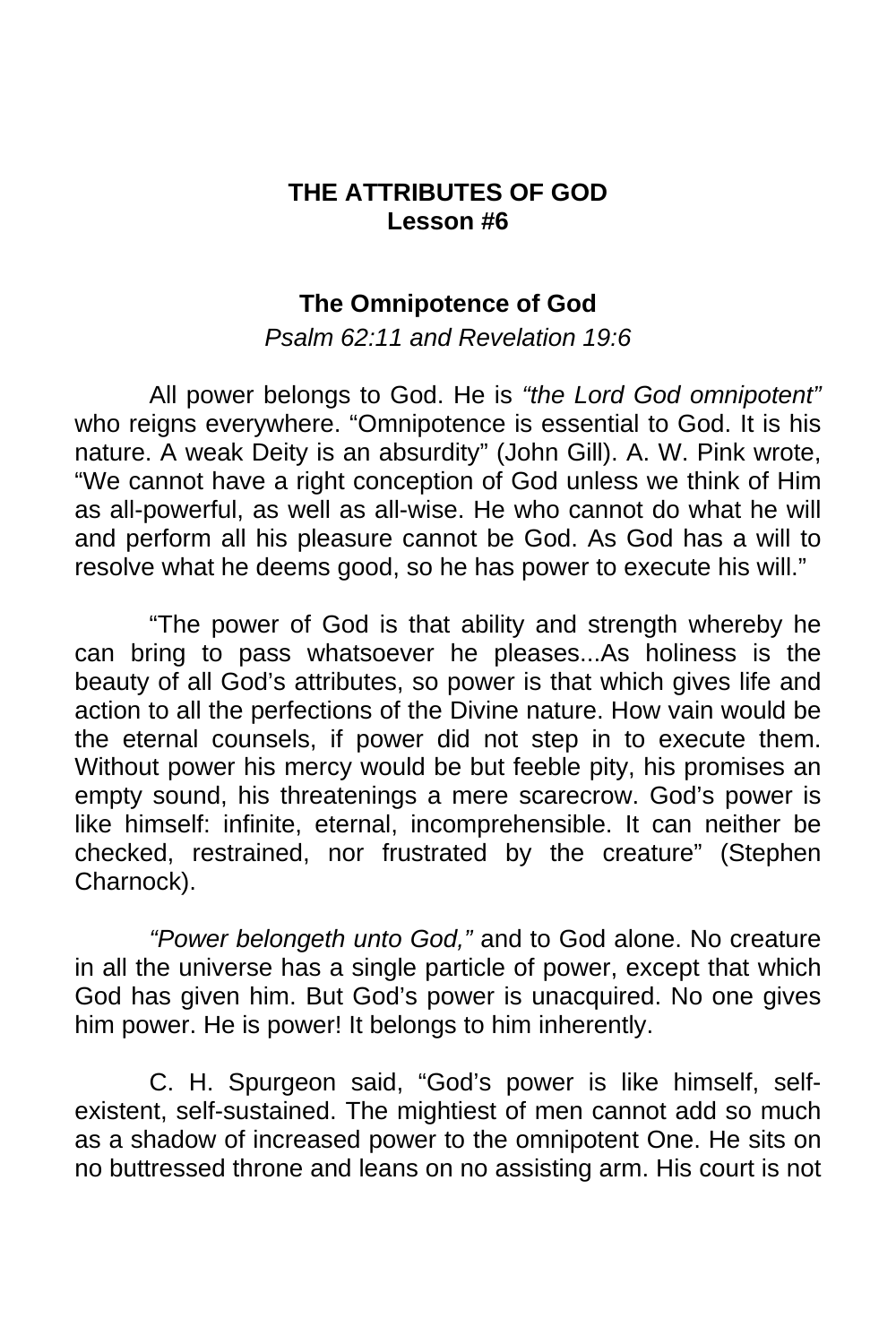# THE ATTRIBUTES OF GOD
## Lesson #6

### The Omnipotence of God

*Psalm 62:11 and Revelation 19:6*

All power belongs to God. He is *"the Lord God omnipotent"* who reigns everywhere. "Omnipotence is essential to God. It is his nature. A weak Deity is an absurdity" (John Gill). A. W. Pink wrote, "We cannot have a right conception of God unless we think of Him as all-powerful, as well as all-wise. He who cannot do what he will and perform all his pleasure cannot be God. As God has a will to resolve what he deems good, so he has power to execute his will."

"The power of God is that ability and strength whereby he can bring to pass whatsoever he pleases...As holiness is the beauty of all God's attributes, so power is that which gives life and action to all the perfections of the Divine nature. How vain would be the eternal counsels, if power did not step in to execute them. Without power his mercy would be but feeble pity, his promises an empty sound, his threatenings a mere scarecrow. God's power is like himself: infinite, eternal, incomprehensible. It can neither be checked, restrained, nor frustrated by the creature" (Stephen Charnock).

*"Power belongeth unto God,"* and to God alone. No creature in all the universe has a single particle of power, except that which God has given him. But God's power is unacquired. No one gives him power. He is power! It belongs to him inherently.

C. H. Spurgeon said, "God's power is like himself, self-existent, self-sustained. The mightiest of men cannot add so much as a shadow of increased power to the omnipotent One. He sits on no buttressed throne and leans on no assisting arm. His court is not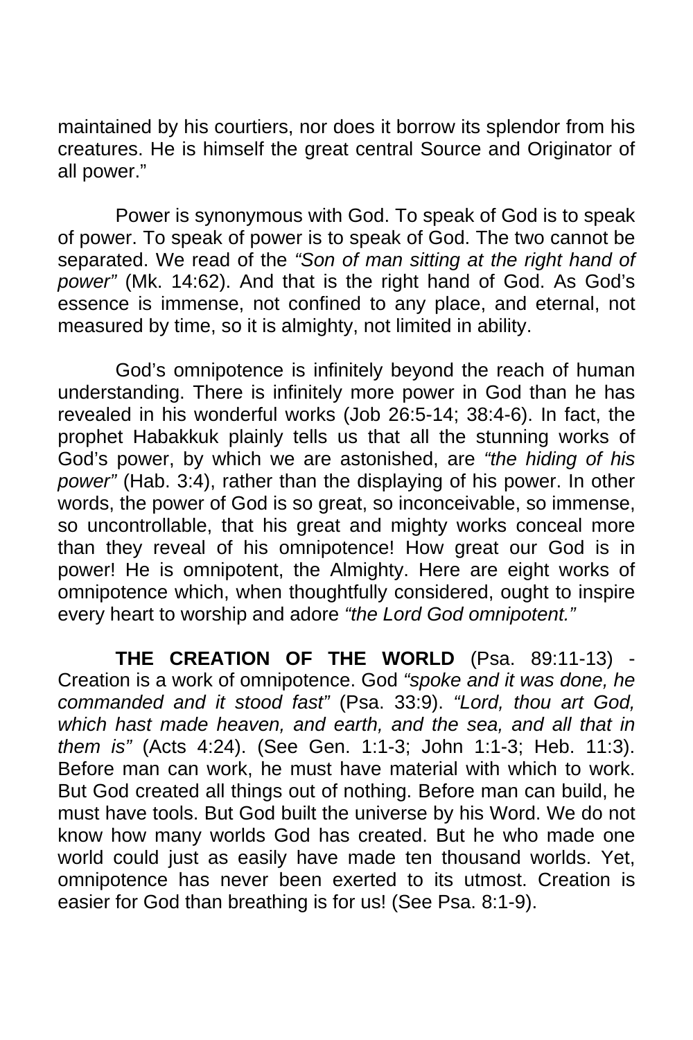maintained by his courtiers, nor does it borrow its splendor from his creatures. He is himself the great central Source and Originator of all power."

Power is synonymous with God. To speak of God is to speak of power. To speak of power is to speak of God. The two cannot be separated. We read of the *"Son of man sitting at the right hand of power"* (Mk. 14:62). And that is the right hand of God. As God's essence is immense, not confined to any place, and eternal, not measured by time, so it is almighty, not limited in ability.

God's omnipotence is infinitely beyond the reach of human understanding. There is infinitely more power in God than he has revealed in his wonderful works (Job 26:5-14; 38:4-6). In fact, the prophet Habakkuk plainly tells us that all the stunning works of God's power, by which we are astonished, are *"the hiding of his power"* (Hab. 3:4), rather than the displaying of his power. In other words, the power of God is so great, so inconceivable, so immense, so uncontrollable, that his great and mighty works conceal more than they reveal of his omnipotence! How great our God is in power! He is omnipotent, the Almighty. Here are eight works of omnipotence which, when thoughtfully considered, ought to inspire every heart to worship and adore *"the Lord God omnipotent."*

**THE CREATION OF THE WORLD** (Psa. 89:11-13) - Creation is a work of omnipotence. God *"spoke and it was done, he commanded and it stood fast"* (Psa. 33:9). *"Lord, thou art God, which hast made heaven, and earth, and the sea, and all that in them is"* (Acts 4:24). (See Gen. 1:1-3; John 1:1-3; Heb. 11:3). Before man can work, he must have material with which to work. But God created all things out of nothing. Before man can build, he must have tools. But God built the universe by his Word. We do not know how many worlds God has created. But he who made one world could just as easily have made ten thousand worlds. Yet, omnipotence has never been exerted to its utmost. Creation is easier for God than breathing is for us! (See Psa. 8:1-9).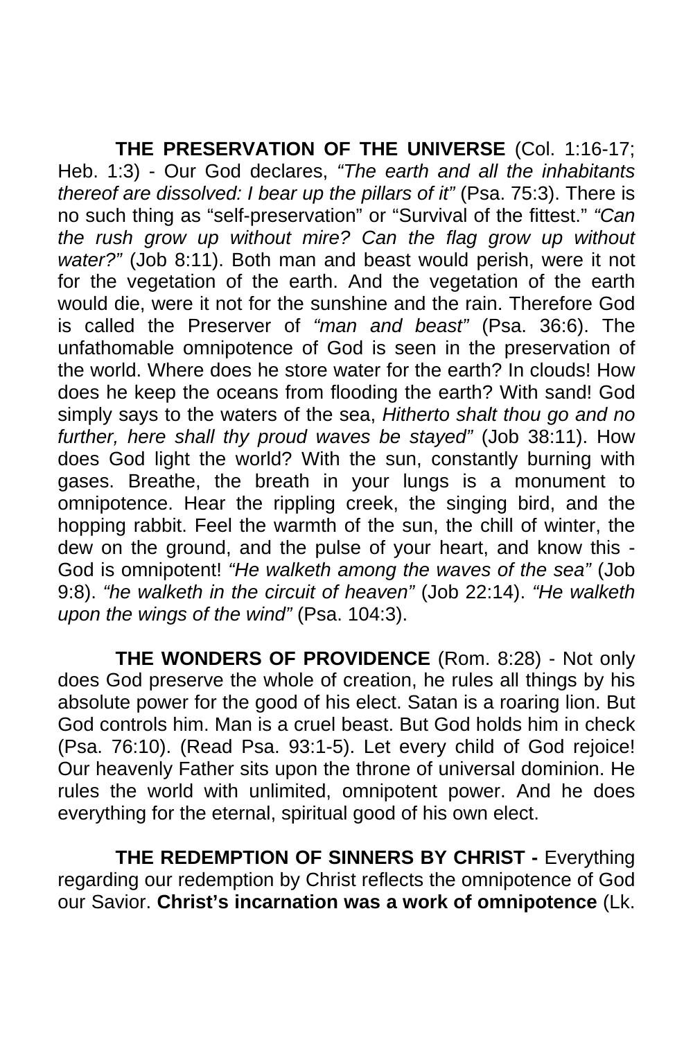**THE PRESERVATION OF THE UNIVERSE** (Col. 1:16-17; Heb. 1:3) - Our God declares, *"The earth and all the inhabitants thereof are dissolved: I bear up the pillars of it"* (Psa. 75:3). There is no such thing as "self-preservation" or "Survival of the fittest." *"Can the rush grow up without mire? Can the flag grow up without water?"* (Job 8:11). Both man and beast would perish, were it not for the vegetation of the earth. And the vegetation of the earth would die, were it not for the sunshine and the rain. Therefore God is called the Preserver of *"man and beast"* (Psa. 36:6). The unfathomable omnipotence of God is seen in the preservation of the world. Where does he store water for the earth? In clouds! How does he keep the oceans from flooding the earth? With sand! God simply says to the waters of the sea, *Hitherto shalt thou go and no further, here shall thy proud waves be stayed"* (Job 38:11). How does God light the world? With the sun, constantly burning with gases. Breathe, the breath in your lungs is a monument to omnipotence. Hear the rippling creek, the singing bird, and the hopping rabbit. Feel the warmth of the sun, the chill of winter, the dew on the ground, and the pulse of your heart, and know this - God is omnipotent! *"He walketh among the waves of the sea"* (Job 9:8). *"he walketh in the circuit of heaven"* (Job 22:14). *"He walketh upon the wings of the wind"* (Psa. 104:3).

**THE WONDERS OF PROVIDENCE** (Rom. 8:28) - Not only does God preserve the whole of creation, he rules all things by his absolute power for the good of his elect. Satan is a roaring lion. But God controls him. Man is a cruel beast. But God holds him in check (Psa. 76:10). (Read Psa. 93:1-5). Let every child of God rejoice! Our heavenly Father sits upon the throne of universal dominion. He rules the world with unlimited, omnipotent power. And he does everything for the eternal, spiritual good of his own elect.

**THE REDEMPTION OF SINNERS BY CHRIST -** Everything regarding our redemption by Christ reflects the omnipotence of God our Savior. **Christ's incarnation was a work of omnipotence** (Lk.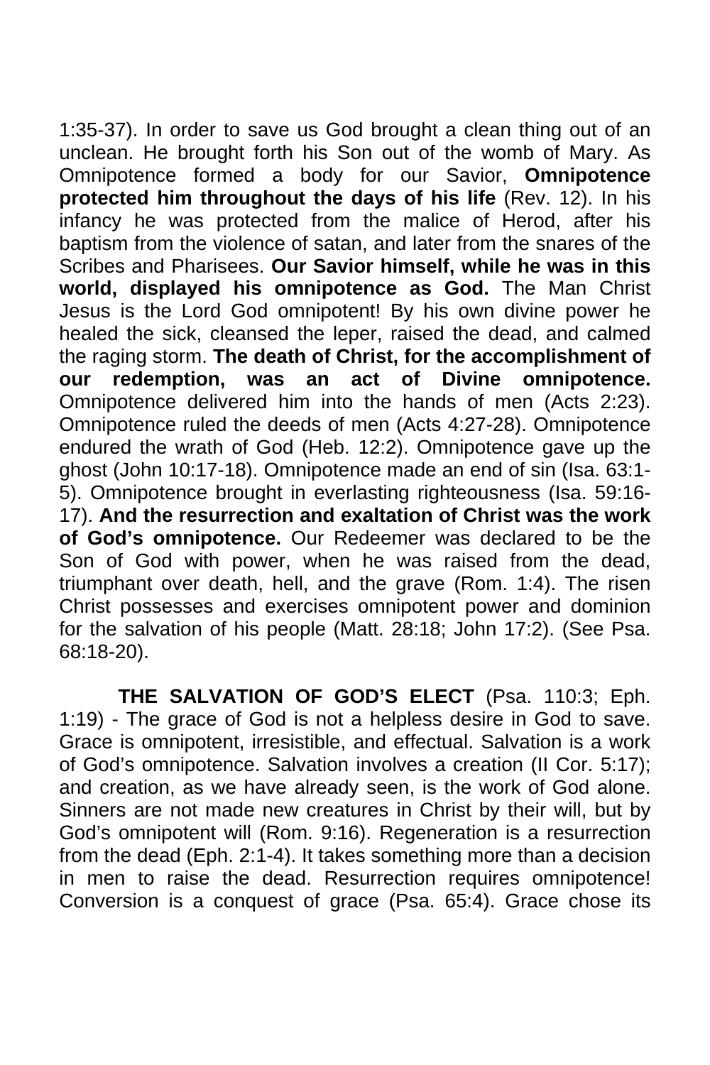1:35-37). In order to save us God brought a clean thing out of an unclean. He brought forth his Son out of the womb of Mary. As Omnipotence formed a body for our Savior, **Omnipotence protected him throughout the days of his life** (Rev. 12). In his infancy he was protected from the malice of Herod, after his baptism from the violence of satan, and later from the snares of the Scribes and Pharisees. **Our Savior himself, while he was in this world, displayed his omnipotence as God.** The Man Christ Jesus is the Lord God omnipotent! By his own divine power he healed the sick, cleansed the leper, raised the dead, and calmed the raging storm. **The death of Christ, for the accomplishment of our redemption, was an act of Divine omnipotence.** Omnipotence delivered him into the hands of men (Acts 2:23). Omnipotence ruled the deeds of men (Acts 4:27-28). Omnipotence endured the wrath of God (Heb. 12:2). Omnipotence gave up the ghost (John 10:17-18). Omnipotence made an end of sin (Isa. 63:1-5). Omnipotence brought in everlasting righteousness (Isa. 59:16-17). **And the resurrection and exaltation of Christ was the work of God's omnipotence.** Our Redeemer was declared to be the Son of God with power, when he was raised from the dead, triumphant over death, hell, and the grave (Rom. 1:4). The risen Christ possesses and exercises omnipotent power and dominion for the salvation of his people (Matt. 28:18; John 17:2). (See Psa. 68:18-20).

**THE SALVATION OF GOD'S ELECT** (Psa. 110:3; Eph. 1:19) - The grace of God is not a helpless desire in God to save. Grace is omnipotent, irresistible, and effectual. Salvation is a work of God's omnipotence. Salvation involves a creation (II Cor. 5:17); and creation, as we have already seen, is the work of God alone. Sinners are not made new creatures in Christ by their will, but by God's omnipotent will (Rom. 9:16). Regeneration is a resurrection from the dead (Eph. 2:1-4). It takes something more than a decision in men to raise the dead. Resurrection requires omnipotence! Conversion is a conquest of grace (Psa. 65:4). Grace chose its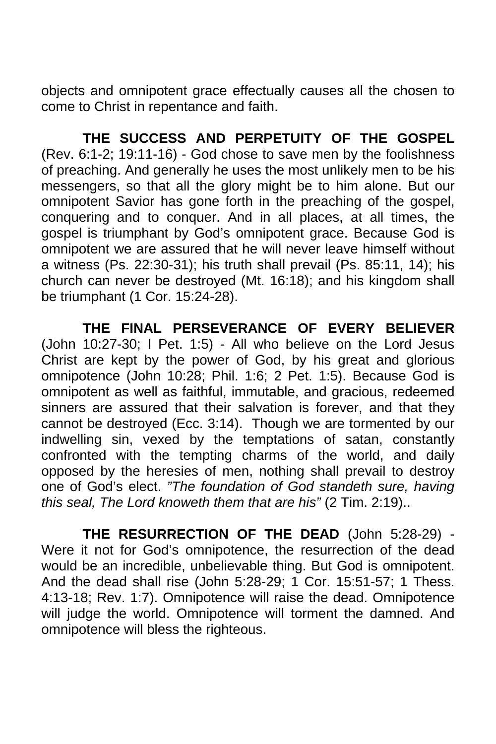objects and omnipotent grace effectually causes all the chosen to come to Christ in repentance and faith.

**THE SUCCESS AND PERPETUITY OF THE GOSPEL** (Rev. 6:1-2; 19:11-16) - God chose to save men by the foolishness of preaching. And generally he uses the most unlikely men to be his messengers, so that all the glory might be to him alone. But our omnipotent Savior has gone forth in the preaching of the gospel, conquering and to conquer. And in all places, at all times, the gospel is triumphant by God's omnipotent grace. Because God is omnipotent we are assured that he will never leave himself without a witness (Ps. 22:30-31); his truth shall prevail (Ps. 85:11, 14); his church can never be destroyed (Mt. 16:18); and his kingdom shall be triumphant (1 Cor. 15:24-28).

**THE FINAL PERSEVERANCE OF EVERY BELIEVER** (John 10:27-30; I Pet. 1:5) - All who believe on the Lord Jesus Christ are kept by the power of God, by his great and glorious omnipotence (John 10:28; Phil. 1:6; 2 Pet. 1:5). Because God is omnipotent as well as faithful, immutable, and gracious, redeemed sinners are assured that their salvation is forever, and that they cannot be destroyed (Ecc. 3:14). Though we are tormented by our indwelling sin, vexed by the temptations of satan, constantly confronted with the tempting charms of the world, and daily opposed by the heresies of men, nothing shall prevail to destroy one of God's elect. *"The foundation of God standeth sure, having this seal, The Lord knoweth them that are his"* (2 Tim. 2:19)..

**THE RESURRECTION OF THE DEAD** (John 5:28-29) - Were it not for God's omnipotence, the resurrection of the dead would be an incredible, unbelievable thing. But God is omnipotent. And the dead shall rise (John 5:28-29; 1 Cor. 15:51-57; 1 Thess. 4:13-18; Rev. 1:7). Omnipotence will raise the dead. Omnipotence will judge the world. Omnipotence will torment the damned. And omnipotence will bless the righteous.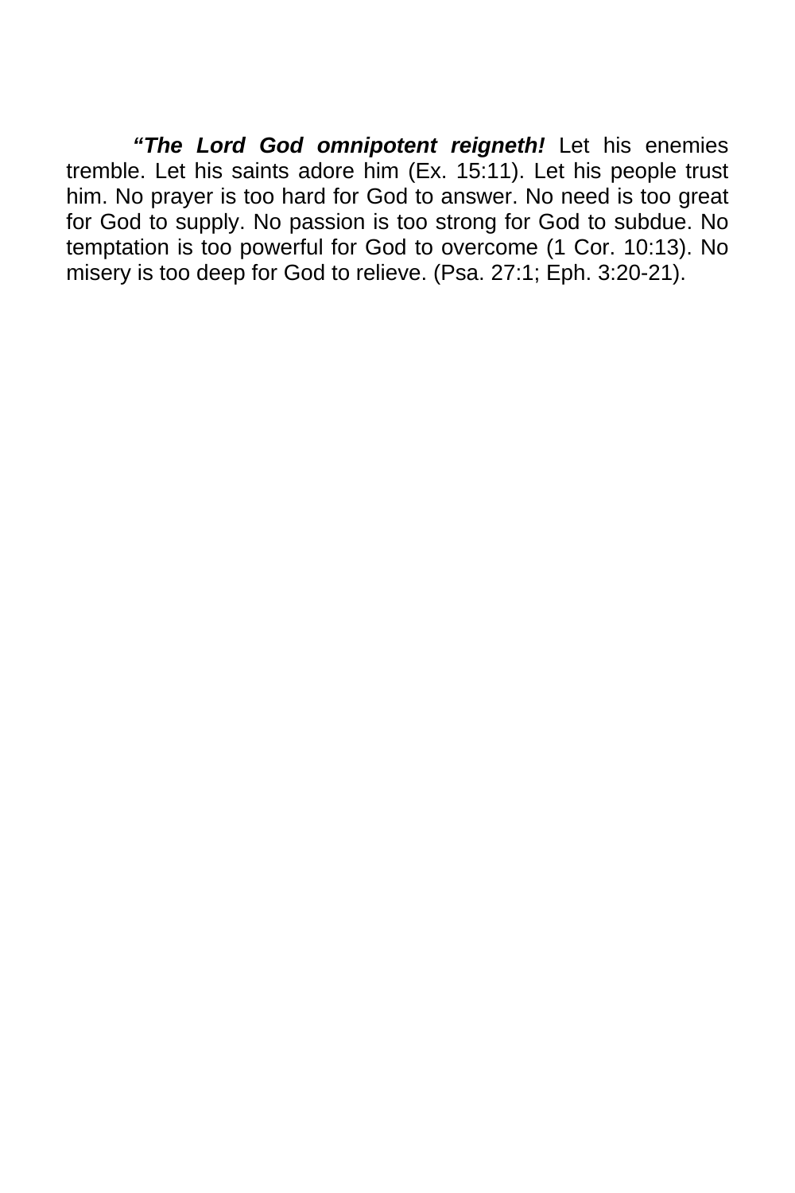***"The Lord God omnipotent reigneth!*** Let his enemies tremble. Let his saints adore him (Ex. 15:11). Let his people trust him. No prayer is too hard for God to answer. No need is too great for God to supply. No passion is too strong for God to subdue. No temptation is too powerful for God to overcome (1 Cor. 10:13). No misery is too deep for God to relieve. (Psa. 27:1; Eph. 3:20-21).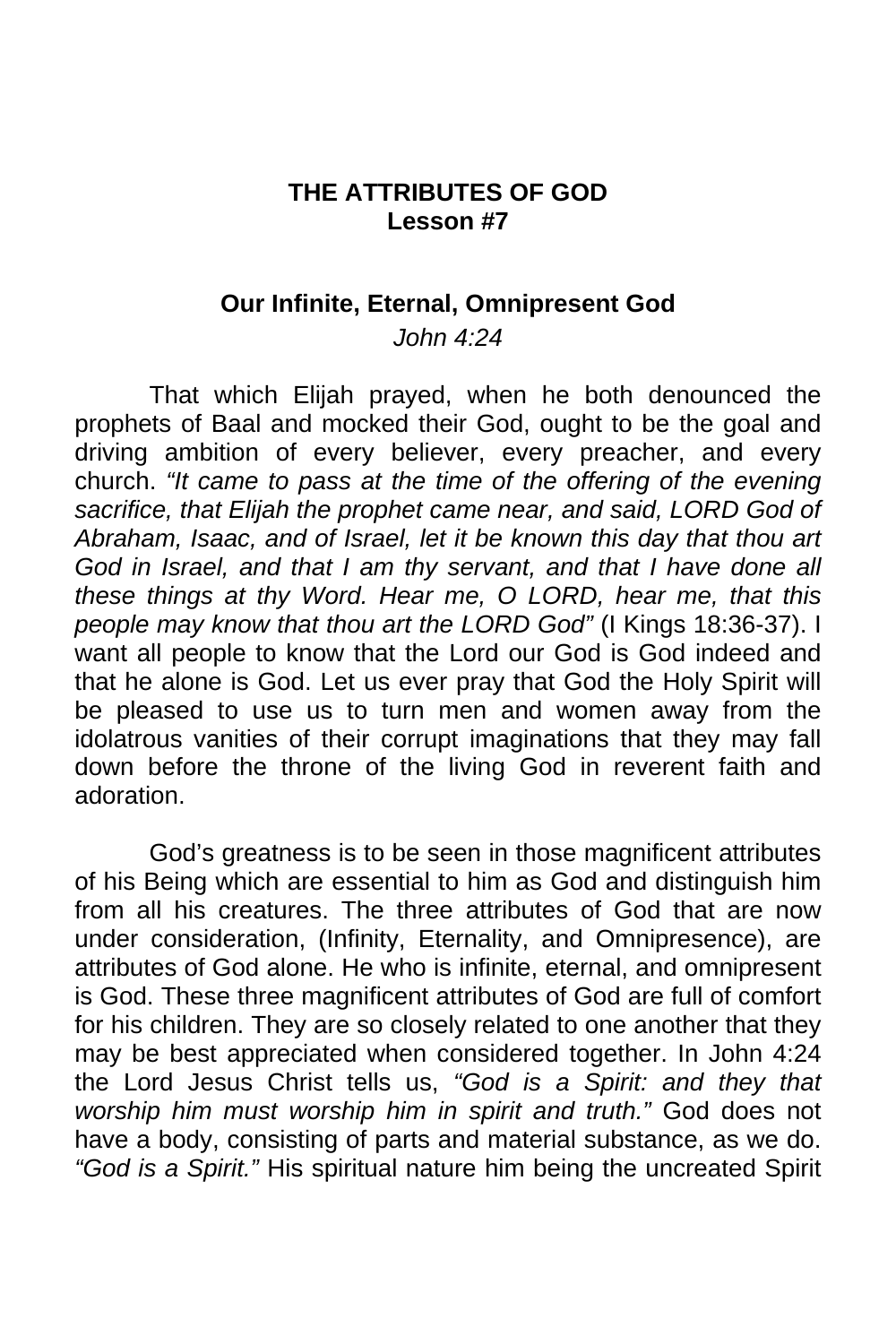# THE ATTRIBUTES OF GOD
## Lesson #7

### Our Infinite, Eternal, Omnipresent God

*John 4:24*

That which Elijah prayed, when he both denounced the prophets of Baal and mocked their God, ought to be the goal and driving ambition of every believer, every preacher, and every church. *"It came to pass at the time of the offering of the evening sacrifice, that Elijah the prophet came near, and said, LORD God of Abraham, Isaac, and of Israel, let it be known this day that thou art God in Israel, and that I am thy servant, and that I have done all these things at thy Word. Hear me, O LORD, hear me, that this people may know that thou art the LORD God"* (I Kings 18:36-37). I want all people to know that the Lord our God is God indeed and that he alone is God. Let us ever pray that God the Holy Spirit will be pleased to use us to turn men and women away from the idolatrous vanities of their corrupt imaginations that they may fall down before the throne of the living God in reverent faith and adoration.

God's greatness is to be seen in those magnificent attributes of his Being which are essential to him as God and distinguish him from all his creatures. The three attributes of God that are now under consideration, (Infinity, Eternality, and Omnipresence), are attributes of God alone. He who is infinite, eternal, and omnipresent is God. These three magnificent attributes of God are full of comfort for his children. They are so closely related to one another that they may be best appreciated when considered together. In John 4:24 the Lord Jesus Christ tells us, *"God is a Spirit: and they that worship him must worship him in spirit and truth."* God does not have a body, consisting of parts and material substance, as we do. *"God is a Spirit."* His spiritual nature him being the uncreated Spirit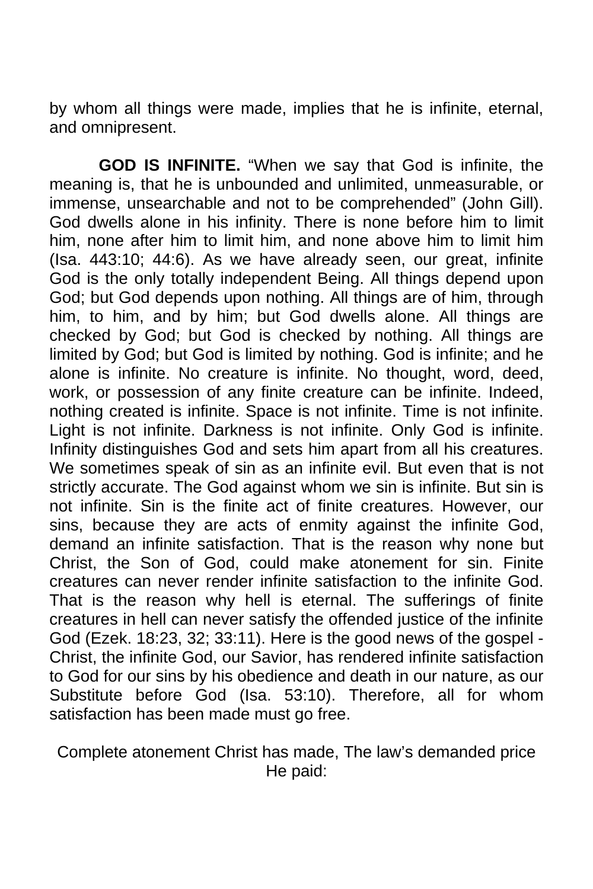by whom all things were made, implies that he is infinite, eternal, and omnipresent.

**GOD IS INFINITE.** "When we say that God is infinite, the meaning is, that he is unbounded and unlimited, unmeasurable, or immense, unsearchable and not to be comprehended" (John Gill). God dwells alone in his infinity. There is none before him to limit him, none after him to limit him, and none above him to limit him (Isa. 443:10; 44:6). As we have already seen, our great, infinite God is the only totally independent Being. All things depend upon God; but God depends upon nothing. All things are of him, through him, to him, and by him; but God dwells alone. All things are checked by God; but God is checked by nothing. All things are limited by God; but God is limited by nothing. God is infinite; and he alone is infinite. No creature is infinite. No thought, word, deed, work, or possession of any finite creature can be infinite. Indeed, nothing created is infinite. Space is not infinite. Time is not infinite. Light is not infinite. Darkness is not infinite. Only God is infinite. Infinity distinguishes God and sets him apart from all his creatures. We sometimes speak of sin as an infinite evil. But even that is not strictly accurate. The God against whom we sin is infinite. But sin is not infinite. Sin is the finite act of finite creatures. However, our sins, because they are acts of enmity against the infinite God, demand an infinite satisfaction. That is the reason why none but Christ, the Son of God, could make atonement for sin. Finite creatures can never render infinite satisfaction to the infinite God. That is the reason why hell is eternal. The sufferings of finite creatures in hell can never satisfy the offended justice of the infinite God (Ezek. 18:23, 32; 33:11). Here is the good news of the gospel - Christ, the infinite God, our Savior, has rendered infinite satisfaction to God for our sins by his obedience and death in our nature, as our Substitute before God (Isa. 53:10). Therefore, all for whom satisfaction has been made must go free.

Complete atonement Christ has made, The law's demanded price He paid: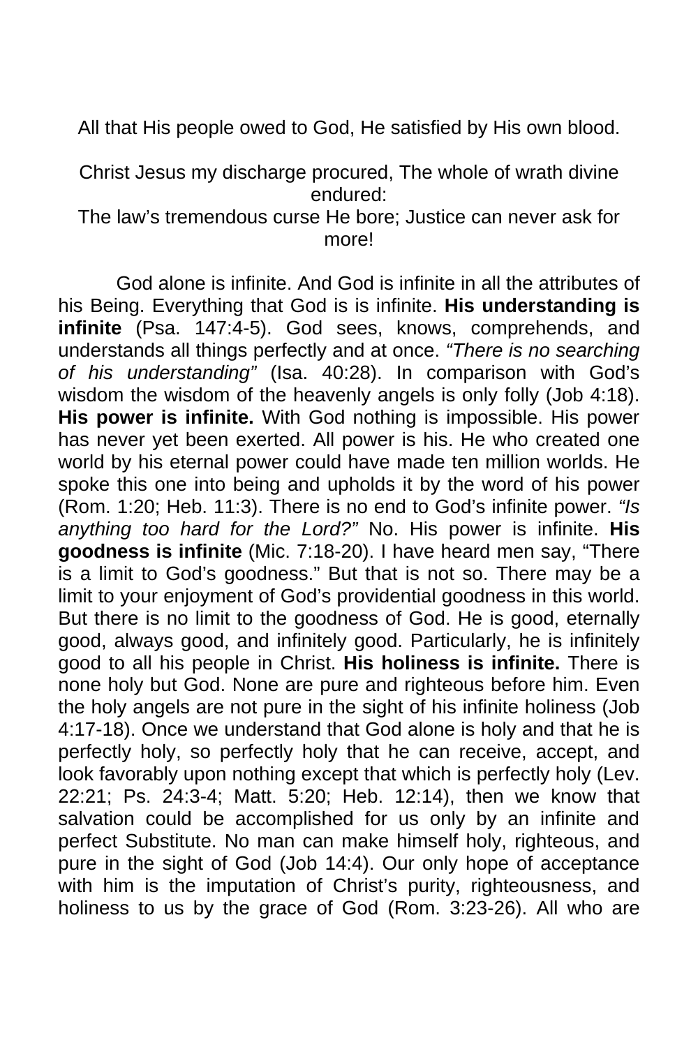All that His people owed to God, He satisfied by His own blood.

Christ Jesus my discharge procured, The whole of wrath divine endured:
The law's tremendous curse He bore; Justice can never ask for more!

God alone is infinite. And God is infinite in all the attributes of his Being. Everything that God is is infinite. **His understanding is infinite** (Psa. 147:4-5). God sees, knows, comprehends, and understands all things perfectly and at once. *"There is no searching of his understanding"* (Isa. 40:28). In comparison with God's wisdom the wisdom of the heavenly angels is only folly (Job 4:18). **His power is infinite.** With God nothing is impossible. His power has never yet been exerted. All power is his. He who created one world by his eternal power could have made ten million worlds. He spoke this one into being and upholds it by the word of his power (Rom. 1:20; Heb. 11:3). There is no end to God's infinite power. *"Is anything too hard for the Lord?"* No. His power is infinite. **His goodness is infinite** (Mic. 7:18-20). I have heard men say, "There is a limit to God's goodness." But that is not so. There may be a limit to your enjoyment of God's providential goodness in this world. But there is no limit to the goodness of God. He is good, eternally good, always good, and infinitely good. Particularly, he is infinitely good to all his people in Christ. **His holiness is infinite.** There is none holy but God. None are pure and righteous before him. Even the holy angels are not pure in the sight of his infinite holiness (Job 4:17-18). Once we understand that God alone is holy and that he is perfectly holy, so perfectly holy that he can receive, accept, and look favorably upon nothing except that which is perfectly holy (Lev. 22:21; Ps. 24:3-4; Matt. 5:20; Heb. 12:14), then we know that salvation could be accomplished for us only by an infinite and perfect Substitute. No man can make himself holy, righteous, and pure in the sight of God (Job 14:4). Our only hope of acceptance with him is the imputation of Christ's purity, righteousness, and holiness to us by the grace of God (Rom. 3:23-26). All who are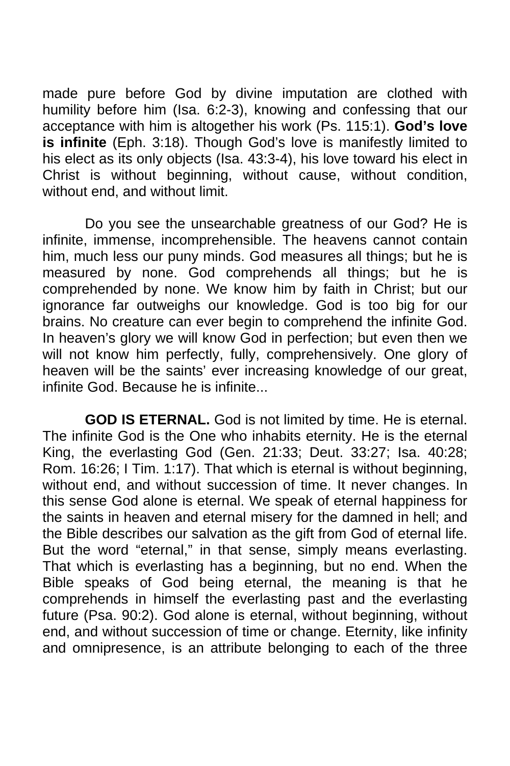made pure before God by divine imputation are clothed with humility before him (Isa. 6:2-3), knowing and confessing that our acceptance with him is altogether his work (Ps. 115:1). **God's love is infinite** (Eph. 3:18). Though God's love is manifestly limited to his elect as its only objects (Isa. 43:3-4), his love toward his elect in Christ is without beginning, without cause, without condition, without end, and without limit.

Do you see the unsearchable greatness of our God? He is infinite, immense, incomprehensible. The heavens cannot contain him, much less our puny minds. God measures all things; but he is measured by none. God comprehends all things; but he is comprehended by none. We know him by faith in Christ; but our ignorance far outweighs our knowledge. God is too big for our brains. No creature can ever begin to comprehend the infinite God. In heaven's glory we will know God in perfection; but even then we will not know him perfectly, fully, comprehensively. One glory of heaven will be the saints' ever increasing knowledge of our great, infinite God. Because he is infinite...

**GOD IS ETERNAL.** God is not limited by time. He is eternal. The infinite God is the One who inhabits eternity. He is the eternal King, the everlasting God (Gen. 21:33; Deut. 33:27; Isa. 40:28; Rom. 16:26; I Tim. 1:17). That which is eternal is without beginning, without end, and without succession of time. It never changes. In this sense God alone is eternal. We speak of eternal happiness for the saints in heaven and eternal misery for the damned in hell; and the Bible describes our salvation as the gift from God of eternal life. But the word "eternal," in that sense, simply means everlasting. That which is everlasting has a beginning, but no end. When the Bible speaks of God being eternal, the meaning is that he comprehends in himself the everlasting past and the everlasting future (Psa. 90:2). God alone is eternal, without beginning, without end, and without succession of time or change. Eternity, like infinity and omnipresence, is an attribute belonging to each of the three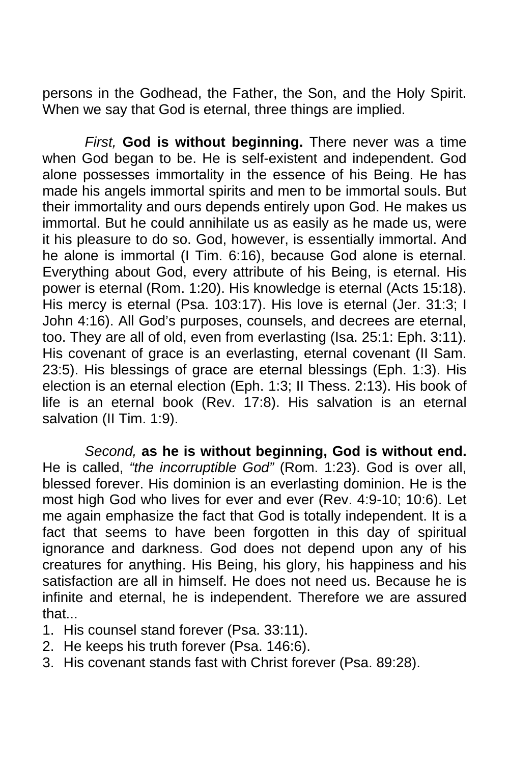persons in the Godhead, the Father, the Son, and the Holy Spirit. When we say that God is eternal, three things are implied.

*First,* **God is without beginning.** There never was a time when God began to be. He is self-existent and independent. God alone possesses immortality in the essence of his Being. He has made his angels immortal spirits and men to be immortal souls. But their immortality and ours depends entirely upon God. He makes us immortal. But he could annihilate us as easily as he made us, were it his pleasure to do so. God, however, is essentially immortal. And he alone is immortal (I Tim. 6:16), because God alone is eternal. Everything about God, every attribute of his Being, is eternal. His power is eternal (Rom. 1:20). His knowledge is eternal (Acts 15:18). His mercy is eternal (Psa. 103:17). His love is eternal (Jer. 31:3; I John 4:16). All God's purposes, counsels, and decrees are eternal, too. They are all of old, even from everlasting (Isa. 25:1: Eph. 3:11). His covenant of grace is an everlasting, eternal covenant (II Sam. 23:5). His blessings of grace are eternal blessings (Eph. 1:3). His election is an eternal election (Eph. 1:3; II Thess. 2:13). His book of life is an eternal book (Rev. 17:8). His salvation is an eternal salvation (II Tim. 1:9).

*Second,* **as he is without beginning, God is without end.** He is called, *"the incorruptible God"* (Rom. 1:23). God is over all, blessed forever. His dominion is an everlasting dominion. He is the most high God who lives for ever and ever (Rev. 4:9-10; 10:6). Let me again emphasize the fact that God is totally independent. It is a fact that seems to have been forgotten in this day of spiritual ignorance and darkness. God does not depend upon any of his creatures for anything. His Being, his glory, his happiness and his satisfaction are all in himself. He does not need us. Because he is infinite and eternal, he is independent. Therefore we are assured that...

1. His counsel stand forever (Psa. 33:11).
2. He keeps his truth forever (Psa. 146:6).
3. His covenant stands fast with Christ forever (Psa. 89:28).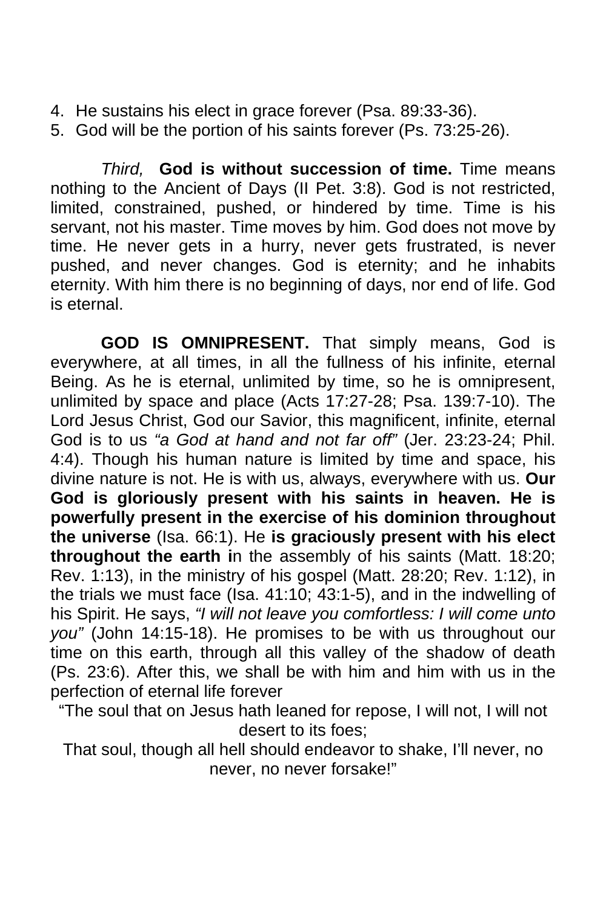4. He sustains his elect in grace forever (Psa. 89:33-36).
5. God will be the portion of his saints forever (Ps. 73:25-26).

*Third,* **God is without succession of time.** Time means nothing to the Ancient of Days (II Pet. 3:8). God is not restricted, limited, constrained, pushed, or hindered by time. Time is his servant, not his master. Time moves by him. God does not move by time. He never gets in a hurry, never gets frustrated, is never pushed, and never changes. God is eternity; and he inhabits eternity. With him there is no beginning of days, nor end of life. God is eternal.

**GOD IS OMNIPRESENT.** That simply means, God is everywhere, at all times, in all the fullness of his infinite, eternal Being. As he is eternal, unlimited by time, so he is omnipresent, unlimited by space and place (Acts 17:27-28; Psa. 139:7-10). The Lord Jesus Christ, God our Savior, this magnificent, infinite, eternal God is to us *"a God at hand and not far off"* (Jer. 23:23-24; Phil. 4:4). Though his human nature is limited by time and space, his divine nature is not. He is with us, always, everywhere with us. **Our God is gloriously present with his saints in heaven. He is powerfully present in the exercise of his dominion throughout the universe** (Isa. 66:1). He **is graciously present with his elect throughout the earth i**n the assembly of his saints (Matt. 18:20; Rev. 1:13), in the ministry of his gospel (Matt. 28:20; Rev. 1:12), in the trials we must face (Isa. 41:10; 43:1-5), and in the indwelling of his Spirit. He says, *"I will not leave you comfortless: I will come unto you"* (John 14:15-18). He promises to be with us throughout our time on this earth, through all this valley of the shadow of death (Ps. 23:6). After this, we shall be with him and him with us in the perfection of eternal life forever

"The soul that on Jesus hath leaned for repose, I will not, I will not desert to its foes;
That soul, though all hell should endeavor to shake, I'll never, no never, no never forsake!"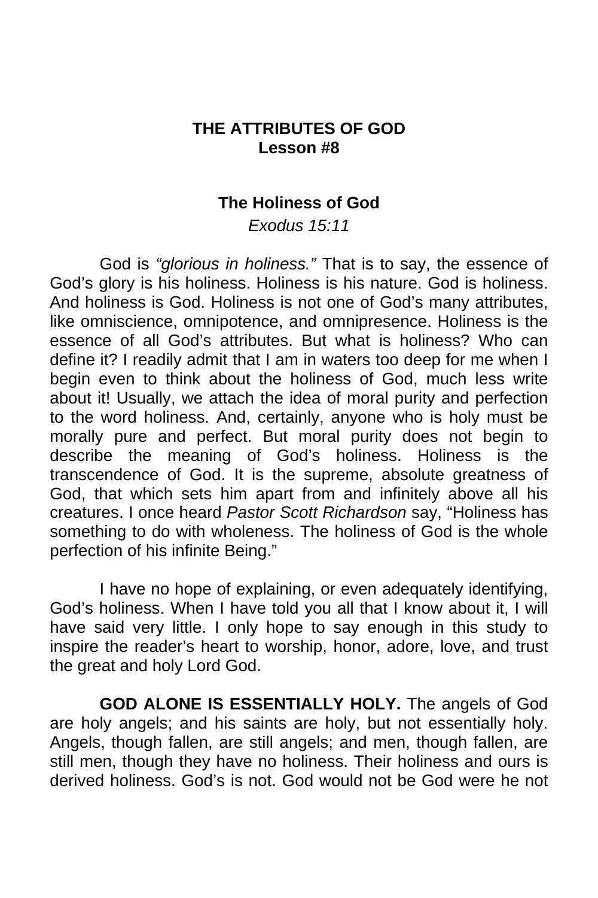# THE ATTRIBUTES OF GOD
## Lesson #8

### The Holiness of God

*Exodus 15:11*

God is *"glorious in holiness."* That is to say, the essence of God's glory is his holiness. Holiness is his nature. God is holiness. And holiness is God. Holiness is not one of God's many attributes, like omniscience, omnipotence, and omnipresence. Holiness is the essence of all God's attributes. But what is holiness? Who can define it? I readily admit that I am in waters too deep for me when I begin even to think about the holiness of God, much less write about it! Usually, we attach the idea of moral purity and perfection to the word holiness. And, certainly, anyone who is holy must be morally pure and perfect. But moral purity does not begin to describe the meaning of God's holiness. Holiness is the transcendence of God. It is the supreme, absolute greatness of God, that which sets him apart from and infinitely above all his creatures. I once heard *Pastor Scott Richardson* say, "Holiness has something to do with wholeness. The holiness of God is the whole perfection of his infinite Being."

I have no hope of explaining, or even adequately identifying, God's holiness. When I have told you all that I know about it, I will have said very little. I only hope to say enough in this study to inspire the reader's heart to worship, honor, adore, love, and trust the great and holy Lord God.

**GOD ALONE IS ESSENTIALLY HOLY.** The angels of God are holy angels; and his saints are holy, but not essentially holy. Angels, though fallen, are still angels; and men, though fallen, are still men, though they have no holiness. Their holiness and ours is derived holiness. God's is not. God would not be God were he not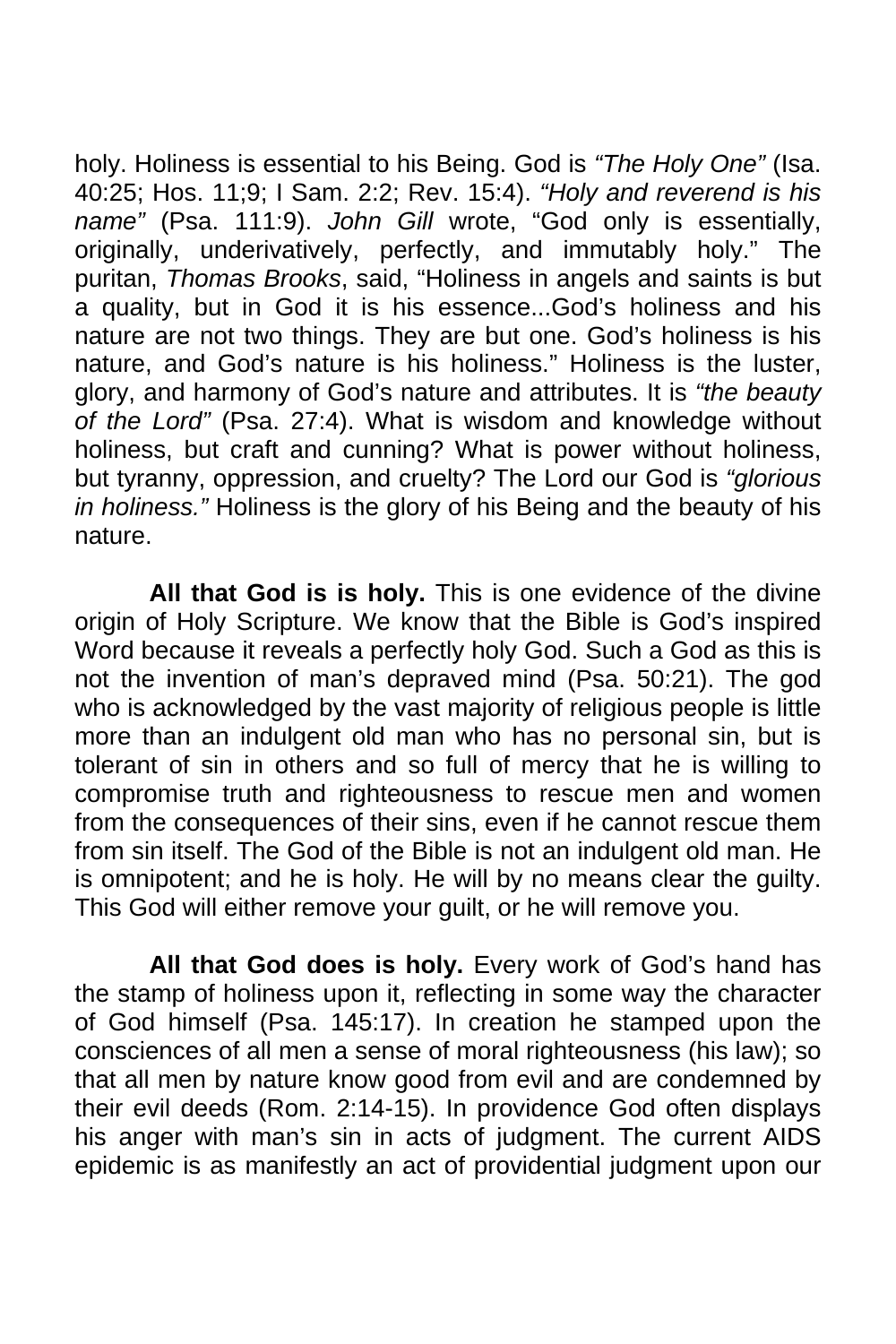holy. Holiness is essential to his Being. God is *"The Holy One"* (Isa. 40:25; Hos. 11;9; I Sam. 2:2; Rev. 15:4). *"Holy and reverend is his name"* (Psa. 111:9). *John Gill* wrote, "God only is essentially, originally, underivatively, perfectly, and immutably holy." The puritan, *Thomas Brooks*, said, "Holiness in angels and saints is but a quality, but in God it is his essence...God's holiness and his nature are not two things. They are but one. God's holiness is his nature, and God's nature is his holiness." Holiness is the luster, glory, and harmony of God's nature and attributes. It is *"the beauty of the Lord"* (Psa. 27:4). What is wisdom and knowledge without holiness, but craft and cunning? What is power without holiness, but tyranny, oppression, and cruelty? The Lord our God is *"glorious in holiness."* Holiness is the glory of his Being and the beauty of his nature.

**All that God is is holy.** This is one evidence of the divine origin of Holy Scripture. We know that the Bible is God's inspired Word because it reveals a perfectly holy God. Such a God as this is not the invention of man's depraved mind (Psa. 50:21). The god who is acknowledged by the vast majority of religious people is little more than an indulgent old man who has no personal sin, but is tolerant of sin in others and so full of mercy that he is willing to compromise truth and righteousness to rescue men and women from the consequences of their sins, even if he cannot rescue them from sin itself. The God of the Bible is not an indulgent old man. He is omnipotent; and he is holy. He will by no means clear the guilty. This God will either remove your guilt, or he will remove you.

**All that God does is holy.** Every work of God's hand has the stamp of holiness upon it, reflecting in some way the character of God himself (Psa. 145:17). In creation he stamped upon the consciences of all men a sense of moral righteousness (his law); so that all men by nature know good from evil and are condemned by their evil deeds (Rom. 2:14-15). In providence God often displays his anger with man's sin in acts of judgment. The current AIDS epidemic is as manifestly an act of providential judgment upon our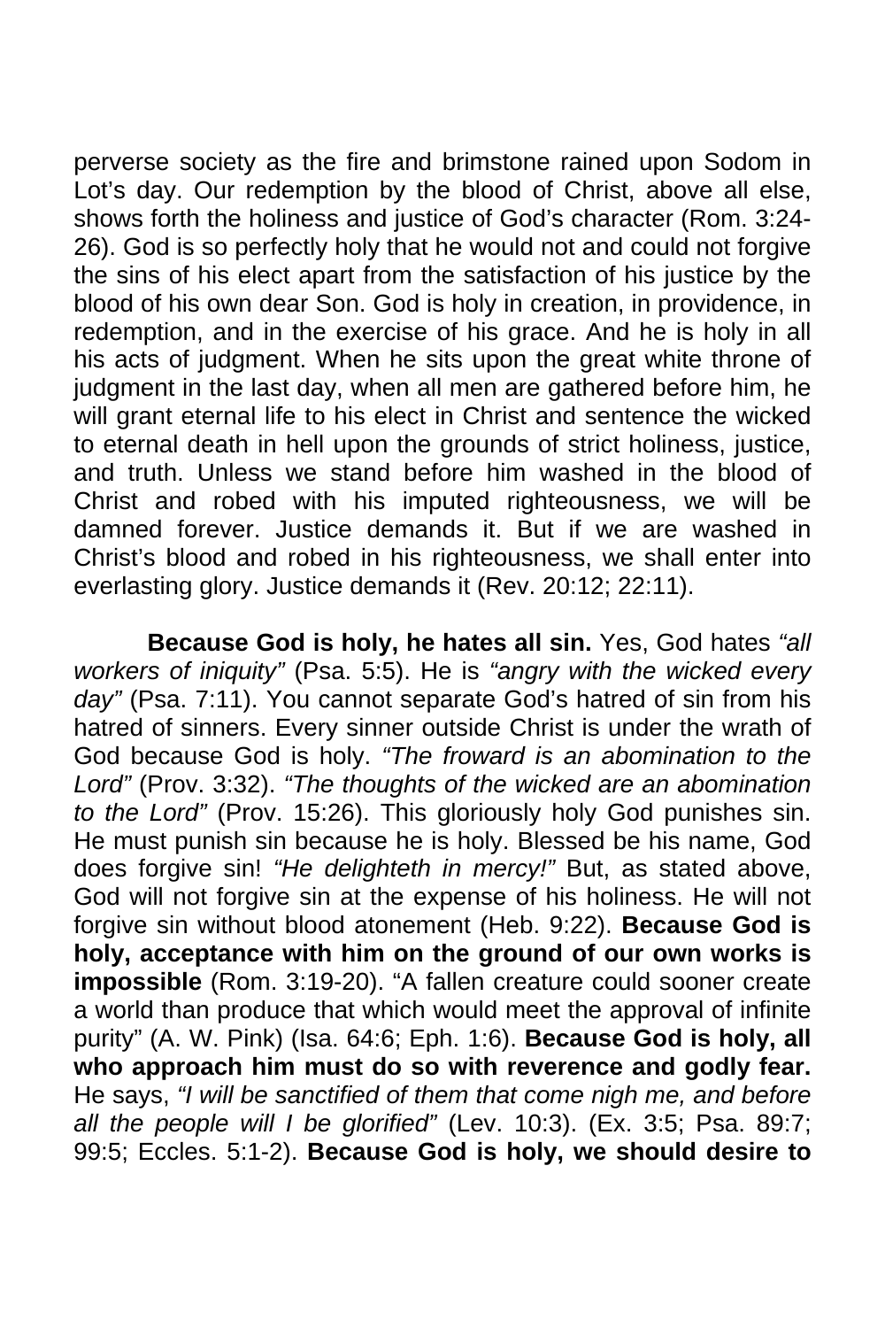perverse society as the fire and brimstone rained upon Sodom in Lot's day. Our redemption by the blood of Christ, above all else, shows forth the holiness and justice of God's character (Rom. 3:24-26). God is so perfectly holy that he would not and could not forgive the sins of his elect apart from the satisfaction of his justice by the blood of his own dear Son. God is holy in creation, in providence, in redemption, and in the exercise of his grace. And he is holy in all his acts of judgment. When he sits upon the great white throne of judgment in the last day, when all men are gathered before him, he will grant eternal life to his elect in Christ and sentence the wicked to eternal death in hell upon the grounds of strict holiness, justice, and truth. Unless we stand before him washed in the blood of Christ and robed with his imputed righteousness, we will be damned forever. Justice demands it. But if we are washed in Christ's blood and robed in his righteousness, we shall enter into everlasting glory. Justice demands it (Rev. 20:12; 22:11).

**Because God is holy, he hates all sin.** Yes, God hates *"all workers of iniquity"* (Psa. 5:5). He is *"angry with the wicked every day"* (Psa. 7:11). You cannot separate God's hatred of sin from his hatred of sinners. Every sinner outside Christ is under the wrath of God because God is holy. *"The froward is an abomination to the Lord"* (Prov. 3:32). *"The thoughts of the wicked are an abomination to the Lord"* (Prov. 15:26). This gloriously holy God punishes sin. He must punish sin because he is holy. Blessed be his name, God does forgive sin! *"He delighteth in mercy!"* But, as stated above, God will not forgive sin at the expense of his holiness. He will not forgive sin without blood atonement (Heb. 9:22). **Because God is holy, acceptance with him on the ground of our own works is impossible** (Rom. 3:19-20). "A fallen creature could sooner create a world than produce that which would meet the approval of infinite purity" (A. W. Pink) (Isa. 64:6; Eph. 1:6). **Because God is holy, all who approach him must do so with reverence and godly fear.** He says, *"I will be sanctified of them that come nigh me, and before all the people will I be glorified"* (Lev. 10:3). (Ex. 3:5; Psa. 89:7; 99:5; Eccles. 5:1-2). **Because God is holy, we should desire to**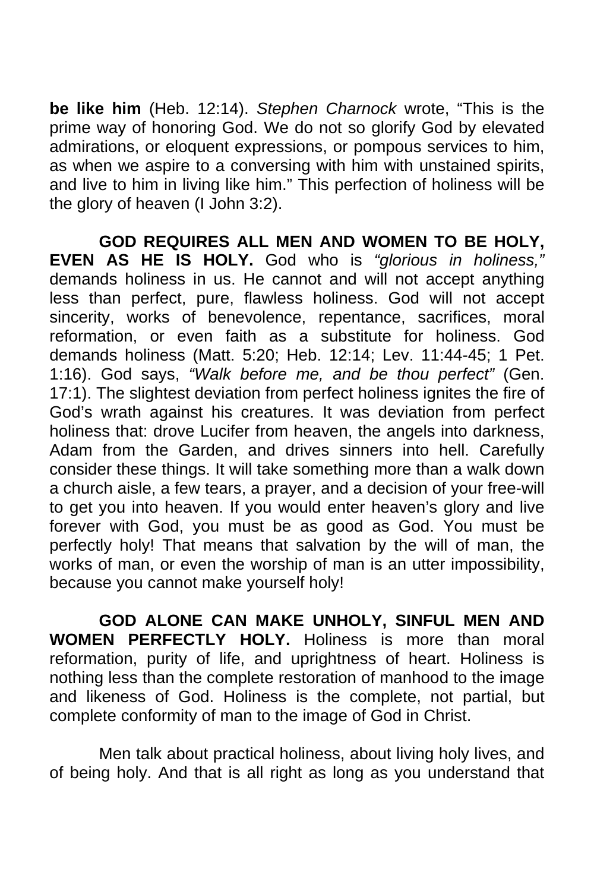**be like him** (Heb. 12:14). *Stephen Charnock* wrote, "This is the prime way of honoring God. We do not so glorify God by elevated admirations, or eloquent expressions, or pompous services to him, as when we aspire to a conversing with him with unstained spirits, and live to him in living like him." This perfection of holiness will be the glory of heaven (I John 3:2).

**GOD REQUIRES ALL MEN AND WOMEN TO BE HOLY, EVEN AS HE IS HOLY.** God who is *"glorious in holiness,"* demands holiness in us. He cannot and will not accept anything less than perfect, pure, flawless holiness. God will not accept sincerity, works of benevolence, repentance, sacrifices, moral reformation, or even faith as a substitute for holiness. God demands holiness (Matt. 5:20; Heb. 12:14; Lev. 11:44-45; 1 Pet. 1:16). God says, *"Walk before me, and be thou perfect"* (Gen. 17:1). The slightest deviation from perfect holiness ignites the fire of God's wrath against his creatures. It was deviation from perfect holiness that: drove Lucifer from heaven, the angels into darkness, Adam from the Garden, and drives sinners into hell. Carefully consider these things. It will take something more than a walk down a church aisle, a few tears, a prayer, and a decision of your free-will to get you into heaven. If you would enter heaven's glory and live forever with God, you must be as good as God. You must be perfectly holy! That means that salvation by the will of man, the works of man, or even the worship of man is an utter impossibility, because you cannot make yourself holy!

**GOD ALONE CAN MAKE UNHOLY, SINFUL MEN AND WOMEN PERFECTLY HOLY.** Holiness is more than moral reformation, purity of life, and uprightness of heart. Holiness is nothing less than the complete restoration of manhood to the image and likeness of God. Holiness is the complete, not partial, but complete conformity of man to the image of God in Christ.

Men talk about practical holiness, about living holy lives, and of being holy. And that is all right as long as you understand that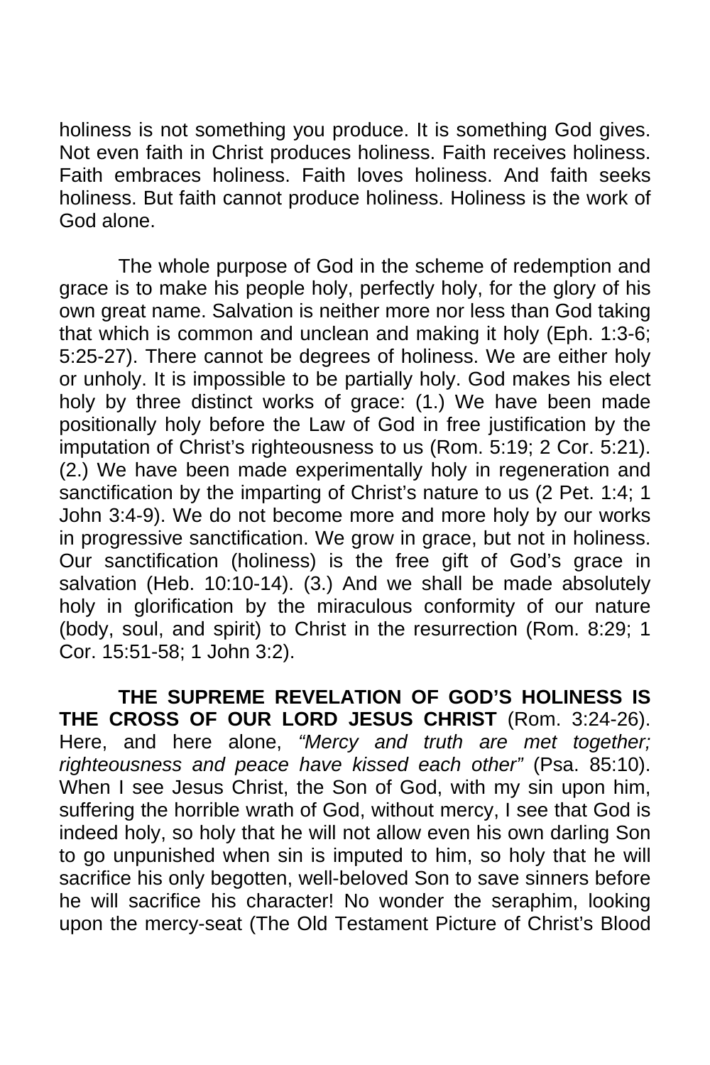holiness is not something you produce. It is something God gives. Not even faith in Christ produces holiness. Faith receives holiness. Faith embraces holiness. Faith loves holiness. And faith seeks holiness. But faith cannot produce holiness. Holiness is the work of God alone.

The whole purpose of God in the scheme of redemption and grace is to make his people holy, perfectly holy, for the glory of his own great name. Salvation is neither more nor less than God taking that which is common and unclean and making it holy (Eph. 1:3-6; 5:25-27). There cannot be degrees of holiness. We are either holy or unholy. It is impossible to be partially holy. God makes his elect holy by three distinct works of grace: (1.) We have been made positionally holy before the Law of God in free justification by the imputation of Christ's righteousness to us (Rom. 5:19; 2 Cor. 5:21). (2.) We have been made experimentally holy in regeneration and sanctification by the imparting of Christ's nature to us (2 Pet. 1:4; 1 John 3:4-9). We do not become more and more holy by our works in progressive sanctification. We grow in grace, but not in holiness. Our sanctification (holiness) is the free gift of God's grace in salvation (Heb. 10:10-14). (3.) And we shall be made absolutely holy in glorification by the miraculous conformity of our nature (body, soul, and spirit) to Christ in the resurrection (Rom. 8:29; 1 Cor. 15:51-58; 1 John 3:2).

**THE SUPREME REVELATION OF GOD'S HOLINESS IS THE CROSS OF OUR LORD JESUS CHRIST** (Rom. 3:24-26). Here, and here alone, *"Mercy and truth are met together; righteousness and peace have kissed each other"* (Psa. 85:10). When I see Jesus Christ, the Son of God, with my sin upon him, suffering the horrible wrath of God, without mercy, I see that God is indeed holy, so holy that he will not allow even his own darling Son to go unpunished when sin is imputed to him, so holy that he will sacrifice his only begotten, well-beloved Son to save sinners before he will sacrifice his character! No wonder the seraphim, looking upon the mercy-seat (The Old Testament Picture of Christ's Blood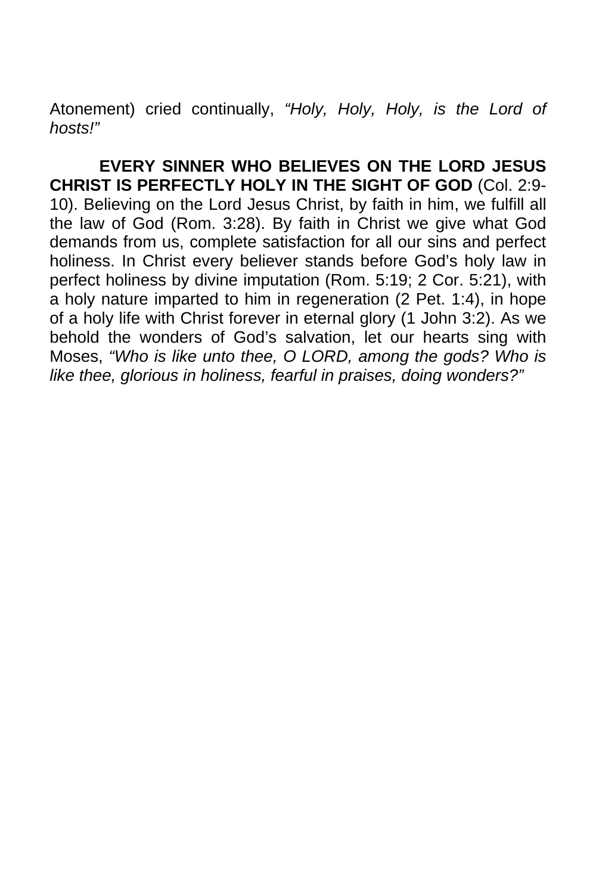Atonement) cried continually, *"Holy, Holy, Holy, is the Lord of hosts!"*

**EVERY SINNER WHO BELIEVES ON THE LORD JESUS CHRIST IS PERFECTLY HOLY IN THE SIGHT OF GOD** (Col. 2:9-10). Believing on the Lord Jesus Christ, by faith in him, we fulfill all the law of God (Rom. 3:28). By faith in Christ we give what God demands from us, complete satisfaction for all our sins and perfect holiness. In Christ every believer stands before God's holy law in perfect holiness by divine imputation (Rom. 5:19; 2 Cor. 5:21), with a holy nature imparted to him in regeneration (2 Pet. 1:4), in hope of a holy life with Christ forever in eternal glory (1 John 3:2). As we behold the wonders of God's salvation, let our hearts sing with Moses, *"Who is like unto thee, O LORD, among the gods? Who is like thee, glorious in holiness, fearful in praises, doing wonders?"*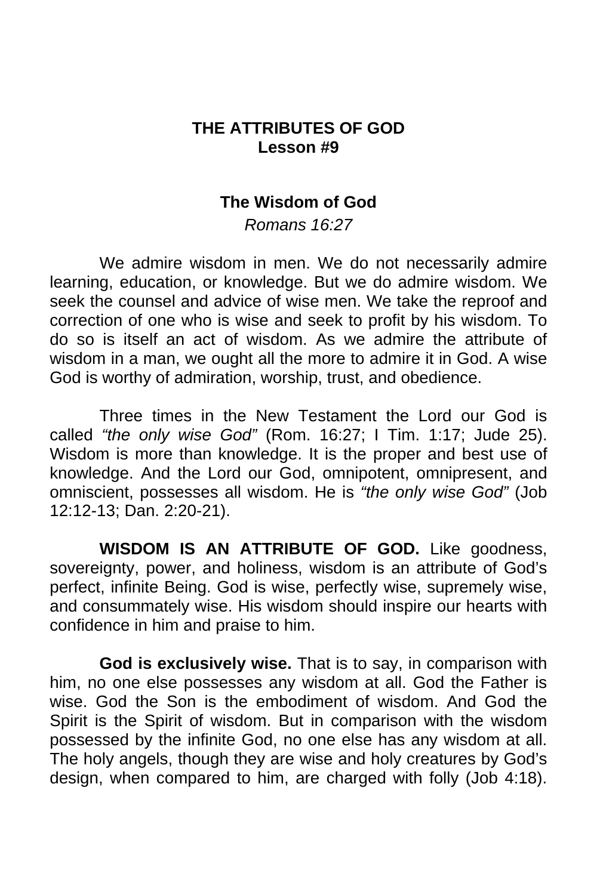# THE ATTRIBUTES OF GOD
## Lesson #9

### The Wisdom of God

*Romans 16:27*

We admire wisdom in men. We do not necessarily admire learning, education, or knowledge. But we do admire wisdom. We seek the counsel and advice of wise men. We take the reproof and correction of one who is wise and seek to profit by his wisdom. To do so is itself an act of wisdom. As we admire the attribute of wisdom in a man, we ought all the more to admire it in God. A wise God is worthy of admiration, worship, trust, and obedience.

Three times in the New Testament the Lord our God is called *"the only wise God"* (Rom. 16:27; I Tim. 1:17; Jude 25). Wisdom is more than knowledge. It is the proper and best use of knowledge. And the Lord our God, omnipotent, omnipresent, and omniscient, possesses all wisdom. He is *"the only wise God"* (Job 12:12-13; Dan. 2:20-21).

**WISDOM IS AN ATTRIBUTE OF GOD.** Like goodness, sovereignty, power, and holiness, wisdom is an attribute of God's perfect, infinite Being. God is wise, perfectly wise, supremely wise, and consummately wise. His wisdom should inspire our hearts with confidence in him and praise to him.

**God is exclusively wise.** That is to say, in comparison with him, no one else possesses any wisdom at all. God the Father is wise. God the Son is the embodiment of wisdom. And God the Spirit is the Spirit of wisdom. But in comparison with the wisdom possessed by the infinite God, no one else has any wisdom at all. The holy angels, though they are wise and holy creatures by God's design, when compared to him, are charged with folly (Job 4:18).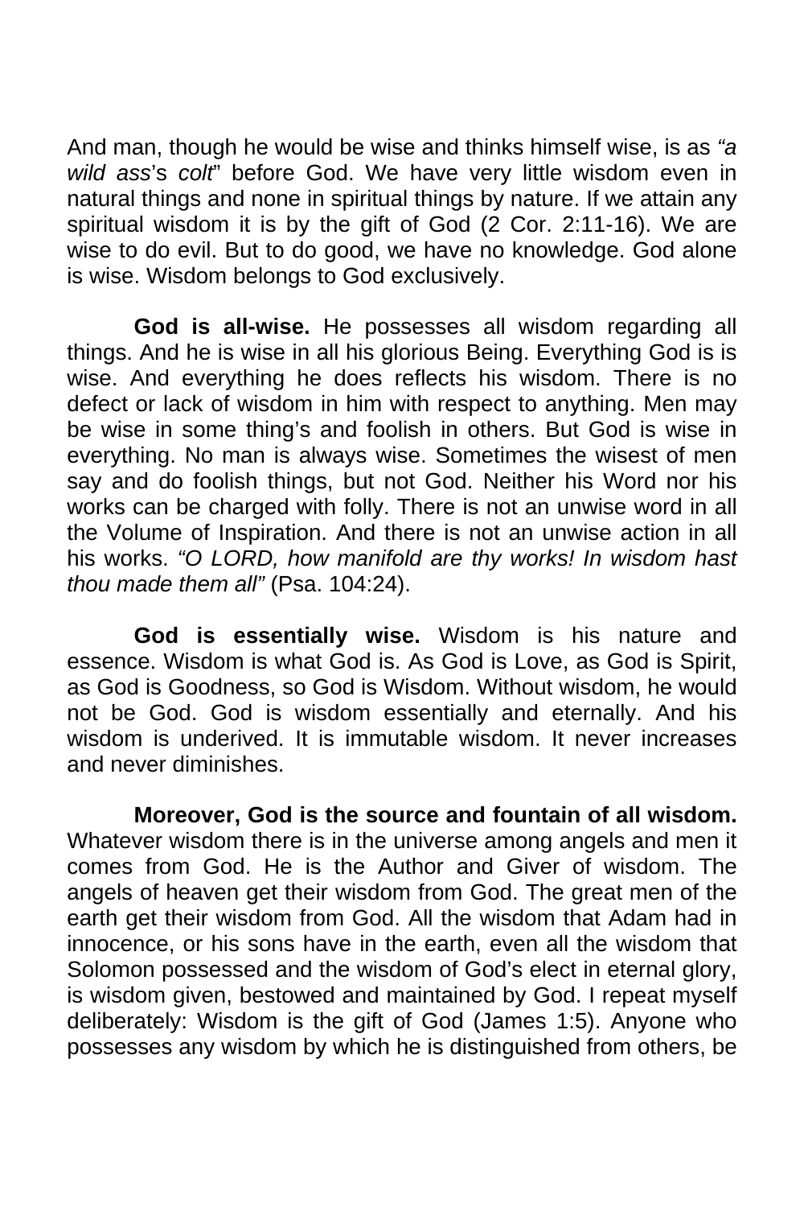And man, though he would be wise and thinks himself wise, is as *"a wild ass*'s *colt*" before God. We have very little wisdom even in natural things and none in spiritual things by nature. If we attain any spiritual wisdom it is by the gift of God (2 Cor. 2:11-16). We are wise to do evil. But to do good, we have no knowledge. God alone is wise. Wisdom belongs to God exclusively.

**God is all-wise.** He possesses all wisdom regarding all things. And he is wise in all his glorious Being. Everything God is is wise. And everything he does reflects his wisdom. There is no defect or lack of wisdom in him with respect to anything. Men may be wise in some thing's and foolish in others. But God is wise in everything. No man is always wise. Sometimes the wisest of men say and do foolish things, but not God. Neither his Word nor his works can be charged with folly. There is not an unwise word in all the Volume of Inspiration. And there is not an unwise action in all his works. *"O LORD, how manifold are thy works! In wisdom hast thou made them all"* (Psa. 104:24).

**God is essentially wise.** Wisdom is his nature and essence. Wisdom is what God is. As God is Love, as God is Spirit, as God is Goodness, so God is Wisdom. Without wisdom, he would not be God. God is wisdom essentially and eternally. And his wisdom is underived. It is immutable wisdom. It never increases and never diminishes.

**Moreover, God is the source and fountain of all wisdom.** Whatever wisdom there is in the universe among angels and men it comes from God. He is the Author and Giver of wisdom. The angels of heaven get their wisdom from God. The great men of the earth get their wisdom from God. All the wisdom that Adam had in innocence, or his sons have in the earth, even all the wisdom that Solomon possessed and the wisdom of God's elect in eternal glory, is wisdom given, bestowed and maintained by God. I repeat myself deliberately: Wisdom is the gift of God (James 1:5). Anyone who possesses any wisdom by which he is distinguished from others, be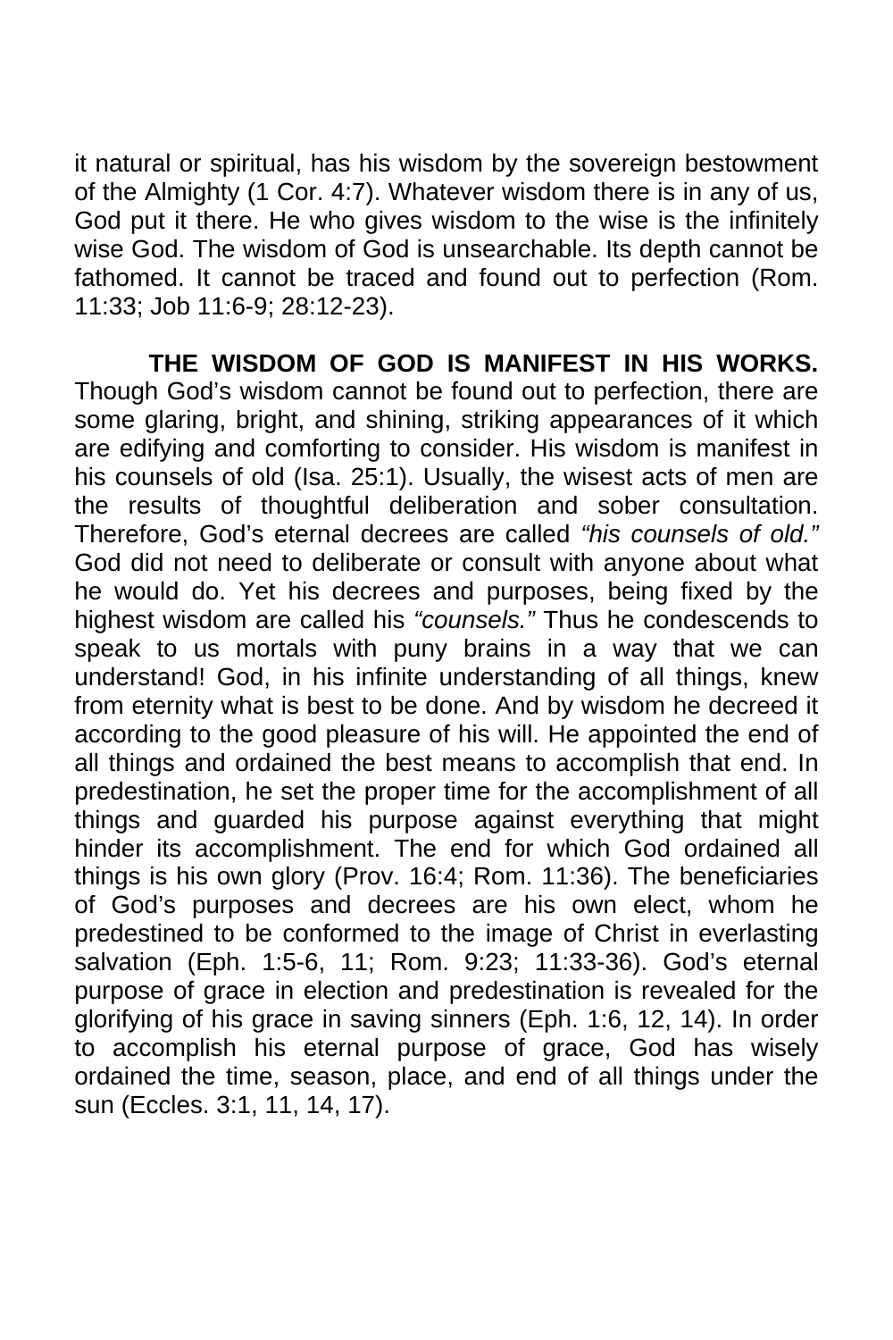it natural or spiritual, has his wisdom by the sovereign bestowment of the Almighty (1 Cor. 4:7). Whatever wisdom there is in any of us, God put it there. He who gives wisdom to the wise is the infinitely wise God. The wisdom of God is unsearchable. Its depth cannot be fathomed. It cannot be traced and found out to perfection (Rom. 11:33; Job 11:6-9; 28:12-23).

**THE WISDOM OF GOD IS MANIFEST IN HIS WORKS.** Though God's wisdom cannot be found out to perfection, there are some glaring, bright, and shining, striking appearances of it which are edifying and comforting to consider. His wisdom is manifest in his counsels of old (Isa. 25:1). Usually, the wisest acts of men are the results of thoughtful deliberation and sober consultation. Therefore, God's eternal decrees are called *"his counsels of old."* God did not need to deliberate or consult with anyone about what he would do. Yet his decrees and purposes, being fixed by the highest wisdom are called his *"counsels."* Thus he condescends to speak to us mortals with puny brains in a way that we can understand! God, in his infinite understanding of all things, knew from eternity what is best to be done. And by wisdom he decreed it according to the good pleasure of his will. He appointed the end of all things and ordained the best means to accomplish that end. In predestination, he set the proper time for the accomplishment of all things and guarded his purpose against everything that might hinder its accomplishment. The end for which God ordained all things is his own glory (Prov. 16:4; Rom. 11:36). The beneficiaries of God's purposes and decrees are his own elect, whom he predestined to be conformed to the image of Christ in everlasting salvation (Eph. 1:5-6, 11; Rom. 9:23; 11:33-36). God's eternal purpose of grace in election and predestination is revealed for the glorifying of his grace in saving sinners (Eph. 1:6, 12, 14). In order to accomplish his eternal purpose of grace, God has wisely ordained the time, season, place, and end of all things under the sun (Eccles. 3:1, 11, 14, 17).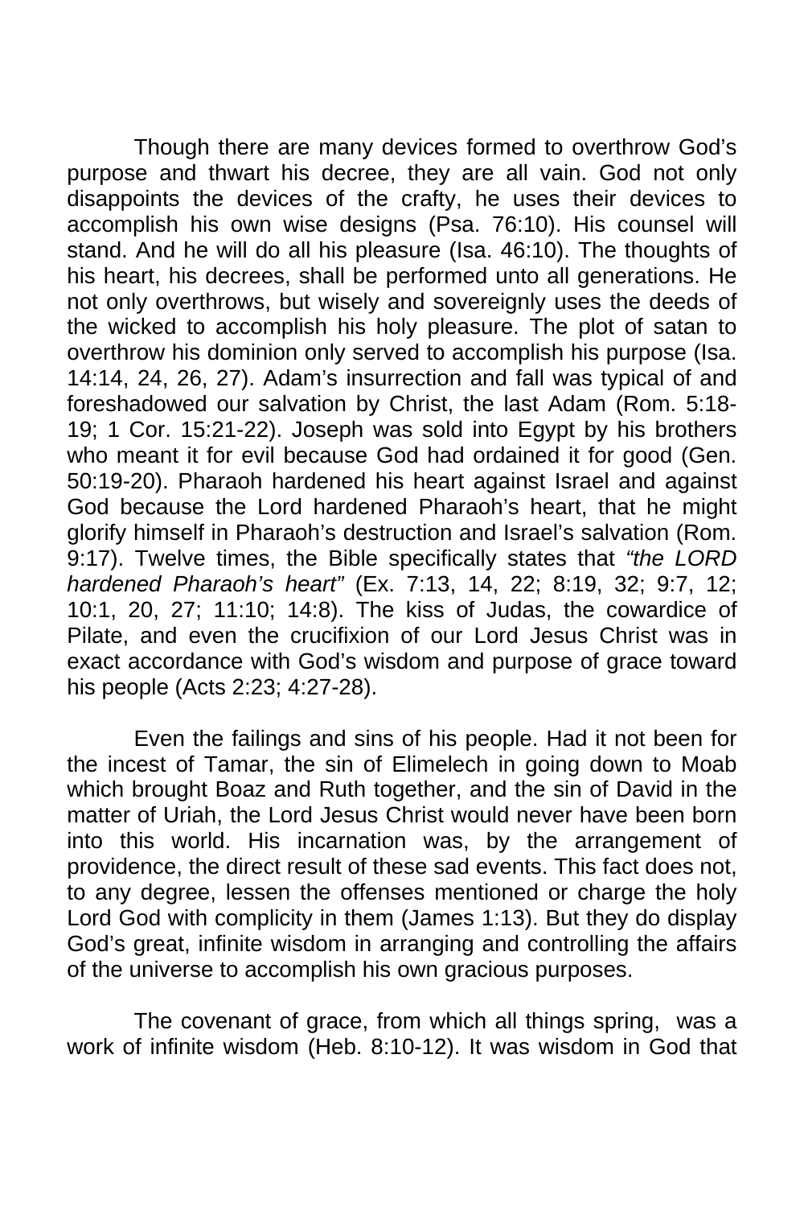Though there are many devices formed to overthrow God's purpose and thwart his decree, they are all vain. God not only disappoints the devices of the crafty, he uses their devices to accomplish his own wise designs (Psa. 76:10). His counsel will stand. And he will do all his pleasure (Isa. 46:10). The thoughts of his heart, his decrees, shall be performed unto all generations. He not only overthrows, but wisely and sovereignly uses the deeds of the wicked to accomplish his holy pleasure. The plot of satan to overthrow his dominion only served to accomplish his purpose (Isa. 14:14, 24, 26, 27). Adam's insurrection and fall was typical of and foreshadowed our salvation by Christ, the last Adam (Rom. 5:18-19; 1 Cor. 15:21-22). Joseph was sold into Egypt by his brothers who meant it for evil because God had ordained it for good (Gen. 50:19-20). Pharaoh hardened his heart against Israel and against God because the Lord hardened Pharaoh's heart, that he might glorify himself in Pharaoh's destruction and Israel's salvation (Rom. 9:17). Twelve times, the Bible specifically states that *"the LORD hardened Pharaoh's heart"* (Ex. 7:13, 14, 22; 8:19, 32; 9:7, 12; 10:1, 20, 27; 11:10; 14:8). The kiss of Judas, the cowardice of Pilate, and even the crucifixion of our Lord Jesus Christ was in exact accordance with God's wisdom and purpose of grace toward his people (Acts 2:23; 4:27-28).

Even the failings and sins of his people. Had it not been for the incest of Tamar, the sin of Elimelech in going down to Moab which brought Boaz and Ruth together, and the sin of David in the matter of Uriah, the Lord Jesus Christ would never have been born into this world. His incarnation was, by the arrangement of providence, the direct result of these sad events. This fact does not, to any degree, lessen the offenses mentioned or charge the holy Lord God with complicity in them (James 1:13). But they do display God's great, infinite wisdom in arranging and controlling the affairs of the universe to accomplish his own gracious purposes.

The covenant of grace, from which all things spring, was a work of infinite wisdom (Heb. 8:10-12). It was wisdom in God that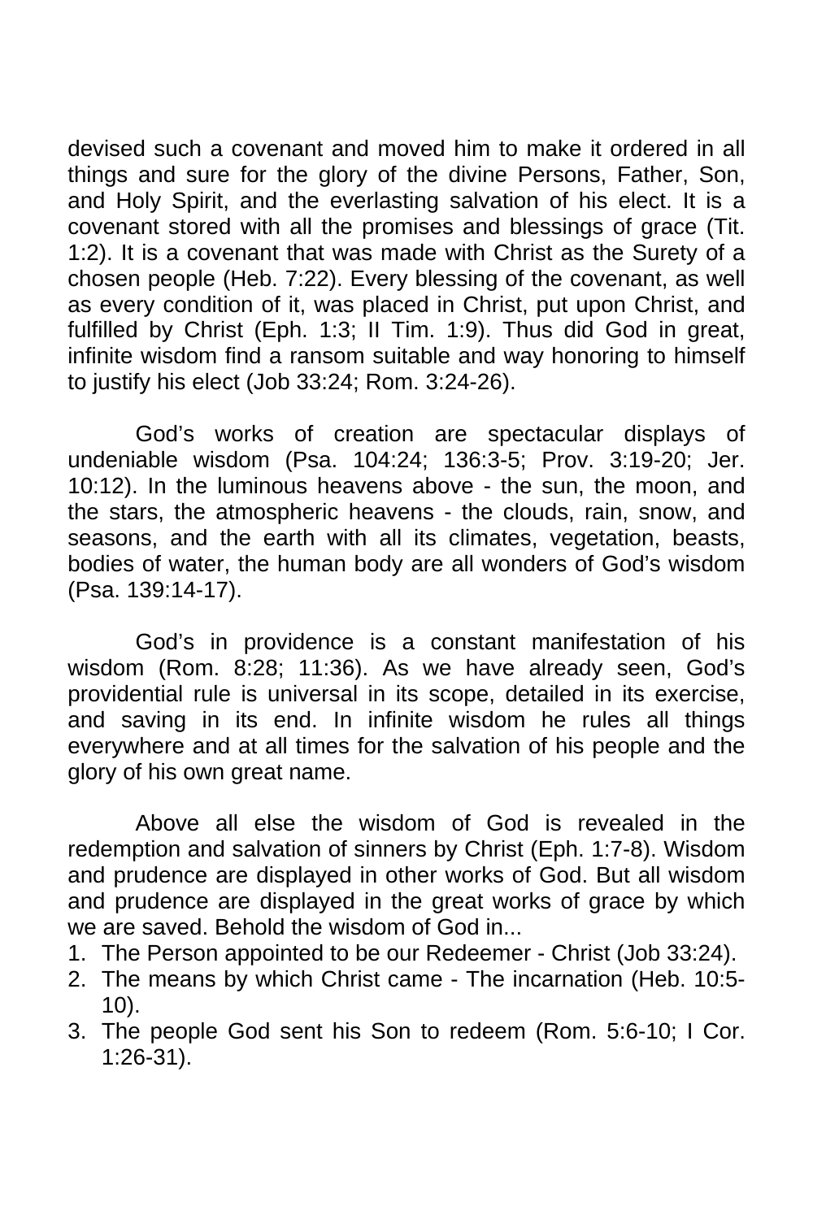devised such a covenant and moved him to make it ordered in all things and sure for the glory of the divine Persons, Father, Son, and Holy Spirit, and the everlasting salvation of his elect. It is a covenant stored with all the promises and blessings of grace (Tit. 1:2). It is a covenant that was made with Christ as the Surety of a chosen people (Heb. 7:22). Every blessing of the covenant, as well as every condition of it, was placed in Christ, put upon Christ, and fulfilled by Christ (Eph. 1:3; II Tim. 1:9). Thus did God in great, infinite wisdom find a ransom suitable and way honoring to himself to justify his elect (Job 33:24; Rom. 3:24-26).

God's works of creation are spectacular displays of undeniable wisdom (Psa. 104:24; 136:3-5; Prov. 3:19-20; Jer. 10:12). In the luminous heavens above - the sun, the moon, and the stars, the atmospheric heavens - the clouds, rain, snow, and seasons, and the earth with all its climates, vegetation, beasts, bodies of water, the human body are all wonders of God's wisdom (Psa. 139:14-17).

God's in providence is a constant manifestation of his wisdom (Rom. 8:28; 11:36). As we have already seen, God's providential rule is universal in its scope, detailed in its exercise, and saving in its end. In infinite wisdom he rules all things everywhere and at all times for the salvation of his people and the glory of his own great name.

Above all else the wisdom of God is revealed in the redemption and salvation of sinners by Christ (Eph. 1:7-8). Wisdom and prudence are displayed in other works of God. But all wisdom and prudence are displayed in the great works of grace by which we are saved. Behold the wisdom of God in...

1. The Person appointed to be our Redeemer - Christ (Job 33:24).
2. The means by which Christ came - The incarnation (Heb. 10:5-10).
3. The people God sent his Son to redeem (Rom. 5:6-10; I Cor. 1:26-31).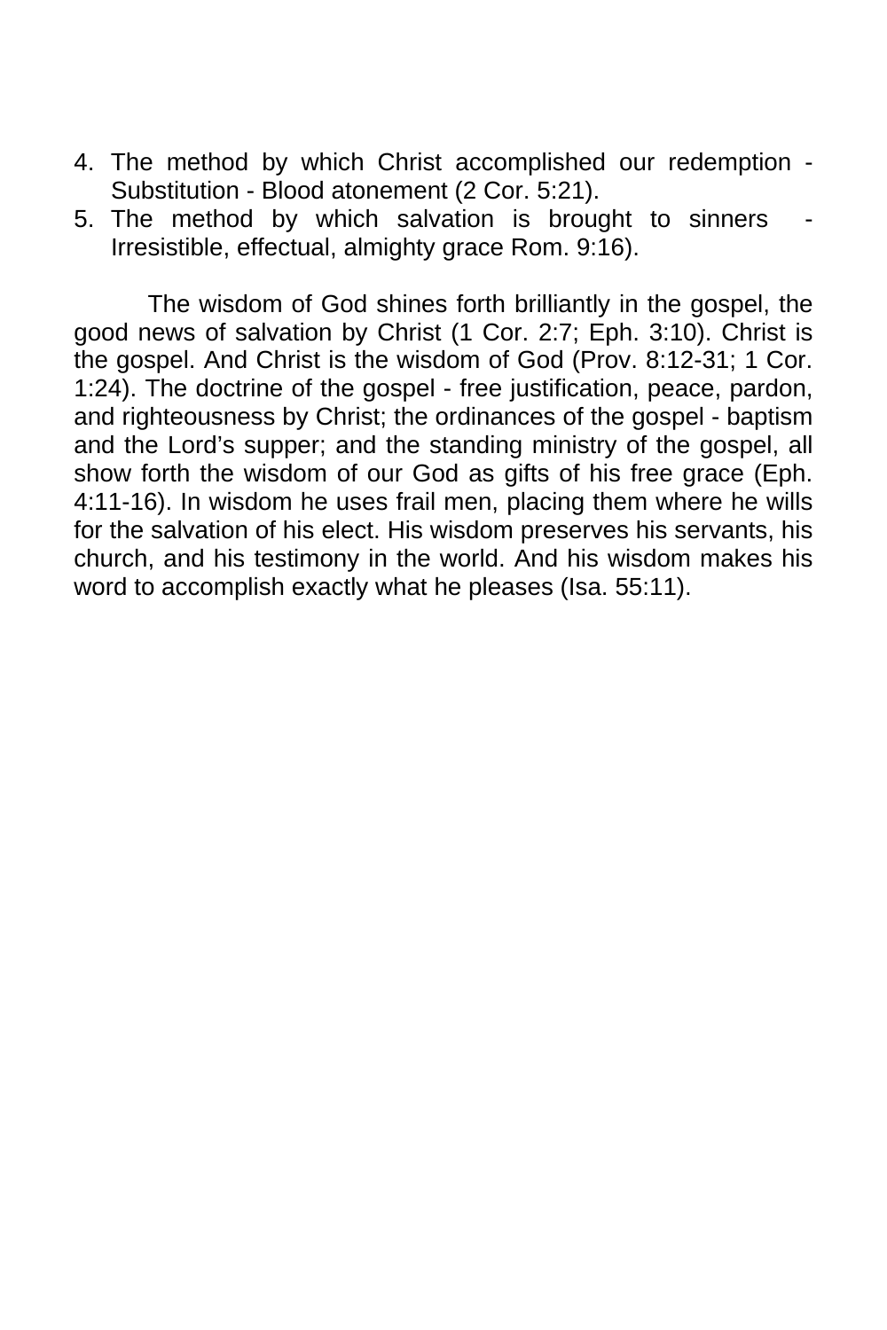4. The method by which Christ accomplished our redemption - Substitution - Blood atonement (2 Cor. 5:21).
5. The method by which salvation is brought to sinners - Irresistible, effectual, almighty grace Rom. 9:16).

The wisdom of God shines forth brilliantly in the gospel, the good news of salvation by Christ (1 Cor. 2:7; Eph. 3:10). Christ is the gospel. And Christ is the wisdom of God (Prov. 8:12-31; 1 Cor. 1:24). The doctrine of the gospel - free justification, peace, pardon, and righteousness by Christ; the ordinances of the gospel - baptism and the Lord's supper; and the standing ministry of the gospel, all show forth the wisdom of our God as gifts of his free grace (Eph. 4:11-16). In wisdom he uses frail men, placing them where he wills for the salvation of his elect. His wisdom preserves his servants, his church, and his testimony in the world. And his wisdom makes his word to accomplish exactly what he pleases (Isa. 55:11).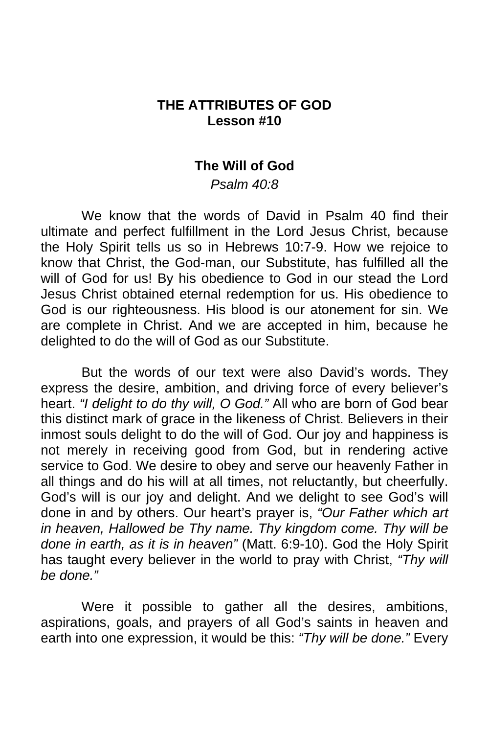# THE ATTRIBUTES OF GOD
## Lesson #10

### The Will of God

*Psalm 40:8*

We know that the words of David in Psalm 40 find their ultimate and perfect fulfillment in the Lord Jesus Christ, because the Holy Spirit tells us so in Hebrews 10:7-9. How we rejoice to know that Christ, the God-man, our Substitute, has fulfilled all the will of God for us! By his obedience to God in our stead the Lord Jesus Christ obtained eternal redemption for us. His obedience to God is our righteousness. His blood is our atonement for sin. We are complete in Christ. And we are accepted in him, because he delighted to do the will of God as our Substitute.

But the words of our text were also David's words. They express the desire, ambition, and driving force of every believer's heart. *"I delight to do thy will, O God."* All who are born of God bear this distinct mark of grace in the likeness of Christ. Believers in their inmost souls delight to do the will of God. Our joy and happiness is not merely in receiving good from God, but in rendering active service to God. We desire to obey and serve our heavenly Father in all things and do his will at all times, not reluctantly, but cheerfully. God's will is our joy and delight. And we delight to see God's will done in and by others. Our heart's prayer is, *"Our Father which art in heaven, Hallowed be Thy name. Thy kingdom come. Thy will be done in earth, as it is in heaven"* (Matt. 6:9-10). God the Holy Spirit has taught every believer in the world to pray with Christ, *"Thy will be done."*

Were it possible to gather all the desires, ambitions, aspirations, goals, and prayers of all God's saints in heaven and earth into one expression, it would be this: *"Thy will be done."* Every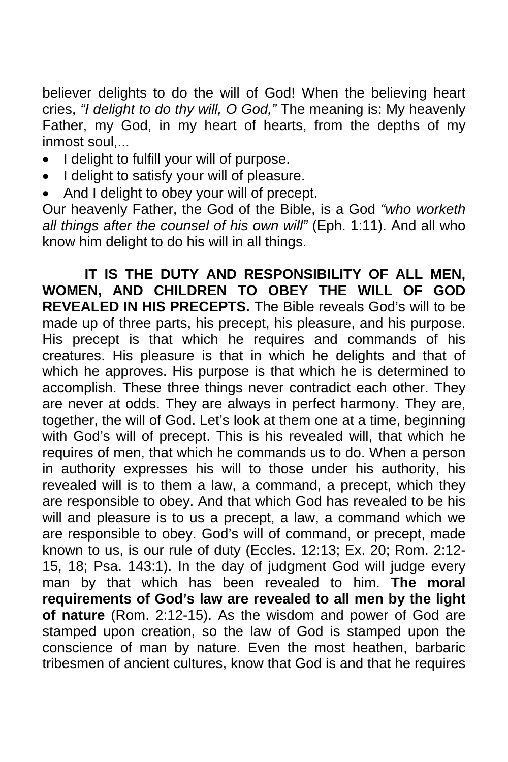believer delights to do the will of God! When the believing heart cries, *"I delight to do thy will, O God,"* The meaning is: My heavenly Father, my God, in my heart of hearts, from the depths of my inmost soul,...

- I delight to fulfill your will of purpose.
- I delight to satisfy your will of pleasure.
- And I delight to obey your will of precept.

Our heavenly Father, the God of the Bible, is a God *"who worketh all things after the counsel of his own will"* (Eph. 1:11). And all who know him delight to do his will in all things.

**IT IS THE DUTY AND RESPONSIBILITY OF ALL MEN, WOMEN, AND CHILDREN TO OBEY THE WILL OF GOD REVEALED IN HIS PRECEPTS.** The Bible reveals God's will to be made up of three parts, his precept, his pleasure, and his purpose. His precept is that which he requires and commands of his creatures. His pleasure is that in which he delights and that of which he approves. His purpose is that which he is determined to accomplish. These three things never contradict each other. They are never at odds. They are always in perfect harmony. They are, together, the will of God. Let's look at them one at a time, beginning with God's will of precept. This is his revealed will, that which he requires of men, that which he commands us to do. When a person in authority expresses his will to those under his authority, his revealed will is to them a law, a command, a precept, which they are responsible to obey. And that which God has revealed to be his will and pleasure is to us a precept, a law, a command which we are responsible to obey. God's will of command, or precept, made known to us, is our rule of duty (Eccles. 12:13; Ex. 20; Rom. 2:12-15, 18; Psa. 143:1). In the day of judgment God will judge every man by that which has been revealed to him. **The moral requirements of God's law are revealed to all men by the light of nature** (Rom. 2:12-15). As the wisdom and power of God are stamped upon creation, so the law of God is stamped upon the conscience of man by nature. Even the most heathen, barbaric tribesmen of ancient cultures, know that God is and that he requires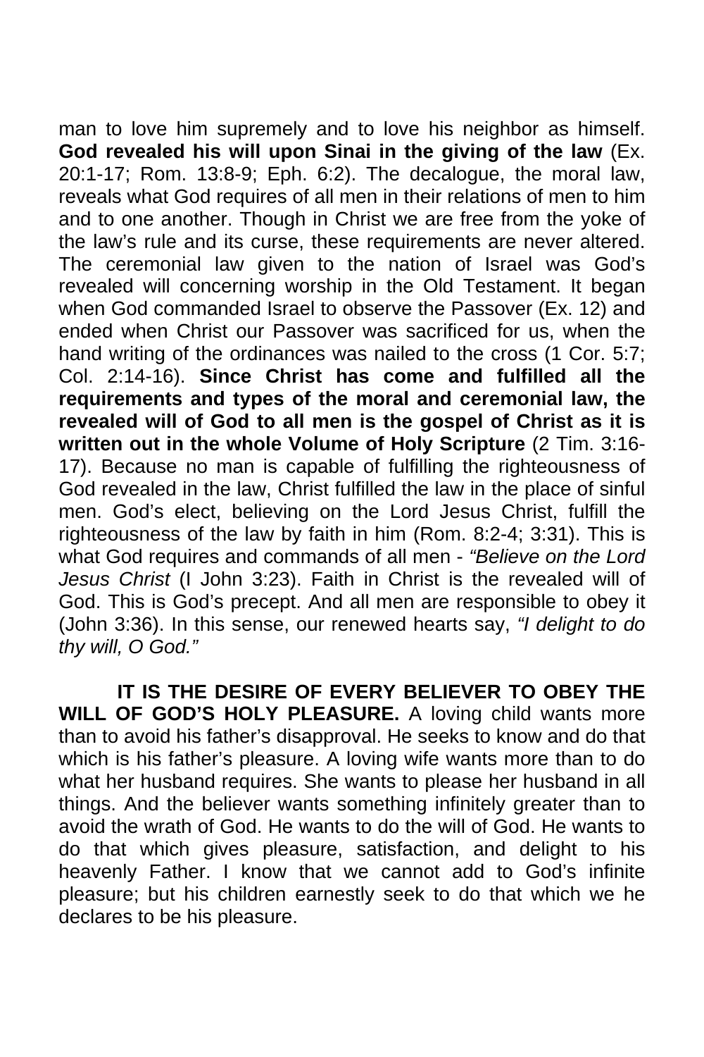man to love him supremely and to love his neighbor as himself. **God revealed his will upon Sinai in the giving of the law** (Ex. 20:1-17; Rom. 13:8-9; Eph. 6:2). The decalogue, the moral law, reveals what God requires of all men in their relations of men to him and to one another. Though in Christ we are free from the yoke of the law's rule and its curse, these requirements are never altered. The ceremonial law given to the nation of Israel was God's revealed will concerning worship in the Old Testament. It began when God commanded Israel to observe the Passover (Ex. 12) and ended when Christ our Passover was sacrificed for us, when the hand writing of the ordinances was nailed to the cross (1 Cor. 5:7; Col. 2:14-16). **Since Christ has come and fulfilled all the requirements and types of the moral and ceremonial law, the revealed will of God to all men is the gospel of Christ as it is written out in the whole Volume of Holy Scripture** (2 Tim. 3:16-17). Because no man is capable of fulfilling the righteousness of God revealed in the law, Christ fulfilled the law in the place of sinful men. God's elect, believing on the Lord Jesus Christ, fulfill the righteousness of the law by faith in him (Rom. 8:2-4; 3:31). This is what God requires and commands of all men - *"Believe on the Lord Jesus Christ* (I John 3:23). Faith in Christ is the revealed will of God. This is God's precept. And all men are responsible to obey it (John 3:36). In this sense, our renewed hearts say, *"I delight to do thy will, O God."*

**IT IS THE DESIRE OF EVERY BELIEVER TO OBEY THE WILL OF GOD'S HOLY PLEASURE.** A loving child wants more than to avoid his father's disapproval. He seeks to know and do that which is his father's pleasure. A loving wife wants more than to do what her husband requires. She wants to please her husband in all things. And the believer wants something infinitely greater than to avoid the wrath of God. He wants to do the will of God. He wants to do that which gives pleasure, satisfaction, and delight to his heavenly Father. I know that we cannot add to God's infinite pleasure; but his children earnestly seek to do that which we he declares to be his pleasure.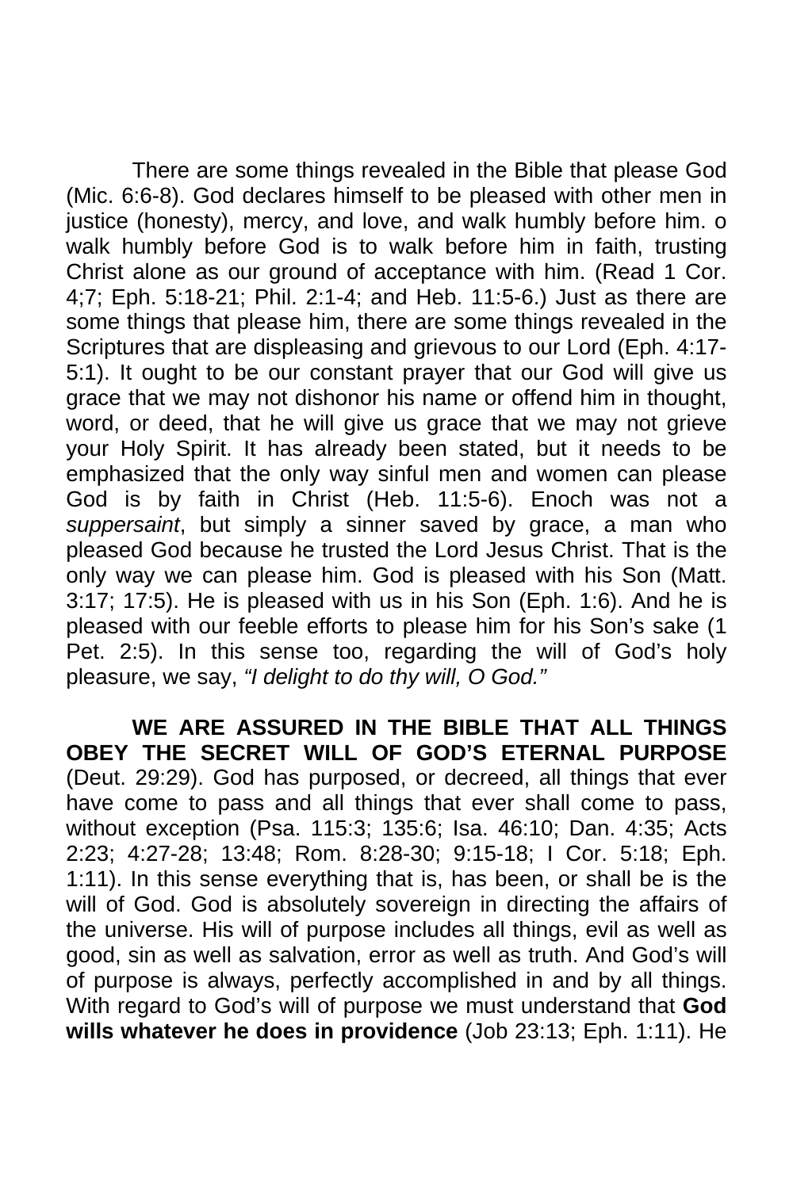There are some things revealed in the Bible that please God (Mic. 6:6-8). God declares himself to be pleased with other men in justice (honesty), mercy, and love, and walk humbly before him. o walk humbly before God is to walk before him in faith, trusting Christ alone as our ground of acceptance with him. (Read 1 Cor. 4;7; Eph. 5:18-21; Phil. 2:1-4; and Heb. 11:5-6.) Just as there are some things that please him, there are some things revealed in the Scriptures that are displeasing and grievous to our Lord (Eph. 4:17-5:1). It ought to be our constant prayer that our God will give us grace that we may not dishonor his name or offend him in thought, word, or deed, that he will give us grace that we may not grieve your Holy Spirit. It has already been stated, but it needs to be emphasized that the only way sinful men and women can please God is by faith in Christ (Heb. 11:5-6). Enoch was not a *suppersaint*, but simply a sinner saved by grace, a man who pleased God because he trusted the Lord Jesus Christ. That is the only way we can please him. God is pleased with his Son (Matt. 3:17; 17:5). He is pleased with us in his Son (Eph. 1:6). And he is pleased with our feeble efforts to please him for his Son's sake (1 Pet. 2:5). In this sense too, regarding the will of God's holy pleasure, we say, *"I delight to do thy will, O God."*

**WE ARE ASSURED IN THE BIBLE THAT ALL THINGS OBEY THE SECRET WILL OF GOD'S ETERNAL PURPOSE** (Deut. 29:29). God has purposed, or decreed, all things that ever have come to pass and all things that ever shall come to pass, without exception (Psa. 115:3; 135:6; Isa. 46:10; Dan. 4:35; Acts 2:23; 4:27-28; 13:48; Rom. 8:28-30; 9:15-18; I Cor. 5:18; Eph. 1:11). In this sense everything that is, has been, or shall be is the will of God. God is absolutely sovereign in directing the affairs of the universe. His will of purpose includes all things, evil as well as good, sin as well as salvation, error as well as truth. And God's will of purpose is always, perfectly accomplished in and by all things. With regard to God's will of purpose we must understand that **God wills whatever he does in providence** (Job 23:13; Eph. 1:11). He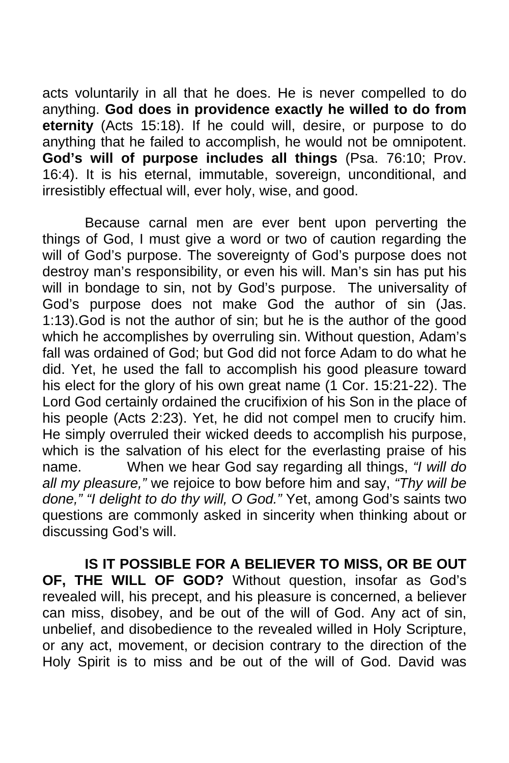acts voluntarily in all that he does. He is never compelled to do anything. **God does in providence exactly he willed to do from eternity** (Acts 15:18). If he could will, desire, or purpose to do anything that he failed to accomplish, he would not be omnipotent. **God's will of purpose includes all things** (Psa. 76:10; Prov. 16:4). It is his eternal, immutable, sovereign, unconditional, and irresistibly effectual will, ever holy, wise, and good.

Because carnal men are ever bent upon perverting the things of God, I must give a word or two of caution regarding the will of God's purpose. The sovereignty of God's purpose does not destroy man's responsibility, or even his will. Man's sin has put his will in bondage to sin, not by God's purpose. The universality of God's purpose does not make God the author of sin (Jas. 1:13).God is not the author of sin; but he is the author of the good which he accomplishes by overruling sin. Without question, Adam's fall was ordained of God; but God did not force Adam to do what he did. Yet, he used the fall to accomplish his good pleasure toward his elect for the glory of his own great name (1 Cor. 15:21-22). The Lord God certainly ordained the crucifixion of his Son in the place of his people (Acts 2:23). Yet, he did not compel men to crucify him. He simply overruled their wicked deeds to accomplish his purpose, which is the salvation of his elect for the everlasting praise of his name. When we hear God say regarding all things, *"I will do all my pleasure,"* we rejoice to bow before him and say, *"Thy will be done," "I delight to do thy will, O God."* Yet, among God's saints two questions are commonly asked in sincerity when thinking about or discussing God's will.

**IS IT POSSIBLE FOR A BELIEVER TO MISS, OR BE OUT OF, THE WILL OF GOD?** Without question, insofar as God's revealed will, his precept, and his pleasure is concerned, a believer can miss, disobey, and be out of the will of God. Any act of sin, unbelief, and disobedience to the revealed willed in Holy Scripture, or any act, movement, or decision contrary to the direction of the Holy Spirit is to miss and be out of the will of God. David was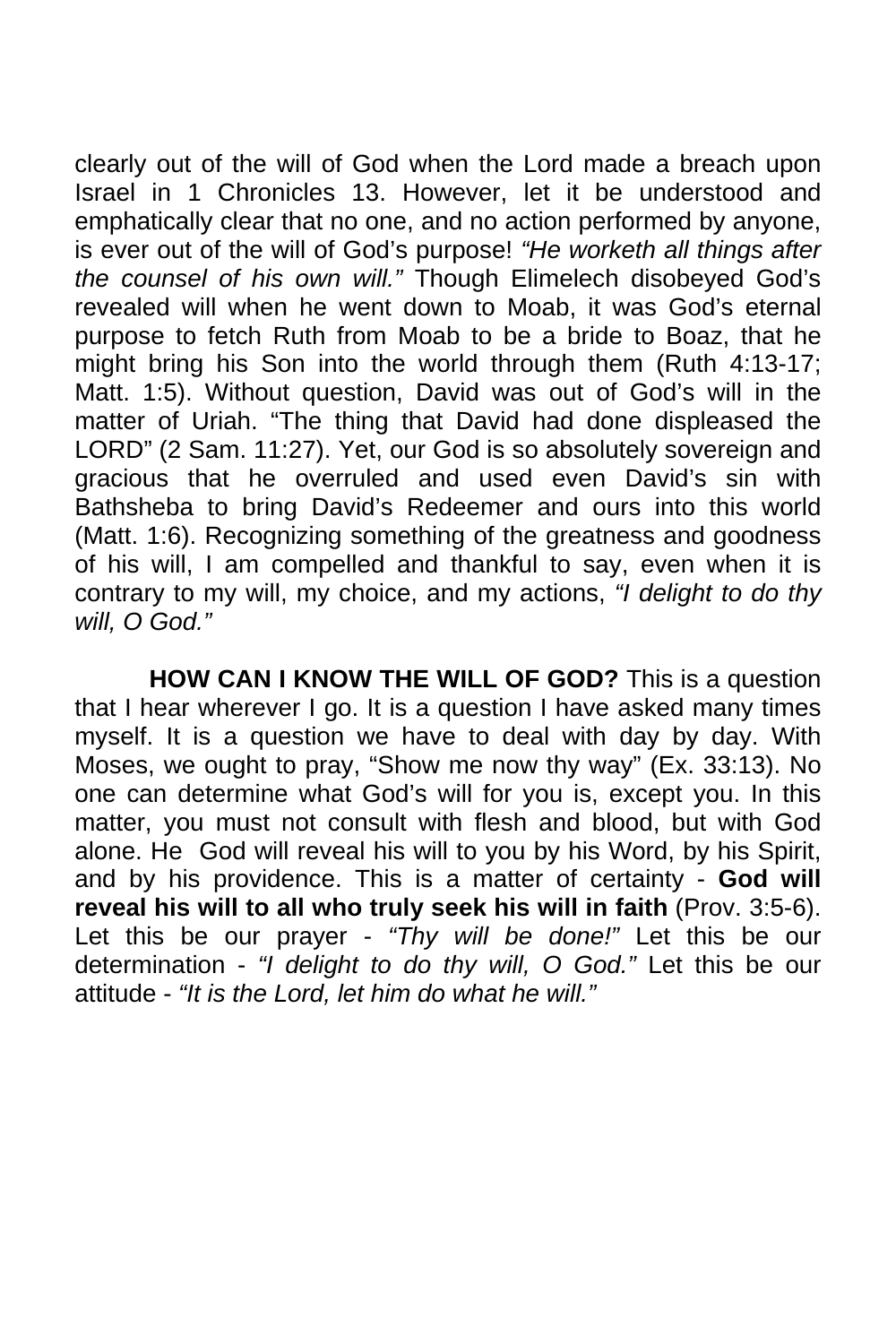clearly out of the will of God when the Lord made a breach upon Israel in 1 Chronicles 13. However, let it be understood and emphatically clear that no one, and no action performed by anyone, is ever out of the will of God's purpose! *"He worketh all things after the counsel of his own will."* Though Elimelech disobeyed God's revealed will when he went down to Moab, it was God's eternal purpose to fetch Ruth from Moab to be a bride to Boaz, that he might bring his Son into the world through them (Ruth 4:13-17; Matt. 1:5). Without question, David was out of God's will in the matter of Uriah. "The thing that David had done displeased the LORD" (2 Sam. 11:27). Yet, our God is so absolutely sovereign and gracious that he overruled and used even David's sin with Bathsheba to bring David's Redeemer and ours into this world (Matt. 1:6). Recognizing something of the greatness and goodness of his will, I am compelled and thankful to say, even when it is contrary to my will, my choice, and my actions, *"I delight to do thy will, O God."*

**HOW CAN I KNOW THE WILL OF GOD?** This is a question that I hear wherever I go. It is a question I have asked many times myself. It is a question we have to deal with day by day. With Moses, we ought to pray, "Show me now thy way" (Ex. 33:13). No one can determine what God's will for you is, except you. In this matter, you must not consult with flesh and blood, but with God alone. He God will reveal his will to you by his Word, by his Spirit, and by his providence. This is a matter of certainty - **God will reveal his will to all who truly seek his will in faith** (Prov. 3:5-6). Let this be our prayer - *"Thy will be done!"* Let this be our determination - *"I delight to do thy will, O God."* Let this be our attitude - *"It is the Lord, let him do what he will."*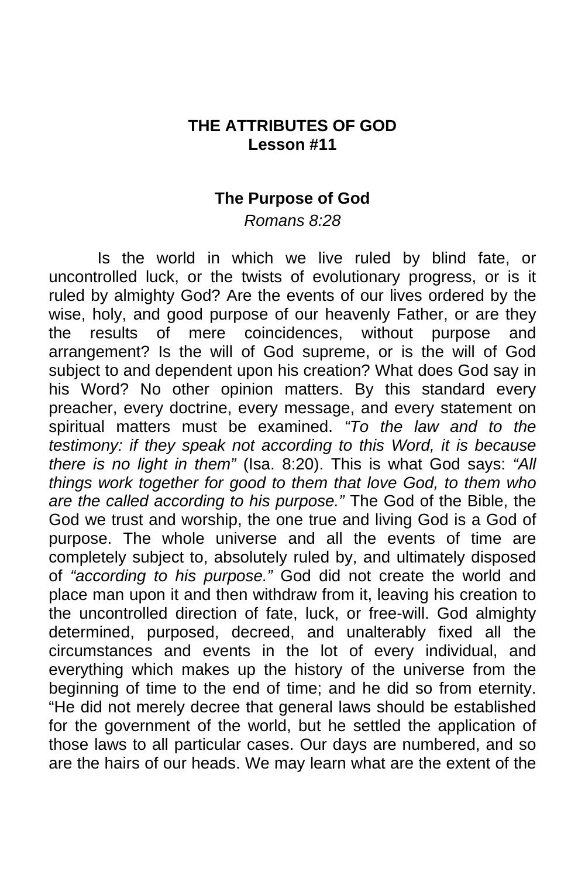## THE ATTRIBUTES OF GOD
## Lesson #11

### The Purpose of God

*Romans 8:28*

Is the world in which we live ruled by blind fate, or uncontrolled luck, or the twists of evolutionary progress, or is it ruled by almighty God? Are the events of our lives ordered by the wise, holy, and good purpose of our heavenly Father, or are they the results of mere coincidences, without purpose and arrangement? Is the will of God supreme, or is the will of God subject to and dependent upon his creation? What does God say in his Word? No other opinion matters. By this standard every preacher, every doctrine, every message, and every statement on spiritual matters must be examined. *"To the law and to the testimony: if they speak not according to this Word, it is because there is no light in them"* (Isa. 8:20). This is what God says: *"All things work together for good to them that love God, to them who are the called according to his purpose."* The God of the Bible, the God we trust and worship, the one true and living God is a God of purpose. The whole universe and all the events of time are completely subject to, absolutely ruled by, and ultimately disposed of *"according to his purpose."* God did not create the world and place man upon it and then withdraw from it, leaving his creation to the uncontrolled direction of fate, luck, or free-will. God almighty determined, purposed, decreed, and unalterably fixed all the circumstances and events in the lot of every individual, and everything which makes up the history of the universe from the beginning of time to the end of time; and he did so from eternity. "He did not merely decree that general laws should be established for the government of the world, but he settled the application of those laws to all particular cases. Our days are numbered, and so are the hairs of our heads. We may learn what are the extent of the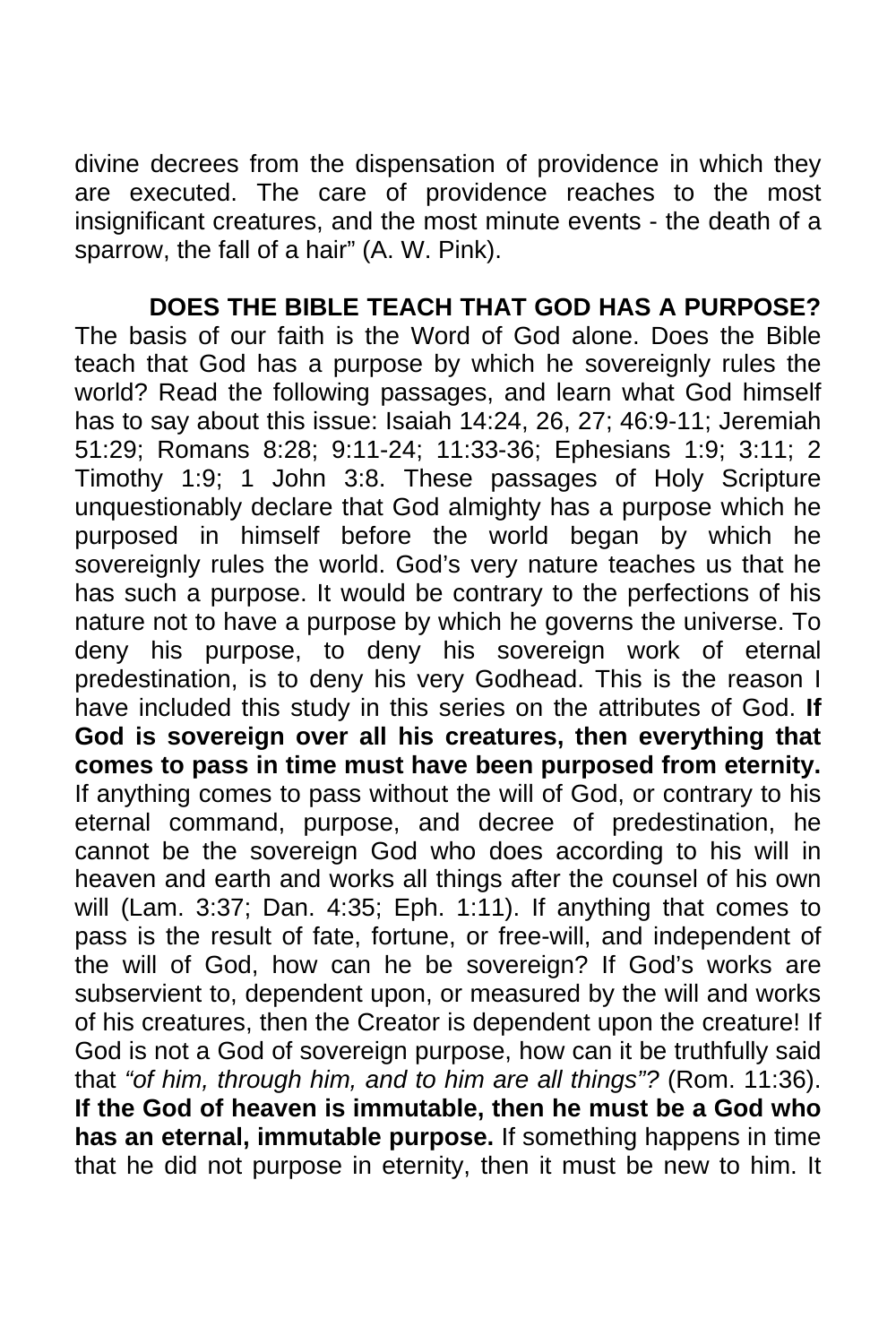divine decrees from the dispensation of providence in which they are executed. The care of providence reaches to the most insignificant creatures, and the most minute events - the death of a sparrow, the fall of a hair" (A. W. Pink).

**DOES THE BIBLE TEACH THAT GOD HAS A PURPOSE?** The basis of our faith is the Word of God alone. Does the Bible teach that God has a purpose by which he sovereignly rules the world? Read the following passages, and learn what God himself has to say about this issue: Isaiah 14:24, 26, 27; 46:9-11; Jeremiah 51:29; Romans 8:28; 9:11-24; 11:33-36; Ephesians 1:9; 3:11; 2 Timothy 1:9; 1 John 3:8. These passages of Holy Scripture unquestionably declare that God almighty has a purpose which he purposed in himself before the world began by which he sovereignly rules the world. God's very nature teaches us that he has such a purpose. It would be contrary to the perfections of his nature not to have a purpose by which he governs the universe. To deny his purpose, to deny his sovereign work of eternal predestination, is to deny his very Godhead. This is the reason I have included this study in this series on the attributes of God. **If God is sovereign over all his creatures, then everything that comes to pass in time must have been purposed from eternity.** If anything comes to pass without the will of God, or contrary to his eternal command, purpose, and decree of predestination, he cannot be the sovereign God who does according to his will in heaven and earth and works all things after the counsel of his own will (Lam. 3:37; Dan. 4:35; Eph. 1:11). If anything that comes to pass is the result of fate, fortune, or free-will, and independent of the will of God, how can he be sovereign? If God's works are subservient to, dependent upon, or measured by the will and works of his creatures, then the Creator is dependent upon the creature! If God is not a God of sovereign purpose, how can it be truthfully said that *"of him, through him, and to him are all things"?* (Rom. 11:36). **If the God of heaven is immutable, then he must be a God who has an eternal, immutable purpose.** If something happens in time that he did not purpose in eternity, then it must be new to him. It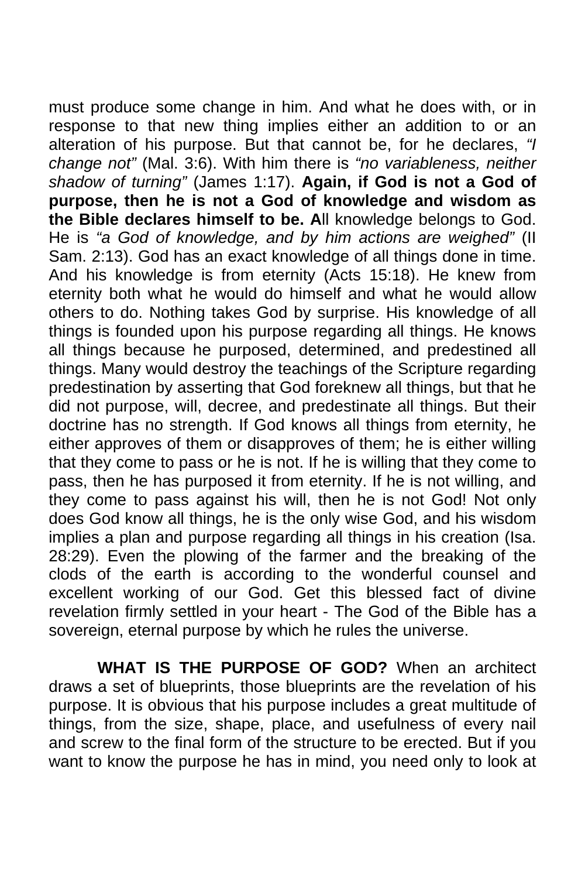must produce some change in him. And what he does with, or in response to that new thing implies either an addition to or an alteration of his purpose. But that cannot be, for he declares, *"I change not"* (Mal. 3:6). With him there is *"no variableness, neither shadow of turning"* (James 1:17). **Again, if God is not a God of purpose, then he is not a God of knowledge and wisdom as the Bible declares himself to be. A**ll knowledge belongs to God. He is *"a God of knowledge, and by him actions are weighed"* (II Sam. 2:13). God has an exact knowledge of all things done in time. And his knowledge is from eternity (Acts 15:18). He knew from eternity both what he would do himself and what he would allow others to do. Nothing takes God by surprise. His knowledge of all things is founded upon his purpose regarding all things. He knows all things because he purposed, determined, and predestined all things. Many would destroy the teachings of the Scripture regarding predestination by asserting that God foreknew all things, but that he did not purpose, will, decree, and predestinate all things. But their doctrine has no strength. If God knows all things from eternity, he either approves of them or disapproves of them; he is either willing that they come to pass or he is not. If he is willing that they come to pass, then he has purposed it from eternity. If he is not willing, and they come to pass against his will, then he is not God! Not only does God know all things, he is the only wise God, and his wisdom implies a plan and purpose regarding all things in his creation (Isa. 28:29). Even the plowing of the farmer and the breaking of the clods of the earth is according to the wonderful counsel and excellent working of our God. Get this blessed fact of divine revelation firmly settled in your heart - The God of the Bible has a sovereign, eternal purpose by which he rules the universe.

**WHAT IS THE PURPOSE OF GOD?** When an architect draws a set of blueprints, those blueprints are the revelation of his purpose. It is obvious that his purpose includes a great multitude of things, from the size, shape, place, and usefulness of every nail and screw to the final form of the structure to be erected. But if you want to know the purpose he has in mind, you need only to look at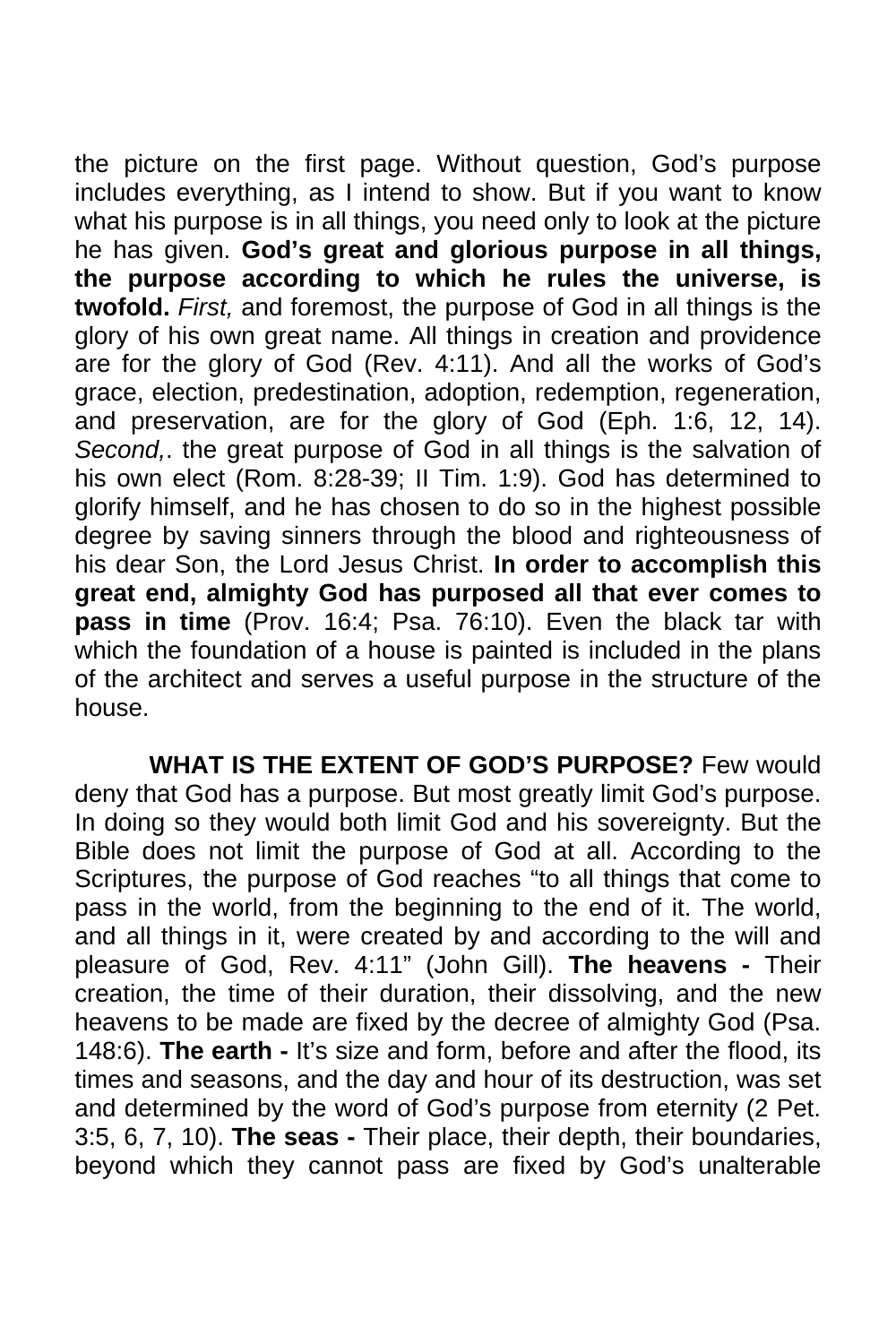the picture on the first page. Without question, God's purpose includes everything, as I intend to show. But if you want to know what his purpose is in all things, you need only to look at the picture he has given. **God's great and glorious purpose in all things, the purpose according to which he rules the universe, is twofold.** *First,* and foremost, the purpose of God in all things is the glory of his own great name. All things in creation and providence are for the glory of God (Rev. 4:11). And all the works of God's grace, election, predestination, adoption, redemption, regeneration, and preservation, are for the glory of God (Eph. 1:6, 12, 14). *Second,*. the great purpose of God in all things is the salvation of his own elect (Rom. 8:28-39; II Tim. 1:9). God has determined to glorify himself, and he has chosen to do so in the highest possible degree by saving sinners through the blood and righteousness of his dear Son, the Lord Jesus Christ. **In order to accomplish this great end, almighty God has purposed all that ever comes to pass in time** (Prov. 16:4; Psa. 76:10). Even the black tar with which the foundation of a house is painted is included in the plans of the architect and serves a useful purpose in the structure of the house.

**WHAT IS THE EXTENT OF GOD'S PURPOSE?** Few would deny that God has a purpose. But most greatly limit God's purpose. In doing so they would both limit God and his sovereignty. But the Bible does not limit the purpose of God at all. According to the Scriptures, the purpose of God reaches "to all things that come to pass in the world, from the beginning to the end of it. The world, and all things in it, were created by and according to the will and pleasure of God, Rev. 4:11" (John Gill). **The heavens -** Their creation, the time of their duration, their dissolving, and the new heavens to be made are fixed by the decree of almighty God (Psa. 148:6). **The earth -** It's size and form, before and after the flood, its times and seasons, and the day and hour of its destruction, was set and determined by the word of God's purpose from eternity (2 Pet. 3:5, 6, 7, 10). **The seas -** Their place, their depth, their boundaries, beyond which they cannot pass are fixed by God's unalterable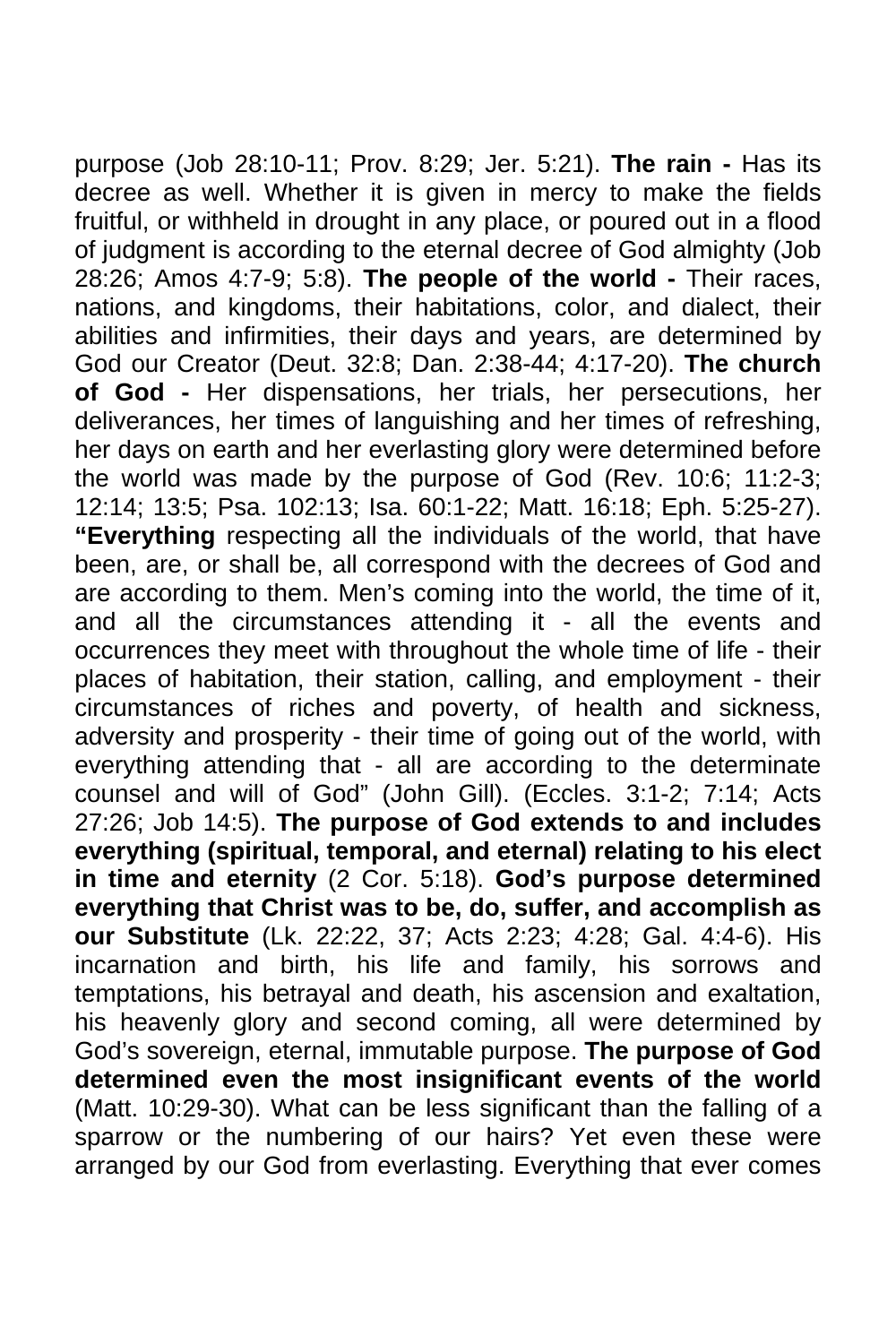purpose (Job 28:10-11; Prov. 8:29; Jer. 5:21). **The rain -** Has its decree as well. Whether it is given in mercy to make the fields fruitful, or withheld in drought in any place, or poured out in a flood of judgment is according to the eternal decree of God almighty (Job 28:26; Amos 4:7-9; 5:8). **The people of the world -** Their races, nations, and kingdoms, their habitations, color, and dialect, their abilities and infirmities, their days and years, are determined by God our Creator (Deut. 32:8; Dan. 2:38-44; 4:17-20). **The church of God -** Her dispensations, her trials, her persecutions, her deliverances, her times of languishing and her times of refreshing, her days on earth and her everlasting glory were determined before the world was made by the purpose of God (Rev. 10:6; 11:2-3; 12:14; 13:5; Psa. 102:13; Isa. 60:1-22; Matt. 16:18; Eph. 5:25-27). **"Everything** respecting all the individuals of the world, that have been, are, or shall be, all correspond with the decrees of God and are according to them. Men's coming into the world, the time of it, and all the circumstances attending it - all the events and occurrences they meet with throughout the whole time of life - their places of habitation, their station, calling, and employment - their circumstances of riches and poverty, of health and sickness, adversity and prosperity - their time of going out of the world, with everything attending that - all are according to the determinate counsel and will of God" (John Gill). (Eccles. 3:1-2; 7:14; Acts 27:26; Job 14:5). **The purpose of God extends to and includes everything (spiritual, temporal, and eternal) relating to his elect in time and eternity** (2 Cor. 5:18). **God's purpose determined everything that Christ was to be, do, suffer, and accomplish as our Substitute** (Lk. 22:22, 37; Acts 2:23; 4:28; Gal. 4:4-6). His incarnation and birth, his life and family, his sorrows and temptations, his betrayal and death, his ascension and exaltation, his heavenly glory and second coming, all were determined by God's sovereign, eternal, immutable purpose. **The purpose of God determined even the most insignificant events of the world** (Matt. 10:29-30). What can be less significant than the falling of a sparrow or the numbering of our hairs? Yet even these were arranged by our God from everlasting. Everything that ever comes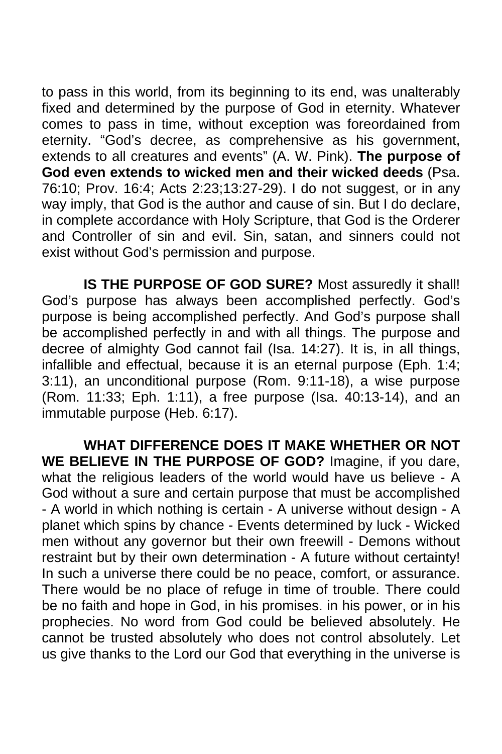to pass in this world, from its beginning to its end, was unalterably fixed and determined by the purpose of God in eternity. Whatever comes to pass in time, without exception was foreordained from eternity. "God's decree, as comprehensive as his government, extends to all creatures and events" (A. W. Pink). **The purpose of God even extends to wicked men and their wicked deeds** (Psa. 76:10; Prov. 16:4; Acts 2:23;13:27-29). I do not suggest, or in any way imply, that God is the author and cause of sin. But I do declare, in complete accordance with Holy Scripture, that God is the Orderer and Controller of sin and evil. Sin, satan, and sinners could not exist without God's permission and purpose.

**IS THE PURPOSE OF GOD SURE?** Most assuredly it shall! God's purpose has always been accomplished perfectly. God's purpose is being accomplished perfectly. And God's purpose shall be accomplished perfectly in and with all things. The purpose and decree of almighty God cannot fail (Isa. 14:27). It is, in all things, infallible and effectual, because it is an eternal purpose (Eph. 1:4; 3:11), an unconditional purpose (Rom. 9:11-18), a wise purpose (Rom. 11:33; Eph. 1:11), a free purpose (Isa. 40:13-14), and an immutable purpose (Heb. 6:17).

**WHAT DIFFERENCE DOES IT MAKE WHETHER OR NOT WE BELIEVE IN THE PURPOSE OF GOD?** Imagine, if you dare, what the religious leaders of the world would have us believe - A God without a sure and certain purpose that must be accomplished - A world in which nothing is certain - A universe without design - A planet which spins by chance - Events determined by luck - Wicked men without any governor but their own freewill - Demons without restraint but by their own determination - A future without certainty! In such a universe there could be no peace, comfort, or assurance. There would be no place of refuge in time of trouble. There could be no faith and hope in God, in his promises. in his power, or in his prophecies. No word from God could be believed absolutely. He cannot be trusted absolutely who does not control absolutely. Let us give thanks to the Lord our God that everything in the universe is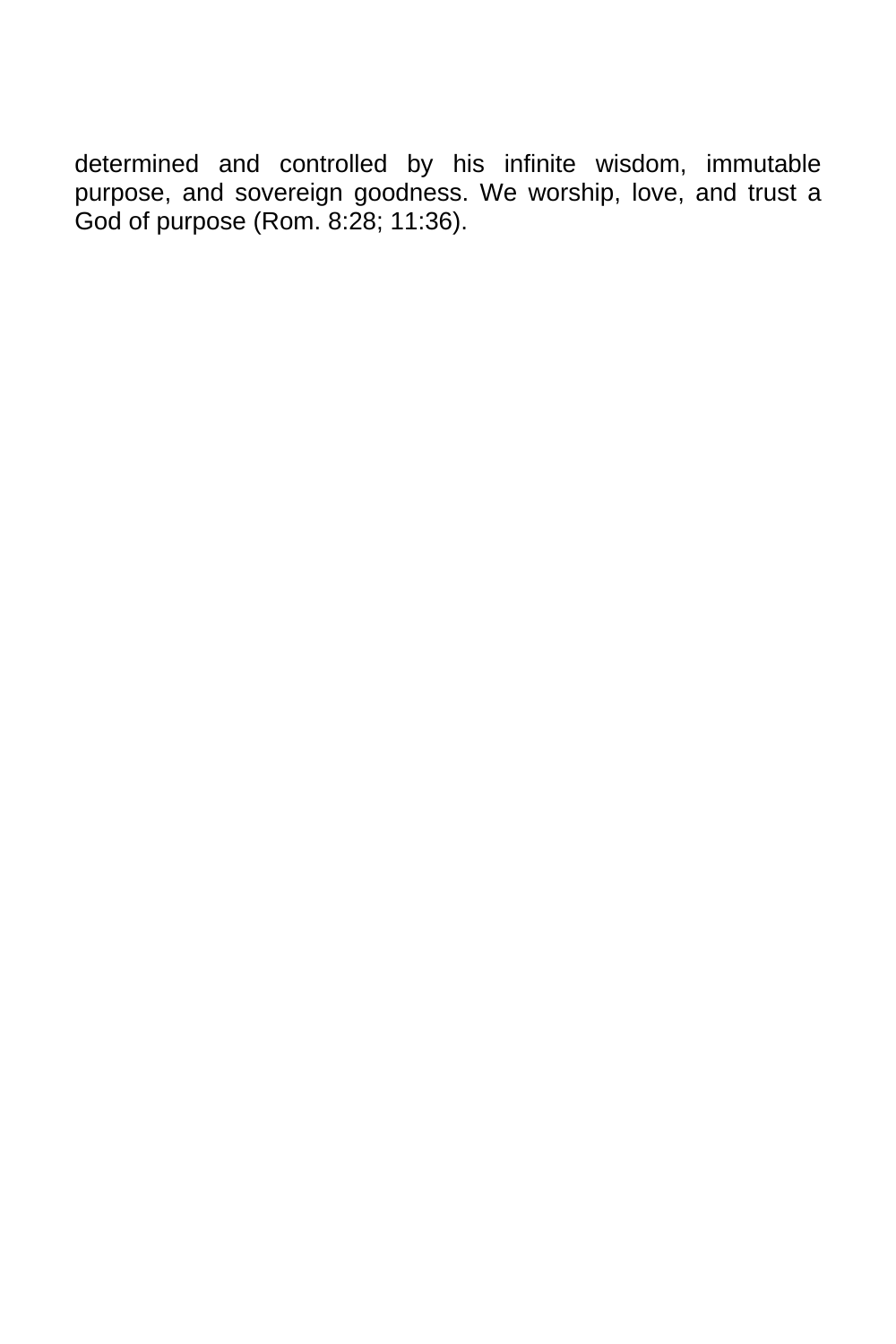determined and controlled by his infinite wisdom, immutable purpose, and sovereign goodness. We worship, love, and trust a God of purpose (Rom. 8:28; 11:36).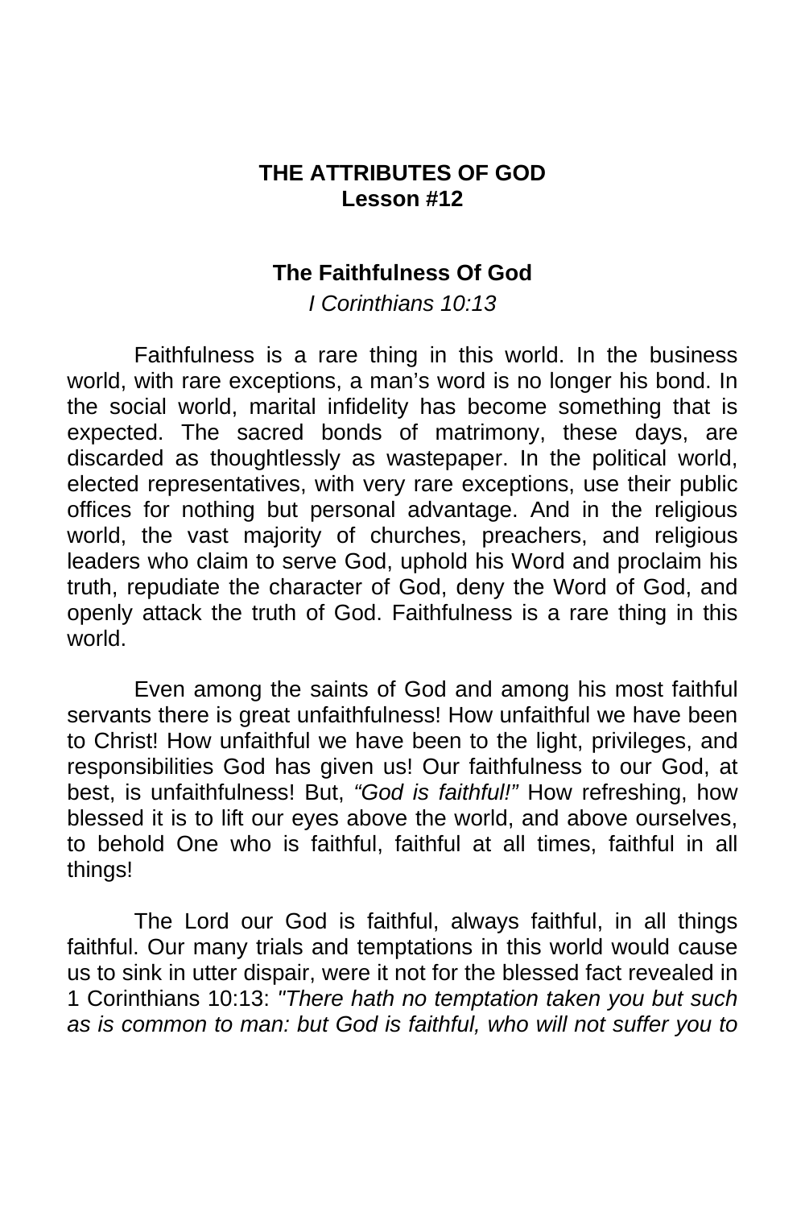**THE ATTRIBUTES OF GOD**
**Lesson #12**

## The Faithfulness Of God

*I Corinthians 10:13*

Faithfulness is a rare thing in this world. In the business world, with rare exceptions, a man's word is no longer his bond. In the social world, marital infidelity has become something that is expected. The sacred bonds of matrimony, these days, are discarded as thoughtlessly as wastepaper. In the political world, elected representatives, with very rare exceptions, use their public offices for nothing but personal advantage. And in the religious world, the vast majority of churches, preachers, and religious leaders who claim to serve God, uphold his Word and proclaim his truth, repudiate the character of God, deny the Word of God, and openly attack the truth of God. Faithfulness is a rare thing in this world.

Even among the saints of God and among his most faithful servants there is great unfaithfulness! How unfaithful we have been to Christ! How unfaithful we have been to the light, privileges, and responsibilities God has given us! Our faithfulness to our God, at best, is unfaithfulness! But, *"God is faithful!"* How refreshing, how blessed it is to lift our eyes above the world, and above ourselves, to behold One who is faithful, faithful at all times, faithful in all things!

The Lord our God is faithful, always faithful, in all things faithful. Our many trials and temptations in this world would cause us to sink in utter dispair, were it not for the blessed fact revealed in 1 Corinthians 10:13: *"There hath no temptation taken you but such as is common to man: but God is faithful, who will not suffer you to*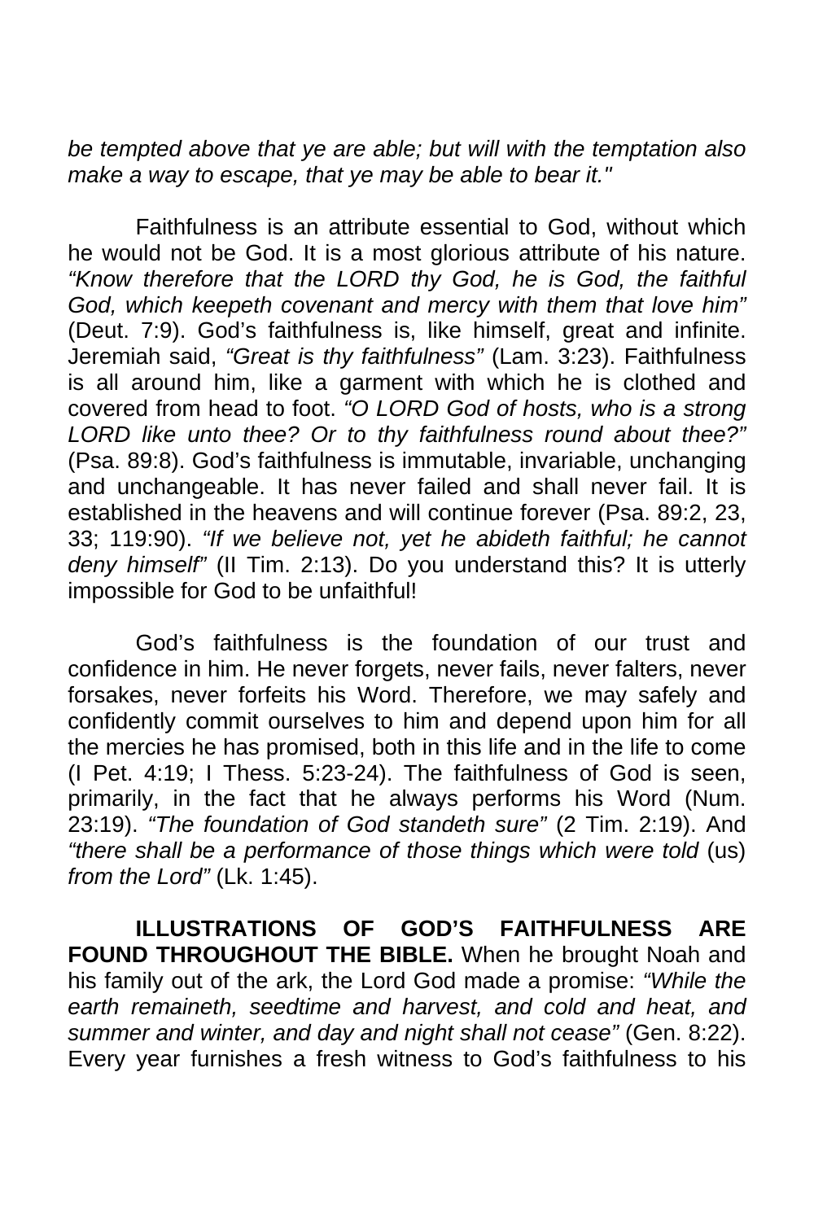*be tempted above that ye are able; but will with the temptation also make a way to escape, that ye may be able to bear it."*

Faithfulness is an attribute essential to God, without which he would not be God. It is a most glorious attribute of his nature. *"Know therefore that the LORD thy God, he is God, the faithful God, which keepeth covenant and mercy with them that love him"* (Deut. 7:9). God's faithfulness is, like himself, great and infinite. Jeremiah said, *"Great is thy faithfulness"* (Lam. 3:23). Faithfulness is all around him, like a garment with which he is clothed and covered from head to foot. *"O LORD God of hosts, who is a strong LORD like unto thee? Or to thy faithfulness round about thee?"* (Psa. 89:8). God's faithfulness is immutable, invariable, unchanging and unchangeable. It has never failed and shall never fail. It is established in the heavens and will continue forever (Psa. 89:2, 23, 33; 119:90). *"If we believe not, yet he abideth faithful; he cannot deny himself"* (II Tim. 2:13). Do you understand this? It is utterly impossible for God to be unfaithful!

God's faithfulness is the foundation of our trust and confidence in him. He never forgets, never fails, never falters, never forsakes, never forfeits his Word. Therefore, we may safely and confidently commit ourselves to him and depend upon him for all the mercies he has promised, both in this life and in the life to come (I Pet. 4:19; I Thess. 5:23-24). The faithfulness of God is seen, primarily, in the fact that he always performs his Word (Num. 23:19). *"The foundation of God standeth sure"* (2 Tim. 2:19). And *"there shall be a performance of those things which were told* (us) *from the Lord"* (Lk. 1:45).

**ILLUSTRATIONS OF GOD'S FAITHFULNESS ARE FOUND THROUGHOUT THE BIBLE.** When he brought Noah and his family out of the ark, the Lord God made a promise: *"While the earth remaineth, seedtime and harvest, and cold and heat, and summer and winter, and day and night shall not cease"* (Gen. 8:22). Every year furnishes a fresh witness to God's faithfulness to his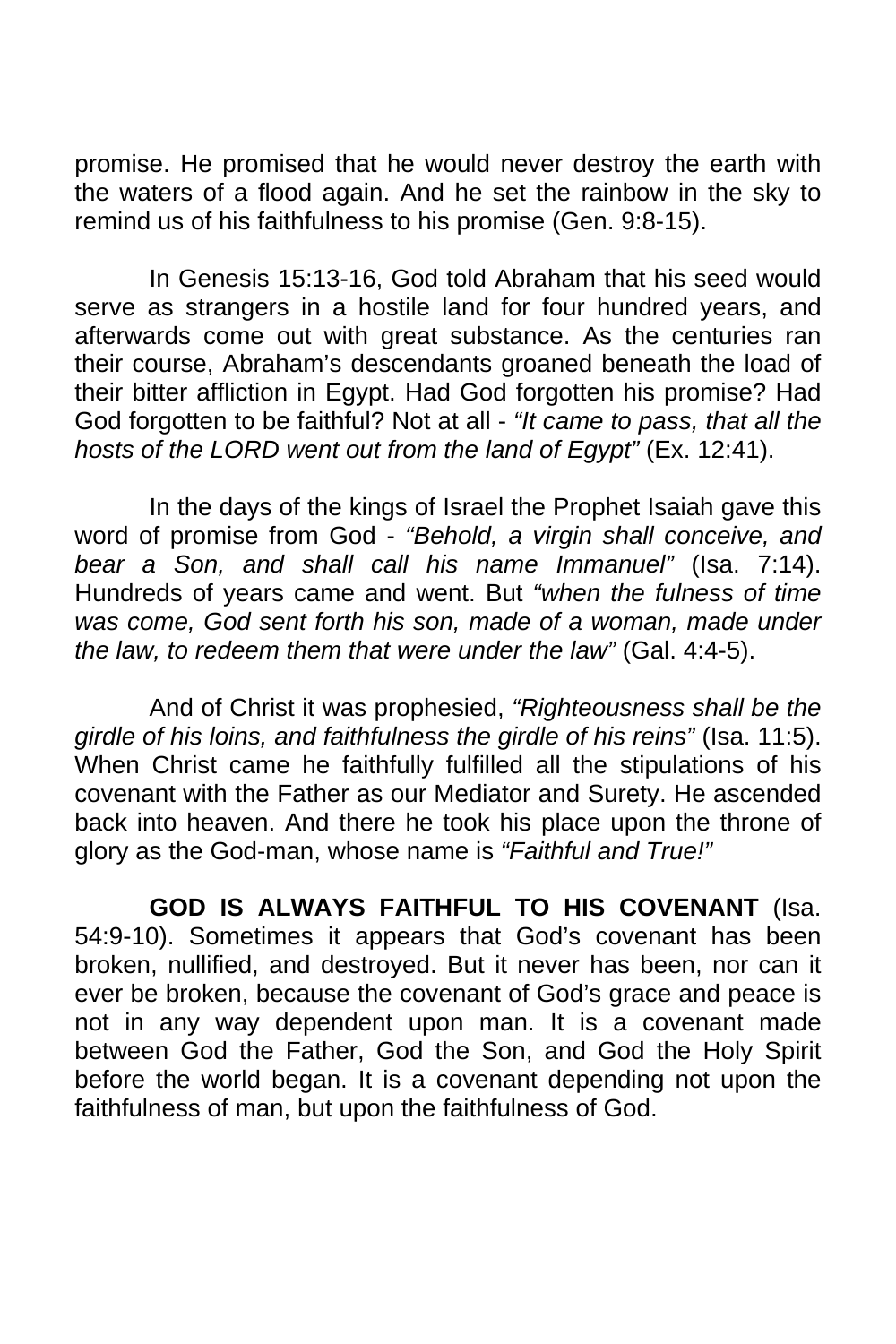promise. He promised that he would never destroy the earth with the waters of a flood again. And he set the rainbow in the sky to remind us of his faithfulness to his promise (Gen. 9:8-15).

In Genesis 15:13-16, God told Abraham that his seed would serve as strangers in a hostile land for four hundred years, and afterwards come out with great substance. As the centuries ran their course, Abraham's descendants groaned beneath the load of their bitter affliction in Egypt. Had God forgotten his promise? Had God forgotten to be faithful? Not at all - *"It came to pass, that all the hosts of the LORD went out from the land of Egypt"* (Ex. 12:41).

In the days of the kings of Israel the Prophet Isaiah gave this word of promise from God - *"Behold, a virgin shall conceive, and bear a Son, and shall call his name Immanuel"* (Isa. 7:14). Hundreds of years came and went. But *"when the fulness of time was come, God sent forth his son, made of a woman, made under the law, to redeem them that were under the law"* (Gal. 4:4-5).

And of Christ it was prophesied, *"Righteousness shall be the girdle of his loins, and faithfulness the girdle of his reins"* (Isa. 11:5). When Christ came he faithfully fulfilled all the stipulations of his covenant with the Father as our Mediator and Surety. He ascended back into heaven. And there he took his place upon the throne of glory as the God-man, whose name is *"Faithful and True!"*

**GOD IS ALWAYS FAITHFUL TO HIS COVENANT** (Isa. 54:9-10). Sometimes it appears that God's covenant has been broken, nullified, and destroyed. But it never has been, nor can it ever be broken, because the covenant of God's grace and peace is not in any way dependent upon man. It is a covenant made between God the Father, God the Son, and God the Holy Spirit before the world began. It is a covenant depending not upon the faithfulness of man, but upon the faithfulness of God.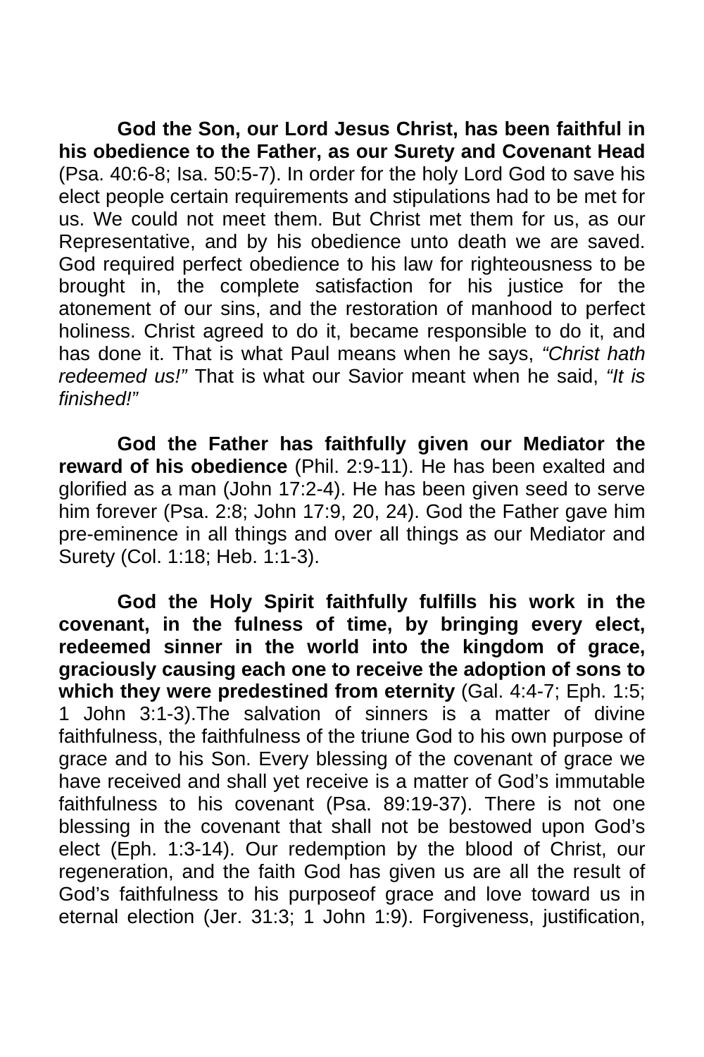**God the Son, our Lord Jesus Christ, has been faithful in his obedience to the Father, as our Surety and Covenant Head** (Psa. 40:6-8; Isa. 50:5-7). In order for the holy Lord God to save his elect people certain requirements and stipulations had to be met for us. We could not meet them. But Christ met them for us, as our Representative, and by his obedience unto death we are saved. God required perfect obedience to his law for righteousness to be brought in, the complete satisfaction for his justice for the atonement of our sins, and the restoration of manhood to perfect holiness. Christ agreed to do it, became responsible to do it, and has done it. That is what Paul means when he says, *"Christ hath redeemed us!"* That is what our Savior meant when he said, *"It is finished!"*

**God the Father has faithfully given our Mediator the reward of his obedience** (Phil. 2:9-11). He has been exalted and glorified as a man (John 17:2-4). He has been given seed to serve him forever (Psa. 2:8; John 17:9, 20, 24). God the Father gave him pre-eminence in all things and over all things as our Mediator and Surety (Col. 1:18; Heb. 1:1-3).

**God the Holy Spirit faithfully fulfills his work in the covenant, in the fulness of time, by bringing every elect, redeemed sinner in the world into the kingdom of grace, graciously causing each one to receive the adoption of sons to which they were predestined from eternity** (Gal. 4:4-7; Eph. 1:5; 1 John 3:1-3).The salvation of sinners is a matter of divine faithfulness, the faithfulness of the triune God to his own purpose of grace and to his Son. Every blessing of the covenant of grace we have received and shall yet receive is a matter of God's immutable faithfulness to his covenant (Psa. 89:19-37). There is not one blessing in the covenant that shall not be bestowed upon God's elect (Eph. 1:3-14). Our redemption by the blood of Christ, our regeneration, and the faith God has given us are all the result of God's faithfulness to his purposeof grace and love toward us in eternal election (Jer. 31:3; 1 John 1:9). Forgiveness, justification,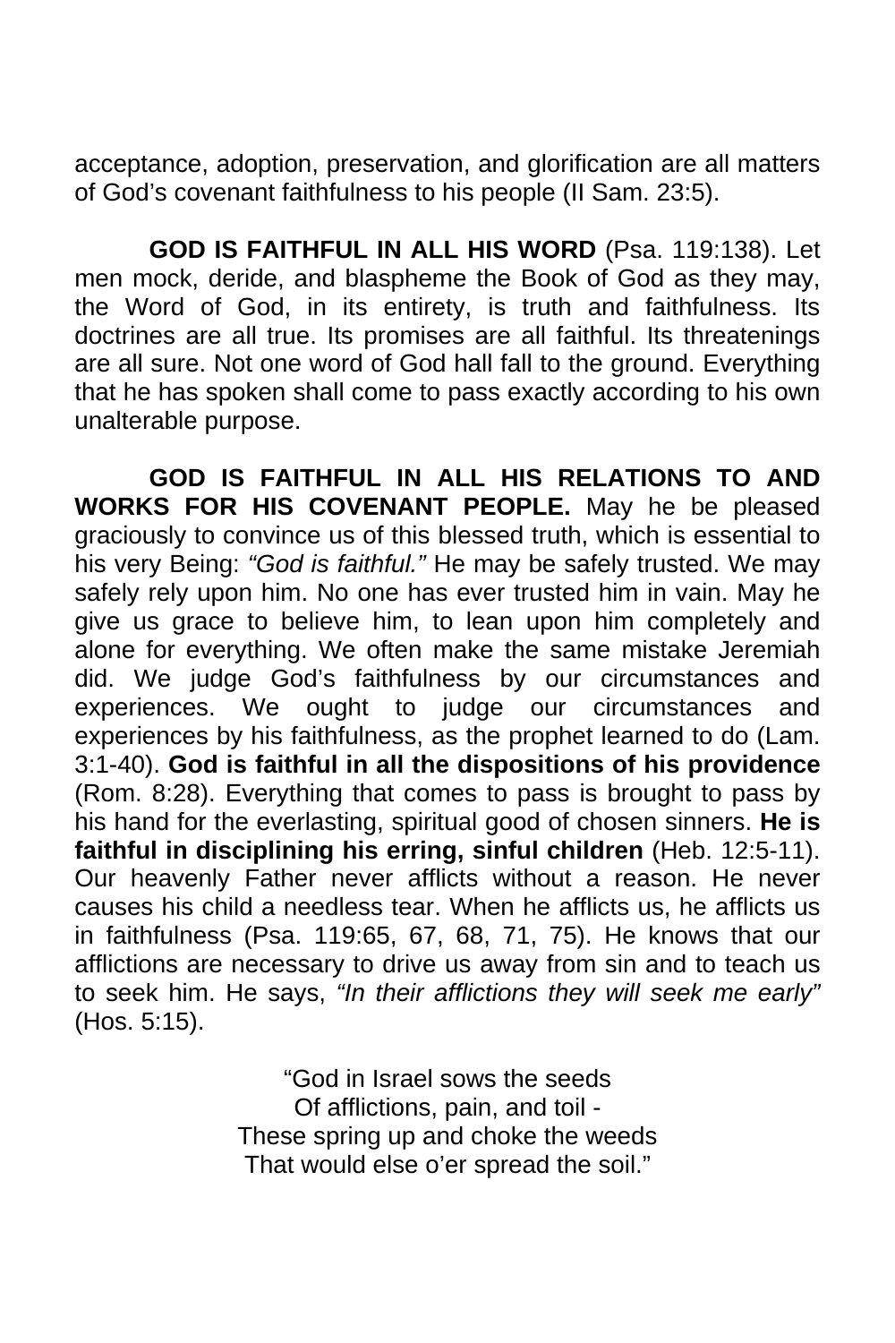acceptance, adoption, preservation, and glorification are all matters of God's covenant faithfulness to his people (II Sam. 23:5).

**GOD IS FAITHFUL IN ALL HIS WORD** (Psa. 119:138). Let men mock, deride, and blaspheme the Book of God as they may, the Word of God, in its entirety, is truth and faithfulness. Its doctrines are all true. Its promises are all faithful. Its threatenings are all sure. Not one word of God hall fall to the ground. Everything that he has spoken shall come to pass exactly according to his own unalterable purpose.

**GOD IS FAITHFUL IN ALL HIS RELATIONS TO AND WORKS FOR HIS COVENANT PEOPLE.** May he be pleased graciously to convince us of this blessed truth, which is essential to his very Being: *"God is faithful."* He may be safely trusted. We may safely rely upon him. No one has ever trusted him in vain. May he give us grace to believe him, to lean upon him completely and alone for everything. We often make the same mistake Jeremiah did. We judge God's faithfulness by our circumstances and experiences. We ought to judge our circumstances and experiences by his faithfulness, as the prophet learned to do (Lam. 3:1-40). **God is faithful in all the dispositions of his providence** (Rom. 8:28). Everything that comes to pass is brought to pass by his hand for the everlasting, spiritual good of chosen sinners. **He is faithful in disciplining his erring, sinful children** (Heb. 12:5-11). Our heavenly Father never afflicts without a reason. He never causes his child a needless tear. When he afflicts us, he afflicts us in faithfulness (Psa. 119:65, 67, 68, 71, 75). He knows that our afflictions are necessary to drive us away from sin and to teach us to seek him. He says, *"In their afflictions they will seek me early"* (Hos. 5:15).

"God in Israel sows the seeds  
Of afflictions, pain, and toil -  
These spring up and choke the weeds  
That would else o'er spread the soil."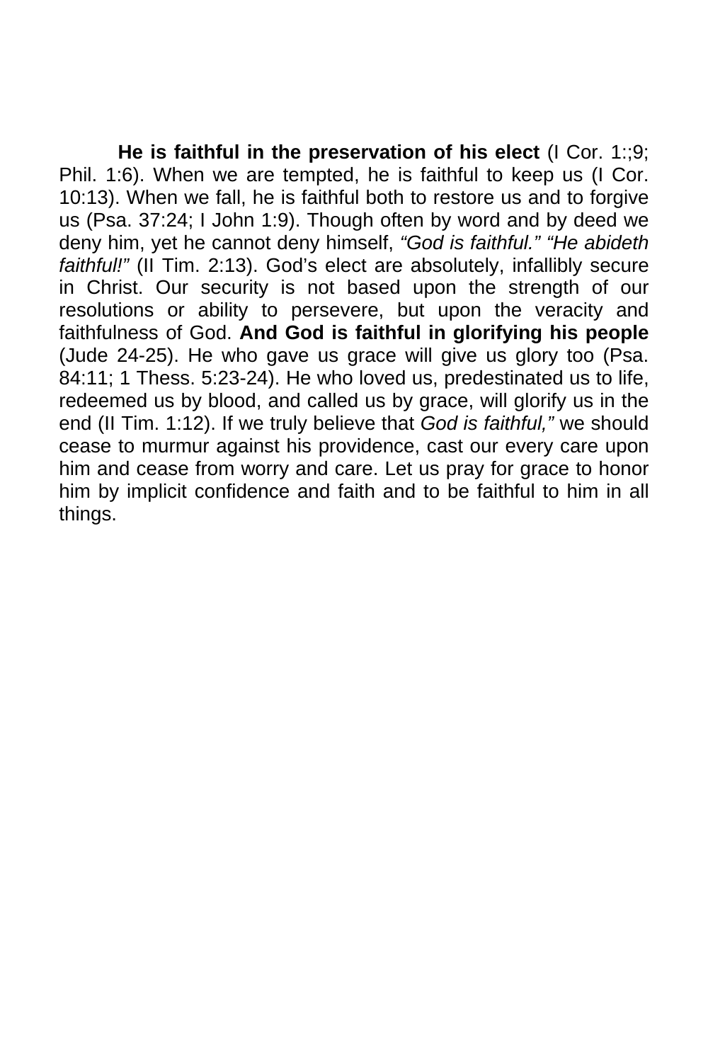**He is faithful in the preservation of his elect** (I Cor. 1:;9; Phil. 1:6). When we are tempted, he is faithful to keep us (I Cor. 10:13). When we fall, he is faithful both to restore us and to forgive us (Psa. 37:24; I John 1:9). Though often by word and by deed we deny him, yet he cannot deny himself, *"God is faithful." "He abideth faithful!"* (II Tim. 2:13). God's elect are absolutely, infallibly secure in Christ. Our security is not based upon the strength of our resolutions or ability to persevere, but upon the veracity and faithfulness of God. **And God is faithful in glorifying his people** (Jude 24-25). He who gave us grace will give us glory too (Psa. 84:11; 1 Thess. 5:23-24). He who loved us, predestinated us to life, redeemed us by blood, and called us by grace, will glorify us in the end (II Tim. 1:12). If we truly believe that *God is faithful,"* we should cease to murmur against his providence, cast our every care upon him and cease from worry and care. Let us pray for grace to honor him by implicit confidence and faith and to be faithful to him in all things.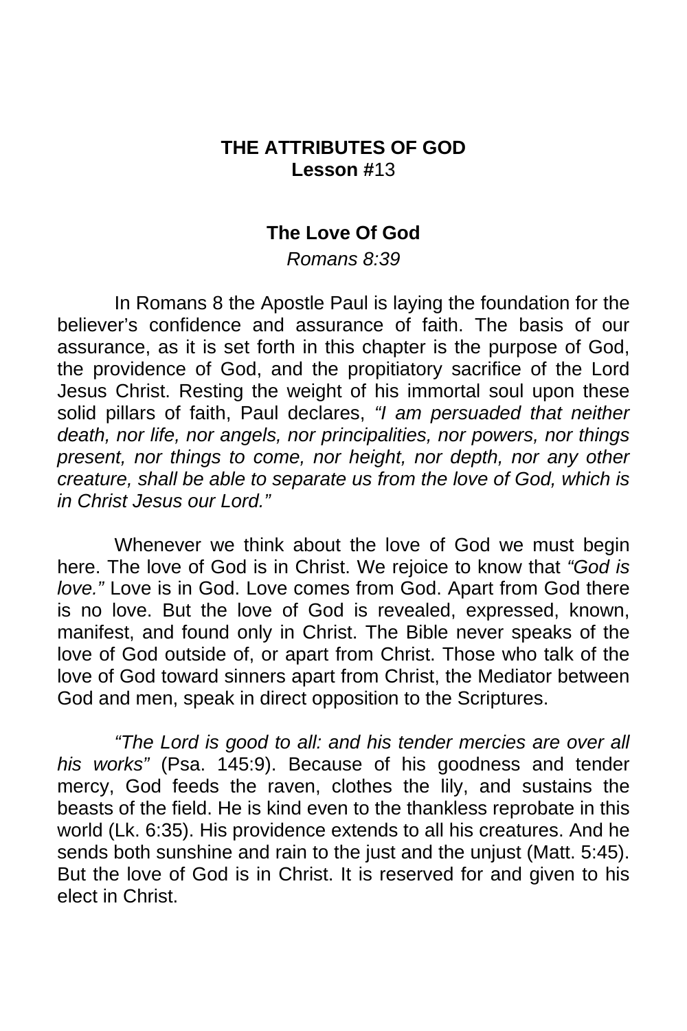# THE ATTRIBUTES OF GOD
**Lesson** #13

## The Love Of God

*Romans 8:39*

In Romans 8 the Apostle Paul is laying the foundation for the believer's confidence and assurance of faith. The basis of our assurance, as it is set forth in this chapter is the purpose of God, the providence of God, and the propitiatory sacrifice of the Lord Jesus Christ. Resting the weight of his immortal soul upon these solid pillars of faith, Paul declares, *"I am persuaded that neither death, nor life, nor angels, nor principalities, nor powers, nor things present, nor things to come, nor height, nor depth, nor any other creature, shall be able to separate us from the love of God, which is in Christ Jesus our Lord."*

Whenever we think about the love of God we must begin here. The love of God is in Christ. We rejoice to know that *"God is love."* Love is in God. Love comes from God. Apart from God there is no love. But the love of God is revealed, expressed, known, manifest, and found only in Christ. The Bible never speaks of the love of God outside of, or apart from Christ. Those who talk of the love of God toward sinners apart from Christ, the Mediator between God and men, speak in direct opposition to the Scriptures.

*"The Lord is good to all: and his tender mercies are over all his works"* (Psa. 145:9). Because of his goodness and tender mercy, God feeds the raven, clothes the lily, and sustains the beasts of the field. He is kind even to the thankless reprobate in this world (Lk. 6:35). His providence extends to all his creatures. And he sends both sunshine and rain to the just and the unjust (Matt. 5:45). But the love of God is in Christ. It is reserved for and given to his elect in Christ.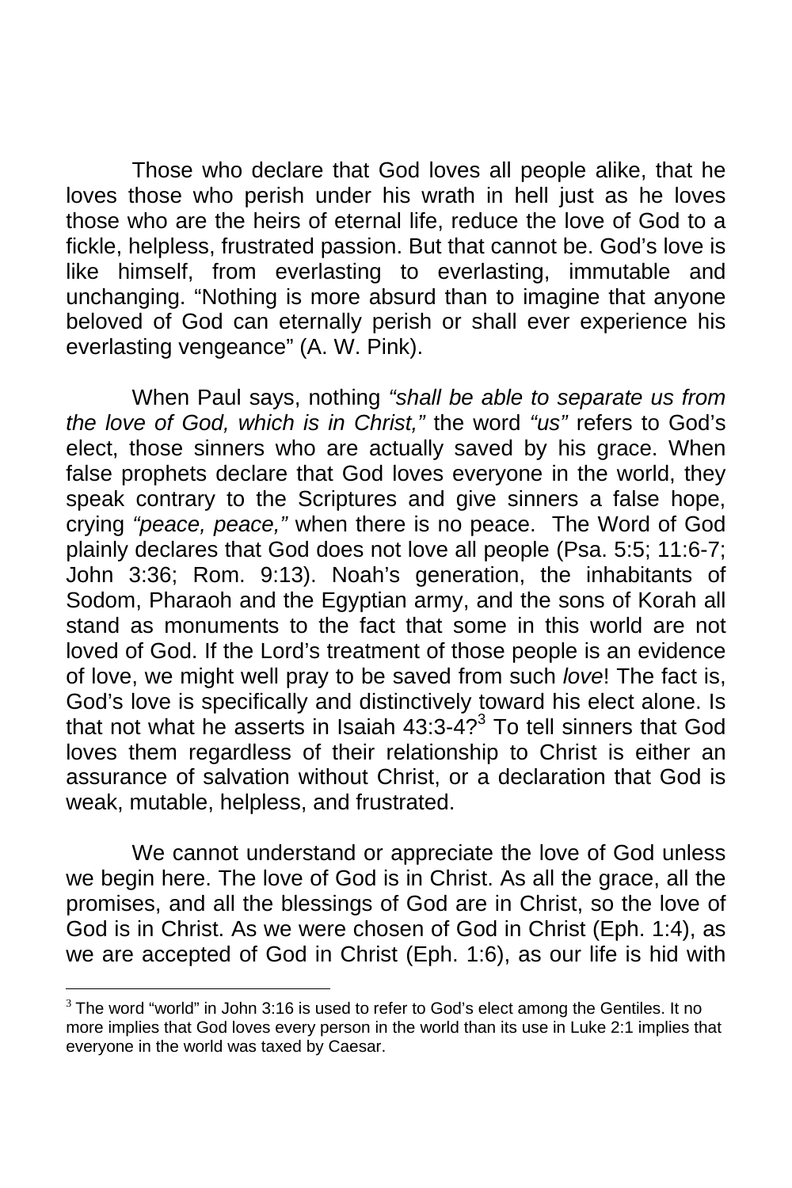Those who declare that God loves all people alike, that he loves those who perish under his wrath in hell just as he loves those who are the heirs of eternal life, reduce the love of God to a fickle, helpless, frustrated passion. But that cannot be. God's love is like himself, from everlasting to everlasting, immutable and unchanging. "Nothing is more absurd than to imagine that anyone beloved of God can eternally perish or shall ever experience his everlasting vengeance" (A. W. Pink).

When Paul says, nothing *"shall be able to separate us from the love of God, which is in Christ,"* the word *"us"* refers to God's elect, those sinners who are actually saved by his grace. When false prophets declare that God loves everyone in the world, they speak contrary to the Scriptures and give sinners a false hope, crying *"peace, peace,"* when there is no peace. The Word of God plainly declares that God does not love all people (Psa. 5:5; 11:6-7; John 3:36; Rom. 9:13). Noah's generation, the inhabitants of Sodom, Pharaoh and the Egyptian army, and the sons of Korah all stand as monuments to the fact that some in this world are not loved of God. If the Lord's treatment of those people is an evidence of love, we might well pray to be saved from such *love*! The fact is, God's love is specifically and distinctively toward his elect alone. Is that not what he asserts in Isaiah 43:3-4?[3] To tell sinners that God loves them regardless of their relationship to Christ is either an assurance of salvation without Christ, or a declaration that God is weak, mutable, helpless, and frustrated.

We cannot understand or appreciate the love of God unless we begin here. The love of God is in Christ. As all the grace, all the promises, and all the blessings of God are in Christ, so the love of God is in Christ. As we were chosen of God in Christ (Eph. 1:4), as we are accepted of God in Christ (Eph. 1:6), as our life is hid with

[3] The word "world" in John 3:16 is used to refer to God's elect among the Gentiles. It no more implies that God loves every person in the world than its use in Luke 2:1 implies that everyone in the world was taxed by Caesar.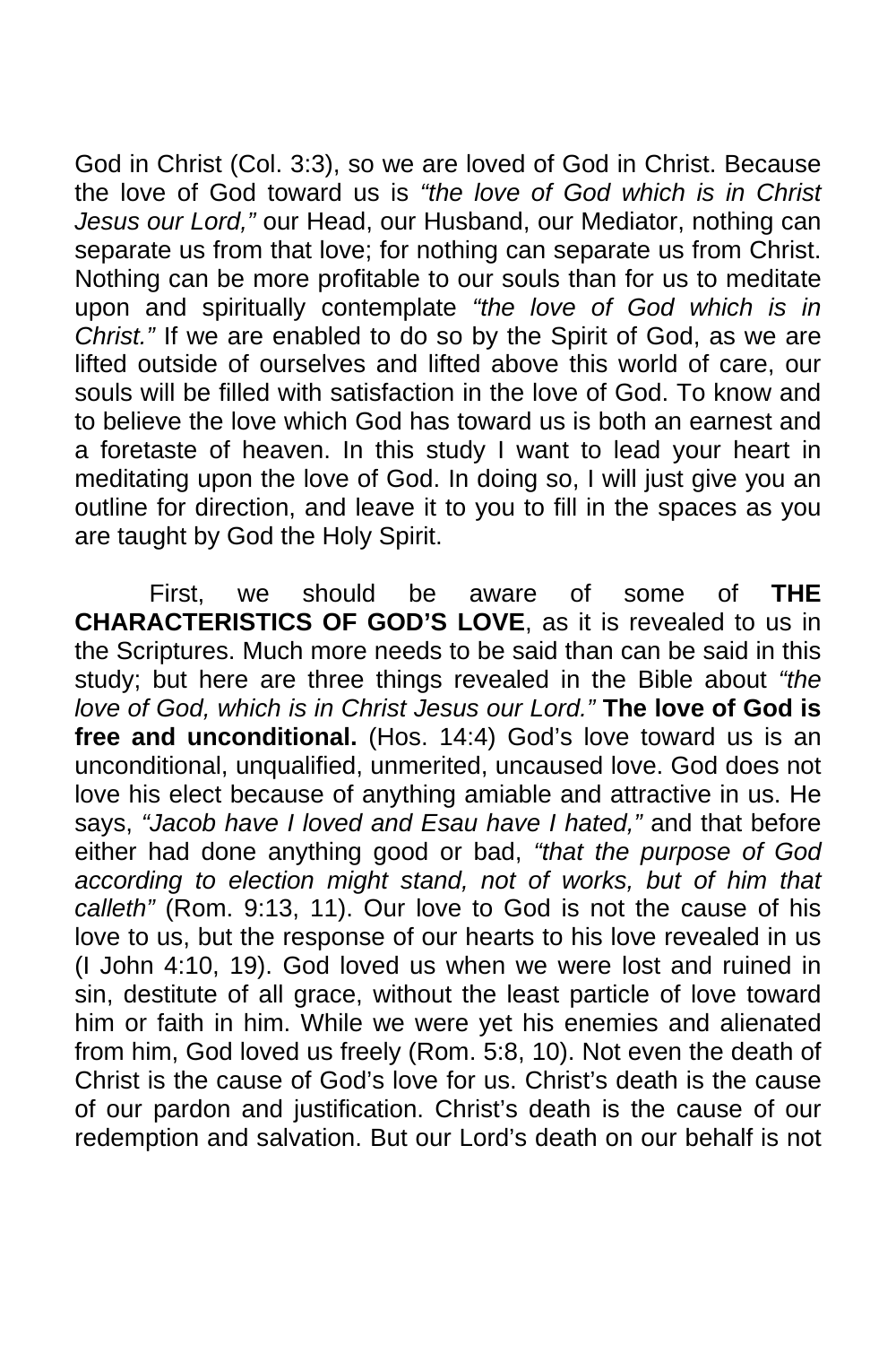God in Christ (Col. 3:3), so we are loved of God in Christ. Because the love of God toward us is *"the love of God which is in Christ Jesus our Lord,"* our Head, our Husband, our Mediator, nothing can separate us from that love; for nothing can separate us from Christ. Nothing can be more profitable to our souls than for us to meditate upon and spiritually contemplate *"the love of God which is in Christ."* If we are enabled to do so by the Spirit of God, as we are lifted outside of ourselves and lifted above this world of care, our souls will be filled with satisfaction in the love of God. To know and to believe the love which God has toward us is both an earnest and a foretaste of heaven. In this study I want to lead your heart in meditating upon the love of God. In doing so, I will just give you an outline for direction, and leave it to you to fill in the spaces as you are taught by God the Holy Spirit.

First, we should be aware of some of **THE CHARACTERISTICS OF GOD'S LOVE**, as it is revealed to us in the Scriptures. Much more needs to be said than can be said in this study; but here are three things revealed in the Bible about *"the love of God, which is in Christ Jesus our Lord."* **The love of God is free and unconditional.** (Hos. 14:4) God's love toward us is an unconditional, unqualified, unmerited, uncaused love. God does not love his elect because of anything amiable and attractive in us. He says, *"Jacob have I loved and Esau have I hated,"* and that before either had done anything good or bad, *"that the purpose of God according to election might stand, not of works, but of him that calleth"* (Rom. 9:13, 11). Our love to God is not the cause of his love to us, but the response of our hearts to his love revealed in us (I John 4:10, 19). God loved us when we were lost and ruined in sin, destitute of all grace, without the least particle of love toward him or faith in him. While we were yet his enemies and alienated from him, God loved us freely (Rom. 5:8, 10). Not even the death of Christ is the cause of God's love for us. Christ's death is the cause of our pardon and justification. Christ's death is the cause of our redemption and salvation. But our Lord's death on our behalf is not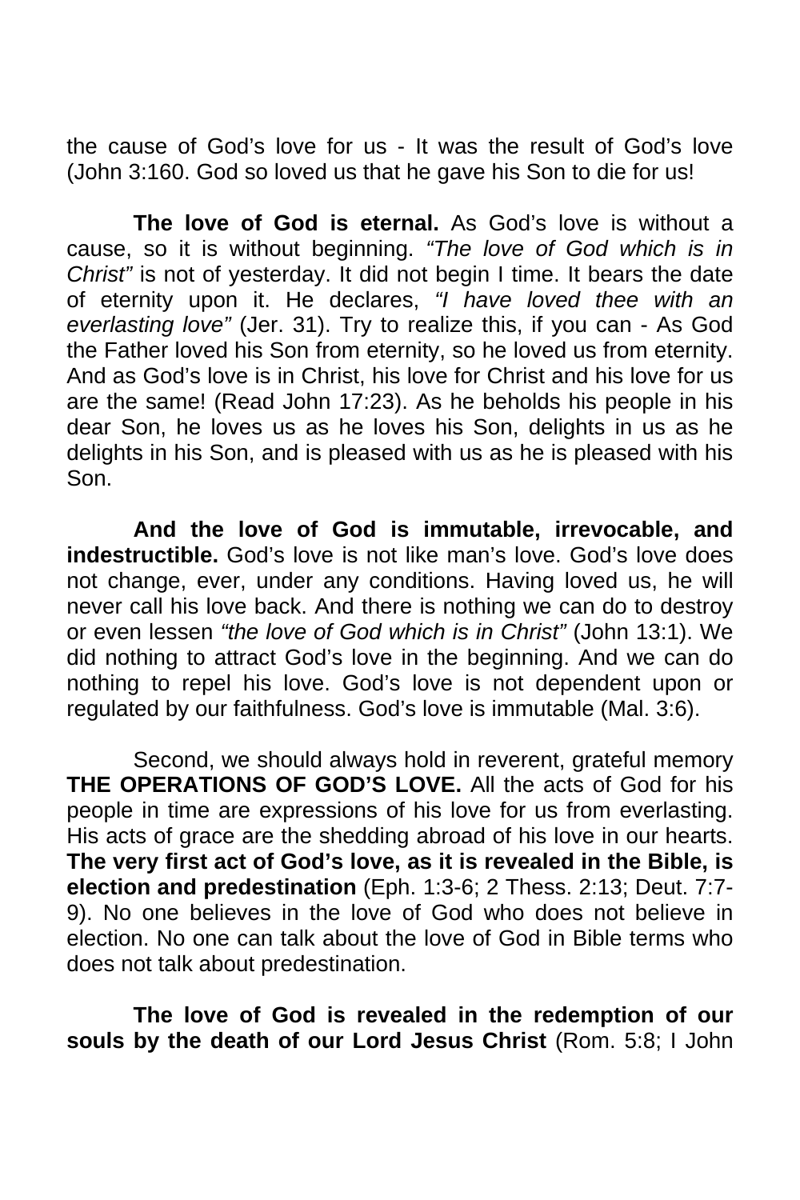the cause of God's love for us - It was the result of God's love (John 3:160. God so loved us that he gave his Son to die for us!

**The love of God is eternal.** As God's love is without a cause, so it is without beginning. *"The love of God which is in Christ"* is not of yesterday. It did not begin I time. It bears the date of eternity upon it. He declares, *"I have loved thee with an everlasting love"* (Jer. 31). Try to realize this, if you can - As God the Father loved his Son from eternity, so he loved us from eternity. And as God's love is in Christ, his love for Christ and his love for us are the same! (Read John 17:23). As he beholds his people in his dear Son, he loves us as he loves his Son, delights in us as he delights in his Son, and is pleased with us as he is pleased with his Son.

**And the love of God is immutable, irrevocable, and indestructible.** God's love is not like man's love. God's love does not change, ever, under any conditions. Having loved us, he will never call his love back. And there is nothing we can do to destroy or even lessen *"the love of God which is in Christ"* (John 13:1). We did nothing to attract God's love in the beginning. And we can do nothing to repel his love. God's love is not dependent upon or regulated by our faithfulness. God's love is immutable (Mal. 3:6).

Second, we should always hold in reverent, grateful memory **THE OPERATIONS OF GOD'S LOVE.** All the acts of God for his people in time are expressions of his love for us from everlasting. His acts of grace are the shedding abroad of his love in our hearts. **The very first act of God's love, as it is revealed in the Bible, is election and predestination** (Eph. 1:3-6; 2 Thess. 2:13; Deut. 7:7-9). No one believes in the love of God who does not believe in election. No one can talk about the love of God in Bible terms who does not talk about predestination.

**The love of God is revealed in the redemption of our souls by the death of our Lord Jesus Christ** (Rom. 5:8; I John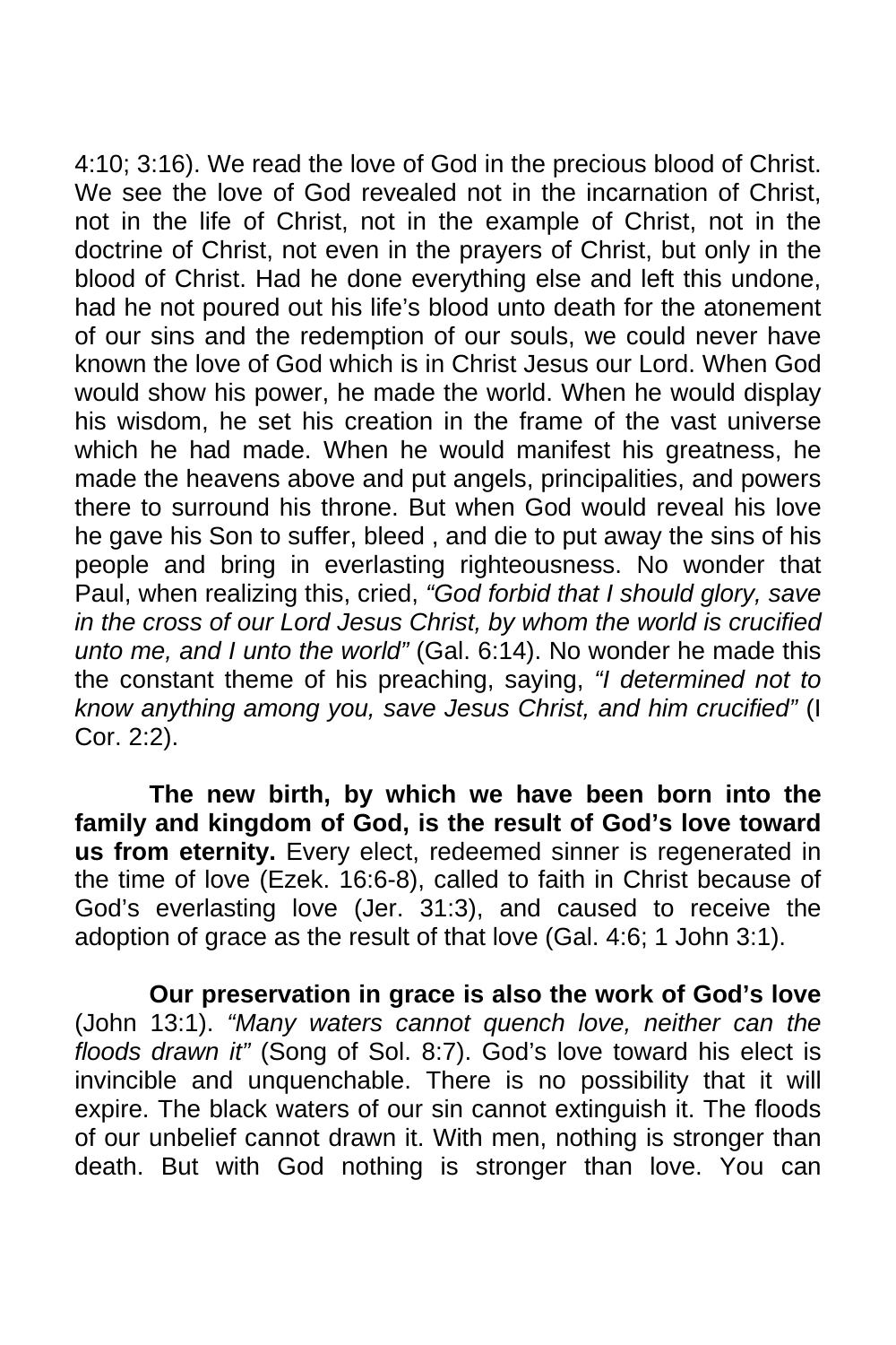4:10; 3:16). We read the love of God in the precious blood of Christ. We see the love of God revealed not in the incarnation of Christ, not in the life of Christ, not in the example of Christ, not in the doctrine of Christ, not even in the prayers of Christ, but only in the blood of Christ. Had he done everything else and left this undone, had he not poured out his life's blood unto death for the atonement of our sins and the redemption of our souls, we could never have known the love of God which is in Christ Jesus our Lord. When God would show his power, he made the world. When he would display his wisdom, he set his creation in the frame of the vast universe which he had made. When he would manifest his greatness, he made the heavens above and put angels, principalities, and powers there to surround his throne. But when God would reveal his love he gave his Son to suffer, bleed , and die to put away the sins of his people and bring in everlasting righteousness. No wonder that Paul, when realizing this, cried, *"God forbid that I should glory, save in the cross of our Lord Jesus Christ, by whom the world is crucified unto me, and I unto the world"* (Gal. 6:14). No wonder he made this the constant theme of his preaching, saying, *"I determined not to know anything among you, save Jesus Christ, and him crucified"* (I Cor. 2:2).

**The new birth, by which we have been born into the family and kingdom of God, is the result of God's love toward us from eternity.** Every elect, redeemed sinner is regenerated in the time of love (Ezek. 16:6-8), called to faith in Christ because of God's everlasting love (Jer. 31:3), and caused to receive the adoption of grace as the result of that love (Gal. 4:6; 1 John 3:1).

**Our preservation in grace is also the work of God's love** (John 13:1). *"Many waters cannot quench love, neither can the floods drawn it"* (Song of Sol. 8:7). God's love toward his elect is invincible and unquenchable. There is no possibility that it will expire. The black waters of our sin cannot extinguish it. The floods of our unbelief cannot drawn it. With men, nothing is stronger than death. But with God nothing is stronger than love. You can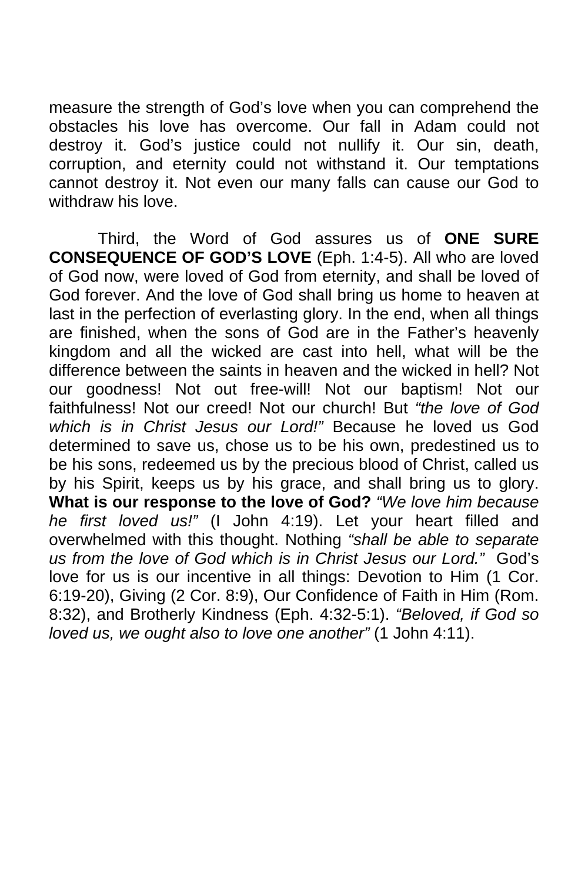measure the strength of God's love when you can comprehend the obstacles his love has overcome. Our fall in Adam could not destroy it. God's justice could not nullify it. Our sin, death, corruption, and eternity could not withstand it. Our temptations cannot destroy it. Not even our many falls can cause our God to withdraw his love.

Third, the Word of God assures us of **ONE SURE CONSEQUENCE OF GOD'S LOVE** (Eph. 1:4-5). All who are loved of God now, were loved of God from eternity, and shall be loved of God forever. And the love of God shall bring us home to heaven at last in the perfection of everlasting glory. In the end, when all things are finished, when the sons of God are in the Father's heavenly kingdom and all the wicked are cast into hell, what will be the difference between the saints in heaven and the wicked in hell? Not our goodness! Not out free-will! Not our baptism! Not our faithfulness! Not our creed! Not our church! But *"the love of God which is in Christ Jesus our Lord!"* Because he loved us God determined to save us, chose us to be his own, predestined us to be his sons, redeemed us by the precious blood of Christ, called us by his Spirit, keeps us by his grace, and shall bring us to glory. **What is our response to the love of God?** *"We love him because he first loved us!"* (I John 4:19). Let your heart filled and overwhelmed with this thought. Nothing *"shall be able to separate us from the love of God which is in Christ Jesus our Lord."* God's love for us is our incentive in all things: Devotion to Him (1 Cor. 6:19-20), Giving (2 Cor. 8:9), Our Confidence of Faith in Him (Rom. 8:32), and Brotherly Kindness (Eph. 4:32-5:1). *"Beloved, if God so loved us, we ought also to love one another"* (1 John 4:11).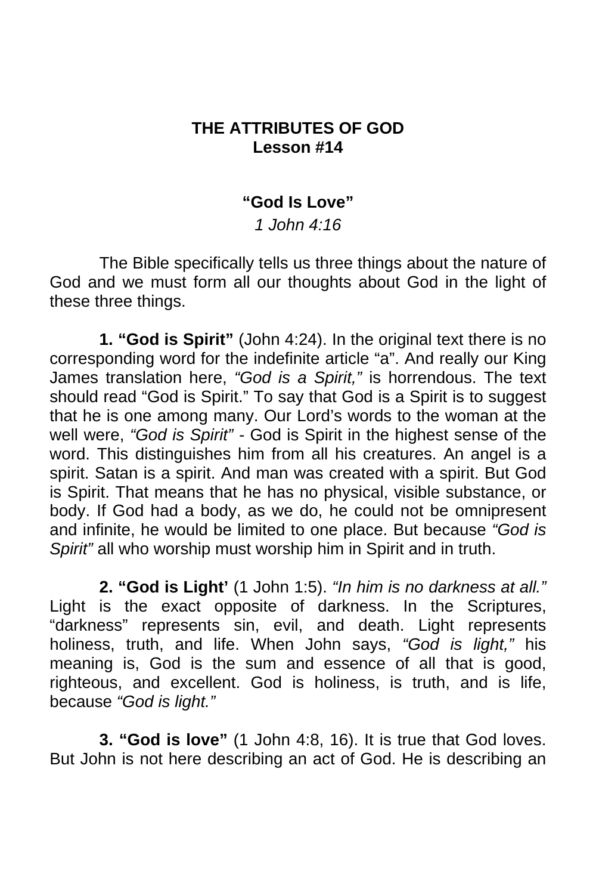## THE ATTRIBUTES OF GOD
## Lesson #14

### "God Is Love"

*1 John 4:16*

The Bible specifically tells us three things about the nature of God and we must form all our thoughts about God in the light of these three things.

**1. "God is Spirit"** (John 4:24). In the original text there is no corresponding word for the indefinite article "a". And really our King James translation here, *"God is a Spirit,"* is horrendous. The text should read "God is Spirit." To say that God is a Spirit is to suggest that he is one among many. Our Lord's words to the woman at the well were, *"God is Spirit"* - God is Spirit in the highest sense of the word. This distinguishes him from all his creatures. An angel is a spirit. Satan is a spirit. And man was created with a spirit. But God is Spirit. That means that he has no physical, visible substance, or body. If God had a body, as we do, he could not be omnipresent and infinite, he would be limited to one place. But because *"God is Spirit"* all who worship must worship him in Spirit and in truth.

**2. "God is Light'** (1 John 1:5). *"In him is no darkness at all."* Light is the exact opposite of darkness. In the Scriptures, "darkness" represents sin, evil, and death. Light represents holiness, truth, and life. When John says, *"God is light,"* his meaning is, God is the sum and essence of all that is good, righteous, and excellent. God is holiness, is truth, and is life, because *"God is light."*

**3. "God is love"** (1 John 4:8, 16). It is true that God loves. But John is not here describing an act of God. He is describing an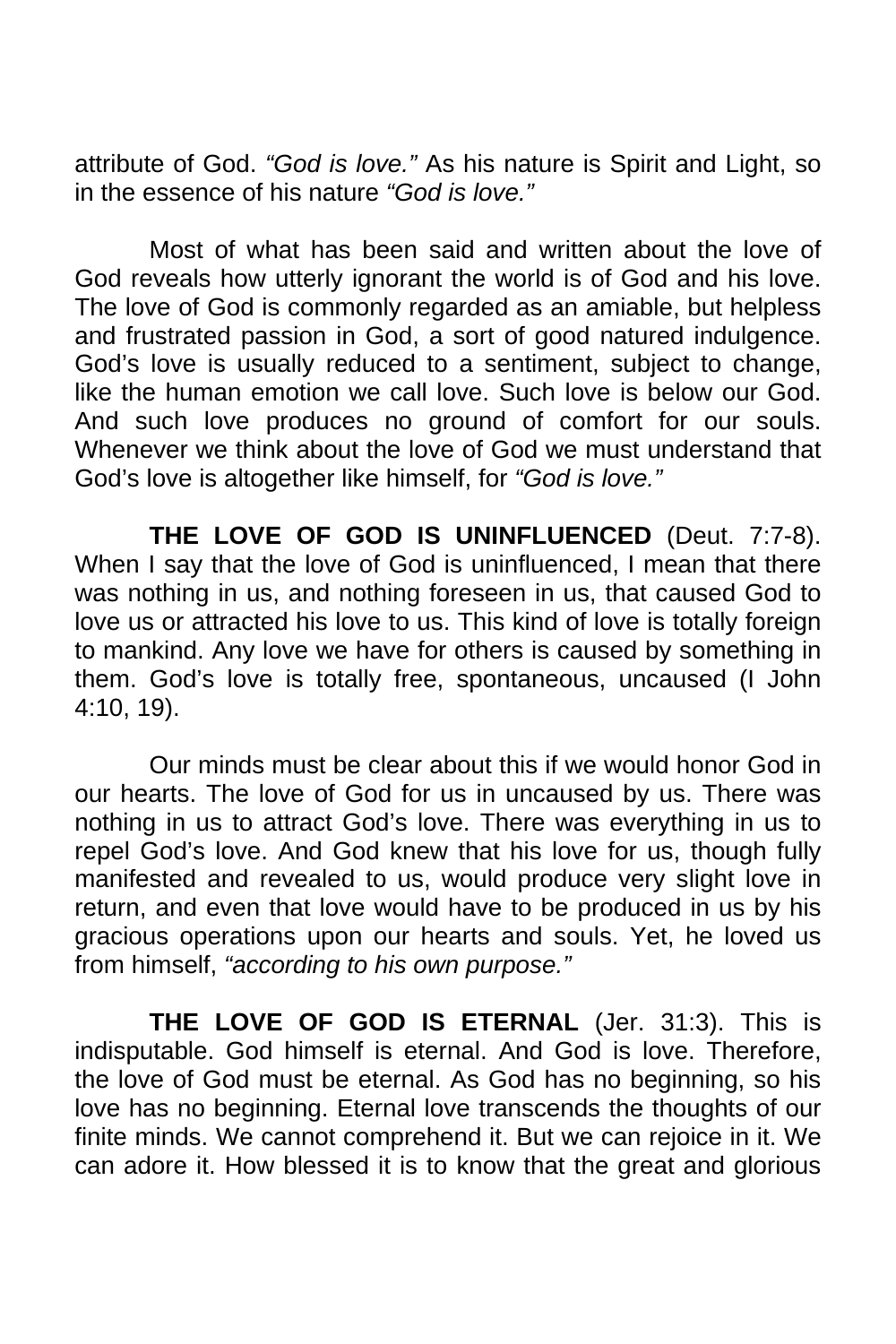attribute of God. *“God is love.”* As his nature is Spirit and Light, so in the essence of his nature *“God is love.”*

Most of what has been said and written about the love of God reveals how utterly ignorant the world is of God and his love. The love of God is commonly regarded as an amiable, but helpless and frustrated passion in God, a sort of good natured indulgence. God’s love is usually reduced to a sentiment, subject to change, like the human emotion we call love. Such love is below our God. And such love produces no ground of comfort for our souls. Whenever we think about the love of God we must understand that God’s love is altogether like himself, for *“God is love.”*

**THE LOVE OF GOD IS UNINFLUENCED** (Deut. 7:7-8). When I say that the love of God is uninfluenced, I mean that there was nothing in us, and nothing foreseen in us, that caused God to love us or attracted his love to us. This kind of love is totally foreign to mankind. Any love we have for others is caused by something in them. God’s love is totally free, spontaneous, uncaused (I John 4:10, 19).

Our minds must be clear about this if we would honor God in our hearts. The love of God for us in uncaused by us. There was nothing in us to attract God’s love. There was everything in us to repel God’s love. And God knew that his love for us, though fully manifested and revealed to us, would produce very slight love in return, and even that love would have to be produced in us by his gracious operations upon our hearts and souls. Yet, he loved us from himself, *“according to his own purpose.”*

**THE LOVE OF GOD IS ETERNAL** (Jer. 31:3). This is indisputable. God himself is eternal. And God is love. Therefore, the love of God must be eternal. As God has no beginning, so his love has no beginning. Eternal love transcends the thoughts of our finite minds. We cannot comprehend it. But we can rejoice in it. We can adore it. How blessed it is to know that the great and glorious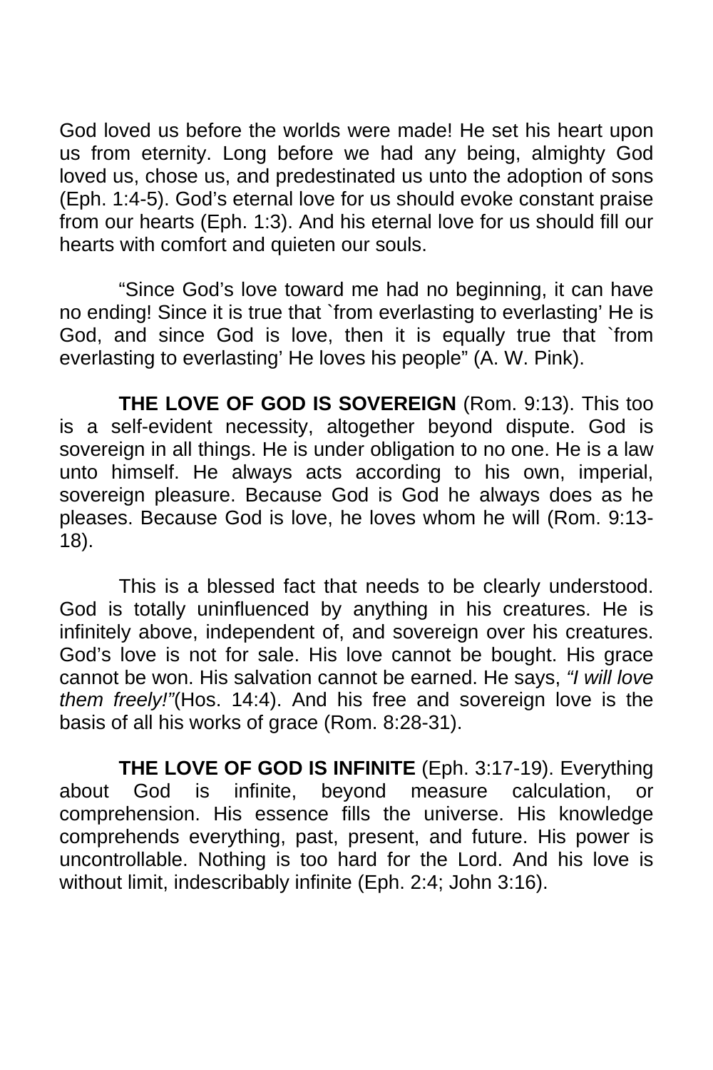God loved us before the worlds were made! He set his heart upon us from eternity. Long before we had any being, almighty God loved us, chose us, and predestinated us unto the adoption of sons (Eph. 1:4-5). God's eternal love for us should evoke constant praise from our hearts (Eph. 1:3). And his eternal love for us should fill our hearts with comfort and quieten our souls.

"Since God's love toward me had no beginning, it can have no ending! Since it is true that `from everlasting to everlasting' He is God, and since God is love, then it is equally true that `from everlasting to everlasting' He loves his people" (A. W. Pink).

**THE LOVE OF GOD IS SOVEREIGN** (Rom. 9:13). This too is a self-evident necessity, altogether beyond dispute. God is sovereign in all things. He is under obligation to no one. He is a law unto himself. He always acts according to his own, imperial, sovereign pleasure. Because God is God he always does as he pleases. Because God is love, he loves whom he will (Rom. 9:13-18).

This is a blessed fact that needs to be clearly understood. God is totally uninfluenced by anything in his creatures. He is infinitely above, independent of, and sovereign over his creatures. God's love is not for sale. His love cannot be bought. His grace cannot be won. His salvation cannot be earned. He says, *"I will love them freely!"*(Hos. 14:4). And his free and sovereign love is the basis of all his works of grace (Rom. 8:28-31).

**THE LOVE OF GOD IS INFINITE** (Eph. 3:17-19). Everything about God is infinite, beyond measure calculation, or comprehension. His essence fills the universe. His knowledge comprehends everything, past, present, and future. His power is uncontrollable. Nothing is too hard for the Lord. And his love is without limit, indescribably infinite (Eph. 2:4; John 3:16).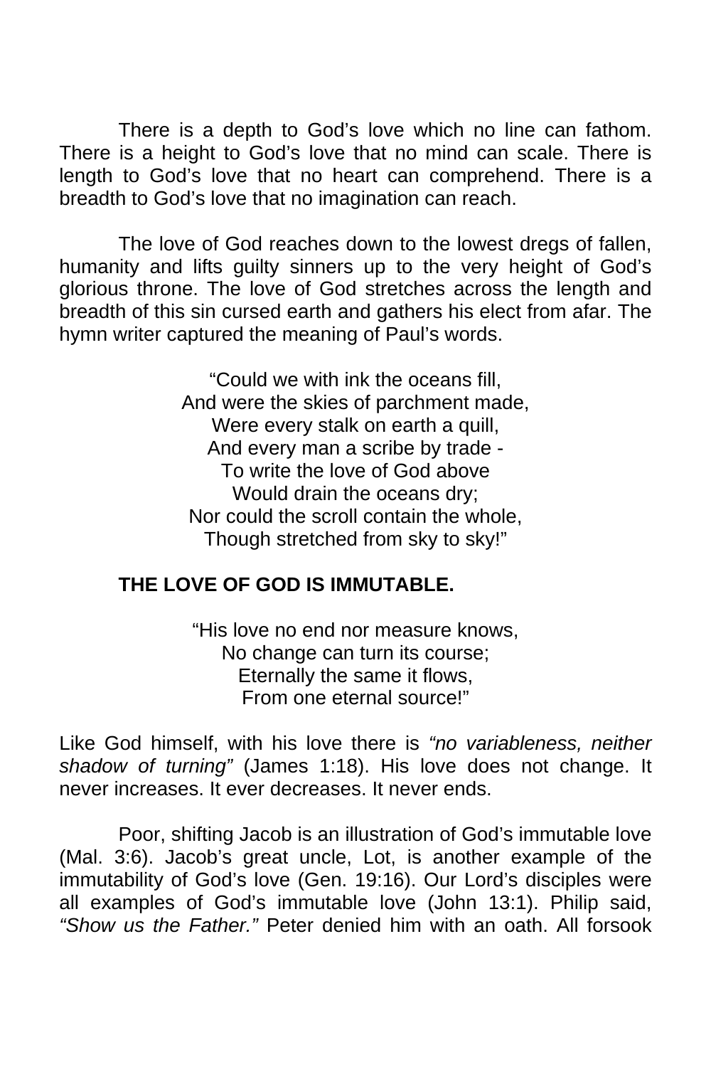There is a depth to God's love which no line can fathom. There is a height to God's love that no mind can scale. There is length to God's love that no heart can comprehend. There is a breadth to God's love that no imagination can reach.

The love of God reaches down to the lowest dregs of fallen, humanity and lifts guilty sinners up to the very height of God's glorious throne. The love of God stretches across the length and breadth of this sin cursed earth and gathers his elect from afar. The hymn writer captured the meaning of Paul's words.

"Could we with ink the oceans fill,  
And were the skies of parchment made,  
Were every stalk on earth a quill,  
And every man a scribe by trade -  
To write the love of God above  
Would drain the oceans dry;  
Nor could the scroll contain the whole,  
Though stretched from sky to sky!"

**THE LOVE OF GOD IS IMMUTABLE.**

"His love no end nor measure knows,  
No change can turn its course;  
Eternally the same it flows,  
From one eternal source!"

Like God himself, with his love there is *"no variableness, neither shadow of turning"* (James 1:18). His love does not change. It never increases. It ever decreases. It never ends.

Poor, shifting Jacob is an illustration of God's immutable love (Mal. 3:6). Jacob's great uncle, Lot, is another example of the immutability of God's love (Gen. 19:16). Our Lord's disciples were all examples of God's immutable love (John 13:1). Philip said, *"Show us the Father."* Peter denied him with an oath. All forsook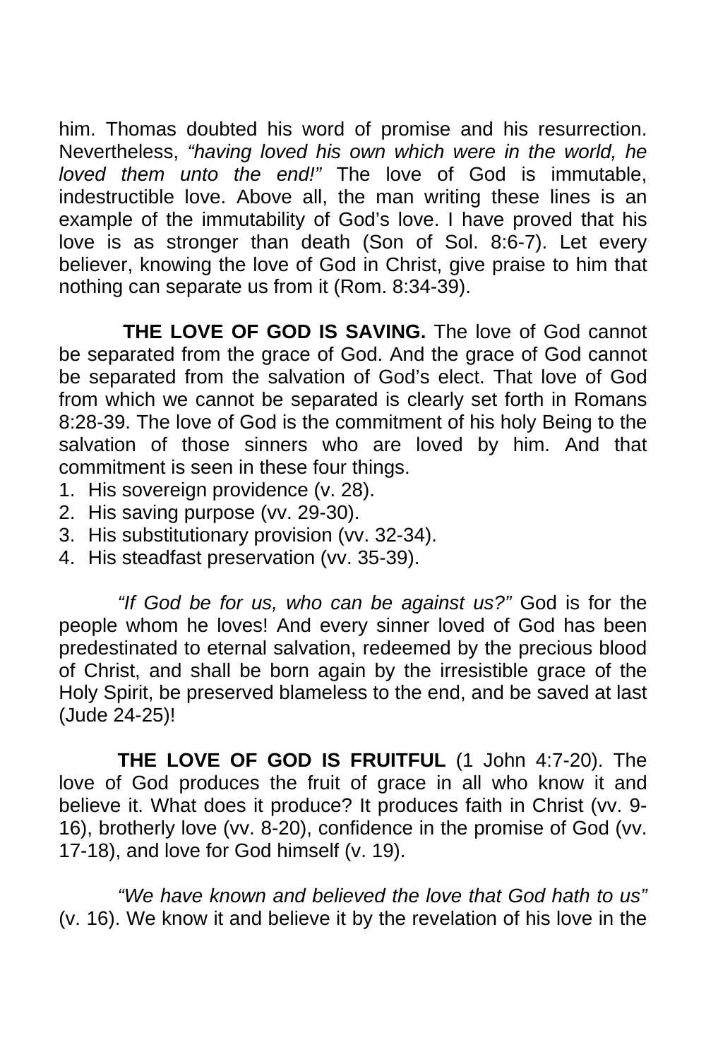him. Thomas doubted his word of promise and his resurrection. Nevertheless, *"having loved his own which were in the world, he loved them unto the end!"* The love of God is immutable, indestructible love. Above all, the man writing these lines is an example of the immutability of God's love. I have proved that his love is as stronger than death (Son of Sol. 8:6-7). Let every believer, knowing the love of God in Christ, give praise to him that nothing can separate us from it (Rom. 8:34-39).

**THE LOVE OF GOD IS SAVING.** The love of God cannot be separated from the grace of God. And the grace of God cannot be separated from the salvation of God's elect. That love of God from which we cannot be separated is clearly set forth in Romans 8:28-39. The love of God is the commitment of his holy Being to the salvation of those sinners who are loved by him. And that commitment is seen in these four things.

1. His sovereign providence (v. 28).
2. His saving purpose (vv. 29-30).
3. His substitutionary provision (vv. 32-34).
4. His steadfast preservation (vv. 35-39).

*"If God be for us, who can be against us?"* God is for the people whom he loves! And every sinner loved of God has been predestinated to eternal salvation, redeemed by the precious blood of Christ, and shall be born again by the irresistible grace of the Holy Spirit, be preserved blameless to the end, and be saved at last (Jude 24-25)!

**THE LOVE OF GOD IS FRUITFUL** (1 John 4:7-20). The love of God produces the fruit of grace in all who know it and believe it. What does it produce? It produces faith in Christ (vv. 9-16), brotherly love (vv. 8-20), confidence in the promise of God (vv. 17-18), and love for God himself (v. 19).

*"We have known and believed the love that God hath to us"* (v. 16). We know it and believe it by the revelation of his love in the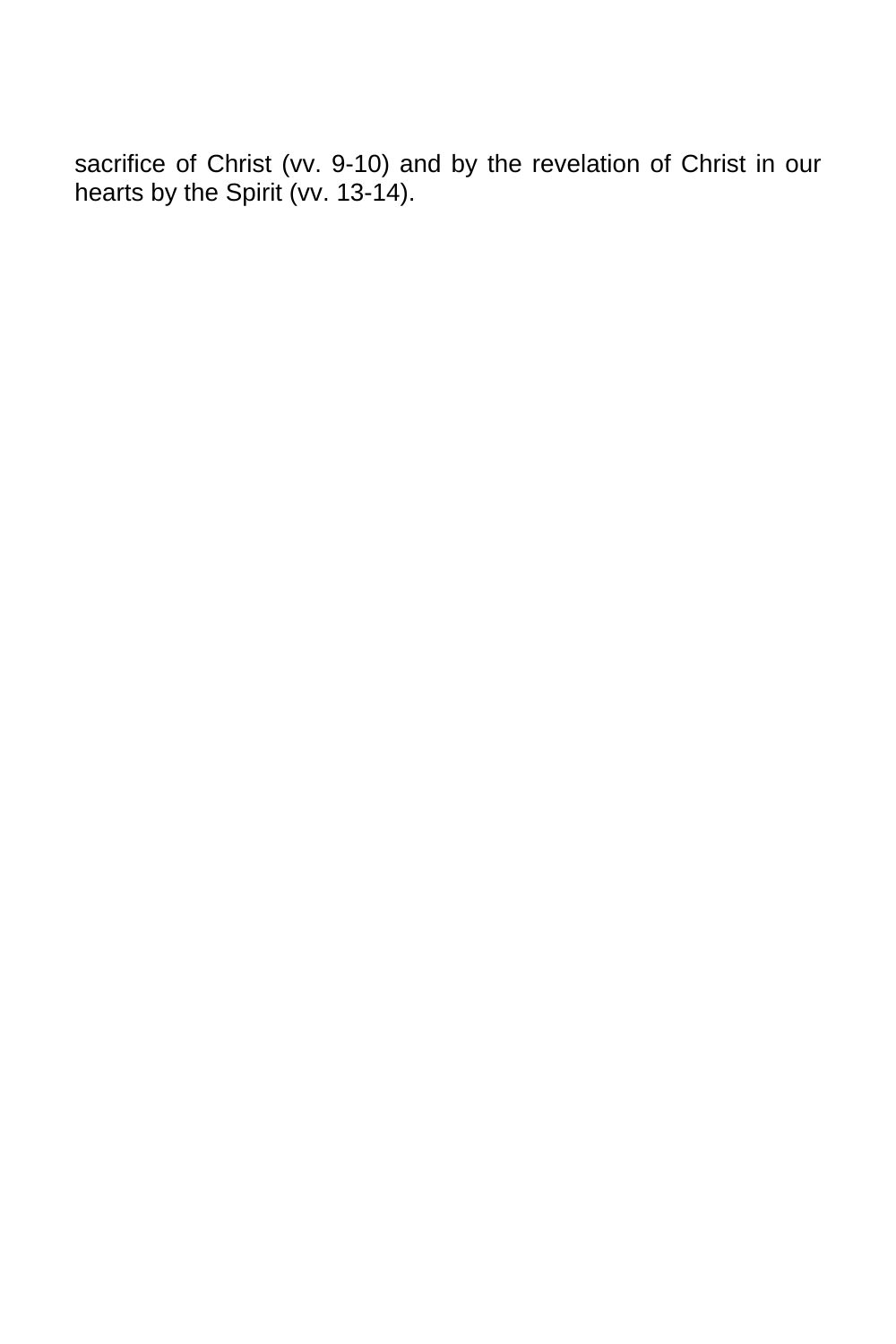sacrifice of Christ (vv. 9-10) and by the revelation of Christ in our hearts by the Spirit (vv. 13-14).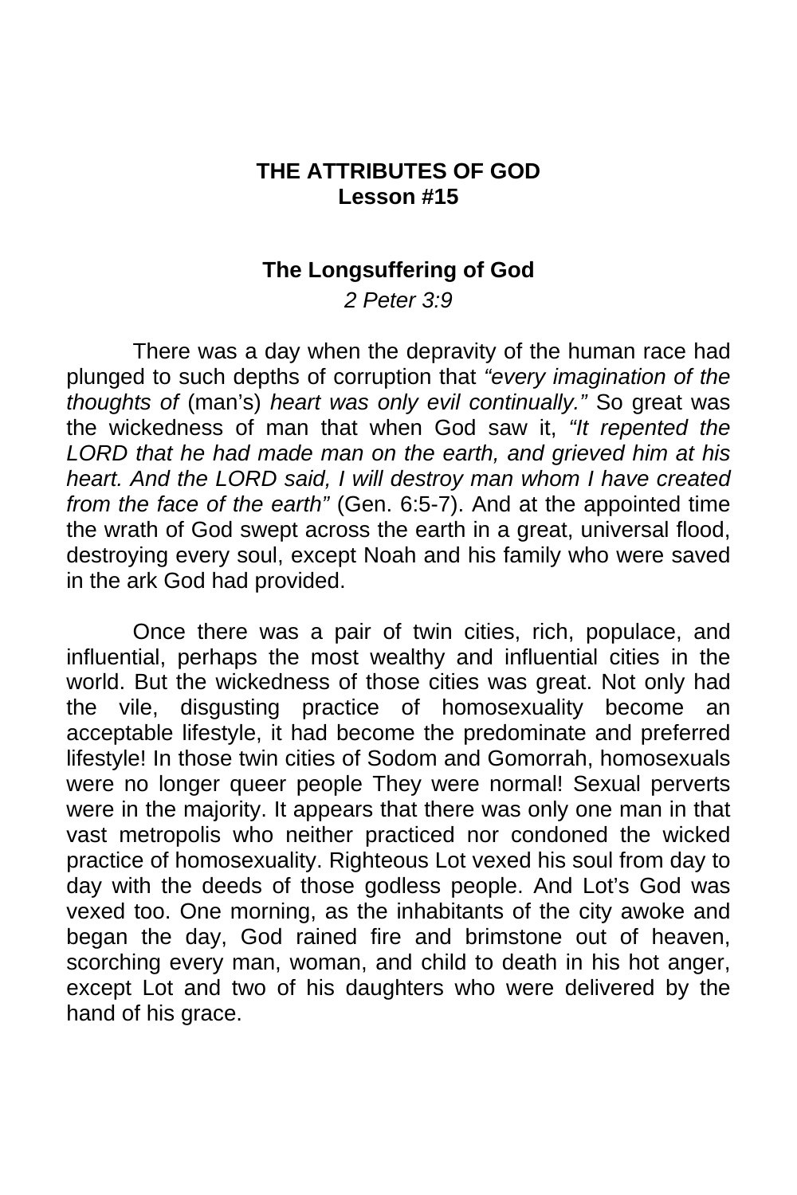# THE ATTRIBUTES OF GOD
## Lesson #15

### The Longsuffering of God

*2 Peter 3:9*

There was a day when the depravity of the human race had plunged to such depths of corruption that *"every imagination of the thoughts of* (man's) *heart was only evil continually."* So great was the wickedness of man that when God saw it, *"It repented the LORD that he had made man on the earth, and grieved him at his heart. And the LORD said, I will destroy man whom I have created from the face of the earth"* (Gen. 6:5-7). And at the appointed time the wrath of God swept across the earth in a great, universal flood, destroying every soul, except Noah and his family who were saved in the ark God had provided.

Once there was a pair of twin cities, rich, populace, and influential, perhaps the most wealthy and influential cities in the world. But the wickedness of those cities was great. Not only had the vile, disgusting practice of homosexuality become an acceptable lifestyle, it had become the predominate and preferred lifestyle! In those twin cities of Sodom and Gomorrah, homosexuals were no longer queer people They were normal! Sexual perverts were in the majority. It appears that there was only one man in that vast metropolis who neither practiced nor condoned the wicked practice of homosexuality. Righteous Lot vexed his soul from day to day with the deeds of those godless people. And Lot's God was vexed too. One morning, as the inhabitants of the city awoke and began the day, God rained fire and brimstone out of heaven, scorching every man, woman, and child to death in his hot anger, except Lot and two of his daughters who were delivered by the hand of his grace.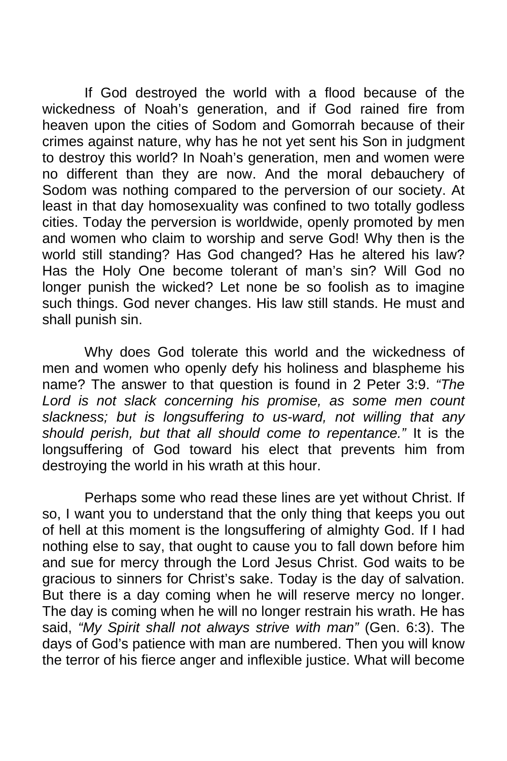If God destroyed the world with a flood because of the wickedness of Noah's generation, and if God rained fire from heaven upon the cities of Sodom and Gomorrah because of their crimes against nature, why has he not yet sent his Son in judgment to destroy this world? In Noah's generation, men and women were no different than they are now. And the moral debauchery of Sodom was nothing compared to the perversion of our society. At least in that day homosexuality was confined to two totally godless cities. Today the perversion is worldwide, openly promoted by men and women who claim to worship and serve God! Why then is the world still standing? Has God changed? Has he altered his law? Has the Holy One become tolerant of man's sin? Will God no longer punish the wicked? Let none be so foolish as to imagine such things. God never changes. His law still stands. He must and shall punish sin.

Why does God tolerate this world and the wickedness of men and women who openly defy his holiness and blaspheme his name? The answer to that question is found in 2 Peter 3:9. *"The Lord is not slack concerning his promise, as some men count slackness; but is longsuffering to us-ward, not willing that any should perish, but that all should come to repentance."* It is the longsuffering of God toward his elect that prevents him from destroying the world in his wrath at this hour.

Perhaps some who read these lines are yet without Christ. If so, I want you to understand that the only thing that keeps you out of hell at this moment is the longsuffering of almighty God. If I had nothing else to say, that ought to cause you to fall down before him and sue for mercy through the Lord Jesus Christ. God waits to be gracious to sinners for Christ's sake. Today is the day of salvation. But there is a day coming when he will reserve mercy no longer. The day is coming when he will no longer restrain his wrath. He has said, *"My Spirit shall not always strive with man"* (Gen. 6:3). The days of God's patience with man are numbered. Then you will know the terror of his fierce anger and inflexible justice. What will become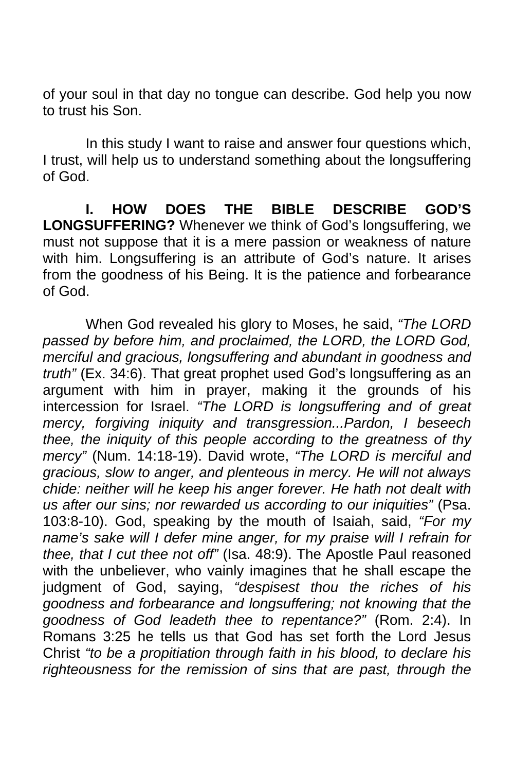of your soul in that day no tongue can describe. God help you now to trust his Son.

In this study I want to raise and answer four questions which, I trust, will help us to understand something about the longsuffering of God.

**I. HOW DOES THE BIBLE DESCRIBE GOD'S LONGSUFFERING?** Whenever we think of God's longsuffering, we must not suppose that it is a mere passion or weakness of nature with him. Longsuffering is an attribute of God's nature. It arises from the goodness of his Being. It is the patience and forbearance of God.

When God revealed his glory to Moses, he said, *"The LORD passed by before him, and proclaimed, the LORD, the LORD God, merciful and gracious, longsuffering and abundant in goodness and truth"* (Ex. 34:6). That great prophet used God's longsuffering as an argument with him in prayer, making it the grounds of his intercession for Israel. *"The LORD is longsuffering and of great mercy, forgiving iniquity and transgression...Pardon, I beseech thee, the iniquity of this people according to the greatness of thy mercy"* (Num. 14:18-19). David wrote, *"The LORD is merciful and gracious, slow to anger, and plenteous in mercy. He will not always chide: neither will he keep his anger forever. He hath not dealt with us after our sins; nor rewarded us according to our iniquities"* (Psa. 103:8-10). God, speaking by the mouth of Isaiah, said, *"For my name's sake will I defer mine anger, for my praise will I refrain for thee, that I cut thee not off"* (Isa. 48:9). The Apostle Paul reasoned with the unbeliever, who vainly imagines that he shall escape the judgment of God, saying, *"despisest thou the riches of his goodness and forbearance and longsuffering; not knowing that the goodness of God leadeth thee to repentance?"* (Rom. 2:4). In Romans 3:25 he tells us that God has set forth the Lord Jesus Christ *"to be a propitiation through faith in his blood, to declare his righteousness for the remission of sins that are past, through the*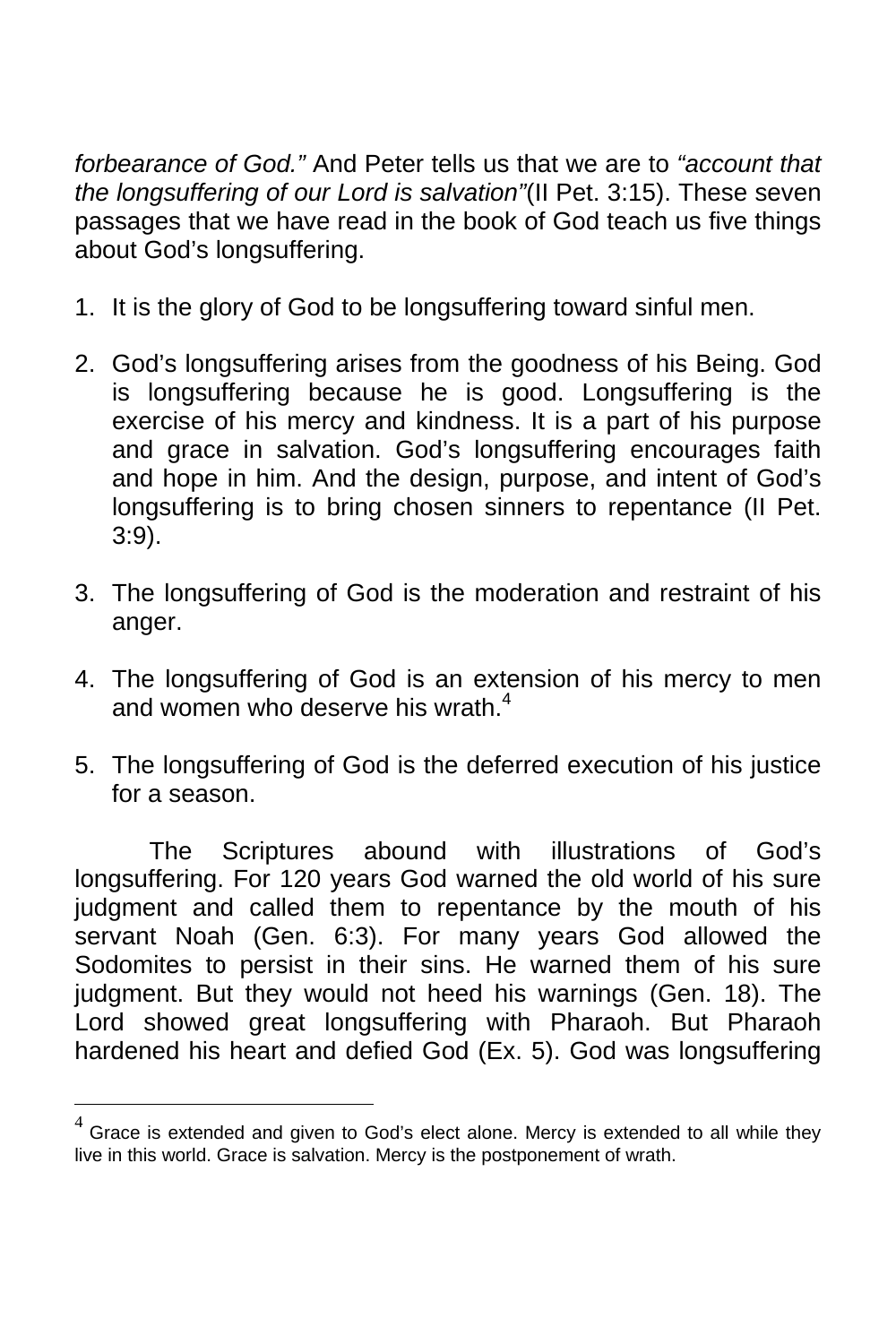*forbearance of God."* And Peter tells us that we are to *"account that the longsuffering of our Lord is salvation"*(II Pet. 3:15). These seven passages that we have read in the book of God teach us five things about God's longsuffering.

1. It is the glory of God to be longsuffering toward sinful men.

2. God's longsuffering arises from the goodness of his Being. God is longsuffering because he is good. Longsuffering is the exercise of his mercy and kindness. It is a part of his purpose and grace in salvation. God's longsuffering encourages faith and hope in him. And the design, purpose, and intent of God's longsuffering is to bring chosen sinners to repentance (II Pet. 3:9).

3. The longsuffering of God is the moderation and restraint of his anger.

4. The longsuffering of God is an extension of his mercy to men and women who deserve his wrath.[4]

5. The longsuffering of God is the deferred execution of his justice for a season.

The Scriptures abound with illustrations of God's longsuffering. For 120 years God warned the old world of his sure judgment and called them to repentance by the mouth of his servant Noah (Gen. 6:3). For many years God allowed the Sodomites to persist in their sins. He warned them of his sure judgment. But they would not heed his warnings (Gen. 18). The Lord showed great longsuffering with Pharaoh. But Pharaoh hardened his heart and defied God (Ex. 5). God was longsuffering

---

[4] Grace is extended and given to God's elect alone. Mercy is extended to all while they live in this world. Grace is salvation. Mercy is the postponement of wrath.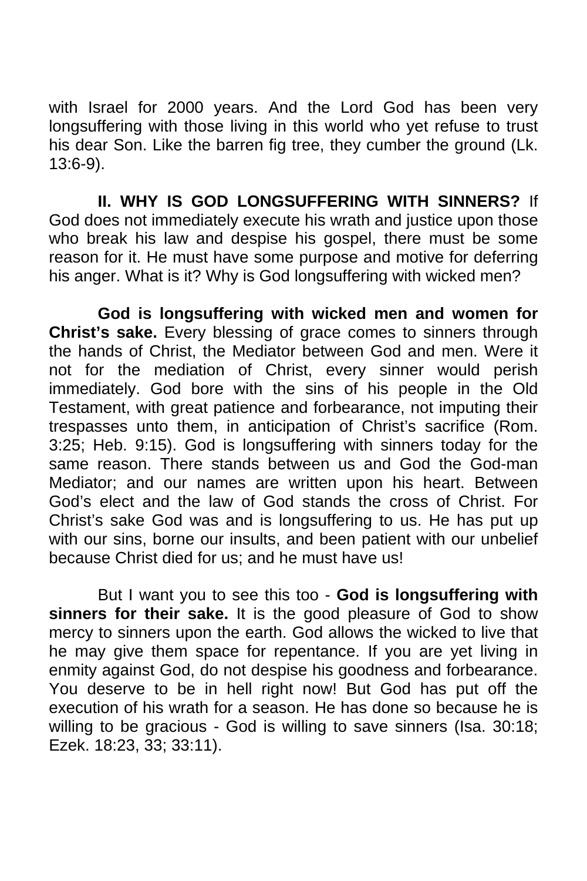with Israel for 2000 years. And the Lord God has been very longsuffering with those living in this world who yet refuse to trust his dear Son. Like the barren fig tree, they cumber the ground (Lk. 13:6-9).

**II. WHY IS GOD LONGSUFFERING WITH SINNERS?** If God does not immediately execute his wrath and justice upon those who break his law and despise his gospel, there must be some reason for it. He must have some purpose and motive for deferring his anger. What is it? Why is God longsuffering with wicked men?

**God is longsuffering with wicked men and women for Christ's sake.** Every blessing of grace comes to sinners through the hands of Christ, the Mediator between God and men. Were it not for the mediation of Christ, every sinner would perish immediately. God bore with the sins of his people in the Old Testament, with great patience and forbearance, not imputing their trespasses unto them, in anticipation of Christ's sacrifice (Rom. 3:25; Heb. 9:15). God is longsuffering with sinners today for the same reason. There stands between us and God the God-man Mediator; and our names are written upon his heart. Between God's elect and the law of God stands the cross of Christ. For Christ's sake God was and is longsuffering to us. He has put up with our sins, borne our insults, and been patient with our unbelief because Christ died for us; and he must have us!

But I want you to see this too - **God is longsuffering with sinners for their sake.** It is the good pleasure of God to show mercy to sinners upon the earth. God allows the wicked to live that he may give them space for repentance. If you are yet living in enmity against God, do not despise his goodness and forbearance. You deserve to be in hell right now! But God has put off the execution of his wrath for a season. He has done so because he is willing to be gracious - God is willing to save sinners (Isa. 30:18; Ezek. 18:23, 33; 33:11).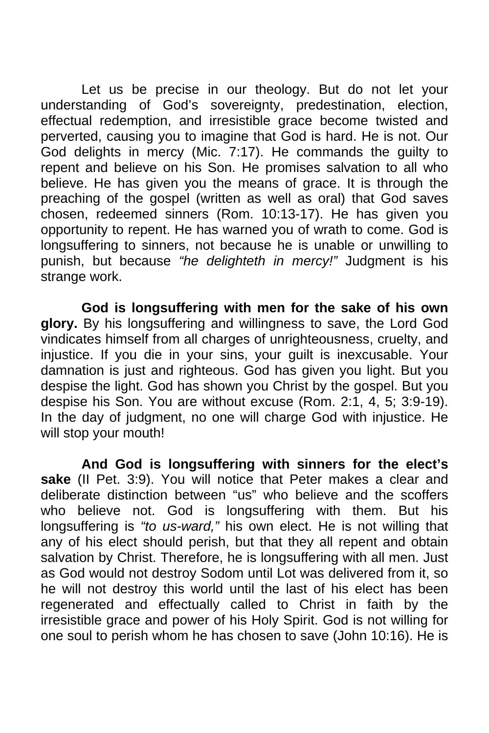Let us be precise in our theology. But do not let your understanding of God's sovereignty, predestination, election, effectual redemption, and irresistible grace become twisted and perverted, causing you to imagine that God is hard. He is not. Our God delights in mercy (Mic. 7:17). He commands the guilty to repent and believe on his Son. He promises salvation to all who believe. He has given you the means of grace. It is through the preaching of the gospel (written as well as oral) that God saves chosen, redeemed sinners (Rom. 10:13-17). He has given you opportunity to repent. He has warned you of wrath to come. God is longsuffering to sinners, not because he is unable or unwilling to punish, but because *"he delighteth in mercy!"* Judgment is his strange work.

**God is longsuffering with men for the sake of his own glory.** By his longsuffering and willingness to save, the Lord God vindicates himself from all charges of unrighteousness, cruelty, and injustice. If you die in your sins, your guilt is inexcusable. Your damnation is just and righteous. God has given you light. But you despise the light. God has shown you Christ by the gospel. But you despise his Son. You are without excuse (Rom. 2:1, 4, 5; 3:9-19). In the day of judgment, no one will charge God with injustice. He will stop your mouth!

**And God is longsuffering with sinners for the elect's sake** (II Pet. 3:9). You will notice that Peter makes a clear and deliberate distinction between "us" who believe and the scoffers who believe not. God is longsuffering with them. But his longsuffering is *"to us-ward,"* his own elect. He is not willing that any of his elect should perish, but that they all repent and obtain salvation by Christ. Therefore, he is longsuffering with all men. Just as God would not destroy Sodom until Lot was delivered from it, so he will not destroy this world until the last of his elect has been regenerated and effectually called to Christ in faith by the irresistible grace and power of his Holy Spirit. God is not willing for one soul to perish whom he has chosen to save (John 10:16). He is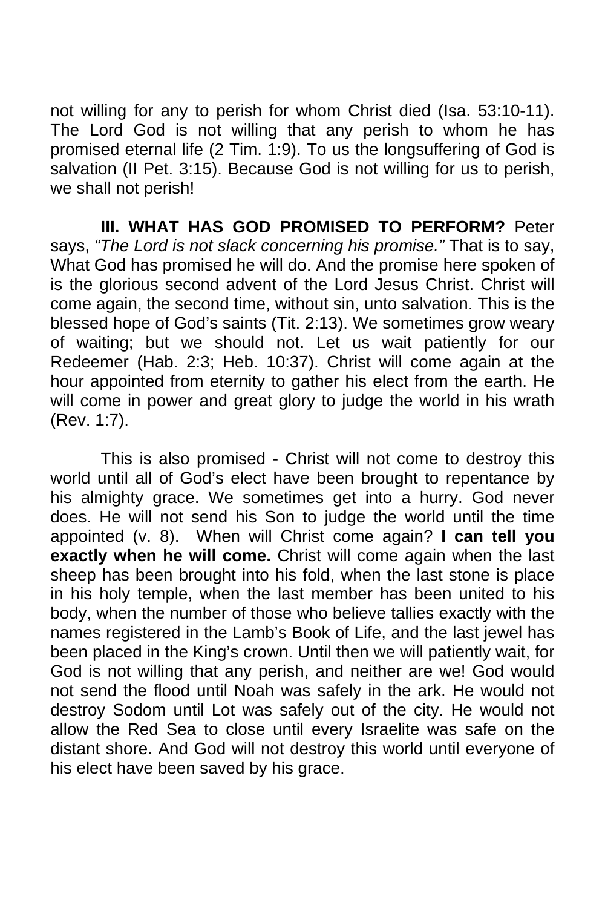not willing for any to perish for whom Christ died (Isa. 53:10-11). The Lord God is not willing that any perish to whom he has promised eternal life (2 Tim. 1:9). To us the longsuffering of God is salvation (II Pet. 3:15). Because God is not willing for us to perish, we shall not perish!

**III. WHAT HAS GOD PROMISED TO PERFORM?** Peter says, *"The Lord is not slack concerning his promise."* That is to say, What God has promised he will do. And the promise here spoken of is the glorious second advent of the Lord Jesus Christ. Christ will come again, the second time, without sin, unto salvation. This is the blessed hope of God's saints (Tit. 2:13). We sometimes grow weary of waiting; but we should not. Let us wait patiently for our Redeemer (Hab. 2:3; Heb. 10:37). Christ will come again at the hour appointed from eternity to gather his elect from the earth. He will come in power and great glory to judge the world in his wrath (Rev. 1:7).

This is also promised - Christ will not come to destroy this world until all of God's elect have been brought to repentance by his almighty grace. We sometimes get into a hurry. God never does. He will not send his Son to judge the world until the time appointed (v. 8). When will Christ come again? **I can tell you exactly when he will come.** Christ will come again when the last sheep has been brought into his fold, when the last stone is place in his holy temple, when the last member has been united to his body, when the number of those who believe tallies exactly with the names registered in the Lamb's Book of Life, and the last jewel has been placed in the King's crown. Until then we will patiently wait, for God is not willing that any perish, and neither are we! God would not send the flood until Noah was safely in the ark. He would not destroy Sodom until Lot was safely out of the city. He would not allow the Red Sea to close until every Israelite was safe on the distant shore. And God will not destroy this world until everyone of his elect have been saved by his grace.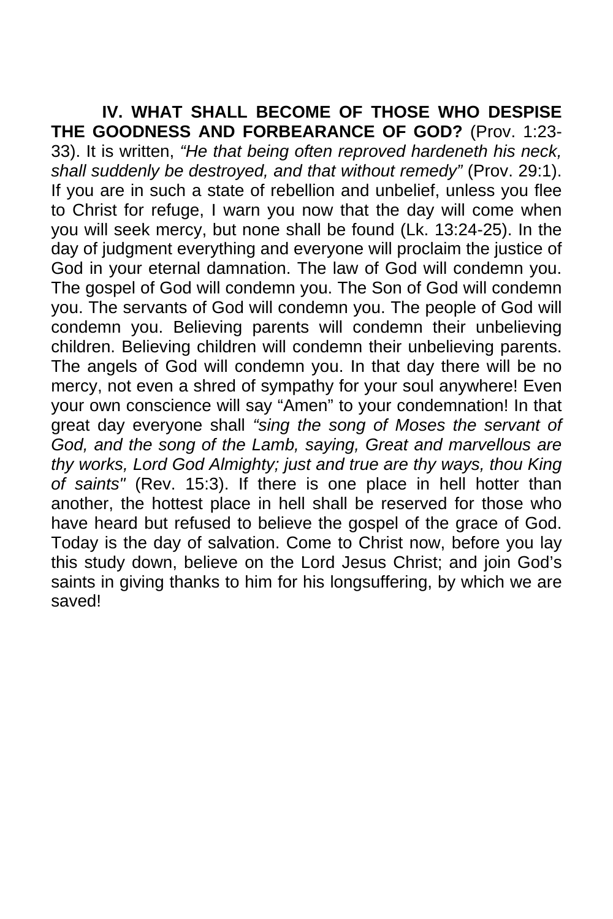**IV. WHAT SHALL BECOME OF THOSE WHO DESPISE THE GOODNESS AND FORBEARANCE OF GOD?** (Prov. 1:23-33). It is written, *"He that being often reproved hardeneth his neck, shall suddenly be destroyed, and that without remedy"* (Prov. 29:1). If you are in such a state of rebellion and unbelief, unless you flee to Christ for refuge, I warn you now that the day will come when you will seek mercy, but none shall be found (Lk. 13:24-25). In the day of judgment everything and everyone will proclaim the justice of God in your eternal damnation. The law of God will condemn you. The gospel of God will condemn you. The Son of God will condemn you. The servants of God will condemn you. The people of God will condemn you. Believing parents will condemn their unbelieving children. Believing children will condemn their unbelieving parents. The angels of God will condemn you. In that day there will be no mercy, not even a shred of sympathy for your soul anywhere! Even your own conscience will say "Amen" to your condemnation! In that great day everyone shall *"sing the song of Moses the servant of God, and the song of the Lamb, saying, Great and marvellous are thy works, Lord God Almighty; just and true are thy ways, thou King of saints"* (Rev. 15:3). If there is one place in hell hotter than another, the hottest place in hell shall be reserved for those who have heard but refused to believe the gospel of the grace of God. Today is the day of salvation. Come to Christ now, before you lay this study down, believe on the Lord Jesus Christ; and join God's saints in giving thanks to him for his longsuffering, by which we are saved!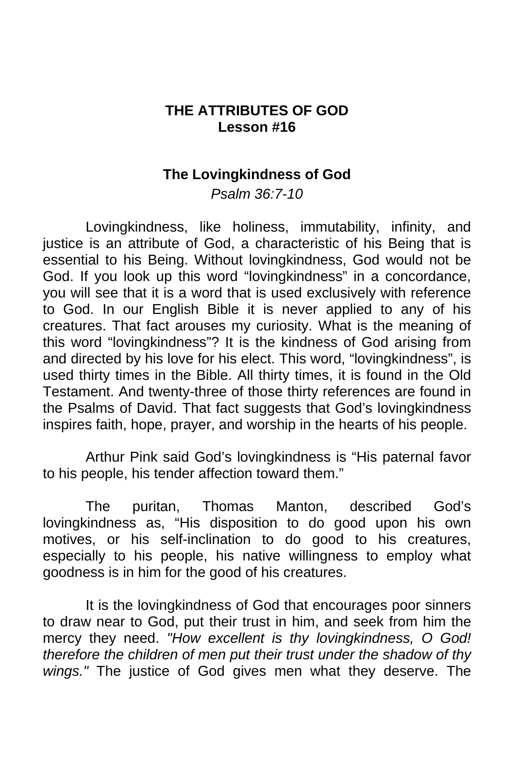## THE ATTRIBUTES OF GOD
## Lesson #16

### The Lovingkindness of God

*Psalm 36:7-10*

Lovingkindness, like holiness, immutability, infinity, and justice is an attribute of God, a characteristic of his Being that is essential to his Being. Without lovingkindness, God would not be God. If you look up this word “lovingkindness” in a concordance, you will see that it is a word that is used exclusively with reference to God. In our English Bible it is never applied to any of his creatures. That fact arouses my curiosity. What is the meaning of this word “lovingkindness”? It is the kindness of God arising from and directed by his love for his elect. This word, “lovingkindness”, is used thirty times in the Bible. All thirty times, it is found in the Old Testament. And twenty-three of those thirty references are found in the Psalms of David. That fact suggests that God’s lovingkindness inspires faith, hope, prayer, and worship in the hearts of his people.

Arthur Pink said God’s lovingkindness is “His paternal favor to his people, his tender affection toward them.”

The puritan, Thomas Manton, described God’s lovingkindness as, “His disposition to do good upon his own motives, or his self-inclination to do good to his creatures, especially to his people, his native willingness to employ what goodness is in him for the good of his creatures.

It is the lovingkindness of God that encourages poor sinners to draw near to God, put their trust in him, and seek from him the mercy they need. *"How excellent is thy lovingkindness, O God! therefore the children of men put their trust under the shadow of thy wings."* The justice of God gives men what they deserve. The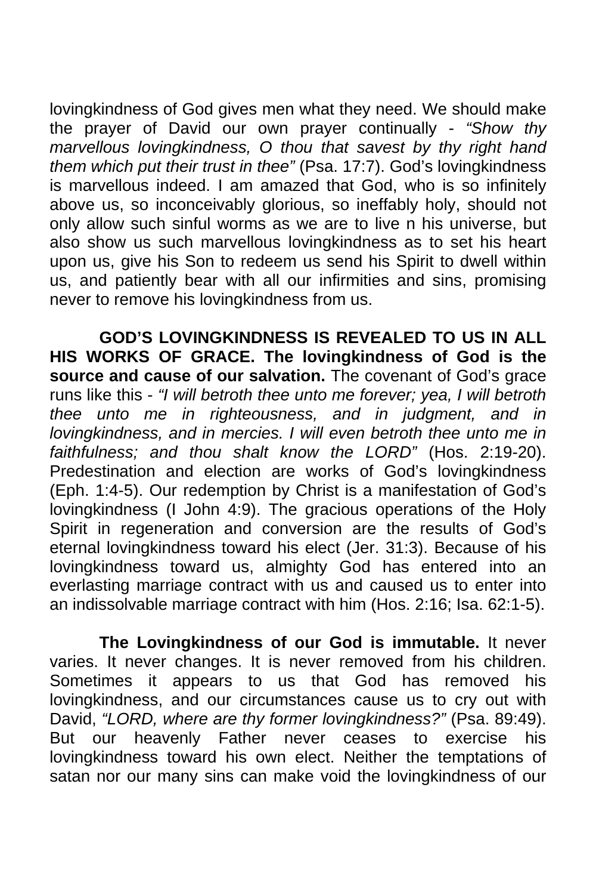lovingkindness of God gives men what they need. We should make the prayer of David our own prayer continually - *"Show thy marvellous lovingkindness, O thou that savest by thy right hand them which put their trust in thee"* (Psa. 17:7). God's lovingkindness is marvellous indeed. I am amazed that God, who is so infinitely above us, so inconceivably glorious, so ineffably holy, should not only allow such sinful worms as we are to live n his universe, but also show us such marvellous lovingkindness as to set his heart upon us, give his Son to redeem us send his Spirit to dwell within us, and patiently bear with all our infirmities and sins, promising never to remove his lovingkindness from us.

**GOD'S LOVINGKINDNESS IS REVEALED TO US IN ALL HIS WORKS OF GRACE. The lovingkindness of God is the source and cause of our salvation.** The covenant of God's grace runs like this - *"I will betroth thee unto me forever; yea, I will betroth thee unto me in righteousness, and in judgment, and in lovingkindness, and in mercies. I will even betroth thee unto me in faithfulness; and thou shalt know the LORD"* (Hos. 2:19-20). Predestination and election are works of God's lovingkindness (Eph. 1:4-5). Our redemption by Christ is a manifestation of God's lovingkindness (I John 4:9). The gracious operations of the Holy Spirit in regeneration and conversion are the results of God's eternal lovingkindness toward his elect (Jer. 31:3). Because of his lovingkindness toward us, almighty God has entered into an everlasting marriage contract with us and caused us to enter into an indissolvable marriage contract with him (Hos. 2:16; Isa. 62:1-5).

**The Lovingkindness of our God is immutable.** It never varies. It never changes. It is never removed from his children. Sometimes it appears to us that God has removed his lovingkindness, and our circumstances cause us to cry out with David, *"LORD, where are thy former lovingkindness?"* (Psa. 89:49). But our heavenly Father never ceases to exercise his lovingkindness toward his own elect. Neither the temptations of satan nor our many sins can make void the lovingkindness of our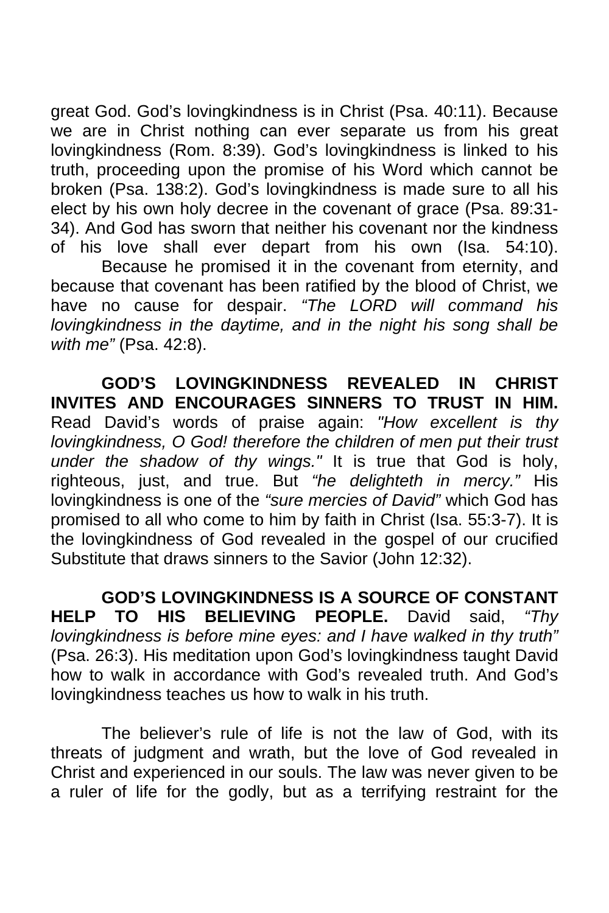great God. God's lovingkindness is in Christ (Psa. 40:11). Because we are in Christ nothing can ever separate us from his great lovingkindness (Rom. 8:39). God's lovingkindness is linked to his truth, proceeding upon the promise of his Word which cannot be broken (Psa. 138:2). God's lovingkindness is made sure to all his elect by his own holy decree in the covenant of grace (Psa. 89:31-34). And God has sworn that neither his covenant nor the kindness of his love shall ever depart from his own (Isa. 54:10).

Because he promised it in the covenant from eternity, and because that covenant has been ratified by the blood of Christ, we have no cause for despair. *"The LORD will command his lovingkindness in the daytime, and in the night his song shall be with me"* (Psa. 42:8).

**GOD'S LOVINGKINDNESS REVEALED IN CHRIST INVITES AND ENCOURAGES SINNERS TO TRUST IN HIM.** Read David's words of praise again: *"How excellent is thy lovingkindness, O God! therefore the children of men put their trust under the shadow of thy wings."* It is true that God is holy, righteous, just, and true. But *"he delighteth in mercy."* His lovingkindness is one of the *"sure mercies of David"* which God has promised to all who come to him by faith in Christ (Isa. 55:3-7). It is the lovingkindness of God revealed in the gospel of our crucified Substitute that draws sinners to the Savior (John 12:32).

**GOD'S LOVINGKINDNESS IS A SOURCE OF CONSTANT HELP TO HIS BELIEVING PEOPLE.** David said, *"Thy lovingkindness is before mine eyes: and I have walked in thy truth"* (Psa. 26:3). His meditation upon God's lovingkindness taught David how to walk in accordance with God's revealed truth. And God's lovingkindness teaches us how to walk in his truth.

The believer's rule of life is not the law of God, with its threats of judgment and wrath, but the love of God revealed in Christ and experienced in our souls. The law was never given to be a ruler of life for the godly, but as a terrifying restraint for the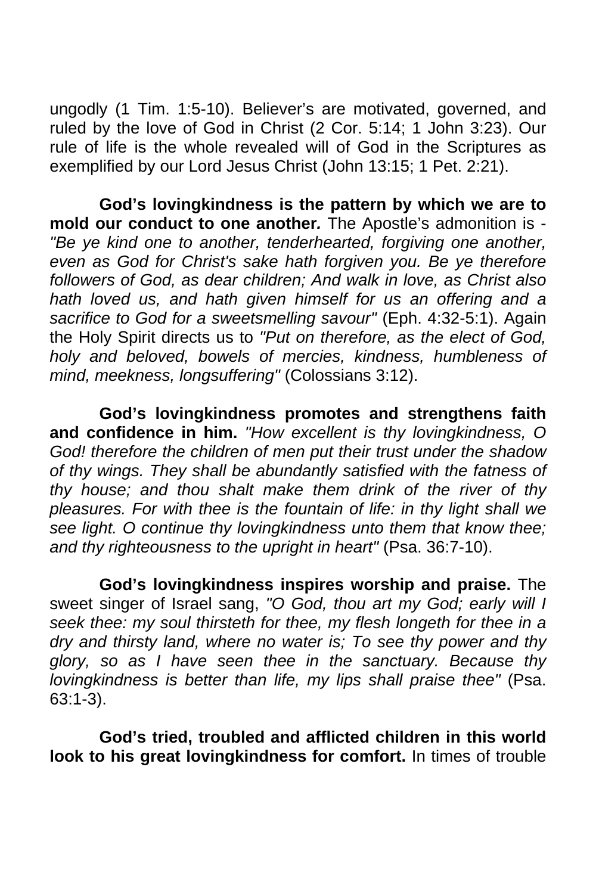ungodly (1 Tim. 1:5-10). Believer's are motivated, governed, and ruled by the love of God in Christ (2 Cor. 5:14; 1 John 3:23). Our rule of life is the whole revealed will of God in the Scriptures as exemplified by our Lord Jesus Christ (John 13:15; 1 Pet. 2:21).

**God's lovingkindness is the pattern by which we are to mold our conduct to one another.** The Apostle's admonition is - *"Be ye kind one to another, tenderhearted, forgiving one another, even as God for Christ's sake hath forgiven you. Be ye therefore followers of God, as dear children; And walk in love, as Christ also hath loved us, and hath given himself for us an offering and a sacrifice to God for a sweetsmelling savour"* (Eph. 4:32-5:1). Again the Holy Spirit directs us to *"Put on therefore, as the elect of God, holy and beloved, bowels of mercies, kindness, humbleness of mind, meekness, longsuffering"* (Colossians 3:12).

**God's lovingkindness promotes and strengthens faith and confidence in him.** *"How excellent is thy lovingkindness, O God! therefore the children of men put their trust under the shadow of thy wings. They shall be abundantly satisfied with the fatness of thy house; and thou shalt make them drink of the river of thy pleasures. For with thee is the fountain of life: in thy light shall we see light. O continue thy lovingkindness unto them that know thee; and thy righteousness to the upright in heart"* (Psa. 36:7-10).

**God's lovingkindness inspires worship and praise.** The sweet singer of Israel sang, *"O God, thou art my God; early will I seek thee: my soul thirsteth for thee, my flesh longeth for thee in a dry and thirsty land, where no water is; To see thy power and thy glory, so as I have seen thee in the sanctuary. Because thy lovingkindness is better than life, my lips shall praise thee"* (Psa. 63:1-3).

**God's tried, troubled and afflicted children in this world look to his great lovingkindness for comfort.** In times of trouble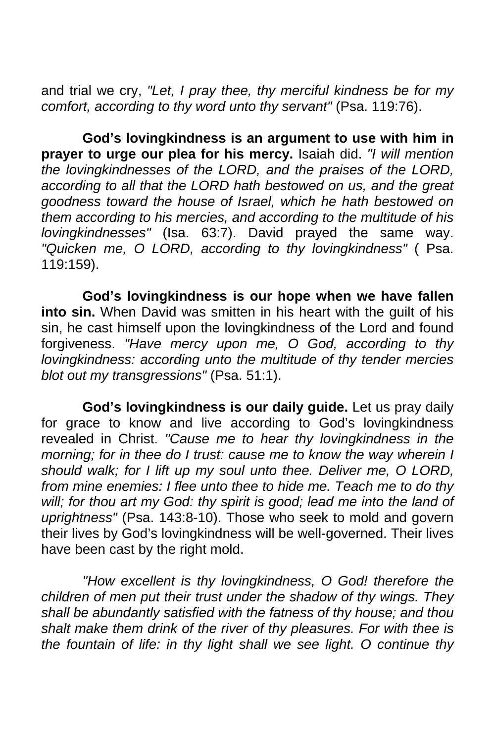and trial we cry, *"Let, I pray thee, thy merciful kindness be for my comfort, according to thy word unto thy servant"* (Psa. 119:76).

**God's lovingkindness is an argument to use with him in prayer to urge our plea for his mercy.** Isaiah did. *"I will mention the lovingkindnesses of the LORD, and the praises of the LORD, according to all that the LORD hath bestowed on us, and the great goodness toward the house of Israel, which he hath bestowed on them according to his mercies, and according to the multitude of his lovingkindnesses"* (Isa. 63:7). David prayed the same way. *"Quicken me, O LORD, according to thy lovingkindness"* ( Psa. 119:159).

**God's lovingkindness is our hope when we have fallen into sin.** When David was smitten in his heart with the guilt of his sin, he cast himself upon the lovingkindness of the Lord and found forgiveness. *"Have mercy upon me, O God, according to thy lovingkindness: according unto the multitude of thy tender mercies blot out my transgressions"* (Psa. 51:1).

**God's lovingkindness is our daily guide.** Let us pray daily for grace to know and live according to God's lovingkindness revealed in Christ. *"Cause me to hear thy lovingkindness in the morning; for in thee do I trust: cause me to know the way wherein I should walk; for I lift up my soul unto thee. Deliver me, O LORD, from mine enemies: I flee unto thee to hide me. Teach me to do thy will; for thou art my God: thy spirit is good; lead me into the land of uprightness"* (Psa. 143:8-10). Those who seek to mold and govern their lives by God's lovingkindness will be well-governed. Their lives have been cast by the right mold.

*"How excellent is thy lovingkindness, O God! therefore the children of men put their trust under the shadow of thy wings. They shall be abundantly satisfied with the fatness of thy house; and thou shalt make them drink of the river of thy pleasures. For with thee is the fountain of life: in thy light shall we see light. O continue thy*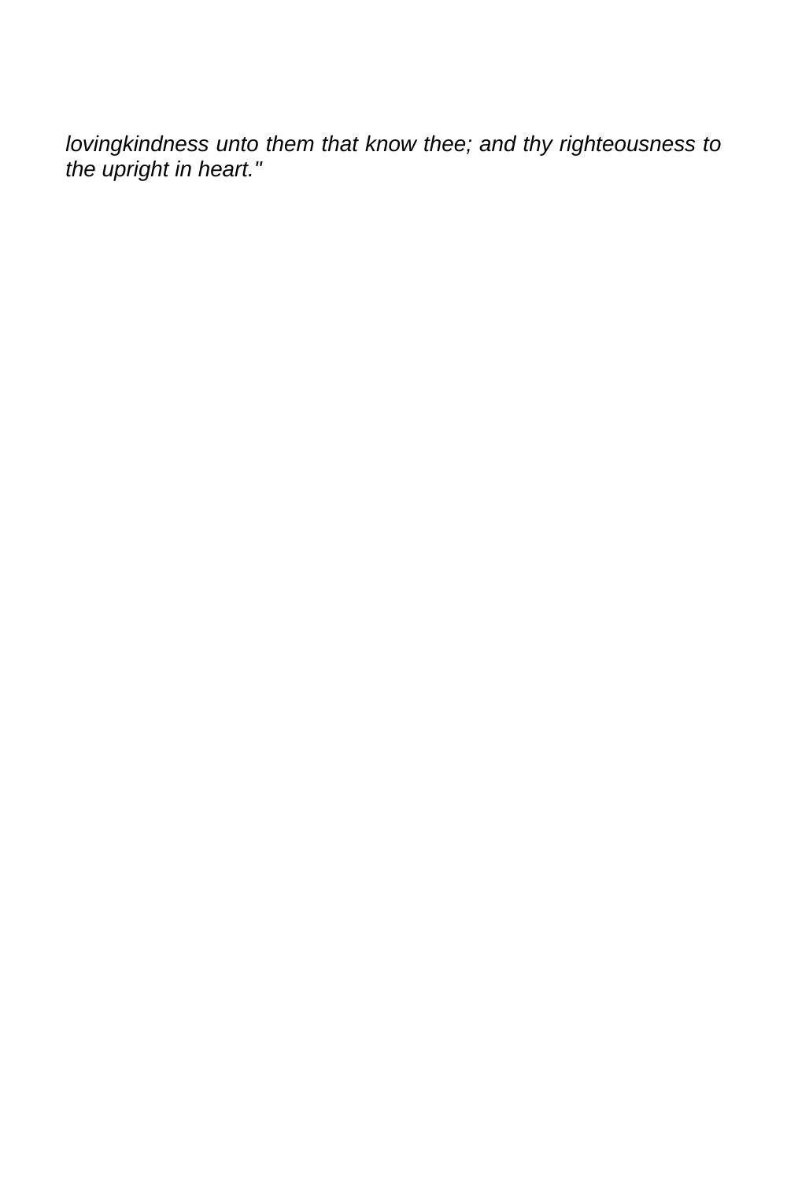*lovingkindness unto them that know thee; and thy righteousness to the upright in heart."*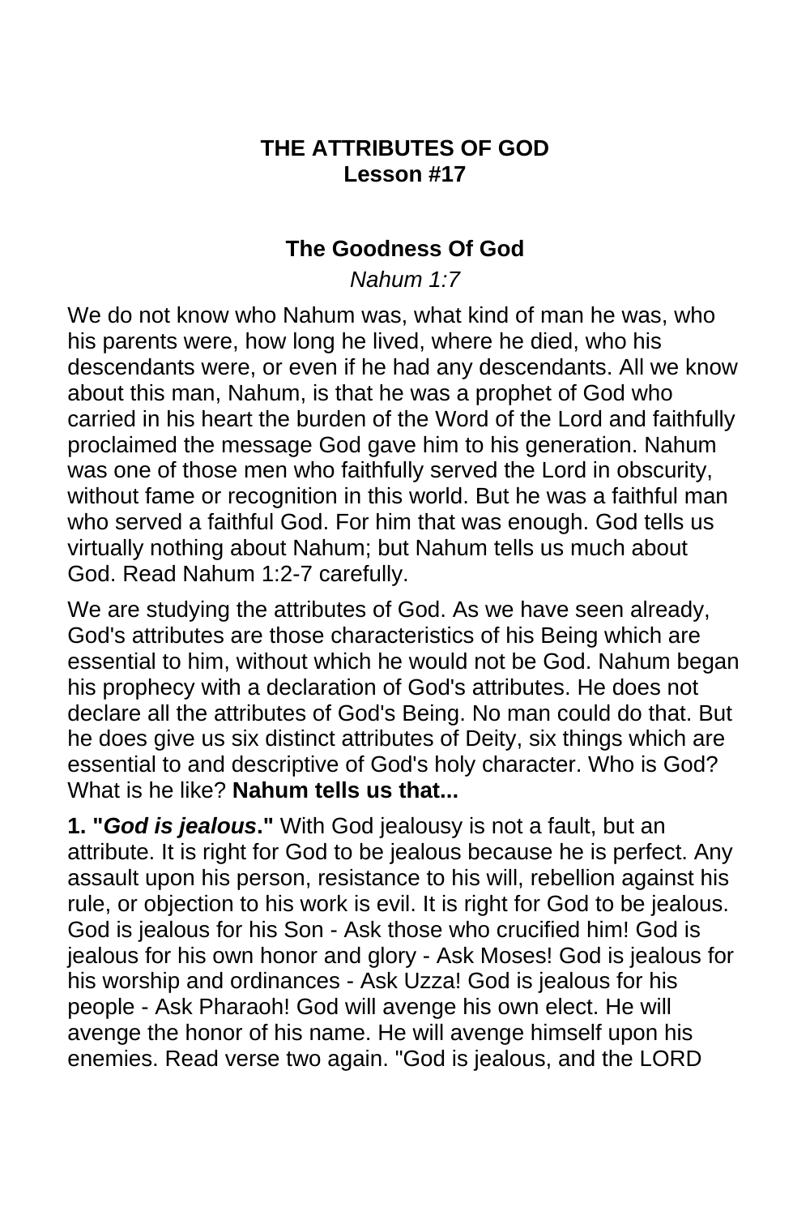## THE ATTRIBUTES OF GOD
## Lesson #17

### The Goodness Of God

*Nahum 1:7*

We do not know who Nahum was, what kind of man he was, who his parents were, how long he lived, where he died, who his descendants were, or even if he had any descendants. All we know about this man, Nahum, is that he was a prophet of God who carried in his heart the burden of the Word of the Lord and faithfully proclaimed the message God gave him to his generation. Nahum was one of those men who faithfully served the Lord in obscurity, without fame or recognition in this world. But he was a faithful man who served a faithful God. For him that was enough. God tells us virtually nothing about Nahum; but Nahum tells us much about God. Read Nahum 1:2-7 carefully.

We are studying the attributes of God. As we have seen already, God's attributes are those characteristics of his Being which are essential to him, without which he would not be God. Nahum began his prophecy with a declaration of God's attributes. He does not declare all the attributes of God's Being. No man could do that. But he does give us six distinct attributes of Deity, six things which are essential to and descriptive of God's holy character. Who is God? What is he like? **Nahum tells us that...**

**1. "*God is jealous*."** With God jealousy is not a fault, but an attribute. It is right for God to be jealous because he is perfect. Any assault upon his person, resistance to his will, rebellion against his rule, or objection to his work is evil. It is right for God to be jealous. God is jealous for his Son - Ask those who crucified him! God is jealous for his own honor and glory - Ask Moses! God is jealous for his worship and ordinances - Ask Uzza! God is jealous for his people - Ask Pharaoh! God will avenge his own elect. He will avenge the honor of his name. He will avenge himself upon his enemies. Read verse two again. "God is jealous, and the LORD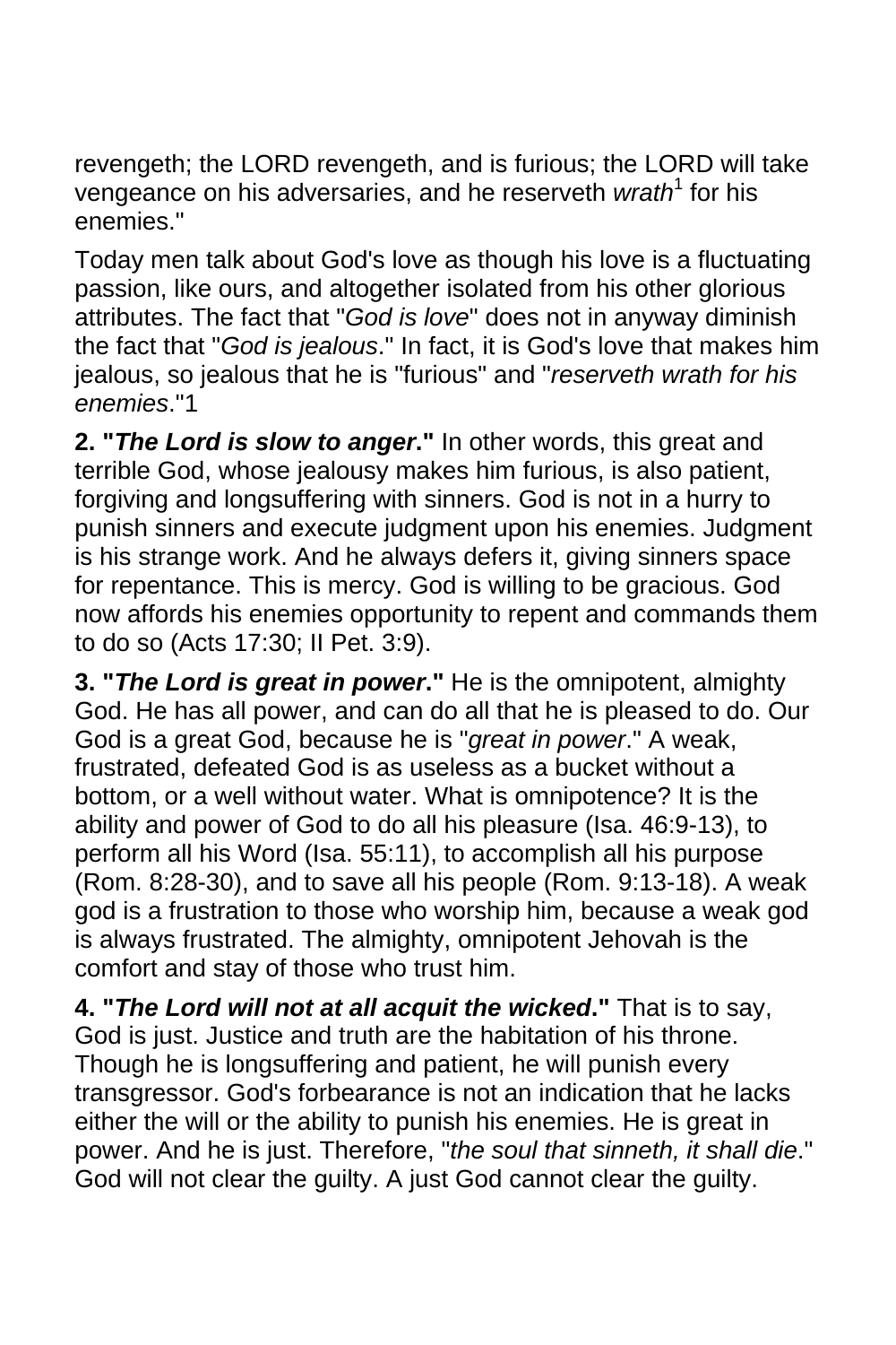revengeth; the LORD revengeth, and is furious; the LORD will take vengeance on his adversaries, and he reserveth *wrath*[1] for his enemies."

Today men talk about God's love as though his love is a fluctuating passion, like ours, and altogether isolated from his other glorious attributes. The fact that "*God is love*" does not in anyway diminish the fact that "*God is jealous*." In fact, it is God's love that makes him jealous, so jealous that he is "furious" and "*reserveth wrath for his enemies*."1

**2. "*The Lord is slow to anger*."** In other words, this great and terrible God, whose jealousy makes him furious, is also patient, forgiving and longsuffering with sinners. God is not in a hurry to punish sinners and execute judgment upon his enemies. Judgment is his strange work. And he always defers it, giving sinners space for repentance. This is mercy. God is willing to be gracious. God now affords his enemies opportunity to repent and commands them to do so (Acts 17:30; II Pet. 3:9).

**3. "*The Lord is great in power*."** He is the omnipotent, almighty God. He has all power, and can do all that he is pleased to do. Our God is a great God, because he is "*great in power*." A weak, frustrated, defeated God is as useless as a bucket without a bottom, or a well without water. What is omnipotence? It is the ability and power of God to do all his pleasure (Isa. 46:9-13), to perform all his Word (Isa. 55:11), to accomplish all his purpose (Rom. 8:28-30), and to save all his people (Rom. 9:13-18). A weak god is a frustration to those who worship him, because a weak god is always frustrated. The almighty, omnipotent Jehovah is the comfort and stay of those who trust him.

**4. "*The Lord will not at all acquit the wicked*."** That is to say, God is just. Justice and truth are the habitation of his throne. Though he is longsuffering and patient, he will punish every transgressor. God's forbearance is not an indication that he lacks either the will or the ability to punish his enemies. He is great in power. And he is just. Therefore, "*the soul that sinneth, it shall die*." God will not clear the guilty. A just God cannot clear the guilty.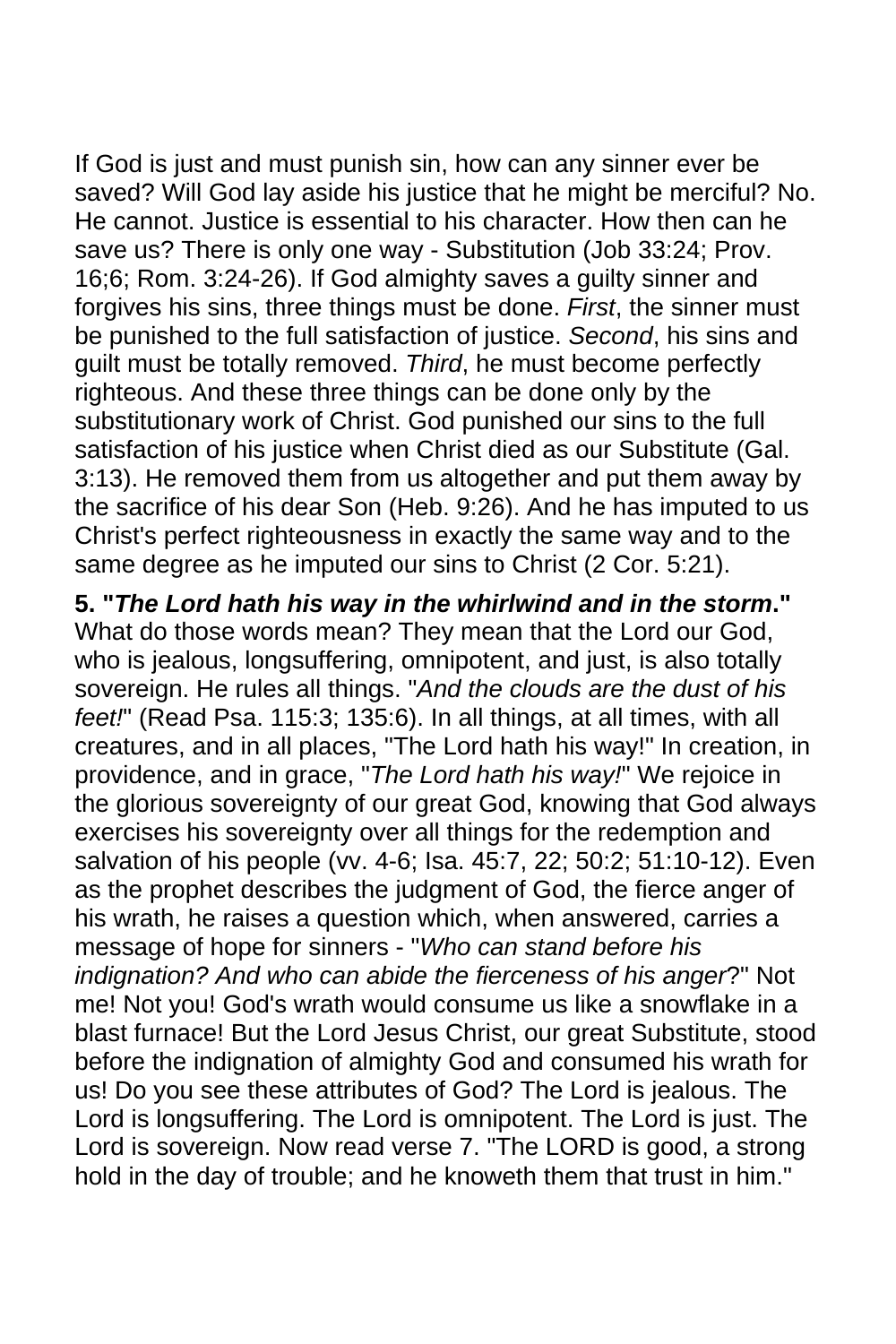If God is just and must punish sin, how can any sinner ever be saved? Will God lay aside his justice that he might be merciful? No. He cannot. Justice is essential to his character. How then can he save us? There is only one way - Substitution (Job 33:24; Prov. 16;6; Rom. 3:24-26). If God almighty saves a guilty sinner and forgives his sins, three things must be done. *First*, the sinner must be punished to the full satisfaction of justice. *Second*, his sins and guilt must be totally removed. *Third*, he must become perfectly righteous. And these three things can be done only by the substitutionary work of Christ. God punished our sins to the full satisfaction of his justice when Christ died as our Substitute (Gal. 3:13). He removed them from us altogether and put them away by the sacrifice of his dear Son (Heb. 9:26). And he has imputed to us Christ's perfect righteousness in exactly the same way and to the same degree as he imputed our sins to Christ (2 Cor. 5:21).

**5. "*The Lord hath his way in the whirlwind and in the storm*."** What do those words mean? They mean that the Lord our God, who is jealous, longsuffering, omnipotent, and just, is also totally sovereign. He rules all things. "*And the clouds are the dust of his feet!*" (Read Psa. 115:3; 135:6). In all things, at all times, with all creatures, and in all places, "The Lord hath his way!" In creation, in providence, and in grace, "*The Lord hath his way!*" We rejoice in the glorious sovereignty of our great God, knowing that God always exercises his sovereignty over all things for the redemption and salvation of his people (vv. 4-6; Isa. 45:7, 22; 50:2; 51:10-12). Even as the prophet describes the judgment of God, the fierce anger of his wrath, he raises a question which, when answered, carries a message of hope for sinners - "*Who can stand before his indignation? And who can abide the fierceness of his anger*?" Not me! Not you! God's wrath would consume us like a snowflake in a blast furnace! But the Lord Jesus Christ, our great Substitute, stood before the indignation of almighty God and consumed his wrath for us! Do you see these attributes of God? The Lord is jealous. The Lord is longsuffering. The Lord is omnipotent. The Lord is just. The Lord is sovereign. Now read verse 7. "The LORD is good, a strong hold in the day of trouble; and he knoweth them that trust in him."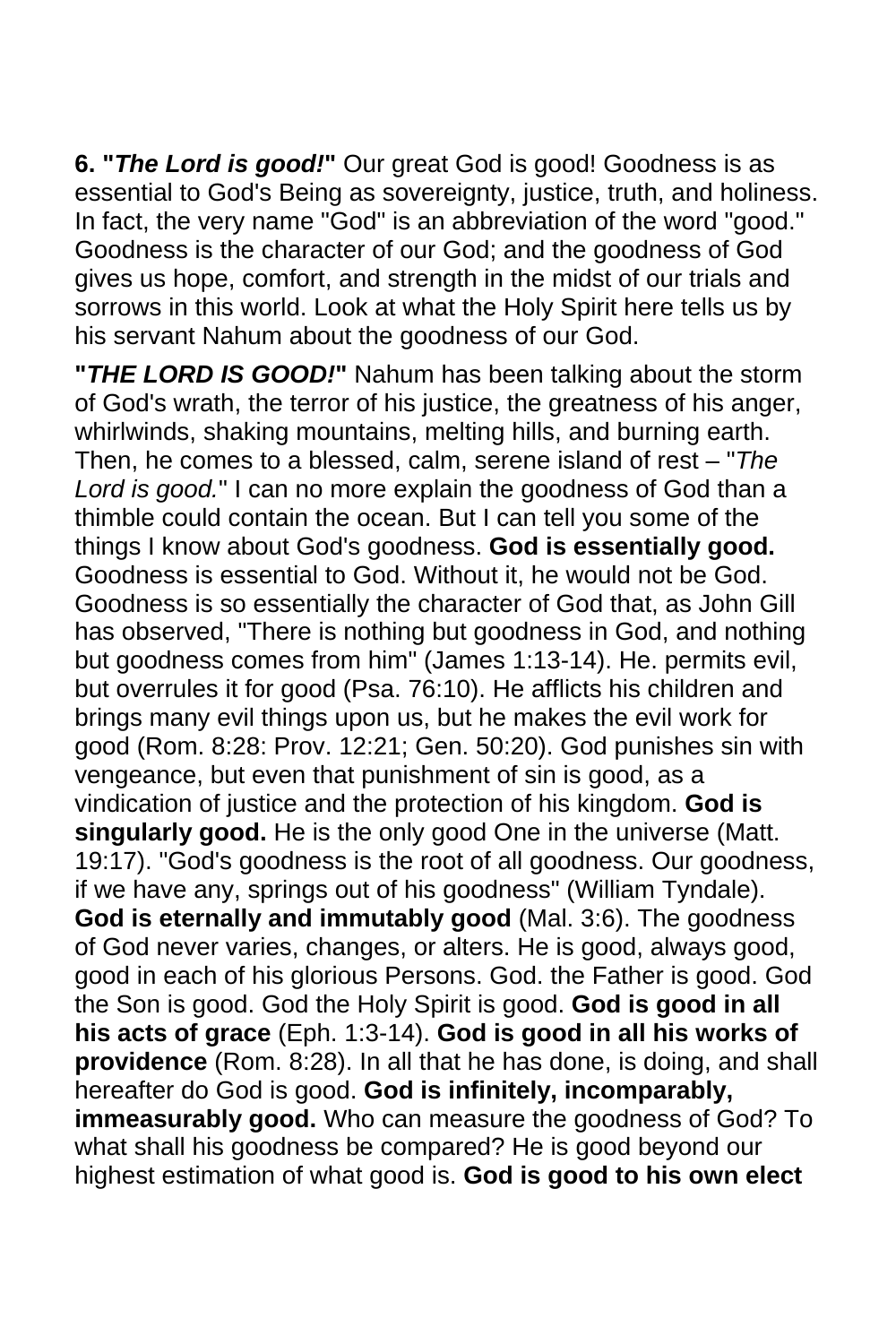**6. "*The Lord is good!*"** Our great God is good! Goodness is as essential to God's Being as sovereignty, justice, truth, and holiness. In fact, the very name "God" is an abbreviation of the word "good." Goodness is the character of our God; and the goodness of God gives us hope, comfort, and strength in the midst of our trials and sorrows in this world. Look at what the Holy Spirit here tells us by his servant Nahum about the goodness of our God.

**"*THE LORD IS GOOD!*"** Nahum has been talking about the storm of God's wrath, the terror of his justice, the greatness of his anger, whirlwinds, shaking mountains, melting hills, and burning earth. Then, he comes to a blessed, calm, serene island of rest – "*The Lord is good.*" I can no more explain the goodness of God than a thimble could contain the ocean. But I can tell you some of the things I know about God's goodness. **God is essentially good.** Goodness is essential to God. Without it, he would not be God. Goodness is so essentially the character of God that, as John Gill has observed, "There is nothing but goodness in God, and nothing but goodness comes from him" (James 1:13-14). He. permits evil, but overrules it for good (Psa. 76:10). He afflicts his children and brings many evil things upon us, but he makes the evil work for good (Rom. 8:28: Prov. 12:21; Gen. 50:20). God punishes sin with vengeance, but even that punishment of sin is good, as a vindication of justice and the protection of his kingdom. **God is singularly good.** He is the only good One in the universe (Matt. 19:17). "God's goodness is the root of all goodness. Our goodness, if we have any, springs out of his goodness" (William Tyndale). **God is eternally and immutably good** (Mal. 3:6). The goodness of God never varies, changes, or alters. He is good, always good, good in each of his glorious Persons. God. the Father is good. God the Son is good. God the Holy Spirit is good. **God is good in all his acts of grace** (Eph. 1:3-14). **God is good in all his works of providence** (Rom. 8:28). In all that he has done, is doing, and shall hereafter do God is good. **God is infinitely, incomparably, immeasurably good.** Who can measure the goodness of God? To what shall his goodness be compared? He is good beyond our highest estimation of what good is. **God is good to his own elect**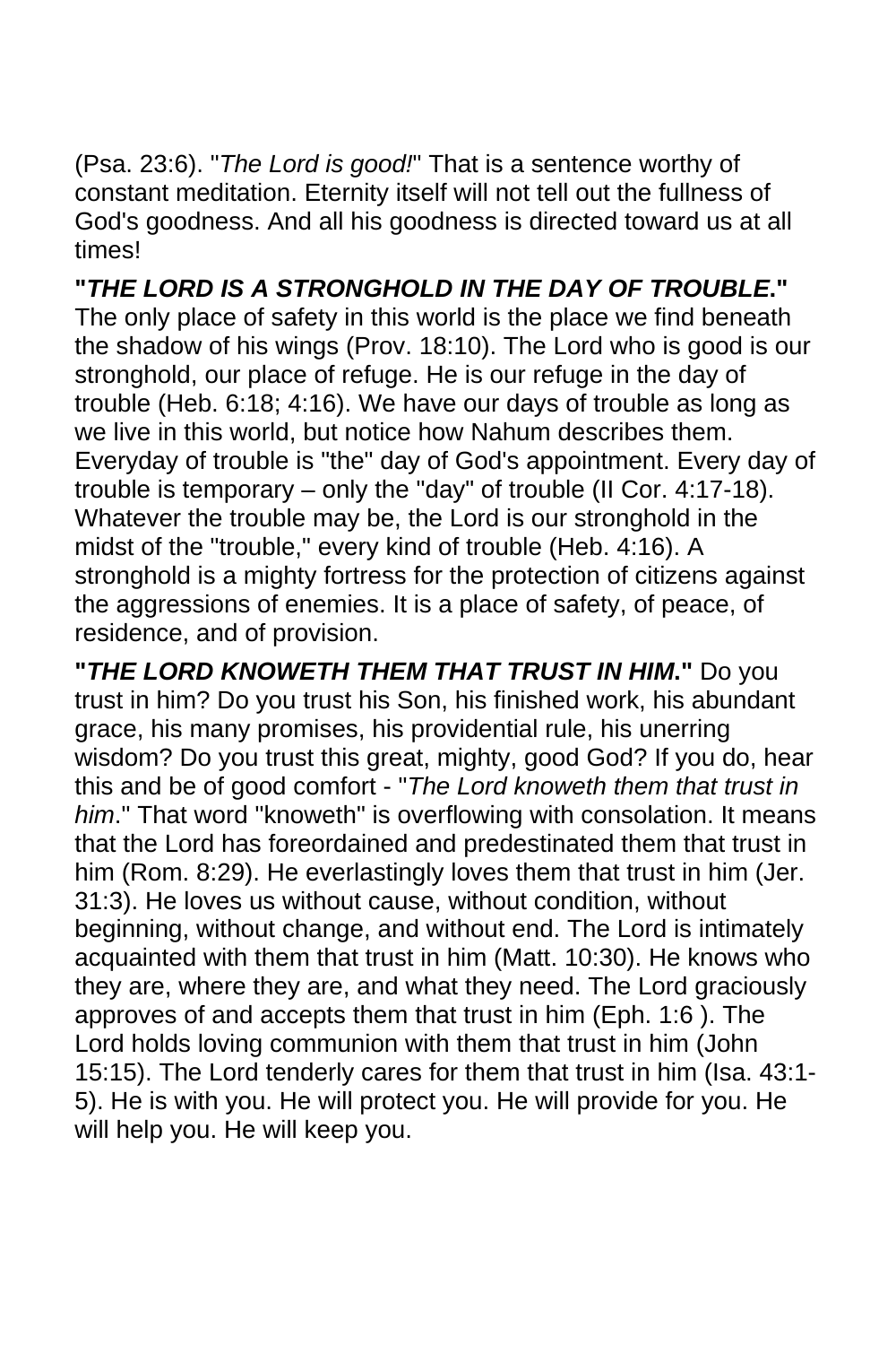(Psa. 23:6). "*The Lord is good!*" That is a sentence worthy of constant meditation. Eternity itself will not tell out the fullness of God's goodness. And all his goodness is directed toward us at all times!

**"*THE LORD IS A STRONGHOLD IN THE DAY OF TROUBLE*."** The only place of safety in this world is the place we find beneath the shadow of his wings (Prov. 18:10). The Lord who is good is our stronghold, our place of refuge. He is our refuge in the day of trouble (Heb. 6:18; 4:16). We have our days of trouble as long as we live in this world, but notice how Nahum describes them. Everyday of trouble is "the" day of God's appointment. Every day of trouble is temporary – only the "day" of trouble (II Cor. 4:17-18). Whatever the trouble may be, the Lord is our stronghold in the midst of the "trouble," every kind of trouble (Heb. 4:16). A stronghold is a mighty fortress for the protection of citizens against the aggressions of enemies. It is a place of safety, of peace, of residence, and of provision.

**"*THE LORD KNOWETH THEM THAT TRUST IN HIM*."** Do you trust in him? Do you trust his Son, his finished work, his abundant grace, his many promises, his providential rule, his unerring wisdom? Do you trust this great, mighty, good God? If you do, hear this and be of good comfort - "*The Lord knoweth them that trust in him*." That word "knoweth" is overflowing with consolation. It means that the Lord has foreordained and predestinated them that trust in him (Rom. 8:29). He everlastingly loves them that trust in him (Jer. 31:3). He loves us without cause, without condition, without beginning, without change, and without end. The Lord is intimately acquainted with them that trust in him (Matt. 10:30). He knows who they are, where they are, and what they need. The Lord graciously approves of and accepts them that trust in him (Eph. 1:6 ). The Lord holds loving communion with them that trust in him (John 15:15). The Lord tenderly cares for them that trust in him (Isa. 43:1-5). He is with you. He will protect you. He will provide for you. He will help you. He will keep you.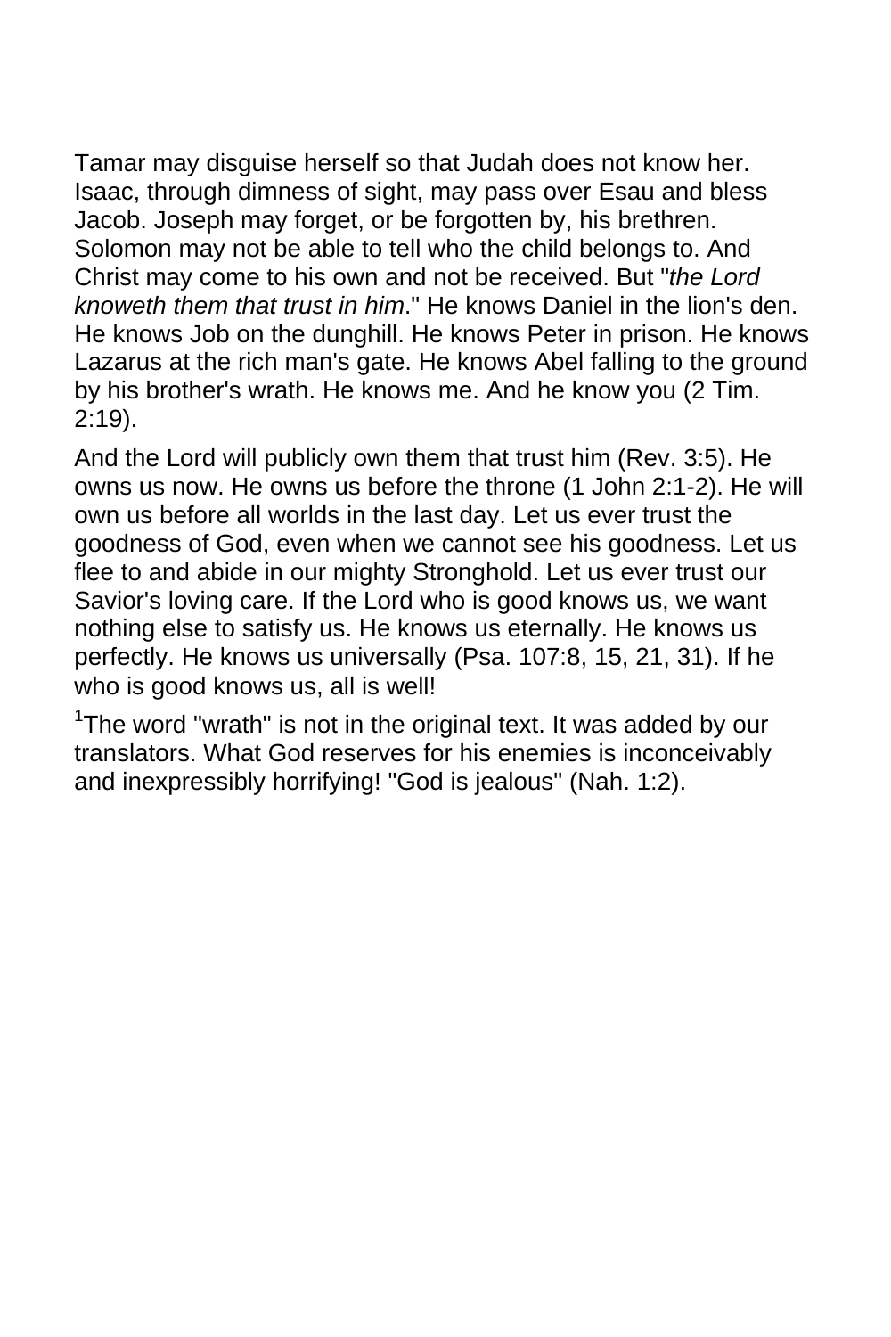Tamar may disguise herself so that Judah does not know her. Isaac, through dimness of sight, may pass over Esau and bless Jacob. Joseph may forget, or be forgotten by, his brethren. Solomon may not be able to tell who the child belongs to. And Christ may come to his own and not be received. But "*the Lord knoweth them that trust in him*." He knows Daniel in the lion's den. He knows Job on the dunghill. He knows Peter in prison. He knows Lazarus at the rich man's gate. He knows Abel falling to the ground by his brother's wrath. He knows me. And he know you (2 Tim. 2:19).

And the Lord will publicly own them that trust him (Rev. 3:5). He owns us now. He owns us before the throne (1 John 2:1-2). He will own us before all worlds in the last day. Let us ever trust the goodness of God, even when we cannot see his goodness. Let us flee to and abide in our mighty Stronghold. Let us ever trust our Savior's loving care. If the Lord who is good knows us, we want nothing else to satisfy us. He knows us eternally. He knows us perfectly. He knows us universally (Psa. 107:8, 15, 21, 31). If he who is good knows us, all is well!

[1]The word "wrath" is not in the original text. It was added by our translators. What God reserves for his enemies is inconceivably and inexpressibly horrifying! "God is jealous" (Nah. 1:2).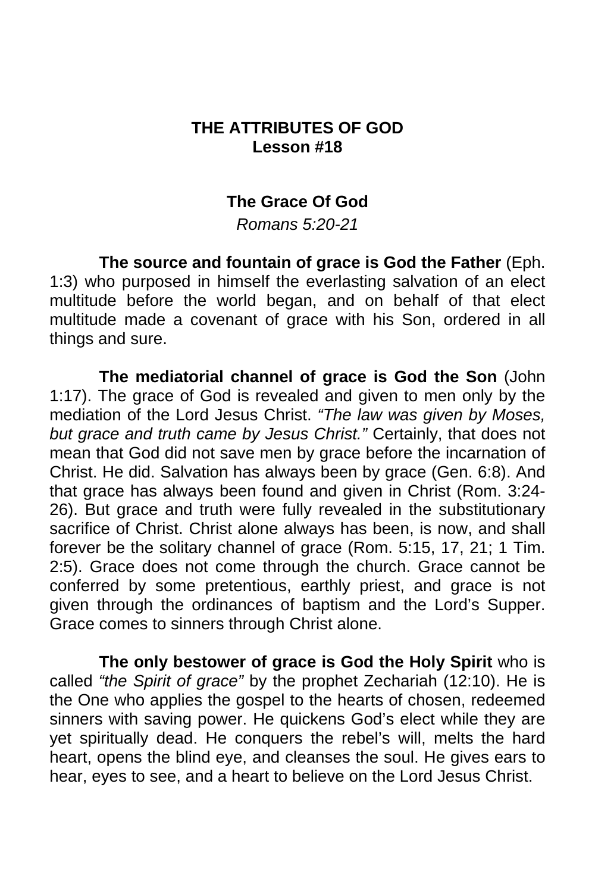# THE ATTRIBUTES OF GOD
## Lesson #18

### The Grace Of God

*Romans 5:20-21*

**The source and fountain of grace is God the Father** (Eph. 1:3) who purposed in himself the everlasting salvation of an elect multitude before the world began, and on behalf of that elect multitude made a covenant of grace with his Son, ordered in all things and sure.

**The mediatorial channel of grace is God the Son** (John 1:17). The grace of God is revealed and given to men only by the mediation of the Lord Jesus Christ. *"The law was given by Moses, but grace and truth came by Jesus Christ."* Certainly, that does not mean that God did not save men by grace before the incarnation of Christ. He did. Salvation has always been by grace (Gen. 6:8). And that grace has always been found and given in Christ (Rom. 3:24-26). But grace and truth were fully revealed in the substitutionary sacrifice of Christ. Christ alone always has been, is now, and shall forever be the solitary channel of grace (Rom. 5:15, 17, 21; 1 Tim. 2:5). Grace does not come through the church. Grace cannot be conferred by some pretentious, earthly priest, and grace is not given through the ordinances of baptism and the Lord's Supper. Grace comes to sinners through Christ alone.

**The only bestower of grace is God the Holy Spirit** who is called *"the Spirit of grace"* by the prophet Zechariah (12:10). He is the One who applies the gospel to the hearts of chosen, redeemed sinners with saving power. He quickens God's elect while they are yet spiritually dead. He conquers the rebel's will, melts the hard heart, opens the blind eye, and cleanses the soul. He gives ears to hear, eyes to see, and a heart to believe on the Lord Jesus Christ.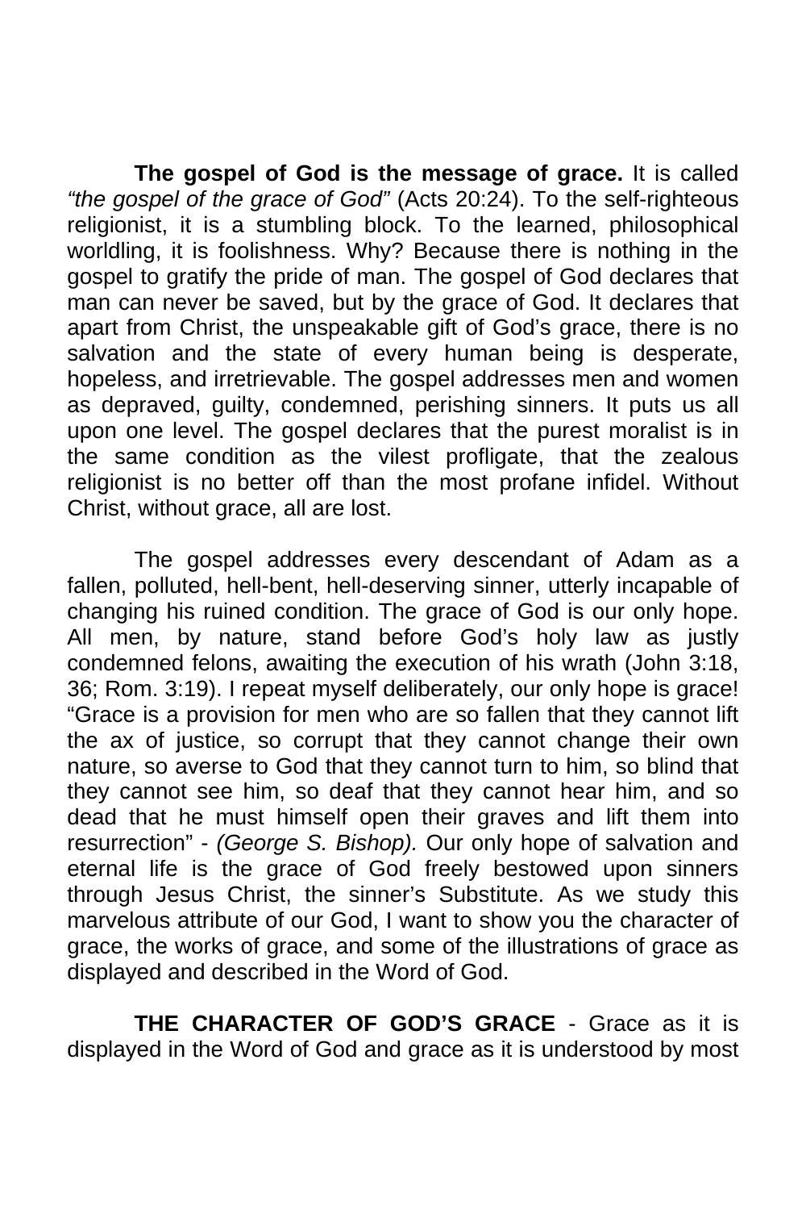**The gospel of God is the message of grace.** It is called *"the gospel of the grace of God"* (Acts 20:24). To the self-righteous religionist, it is a stumbling block. To the learned, philosophical worldling, it is foolishness. Why? Because there is nothing in the gospel to gratify the pride of man. The gospel of God declares that man can never be saved, but by the grace of God. It declares that apart from Christ, the unspeakable gift of God's grace, there is no salvation and the state of every human being is desperate, hopeless, and irretrievable. The gospel addresses men and women as depraved, guilty, condemned, perishing sinners. It puts us all upon one level. The gospel declares that the purest moralist is in the same condition as the vilest profligate, that the zealous religionist is no better off than the most profane infidel. Without Christ, without grace, all are lost.

The gospel addresses every descendant of Adam as a fallen, polluted, hell-bent, hell-deserving sinner, utterly incapable of changing his ruined condition. The grace of God is our only hope. All men, by nature, stand before God's holy law as justly condemned felons, awaiting the execution of his wrath (John 3:18, 36; Rom. 3:19). I repeat myself deliberately, our only hope is grace! "Grace is a provision for men who are so fallen that they cannot lift the ax of justice, so corrupt that they cannot change their own nature, so averse to God that they cannot turn to him, so blind that they cannot see him, so deaf that they cannot hear him, and so dead that he must himself open their graves and lift them into resurrection" - *(George S. Bishop).* Our only hope of salvation and eternal life is the grace of God freely bestowed upon sinners through Jesus Christ, the sinner's Substitute. As we study this marvelous attribute of our God, I want to show you the character of grace, the works of grace, and some of the illustrations of grace as displayed and described in the Word of God.

**THE CHARACTER OF GOD'S GRACE** - Grace as it is displayed in the Word of God and grace as it is understood by most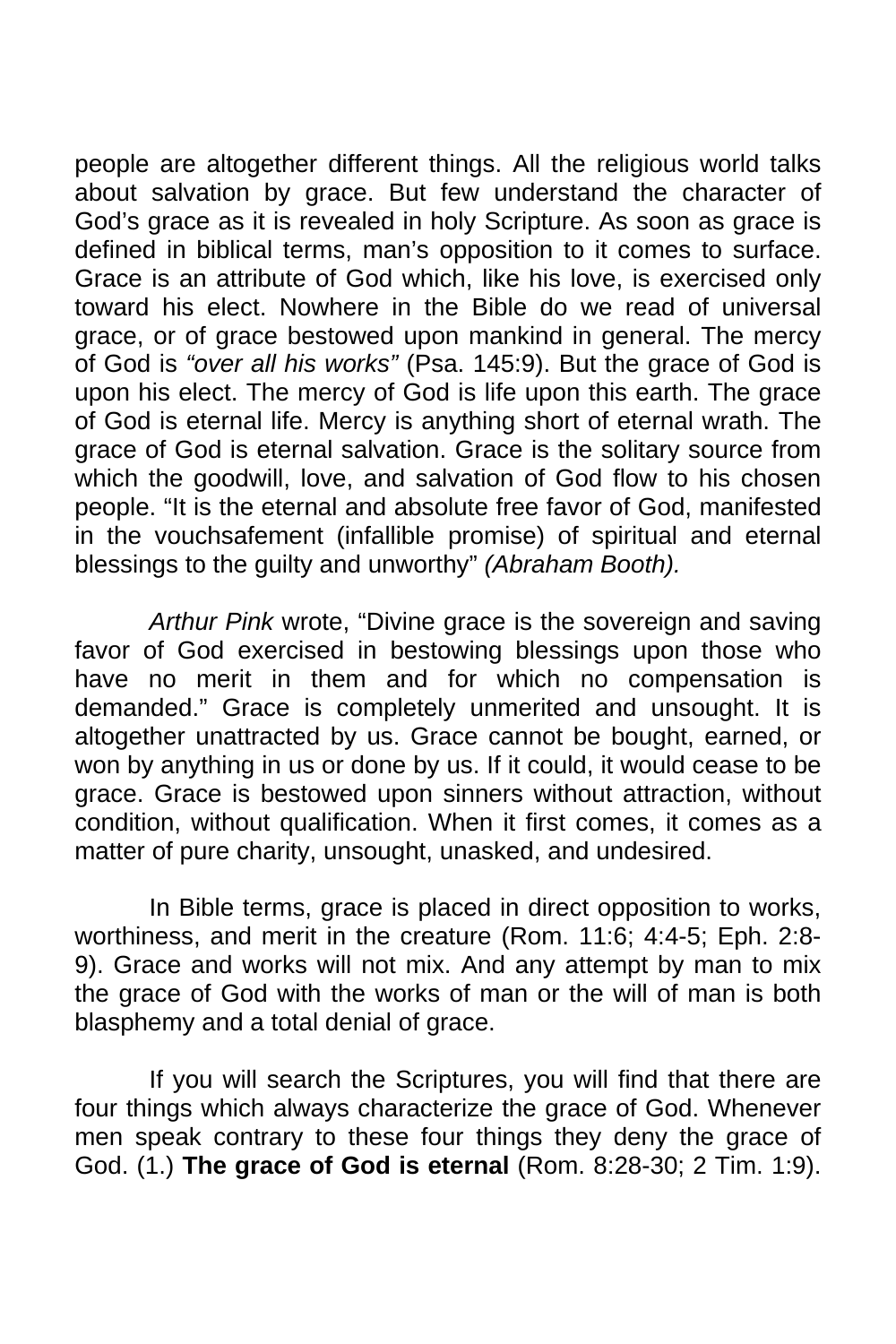people are altogether different things. All the religious world talks about salvation by grace. But few understand the character of God's grace as it is revealed in holy Scripture. As soon as grace is defined in biblical terms, man's opposition to it comes to surface. Grace is an attribute of God which, like his love, is exercised only toward his elect. Nowhere in the Bible do we read of universal grace, or of grace bestowed upon mankind in general. The mercy of God is *"over all his works"* (Psa. 145:9). But the grace of God is upon his elect. The mercy of God is life upon this earth. The grace of God is eternal life. Mercy is anything short of eternal wrath. The grace of God is eternal salvation. Grace is the solitary source from which the goodwill, love, and salvation of God flow to his chosen people. "It is the eternal and absolute free favor of God, manifested in the vouchsafement (infallible promise) of spiritual and eternal blessings to the guilty and unworthy" *(Abraham Booth).*

*Arthur Pink* wrote, "Divine grace is the sovereign and saving favor of God exercised in bestowing blessings upon those who have no merit in them and for which no compensation is demanded." Grace is completely unmerited and unsought. It is altogether unattracted by us. Grace cannot be bought, earned, or won by anything in us or done by us. If it could, it would cease to be grace. Grace is bestowed upon sinners without attraction, without condition, without qualification. When it first comes, it comes as a matter of pure charity, unsought, unasked, and undesired.

In Bible terms, grace is placed in direct opposition to works, worthiness, and merit in the creature (Rom. 11:6; 4:4-5; Eph. 2:8-9). Grace and works will not mix. And any attempt by man to mix the grace of God with the works of man or the will of man is both blasphemy and a total denial of grace.

If you will search the Scriptures, you will find that there are four things which always characterize the grace of God. Whenever men speak contrary to these four things they deny the grace of God. (1.) **The grace of God is eternal** (Rom. 8:28-30; 2 Tim. 1:9).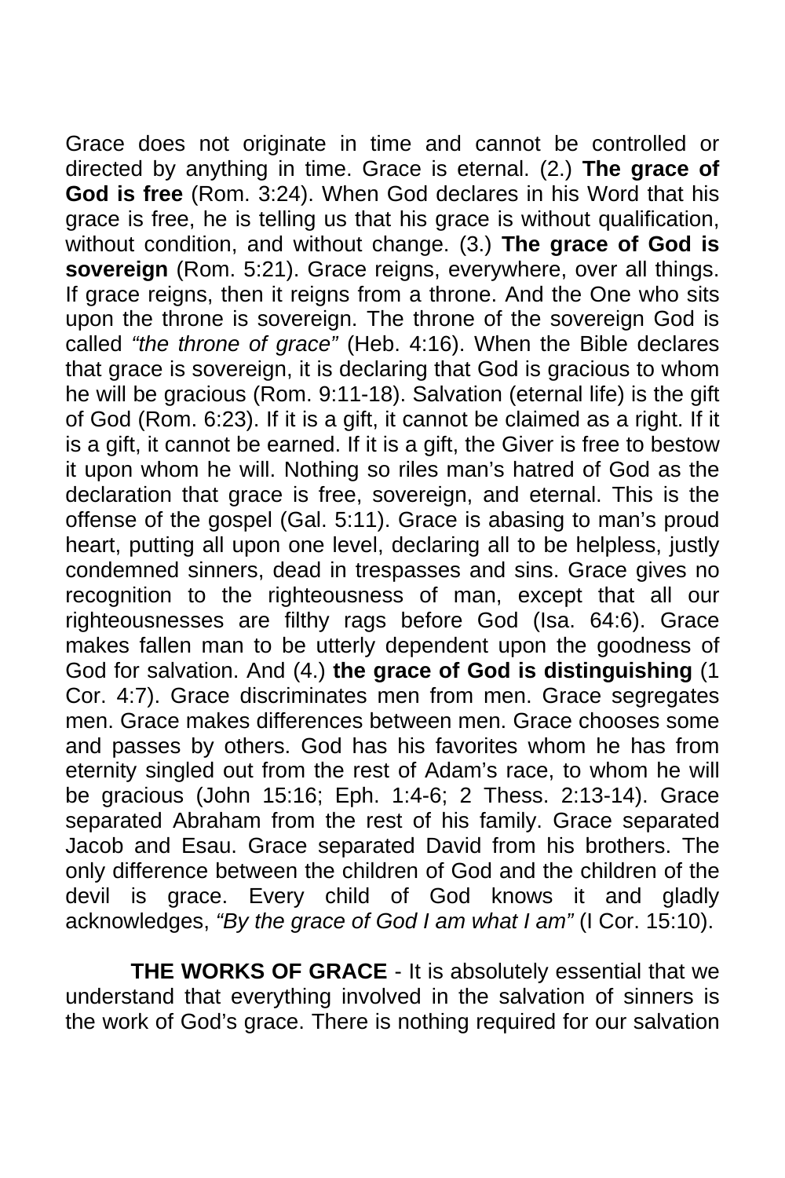Grace does not originate in time and cannot be controlled or directed by anything in time. Grace is eternal. (2.) **The grace of God is free** (Rom. 3:24). When God declares in his Word that his grace is free, he is telling us that his grace is without qualification, without condition, and without change. (3.) **The grace of God is sovereign** (Rom. 5:21). Grace reigns, everywhere, over all things. If grace reigns, then it reigns from a throne. And the One who sits upon the throne is sovereign. The throne of the sovereign God is called *"the throne of grace"* (Heb. 4:16). When the Bible declares that grace is sovereign, it is declaring that God is gracious to whom he will be gracious (Rom. 9:11-18). Salvation (eternal life) is the gift of God (Rom. 6:23). If it is a gift, it cannot be claimed as a right. If it is a gift, it cannot be earned. If it is a gift, the Giver is free to bestow it upon whom he will. Nothing so riles man's hatred of God as the declaration that grace is free, sovereign, and eternal. This is the offense of the gospel (Gal. 5:11). Grace is abasing to man's proud heart, putting all upon one level, declaring all to be helpless, justly condemned sinners, dead in trespasses and sins. Grace gives no recognition to the righteousness of man, except that all our righteousnesses are filthy rags before God (Isa. 64:6). Grace makes fallen man to be utterly dependent upon the goodness of God for salvation. And (4.) **the grace of God is distinguishing** (1 Cor. 4:7). Grace discriminates men from men. Grace segregates men. Grace makes differences between men. Grace chooses some and passes by others. God has his favorites whom he has from eternity singled out from the rest of Adam's race, to whom he will be gracious (John 15:16; Eph. 1:4-6; 2 Thess. 2:13-14). Grace separated Abraham from the rest of his family. Grace separated Jacob and Esau. Grace separated David from his brothers. The only difference between the children of God and the children of the devil is grace. Every child of God knows it and gladly acknowledges, *"By the grace of God I am what I am"* (I Cor. 15:10).

**THE WORKS OF GRACE** - It is absolutely essential that we understand that everything involved in the salvation of sinners is the work of God's grace. There is nothing required for our salvation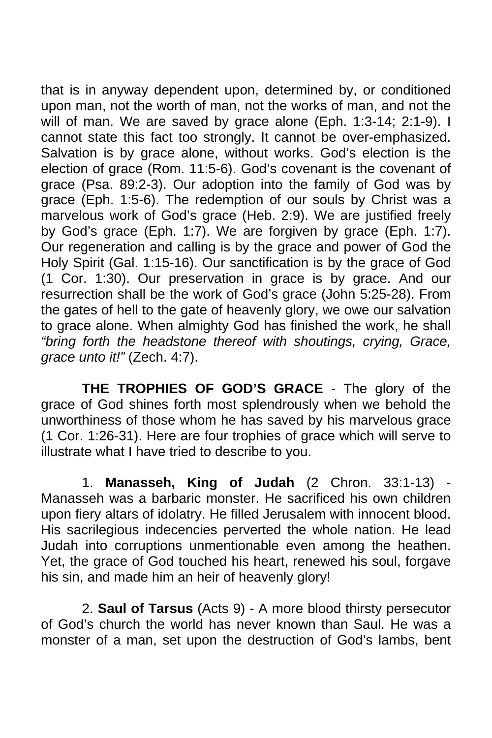that is in anyway dependent upon, determined by, or conditioned upon man, not the worth of man, not the works of man, and not the will of man. We are saved by grace alone (Eph. 1:3-14; 2:1-9). I cannot state this fact too strongly. It cannot be over-emphasized. Salvation is by grace alone, without works. God's election is the election of grace (Rom. 11:5-6). God's covenant is the covenant of grace (Psa. 89:2-3). Our adoption into the family of God was by grace (Eph. 1:5-6). The redemption of our souls by Christ was a marvelous work of God's grace (Heb. 2:9). We are justified freely by God's grace (Eph. 1:7). We are forgiven by grace (Eph. 1:7). Our regeneration and calling is by the grace and power of God the Holy Spirit (Gal. 1:15-16). Our sanctification is by the grace of God (1 Cor. 1:30). Our preservation in grace is by grace. And our resurrection shall be the work of God's grace (John 5:25-28). From the gates of hell to the gate of heavenly glory, we owe our salvation to grace alone. When almighty God has finished the work, he shall *"bring forth the headstone thereof with shoutings, crying, Grace, grace unto it!"* (Zech. 4:7).

**THE TROPHIES OF GOD'S GRACE** - The glory of the grace of God shines forth most splendrously when we behold the unworthiness of those whom he has saved by his marvelous grace (1 Cor. 1:26-31). Here are four trophies of grace which will serve to illustrate what I have tried to describe to you.

1. **Manasseh, King of Judah** (2 Chron. 33:1-13) - Manasseh was a barbaric monster. He sacrificed his own children upon fiery altars of idolatry. He filled Jerusalem with innocent blood. His sacrilegious indecencies perverted the whole nation. He lead Judah into corruptions unmentionable even among the heathen. Yet, the grace of God touched his heart, renewed his soul, forgave his sin, and made him an heir of heavenly glory!

2. **Saul of Tarsus** (Acts 9) - A more blood thirsty persecutor of God's church the world has never known than Saul. He was a monster of a man, set upon the destruction of God's lambs, bent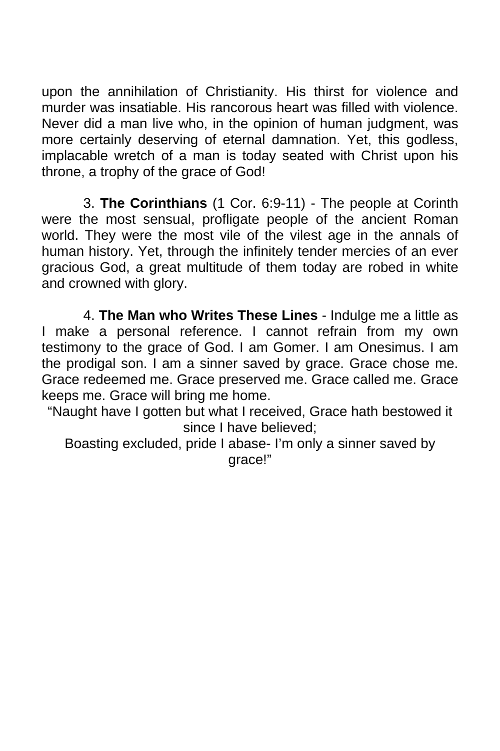upon the annihilation of Christianity. His thirst for violence and murder was insatiable. His rancorous heart was filled with violence. Never did a man live who, in the opinion of human judgment, was more certainly deserving of eternal damnation. Yet, this godless, implacable wretch of a man is today seated with Christ upon his throne, a trophy of the grace of God!

3. **The Corinthians** (1 Cor. 6:9-11) - The people at Corinth were the most sensual, profligate people of the ancient Roman world. They were the most vile of the vilest age in the annals of human history. Yet, through the infinitely tender mercies of an ever gracious God, a great multitude of them today are robed in white and crowned with glory.

4. **The Man who Writes These Lines** - Indulge me a little as I make a personal reference. I cannot refrain from my own testimony to the grace of God. I am Gomer. I am Onesimus. I am the prodigal son. I am a sinner saved by grace. Grace chose me. Grace redeemed me. Grace preserved me. Grace called me. Grace keeps me. Grace will bring me home.

“Naught have I gotten but what I received, Grace hath bestowed it since I have believed;
Boasting excluded, pride I abase- I’m only a sinner saved by grace!”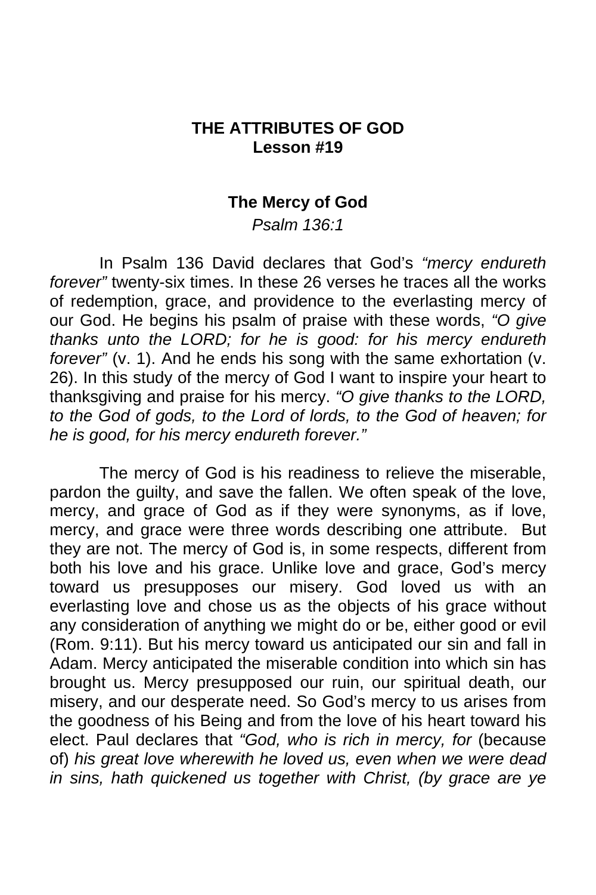**THE ATTRIBUTES OF GOD**
**Lesson #19**

**The Mercy of God**

*Psalm 136:1*

In Psalm 136 David declares that God's *"mercy endureth forever"* twenty-six times. In these 26 verses he traces all the works of redemption, grace, and providence to the everlasting mercy of our God. He begins his psalm of praise with these words, *"O give thanks unto the LORD; for he is good: for his mercy endureth forever"* (v. 1). And he ends his song with the same exhortation (v. 26). In this study of the mercy of God I want to inspire your heart to thanksgiving and praise for his mercy. *"O give thanks to the LORD, to the God of gods, to the Lord of lords, to the God of heaven; for he is good, for his mercy endureth forever."*

The mercy of God is his readiness to relieve the miserable, pardon the guilty, and save the fallen. We often speak of the love, mercy, and grace of God as if they were synonyms, as if love, mercy, and grace were three words describing one attribute. But they are not. The mercy of God is, in some respects, different from both his love and his grace. Unlike love and grace, God's mercy toward us presupposes our misery. God loved us with an everlasting love and chose us as the objects of his grace without any consideration of anything we might do or be, either good or evil (Rom. 9:11). But his mercy toward us anticipated our sin and fall in Adam. Mercy anticipated the miserable condition into which sin has brought us. Mercy presupposed our ruin, our spiritual death, our misery, and our desperate need. So God's mercy to us arises from the goodness of his Being and from the love of his heart toward his elect. Paul declares that *"God, who is rich in mercy, for* (because of) *his great love wherewith he loved us, even when we were dead in sins, hath quickened us together with Christ, (by grace are ye*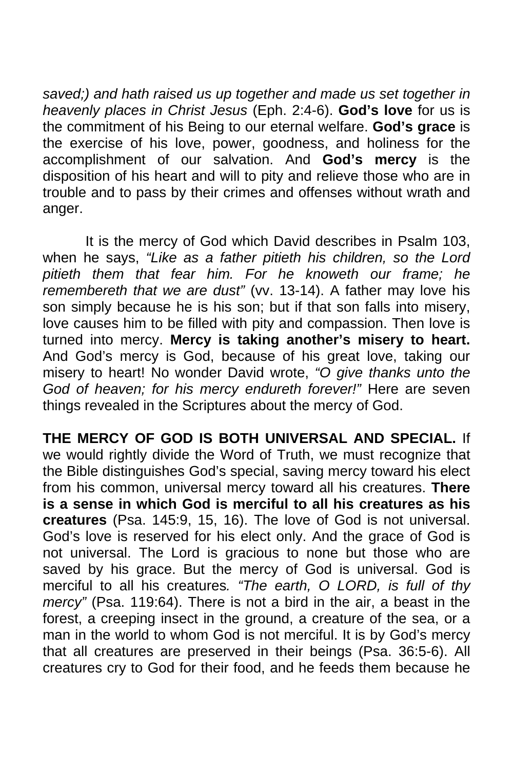*saved;) and hath raised us up together and made us set together in heavenly places in Christ Jesus* (Eph. 2:4-6). **God's love** for us is the commitment of his Being to our eternal welfare. **God's grace** is the exercise of his love, power, goodness, and holiness for the accomplishment of our salvation. And **God's mercy** is the disposition of his heart and will to pity and relieve those who are in trouble and to pass by their crimes and offenses without wrath and anger.

It is the mercy of God which David describes in Psalm 103, when he says, *"Like as a father pitieth his children, so the Lord pitieth them that fear him. For he knoweth our frame; he remembereth that we are dust"* (vv. 13-14). A father may love his son simply because he is his son; but if that son falls into misery, love causes him to be filled with pity and compassion. Then love is turned into mercy. **Mercy is taking another's misery to heart.** And God's mercy is God, because of his great love, taking our misery to heart! No wonder David wrote, *"O give thanks unto the God of heaven; for his mercy endureth forever!"* Here are seven things revealed in the Scriptures about the mercy of God.

**THE MERCY OF GOD IS BOTH UNIVERSAL AND SPECIAL.** If we would rightly divide the Word of Truth, we must recognize that the Bible distinguishes God's special, saving mercy toward his elect from his common, universal mercy toward all his creatures. **There is a sense in which God is merciful to all his creatures as his creatures** (Psa. 145:9, 15, 16). The love of God is not universal. God's love is reserved for his elect only. And the grace of God is not universal. The Lord is gracious to none but those who are saved by his grace. But the mercy of God is universal. God is merciful to all his creatures*. "The earth, O LORD, is full of thy mercy"* (Psa. 119:64). There is not a bird in the air, a beast in the forest, a creeping insect in the ground, a creature of the sea, or a man in the world to whom God is not merciful. It is by God's mercy that all creatures are preserved in their beings (Psa. 36:5-6). All creatures cry to God for their food, and he feeds them because he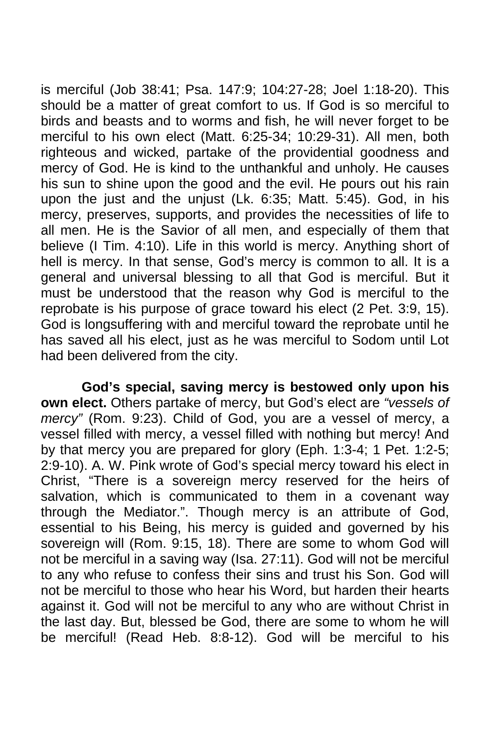is merciful (Job 38:41; Psa. 147:9; 104:27-28; Joel 1:18-20). This should be a matter of great comfort to us. If God is so merciful to birds and beasts and to worms and fish, he will never forget to be merciful to his own elect (Matt. 6:25-34; 10:29-31). All men, both righteous and wicked, partake of the providential goodness and mercy of God. He is kind to the unthankful and unholy. He causes his sun to shine upon the good and the evil. He pours out his rain upon the just and the unjust (Lk. 6:35; Matt. 5:45). God, in his mercy, preserves, supports, and provides the necessities of life to all men. He is the Savior of all men, and especially of them that believe (I Tim. 4:10). Life in this world is mercy. Anything short of hell is mercy. In that sense, God's mercy is common to all. It is a general and universal blessing to all that God is merciful. But it must be understood that the reason why God is merciful to the reprobate is his purpose of grace toward his elect (2 Pet. 3:9, 15). God is longsuffering with and merciful toward the reprobate until he has saved all his elect, just as he was merciful to Sodom until Lot had been delivered from the city.

**God's special, saving mercy is bestowed only upon his own elect.** Others partake of mercy, but God's elect are *"vessels of mercy"* (Rom. 9:23). Child of God, you are a vessel of mercy, a vessel filled with mercy, a vessel filled with nothing but mercy! And by that mercy you are prepared for glory (Eph. 1:3-4; 1 Pet. 1:2-5; 2:9-10). A. W. Pink wrote of God's special mercy toward his elect in Christ, "There is a sovereign mercy reserved for the heirs of salvation, which is communicated to them in a covenant way through the Mediator.". Though mercy is an attribute of God, essential to his Being, his mercy is guided and governed by his sovereign will (Rom. 9:15, 18). There are some to whom God will not be merciful in a saving way (Isa. 27:11). God will not be merciful to any who refuse to confess their sins and trust his Son. God will not be merciful to those who hear his Word, but harden their hearts against it. God will not be merciful to any who are without Christ in the last day. But, blessed be God, there are some to whom he will be merciful! (Read Heb. 8:8-12). God will be merciful to his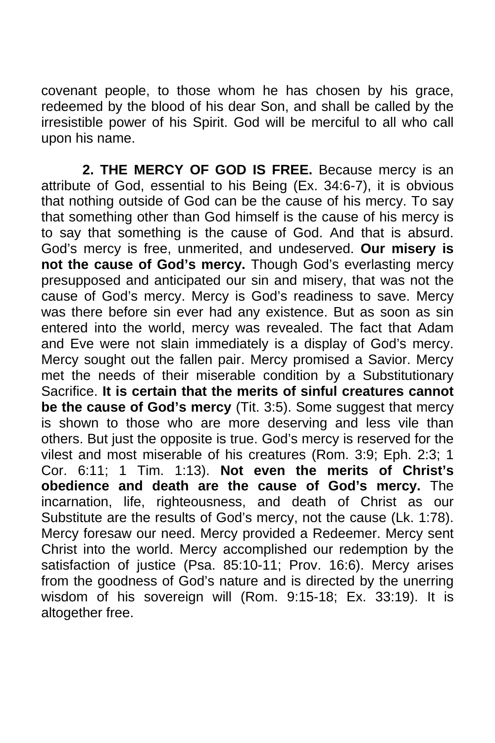covenant people, to those whom he has chosen by his grace, redeemed by the blood of his dear Son, and shall be called by the irresistible power of his Spirit. God will be merciful to all who call upon his name.

**2. THE MERCY OF GOD IS FREE.** Because mercy is an attribute of God, essential to his Being (Ex. 34:6-7), it is obvious that nothing outside of God can be the cause of his mercy. To say that something other than God himself is the cause of his mercy is to say that something is the cause of God. And that is absurd. God's mercy is free, unmerited, and undeserved. **Our misery is not the cause of God's mercy.** Though God's everlasting mercy presupposed and anticipated our sin and misery, that was not the cause of God's mercy. Mercy is God's readiness to save. Mercy was there before sin ever had any existence. But as soon as sin entered into the world, mercy was revealed. The fact that Adam and Eve were not slain immediately is a display of God's mercy. Mercy sought out the fallen pair. Mercy promised a Savior. Mercy met the needs of their miserable condition by a Substitutionary Sacrifice. **It is certain that the merits of sinful creatures cannot be the cause of God's mercy** (Tit. 3:5). Some suggest that mercy is shown to those who are more deserving and less vile than others. But just the opposite is true. God's mercy is reserved for the vilest and most miserable of his creatures (Rom. 3:9; Eph. 2:3; 1 Cor. 6:11; 1 Tim. 1:13). **Not even the merits of Christ's obedience and death are the cause of God's mercy.** The incarnation, life, righteousness, and death of Christ as our Substitute are the results of God's mercy, not the cause (Lk. 1:78). Mercy foresaw our need. Mercy provided a Redeemer. Mercy sent Christ into the world. Mercy accomplished our redemption by the satisfaction of justice (Psa. 85:10-11; Prov. 16:6). Mercy arises from the goodness of God's nature and is directed by the unerring wisdom of his sovereign will (Rom. 9:15-18; Ex. 33:19). It is altogether free.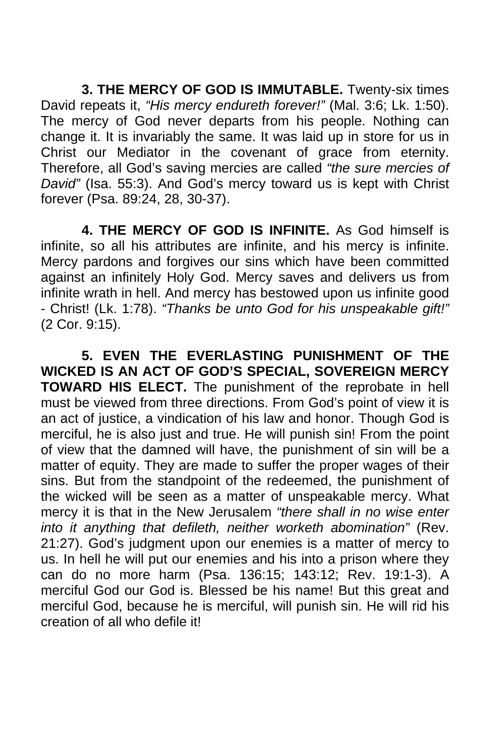**3. THE MERCY OF GOD IS IMMUTABLE.** Twenty-six times David repeats it, *"His mercy endureth forever!"* (Mal. 3:6; Lk. 1:50). The mercy of God never departs from his people. Nothing can change it. It is invariably the same. It was laid up in store for us in Christ our Mediator in the covenant of grace from eternity. Therefore, all God's saving mercies are called *"the sure mercies of David"* (Isa. 55:3). And God's mercy toward us is kept with Christ forever (Psa. 89:24, 28, 30-37).

**4. THE MERCY OF GOD IS INFINITE.** As God himself is infinite, so all his attributes are infinite, and his mercy is infinite. Mercy pardons and forgives our sins which have been committed against an infinitely Holy God. Mercy saves and delivers us from infinite wrath in hell. And mercy has bestowed upon us infinite good - Christ! (Lk. 1:78). *"Thanks be unto God for his unspeakable gift!"* (2 Cor. 9:15).

**5. EVEN THE EVERLASTING PUNISHMENT OF THE WICKED IS AN ACT OF GOD'S SPECIAL, SOVEREIGN MERCY TOWARD HIS ELECT.** The punishment of the reprobate in hell must be viewed from three directions. From God's point of view it is an act of justice, a vindication of his law and honor. Though God is merciful, he is also just and true. He will punish sin! From the point of view that the damned will have, the punishment of sin will be a matter of equity. They are made to suffer the proper wages of their sins. But from the standpoint of the redeemed, the punishment of the wicked will be seen as a matter of unspeakable mercy. What mercy it is that in the New Jerusalem *"there shall in no wise enter into it anything that defileth, neither worketh abomination"* (Rev. 21:27). God's judgment upon our enemies is a matter of mercy to us. In hell he will put our enemies and his into a prison where they can do no more harm (Psa. 136:15; 143:12; Rev. 19:1-3). A merciful God our God is. Blessed be his name! But this great and merciful God, because he is merciful, will punish sin. He will rid his creation of all who defile it!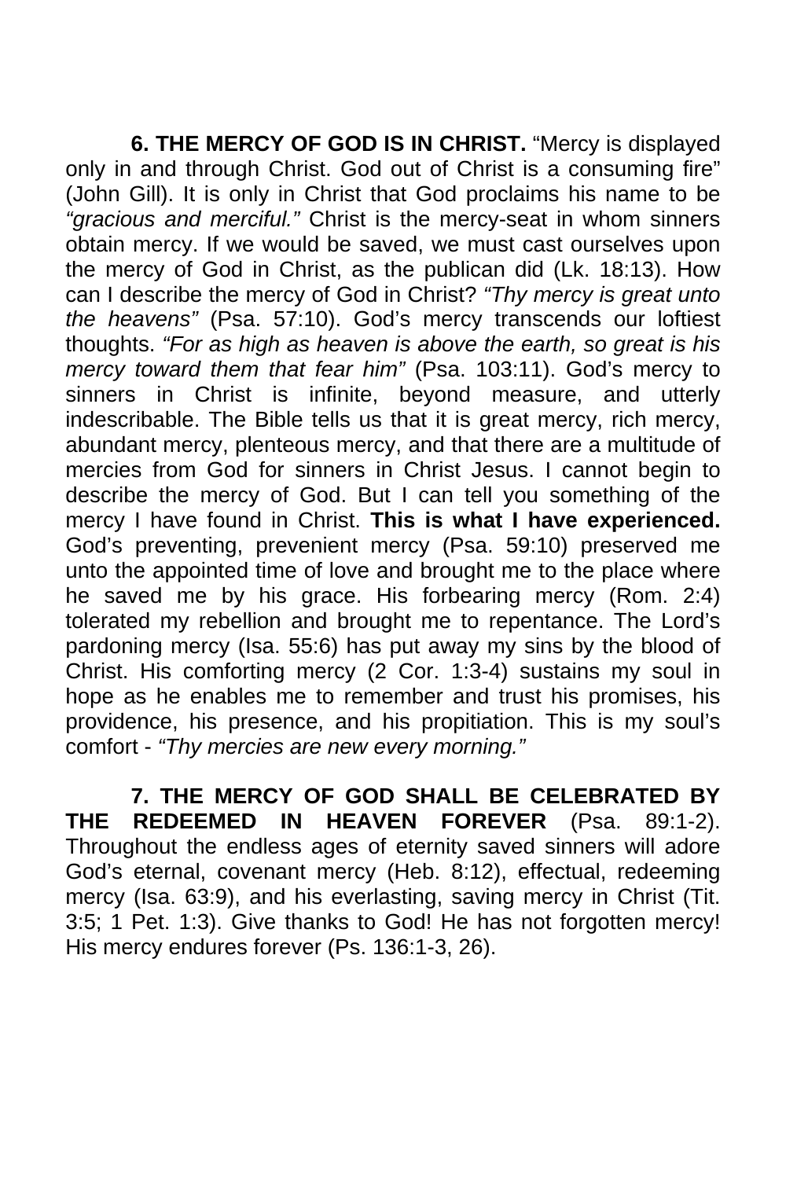**6. THE MERCY OF GOD IS IN CHRIST.** "Mercy is displayed only in and through Christ. God out of Christ is a consuming fire" (John Gill). It is only in Christ that God proclaims his name to be *"gracious and merciful."* Christ is the mercy-seat in whom sinners obtain mercy. If we would be saved, we must cast ourselves upon the mercy of God in Christ, as the publican did (Lk. 18:13). How can I describe the mercy of God in Christ? *"Thy mercy is great unto the heavens"* (Psa. 57:10). God's mercy transcends our loftiest thoughts. *"For as high as heaven is above the earth, so great is his mercy toward them that fear him"* (Psa. 103:11). God's mercy to sinners in Christ is infinite, beyond measure, and utterly indescribable. The Bible tells us that it is great mercy, rich mercy, abundant mercy, plenteous mercy, and that there are a multitude of mercies from God for sinners in Christ Jesus. I cannot begin to describe the mercy of God. But I can tell you something of the mercy I have found in Christ. **This is what I have experienced.** God's preventing, prevenient mercy (Psa. 59:10) preserved me unto the appointed time of love and brought me to the place where he saved me by his grace. His forbearing mercy (Rom. 2:4) tolerated my rebellion and brought me to repentance. The Lord's pardoning mercy (Isa. 55:6) has put away my sins by the blood of Christ. His comforting mercy (2 Cor. 1:3-4) sustains my soul in hope as he enables me to remember and trust his promises, his providence, his presence, and his propitiation. This is my soul's comfort - *"Thy mercies are new every morning."*

**7. THE MERCY OF GOD SHALL BE CELEBRATED BY THE REDEEMED IN HEAVEN FOREVER** (Psa. 89:1-2). Throughout the endless ages of eternity saved sinners will adore God's eternal, covenant mercy (Heb. 8:12), effectual, redeeming mercy (Isa. 63:9), and his everlasting, saving mercy in Christ (Tit. 3:5; 1 Pet. 1:3). Give thanks to God! He has not forgotten mercy! His mercy endures forever (Ps. 136:1-3, 26).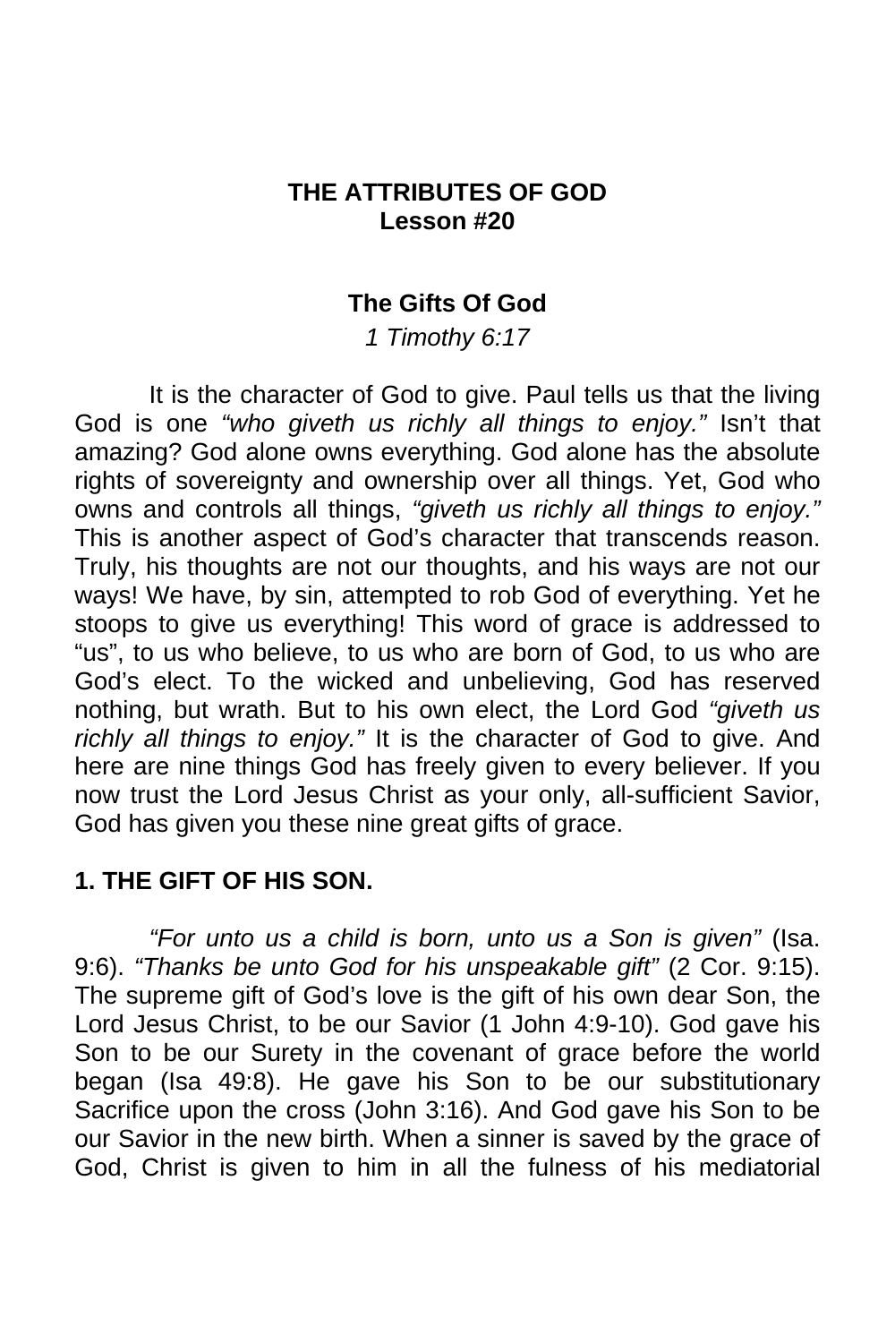# THE ATTRIBUTES OF GOD
## Lesson #20

### The Gifts Of God

*1 Timothy 6:17*

It is the character of God to give. Paul tells us that the living God is one *"who giveth us richly all things to enjoy."* Isn't that amazing? God alone owns everything. God alone has the absolute rights of sovereignty and ownership over all things. Yet, God who owns and controls all things, *"giveth us richly all things to enjoy."* This is another aspect of God's character that transcends reason. Truly, his thoughts are not our thoughts, and his ways are not our ways! We have, by sin, attempted to rob God of everything. Yet he stoops to give us everything! This word of grace is addressed to "us", to us who believe, to us who are born of God, to us who are God's elect. To the wicked and unbelieving, God has reserved nothing, but wrath. But to his own elect, the Lord God *"giveth us richly all things to enjoy."* It is the character of God to give. And here are nine things God has freely given to every believer. If you now trust the Lord Jesus Christ as your only, all-sufficient Savior, God has given you these nine great gifts of grace.

**1. THE GIFT OF HIS SON.**

*"For unto us a child is born, unto us a Son is given"* (Isa. 9:6). *"Thanks be unto God for his unspeakable gift"* (2 Cor. 9:15). The supreme gift of God's love is the gift of his own dear Son, the Lord Jesus Christ, to be our Savior (1 John 4:9-10). God gave his Son to be our Surety in the covenant of grace before the world began (Isa 49:8). He gave his Son to be our substitutionary Sacrifice upon the cross (John 3:16). And God gave his Son to be our Savior in the new birth. When a sinner is saved by the grace of God, Christ is given to him in all the fulness of his mediatorial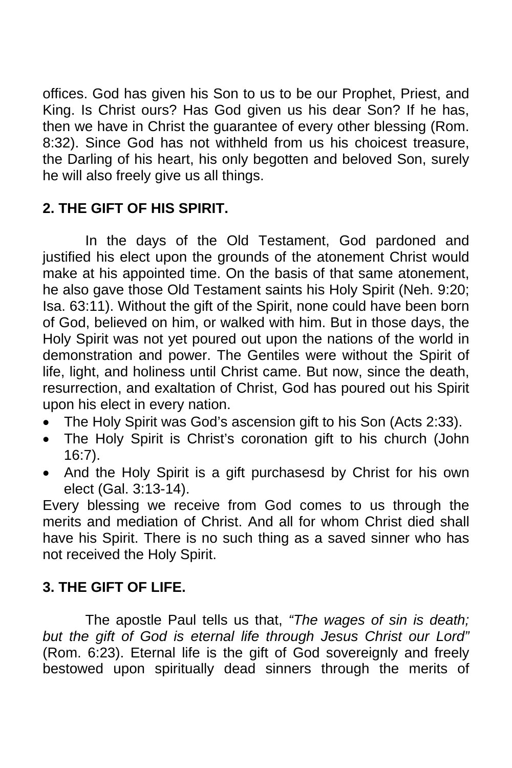offices. God has given his Son to us to be our Prophet, Priest, and King. Is Christ ours? Has God given us his dear Son? If he has, then we have in Christ the guarantee of every other blessing (Rom. 8:32). Since God has not withheld from us his choicest treasure, the Darling of his heart, his only begotten and beloved Son, surely he will also freely give us all things.

**2. THE GIFT OF HIS SPIRIT.**

In the days of the Old Testament, God pardoned and justified his elect upon the grounds of the atonement Christ would make at his appointed time. On the basis of that same atonement, he also gave those Old Testament saints his Holy Spirit (Neh. 9:20; Isa. 63:11). Without the gift of the Spirit, none could have been born of God, believed on him, or walked with him. But in those days, the Holy Spirit was not yet poured out upon the nations of the world in demonstration and power. The Gentiles were without the Spirit of life, light, and holiness until Christ came. But now, since the death, resurrection, and exaltation of Christ, God has poured out his Spirit upon his elect in every nation.

- The Holy Spirit was God's ascension gift to his Son (Acts 2:33).
- The Holy Spirit is Christ's coronation gift to his church (John 16:7).
- And the Holy Spirit is a gift purchasesd by Christ for his own elect (Gal. 3:13-14).

Every blessing we receive from God comes to us through the merits and mediation of Christ. And all for whom Christ died shall have his Spirit. There is no such thing as a saved sinner who has not received the Holy Spirit.

**3. THE GIFT OF LIFE.**

The apostle Paul tells us that, *"The wages of sin is death; but the gift of God is eternal life through Jesus Christ our Lord"* (Rom. 6:23). Eternal life is the gift of God sovereignly and freely bestowed upon spiritually dead sinners through the merits of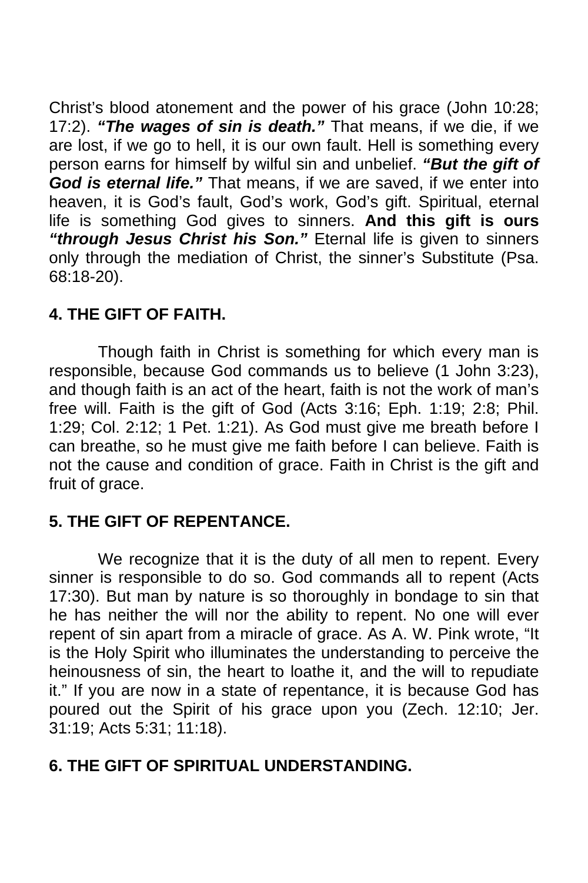Christ's blood atonement and the power of his grace (John 10:28; 17:2). ***"The wages of sin is death."*** That means, if we die, if we are lost, if we go to hell, it is our own fault. Hell is something every person earns for himself by wilful sin and unbelief. ***"But the gift of God is eternal life."*** That means, if we are saved, if we enter into heaven, it is God's fault, God's work, God's gift. Spiritual, eternal life is something God gives to sinners. **And this gift is ours *"through Jesus Christ his Son."*** Eternal life is given to sinners only through the mediation of Christ, the sinner's Substitute (Psa. 68:18-20).

## 4. THE GIFT OF FAITH.

Though faith in Christ is something for which every man is responsible, because God commands us to believe (1 John 3:23), and though faith is an act of the heart, faith is not the work of man's free will. Faith is the gift of God (Acts 3:16; Eph. 1:19; 2:8; Phil. 1:29; Col. 2:12; 1 Pet. 1:21). As God must give me breath before I can breathe, so he must give me faith before I can believe. Faith is not the cause and condition of grace. Faith in Christ is the gift and fruit of grace.

## 5. THE GIFT OF REPENTANCE.

We recognize that it is the duty of all men to repent. Every sinner is responsible to do so. God commands all to repent (Acts 17:30). But man by nature is so thoroughly in bondage to sin that he has neither the will nor the ability to repent. No one will ever repent of sin apart from a miracle of grace. As A. W. Pink wrote, "It is the Holy Spirit who illuminates the understanding to perceive the heinousness of sin, the heart to loathe it, and the will to repudiate it." If you are now in a state of repentance, it is because God has poured out the Spirit of his grace upon you (Zech. 12:10; Jer. 31:19; Acts 5:31; 11:18).

## 6. THE GIFT OF SPIRITUAL UNDERSTANDING.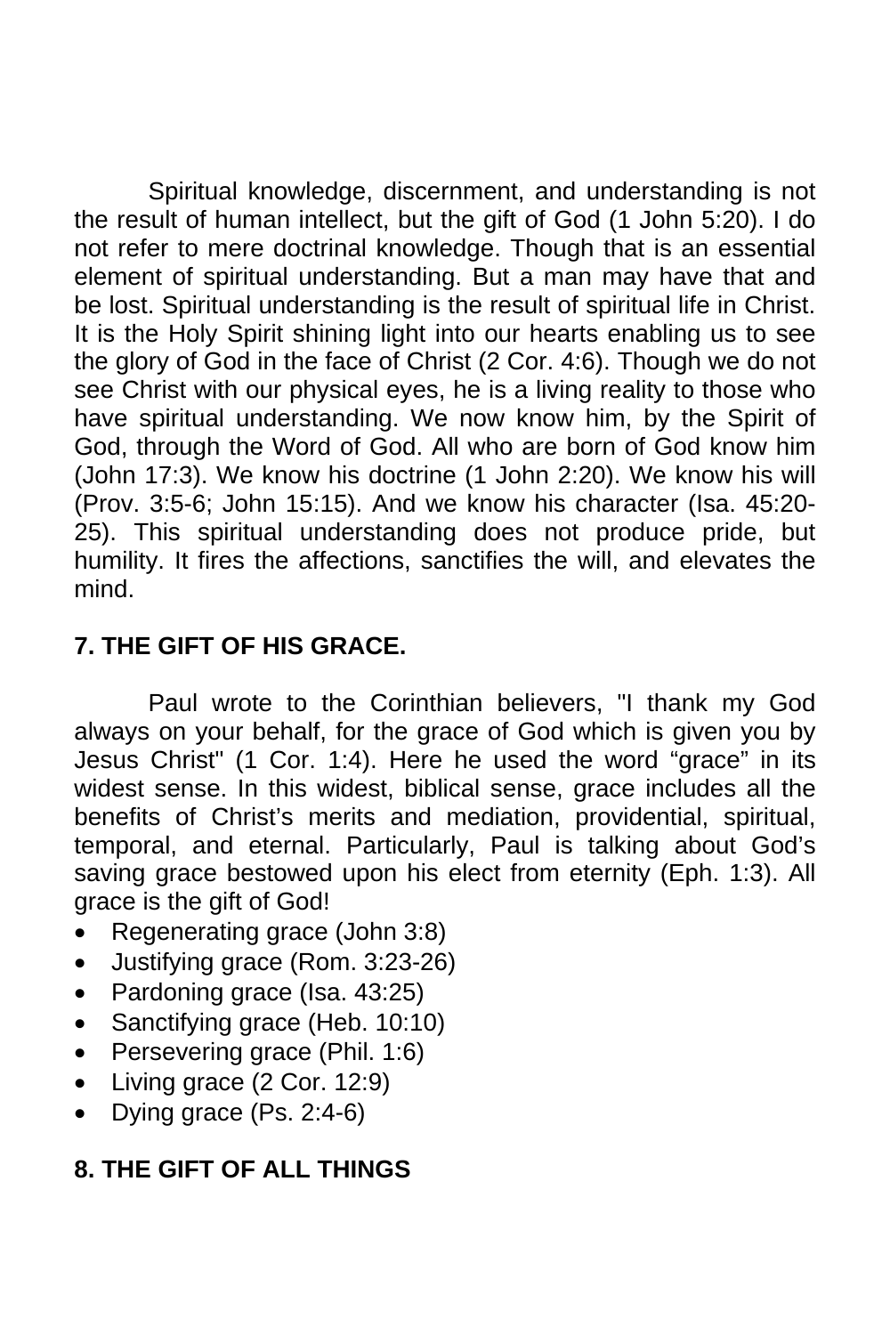Spiritual knowledge, discernment, and understanding is not the result of human intellect, but the gift of God (1 John 5:20). I do not refer to mere doctrinal knowledge. Though that is an essential element of spiritual understanding. But a man may have that and be lost. Spiritual understanding is the result of spiritual life in Christ. It is the Holy Spirit shining light into our hearts enabling us to see the glory of God in the face of Christ (2 Cor. 4:6). Though we do not see Christ with our physical eyes, he is a living reality to those who have spiritual understanding. We now know him, by the Spirit of God, through the Word of God. All who are born of God know him (John 17:3). We know his doctrine (1 John 2:20). We know his will (Prov. 3:5-6; John 15:15). And we know his character (Isa. 45:20-25). This spiritual understanding does not produce pride, but humility. It fires the affections, sanctifies the will, and elevates the mind.

**7. THE GIFT OF HIS GRACE.**

Paul wrote to the Corinthian believers, "I thank my God always on your behalf, for the grace of God which is given you by Jesus Christ" (1 Cor. 1:4). Here he used the word “grace” in its widest sense. In this widest, biblical sense, grace includes all the benefits of Christ’s merits and mediation, providential, spiritual, temporal, and eternal. Particularly, Paul is talking about God’s saving grace bestowed upon his elect from eternity (Eph. 1:3). All grace is the gift of God!

- Regenerating grace (John 3:8)
- Justifying grace (Rom. 3:23-26)
- Pardoning grace (Isa. 43:25)
- Sanctifying grace (Heb. 10:10)
- Persevering grace (Phil. 1:6)
- Living grace (2 Cor. 12:9)
- Dying grace (Ps. 2:4-6)

**8. THE GIFT OF ALL THINGS**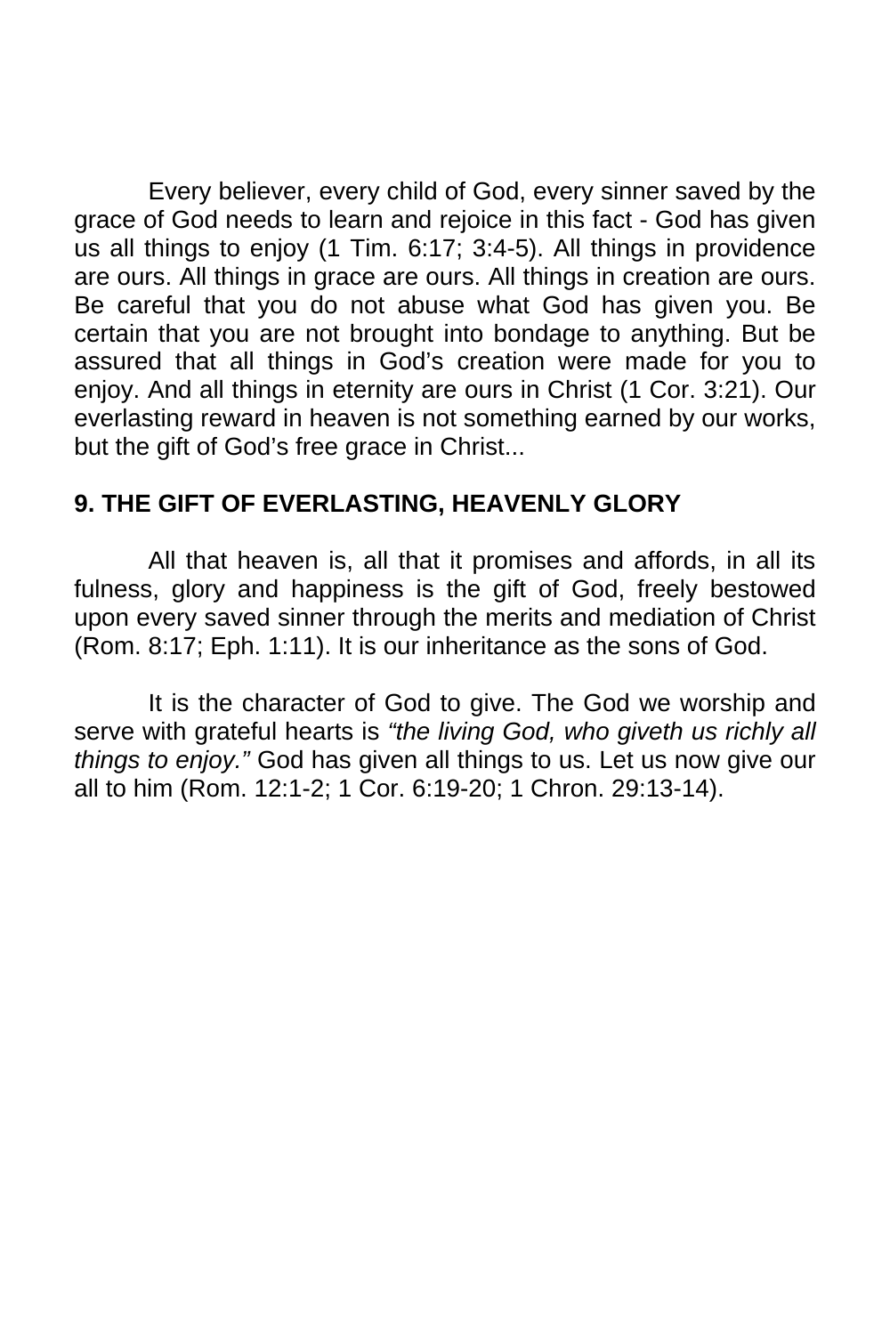Every believer, every child of God, every sinner saved by the grace of God needs to learn and rejoice in this fact - God has given us all things to enjoy (1 Tim. 6:17; 3:4-5). All things in providence are ours. All things in grace are ours. All things in creation are ours. Be careful that you do not abuse what God has given you. Be certain that you are not brought into bondage to anything. But be assured that all things in God's creation were made for you to enjoy. And all things in eternity are ours in Christ (1 Cor. 3:21). Our everlasting reward in heaven is not something earned by our works, but the gift of God's free grace in Christ...

### 9. THE GIFT OF EVERLASTING, HEAVENLY GLORY

All that heaven is, all that it promises and affords, in all its fulness, glory and happiness is the gift of God, freely bestowed upon every saved sinner through the merits and mediation of Christ (Rom. 8:17; Eph. 1:11). It is our inheritance as the sons of God.

It is the character of God to give. The God we worship and serve with grateful hearts is *"the living God, who giveth us richly all things to enjoy."* God has given all things to us. Let us now give our all to him (Rom. 12:1-2; 1 Cor. 6:19-20; 1 Chron. 29:13-14).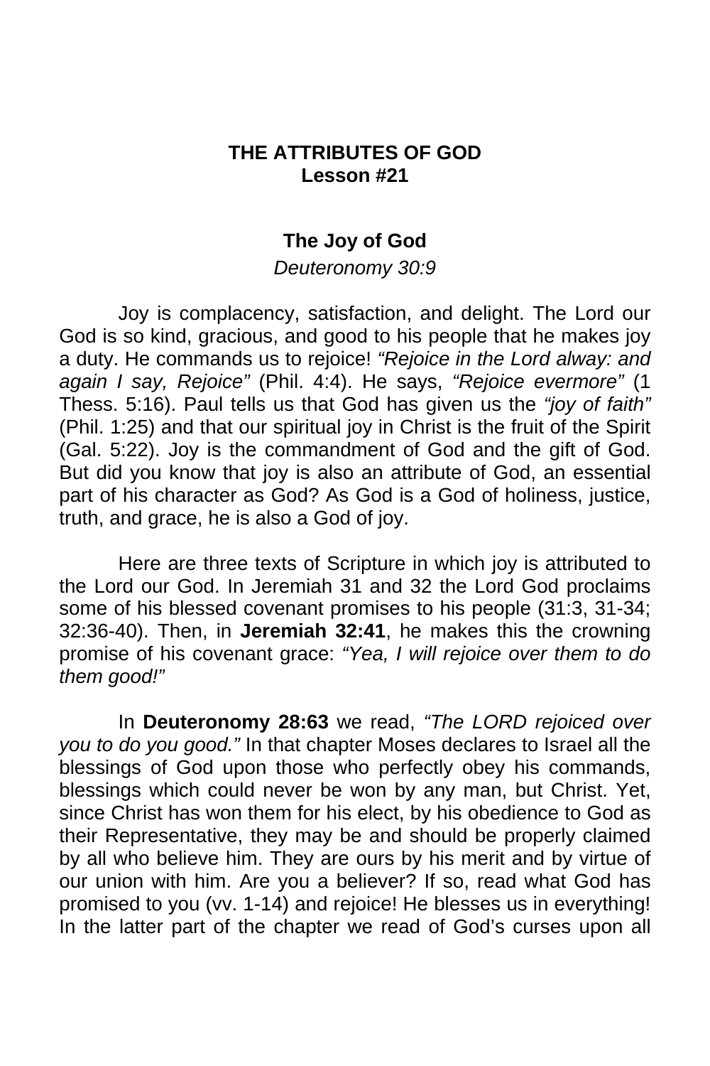**THE ATTRIBUTES OF GOD**
**Lesson #21**

## The Joy of God

*Deuteronomy 30:9*

Joy is complacency, satisfaction, and delight. The Lord our God is so kind, gracious, and good to his people that he makes joy a duty. He commands us to rejoice! *"Rejoice in the Lord alway: and again I say, Rejoice"* (Phil. 4:4). He says, *"Rejoice evermore"* (1 Thess. 5:16). Paul tells us that God has given us the *"joy of faith"* (Phil. 1:25) and that our spiritual joy in Christ is the fruit of the Spirit (Gal. 5:22). Joy is the commandment of God and the gift of God. But did you know that joy is also an attribute of God, an essential part of his character as God? As God is a God of holiness, justice, truth, and grace, he is also a God of joy.

Here are three texts of Scripture in which joy is attributed to the Lord our God. In Jeremiah 31 and 32 the Lord God proclaims some of his blessed covenant promises to his people (31:3, 31-34; 32:36-40). Then, in **Jeremiah 32:41**, he makes this the crowning promise of his covenant grace: *"Yea, I will rejoice over them to do them good!"*

In **Deuteronomy 28:63** we read, *"The LORD rejoiced over you to do you good."* In that chapter Moses declares to Israel all the blessings of God upon those who perfectly obey his commands, blessings which could never be won by any man, but Christ. Yet, since Christ has won them for his elect, by his obedience to God as their Representative, they may be and should be properly claimed by all who believe him. They are ours by his merit and by virtue of our union with him. Are you a believer? If so, read what God has promised to you (vv. 1-14) and rejoice! He blesses us in everything! In the latter part of the chapter we read of God's curses upon all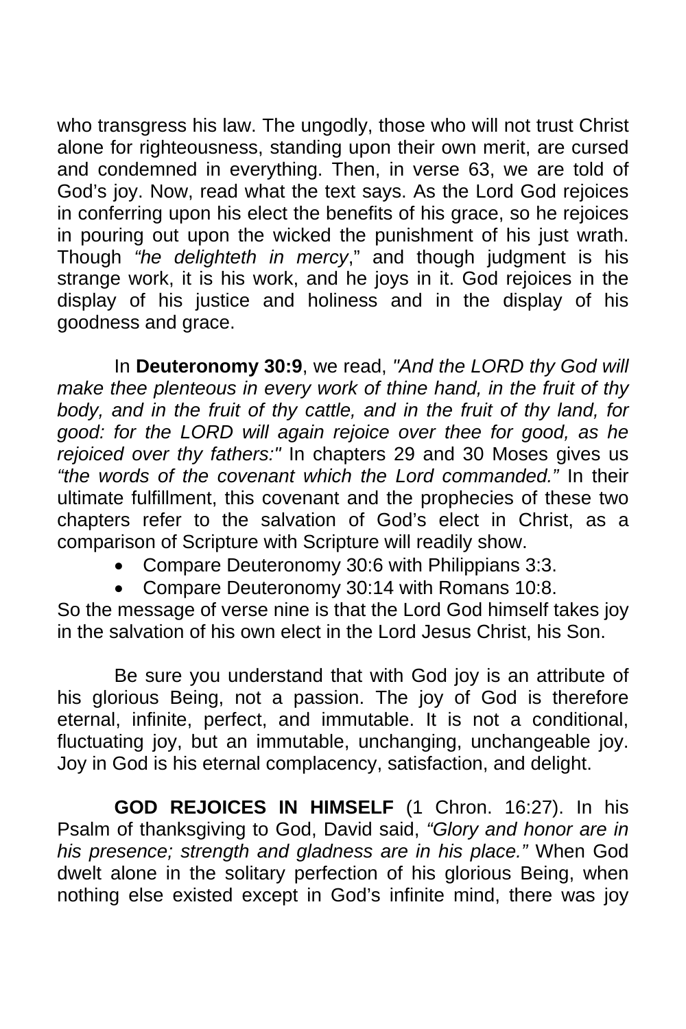who transgress his law. The ungodly, those who will not trust Christ alone for righteousness, standing upon their own merit, are cursed and condemned in everything. Then, in verse 63, we are told of God's joy. Now, read what the text says. As the Lord God rejoices in conferring upon his elect the benefits of his grace, so he rejoices in pouring out upon the wicked the punishment of his just wrath. Though *"he delighteth in mercy*," and though judgment is his strange work, it is his work, and he joys in it. God rejoices in the display of his justice and holiness and in the display of his goodness and grace.

In **Deuteronomy 30:9**, we read, *"And the LORD thy God will make thee plenteous in every work of thine hand, in the fruit of thy body, and in the fruit of thy cattle, and in the fruit of thy land, for good: for the LORD will again rejoice over thee for good, as he rejoiced over thy fathers:"* In chapters 29 and 30 Moses gives us *"the words of the covenant which the Lord commanded."* In their ultimate fulfillment, this covenant and the prophecies of these two chapters refer to the salvation of God's elect in Christ, as a comparison of Scripture with Scripture will readily show.

- Compare Deuteronomy 30:6 with Philippians 3:3.
- Compare Deuteronomy 30:14 with Romans 10:8.

So the message of verse nine is that the Lord God himself takes joy in the salvation of his own elect in the Lord Jesus Christ, his Son.

Be sure you understand that with God joy is an attribute of his glorious Being, not a passion. The joy of God is therefore eternal, infinite, perfect, and immutable. It is not a conditional, fluctuating joy, but an immutable, unchanging, unchangeable joy. Joy in God is his eternal complacency, satisfaction, and delight.

**GOD REJOICES IN HIMSELF** (1 Chron. 16:27). In his Psalm of thanksgiving to God, David said, *"Glory and honor are in his presence; strength and gladness are in his place."* When God dwelt alone in the solitary perfection of his glorious Being, when nothing else existed except in God's infinite mind, there was joy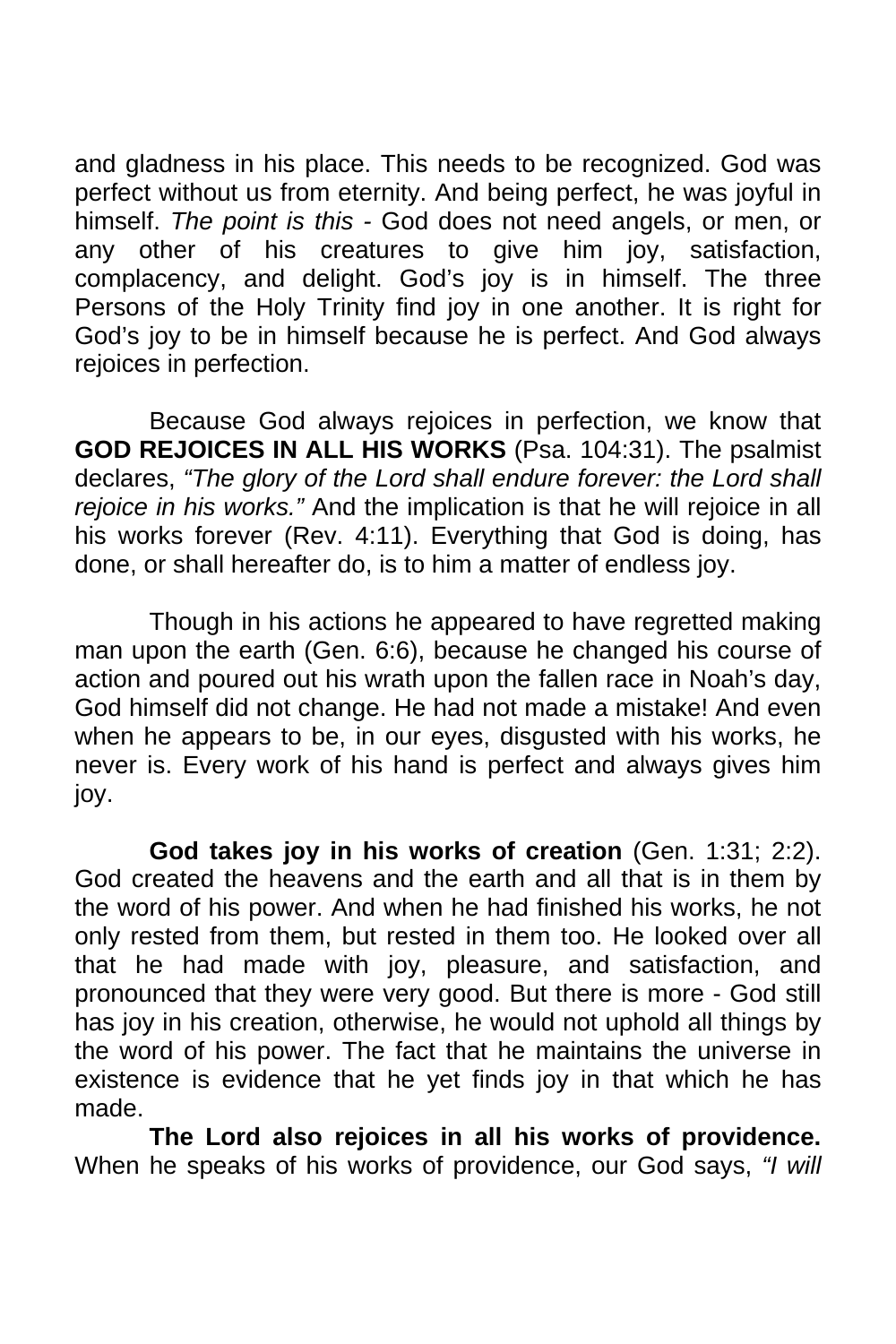and gladness in his place. This needs to be recognized. God was perfect without us from eternity. And being perfect, he was joyful in himself. *The point is this* - God does not need angels, or men, or any other of his creatures to give him joy, satisfaction, complacency, and delight. God's joy is in himself. The three Persons of the Holy Trinity find joy in one another. It is right for God's joy to be in himself because he is perfect. And God always rejoices in perfection.

Because God always rejoices in perfection, we know that **GOD REJOICES IN ALL HIS WORKS** (Psa. 104:31). The psalmist declares, *"The glory of the Lord shall endure forever: the Lord shall rejoice in his works."* And the implication is that he will rejoice in all his works forever (Rev. 4:11). Everything that God is doing, has done, or shall hereafter do, is to him a matter of endless joy.

Though in his actions he appeared to have regretted making man upon the earth (Gen. 6:6), because he changed his course of action and poured out his wrath upon the fallen race in Noah's day, God himself did not change. He had not made a mistake! And even when he appears to be, in our eyes, disgusted with his works, he never is. Every work of his hand is perfect and always gives him joy.

**God takes joy in his works of creation** (Gen. 1:31; 2:2). God created the heavens and the earth and all that is in them by the word of his power. And when he had finished his works, he not only rested from them, but rested in them too. He looked over all that he had made with joy, pleasure, and satisfaction, and pronounced that they were very good. But there is more - God still has joy in his creation, otherwise, he would not uphold all things by the word of his power. The fact that he maintains the universe in existence is evidence that he yet finds joy in that which he has made.

**The Lord also rejoices in all his works of providence.** When he speaks of his works of providence, our God says, *"I will*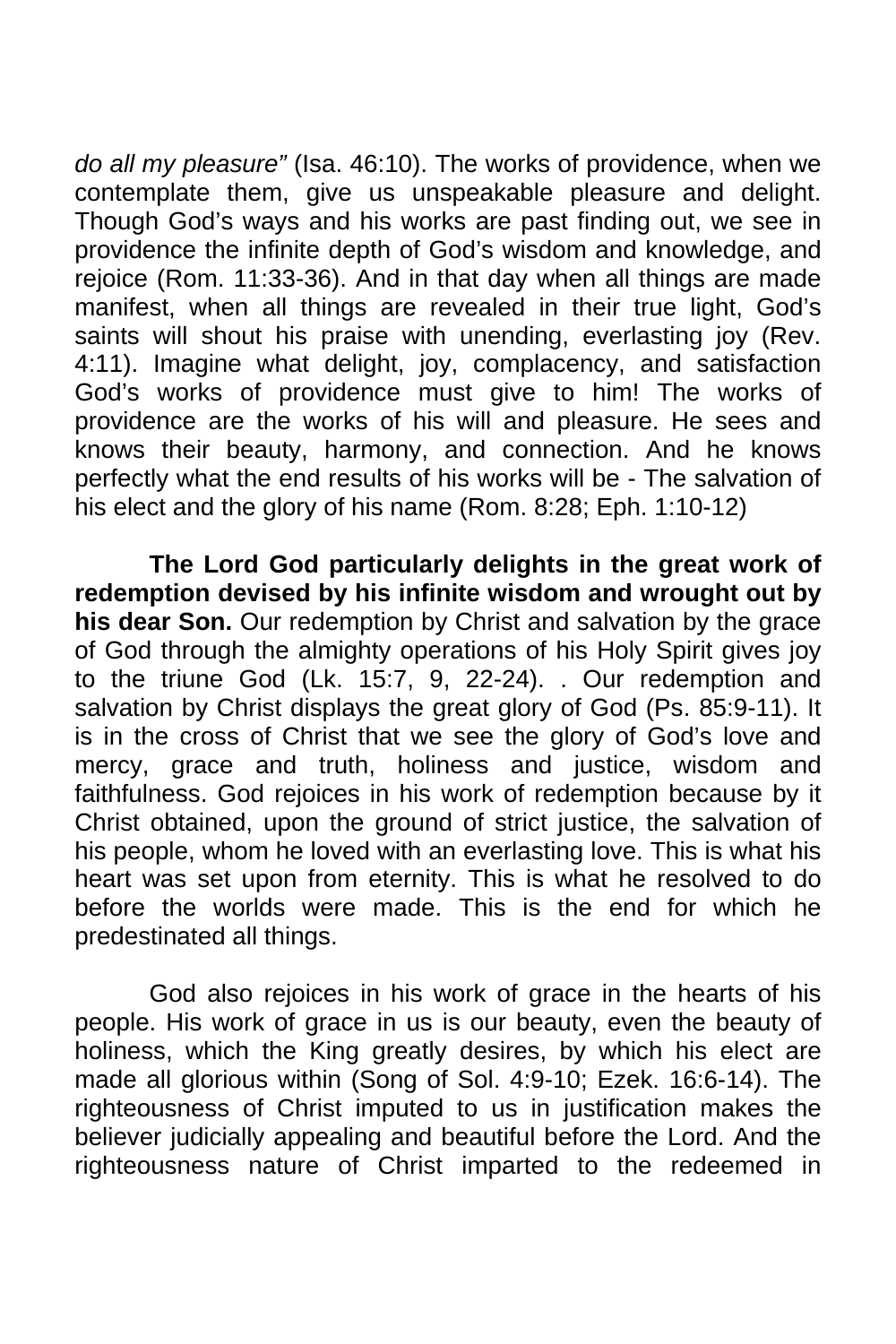*do all my pleasure"* (Isa. 46:10). The works of providence, when we contemplate them, give us unspeakable pleasure and delight. Though God's ways and his works are past finding out, we see in providence the infinite depth of God's wisdom and knowledge, and rejoice (Rom. 11:33-36). And in that day when all things are made manifest, when all things are revealed in their true light, God's saints will shout his praise with unending, everlasting joy (Rev. 4:11). Imagine what delight, joy, complacency, and satisfaction God's works of providence must give to him! The works of providence are the works of his will and pleasure. He sees and knows their beauty, harmony, and connection. And he knows perfectly what the end results of his works will be - The salvation of his elect and the glory of his name (Rom. 8:28; Eph. 1:10-12)

**The Lord God particularly delights in the great work of redemption devised by his infinite wisdom and wrought out by his dear Son.** Our redemption by Christ and salvation by the grace of God through the almighty operations of his Holy Spirit gives joy to the triune God (Lk. 15:7, 9, 22-24). . Our redemption and salvation by Christ displays the great glory of God (Ps. 85:9-11). It is in the cross of Christ that we see the glory of God's love and mercy, grace and truth, holiness and justice, wisdom and faithfulness. God rejoices in his work of redemption because by it Christ obtained, upon the ground of strict justice, the salvation of his people, whom he loved with an everlasting love. This is what his heart was set upon from eternity. This is what he resolved to do before the worlds were made. This is the end for which he predestinated all things.

God also rejoices in his work of grace in the hearts of his people. His work of grace in us is our beauty, even the beauty of holiness, which the King greatly desires, by which his elect are made all glorious within (Song of Sol. 4:9-10; Ezek. 16:6-14). The righteousness of Christ imputed to us in justification makes the believer judicially appealing and beautiful before the Lord. And the righteousness nature of Christ imparted to the redeemed in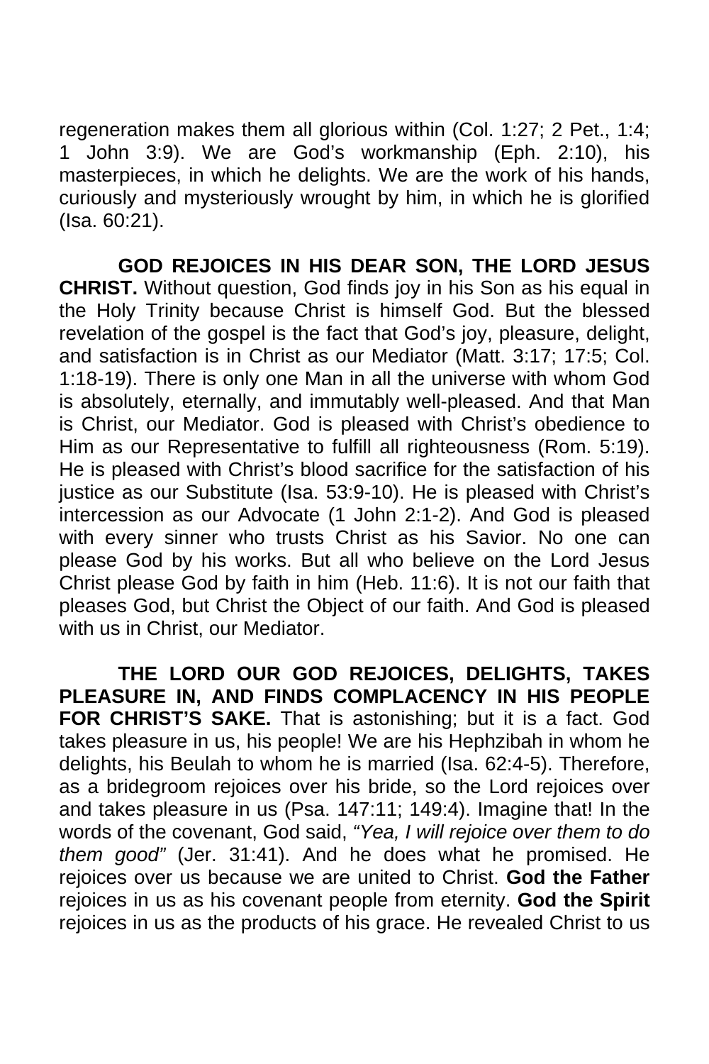regeneration makes them all glorious within (Col. 1:27; 2 Pet., 1:4; 1 John 3:9). We are God's workmanship (Eph. 2:10), his masterpieces, in which he delights. We are the work of his hands, curiously and mysteriously wrought by him, in which he is glorified (Isa. 60:21).

**GOD REJOICES IN HIS DEAR SON, THE LORD JESUS CHRIST.** Without question, God finds joy in his Son as his equal in the Holy Trinity because Christ is himself God. But the blessed revelation of the gospel is the fact that God's joy, pleasure, delight, and satisfaction is in Christ as our Mediator (Matt. 3:17; 17:5; Col. 1:18-19). There is only one Man in all the universe with whom God is absolutely, eternally, and immutably well-pleased. And that Man is Christ, our Mediator. God is pleased with Christ's obedience to Him as our Representative to fulfill all righteousness (Rom. 5:19). He is pleased with Christ's blood sacrifice for the satisfaction of his justice as our Substitute (Isa. 53:9-10). He is pleased with Christ's intercession as our Advocate (1 John 2:1-2). And God is pleased with every sinner who trusts Christ as his Savior. No one can please God by his works. But all who believe on the Lord Jesus Christ please God by faith in him (Heb. 11:6). It is not our faith that pleases God, but Christ the Object of our faith. And God is pleased with us in Christ, our Mediator.

**THE LORD OUR GOD REJOICES, DELIGHTS, TAKES PLEASURE IN, AND FINDS COMPLACENCY IN HIS PEOPLE FOR CHRIST'S SAKE.** That is astonishing; but it is a fact. God takes pleasure in us, his people! We are his Hephzibah in whom he delights, his Beulah to whom he is married (Isa. 62:4-5). Therefore, as a bridegroom rejoices over his bride, so the Lord rejoices over and takes pleasure in us (Psa. 147:11; 149:4). Imagine that! In the words of the covenant, God said, *"Yea, I will rejoice over them to do them good"* (Jer. 31:41). And he does what he promised. He rejoices over us because we are united to Christ. **God the Father** rejoices in us as his covenant people from eternity. **God the Spirit** rejoices in us as the products of his grace. He revealed Christ to us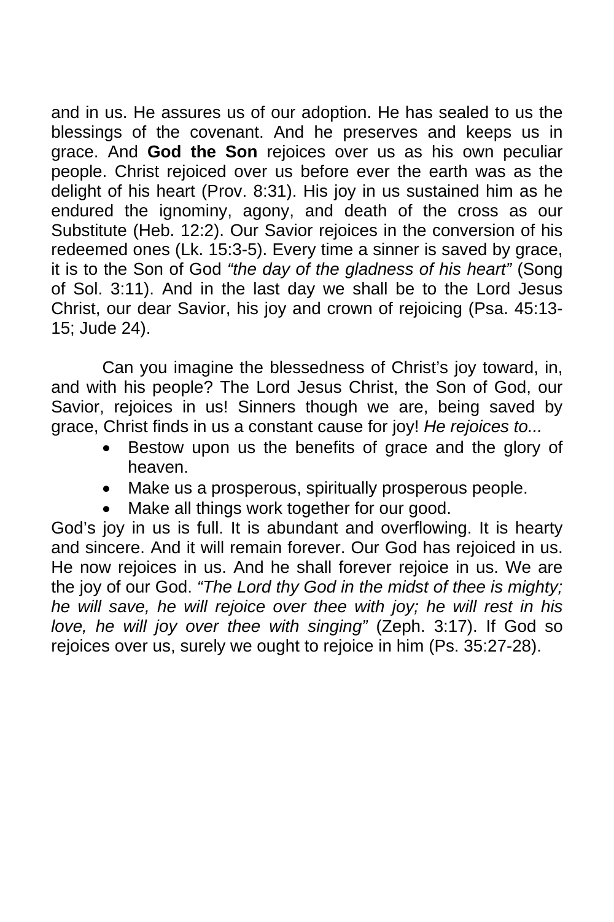and in us. He assures us of our adoption. He has sealed to us the blessings of the covenant. And he preserves and keeps us in grace. And **God the Son** rejoices over us as his own peculiar people. Christ rejoiced over us before ever the earth was as the delight of his heart (Prov. 8:31). His joy in us sustained him as he endured the ignominy, agony, and death of the cross as our Substitute (Heb. 12:2). Our Savior rejoices in the conversion of his redeemed ones (Lk. 15:3-5). Every time a sinner is saved by grace, it is to the Son of God *"the day of the gladness of his heart"* (Song of Sol. 3:11). And in the last day we shall be to the Lord Jesus Christ, our dear Savior, his joy and crown of rejoicing (Psa. 45:13-15; Jude 24).

Can you imagine the blessedness of Christ's joy toward, in, and with his people? The Lord Jesus Christ, the Son of God, our Savior, rejoices in us! Sinners though we are, being saved by grace, Christ finds in us a constant cause for joy! *He rejoices to...*

- Bestow upon us the benefits of grace and the glory of heaven.
- Make us a prosperous, spiritually prosperous people.
- Make all things work together for our good.

God's joy in us is full. It is abundant and overflowing. It is hearty and sincere. And it will remain forever. Our God has rejoiced in us. He now rejoices in us. And he shall forever rejoice in us. We are the joy of our God. *"The Lord thy God in the midst of thee is mighty; he will save, he will rejoice over thee with joy; he will rest in his love, he will joy over thee with singing"* (Zeph. 3:17). If God so rejoices over us, surely we ought to rejoice in him (Ps. 35:27-28).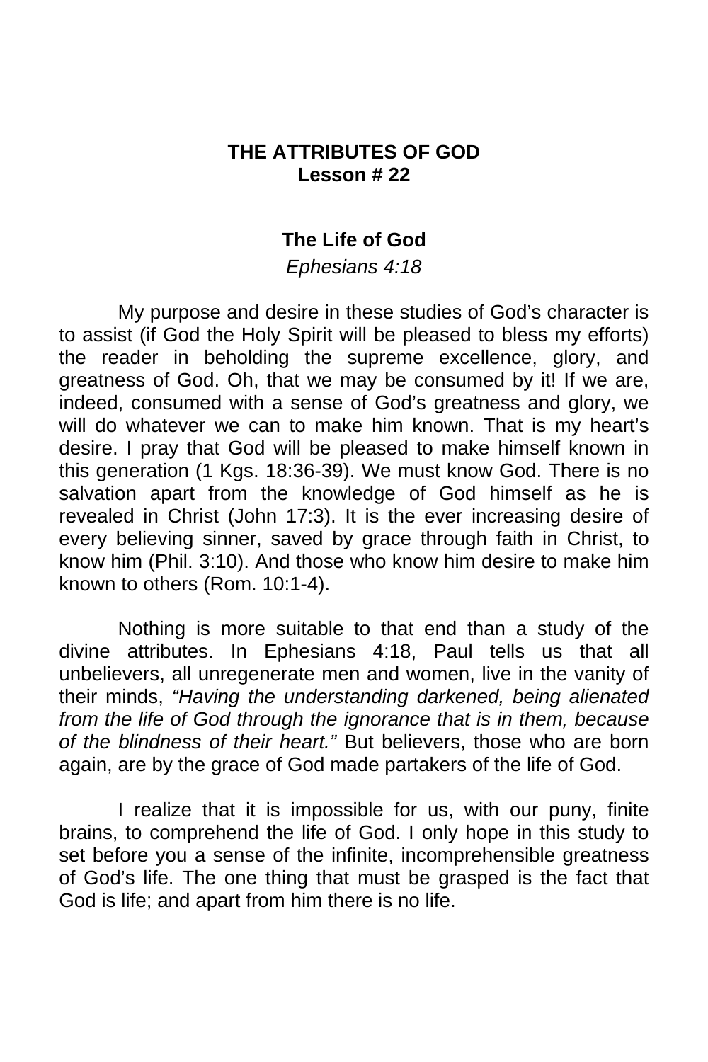## THE ATTRIBUTES OF GOD
## Lesson # 22

### The Life of God

*Ephesians 4:18*

My purpose and desire in these studies of God's character is to assist (if God the Holy Spirit will be pleased to bless my efforts) the reader in beholding the supreme excellence, glory, and greatness of God. Oh, that we may be consumed by it! If we are, indeed, consumed with a sense of God's greatness and glory, we will do whatever we can to make him known. That is my heart's desire. I pray that God will be pleased to make himself known in this generation (1 Kgs. 18:36-39). We must know God. There is no salvation apart from the knowledge of God himself as he is revealed in Christ (John 17:3). It is the ever increasing desire of every believing sinner, saved by grace through faith in Christ, to know him (Phil. 3:10). And those who know him desire to make him known to others (Rom. 10:1-4).

Nothing is more suitable to that end than a study of the divine attributes. In Ephesians 4:18, Paul tells us that all unbelievers, all unregenerate men and women, live in the vanity of their minds, *"Having the understanding darkened, being alienated from the life of God through the ignorance that is in them, because of the blindness of their heart."* But believers, those who are born again, are by the grace of God made partakers of the life of God.

I realize that it is impossible for us, with our puny, finite brains, to comprehend the life of God. I only hope in this study to set before you a sense of the infinite, incomprehensible greatness of God's life. The one thing that must be grasped is the fact that God is life; and apart from him there is no life.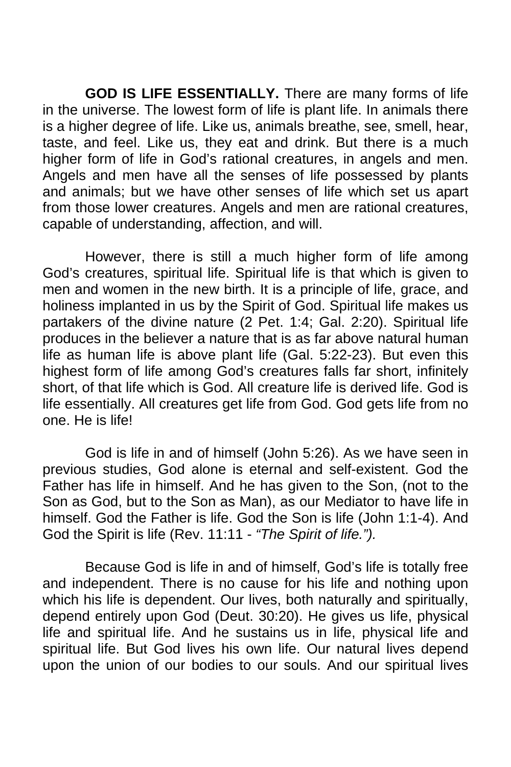**GOD IS LIFE ESSENTIALLY.** There are many forms of life in the universe. The lowest form of life is plant life. In animals there is a higher degree of life. Like us, animals breathe, see, smell, hear, taste, and feel. Like us, they eat and drink. But there is a much higher form of life in God's rational creatures, in angels and men. Angels and men have all the senses of life possessed by plants and animals; but we have other senses of life which set us apart from those lower creatures. Angels and men are rational creatures, capable of understanding, affection, and will.

However, there is still a much higher form of life among God's creatures, spiritual life. Spiritual life is that which is given to men and women in the new birth. It is a principle of life, grace, and holiness implanted in us by the Spirit of God. Spiritual life makes us partakers of the divine nature (2 Pet. 1:4; Gal. 2:20). Spiritual life produces in the believer a nature that is as far above natural human life as human life is above plant life (Gal. 5:22-23). But even this highest form of life among God's creatures falls far short, infinitely short, of that life which is God. All creature life is derived life. God is life essentially. All creatures get life from God. God gets life from no one. He is life!

God is life in and of himself (John 5:26). As we have seen in previous studies, God alone is eternal and self-existent. God the Father has life in himself. And he has given to the Son, (not to the Son as God, but to the Son as Man), as our Mediator to have life in himself. God the Father is life. God the Son is life (John 1:1-4). And God the Spirit is life (Rev. 11:11 - *"The Spirit of life.").*

Because God is life in and of himself, God's life is totally free and independent. There is no cause for his life and nothing upon which his life is dependent. Our lives, both naturally and spiritually, depend entirely upon God (Deut. 30:20). He gives us life, physical life and spiritual life. And he sustains us in life, physical life and spiritual life. But God lives his own life. Our natural lives depend upon the union of our bodies to our souls. And our spiritual lives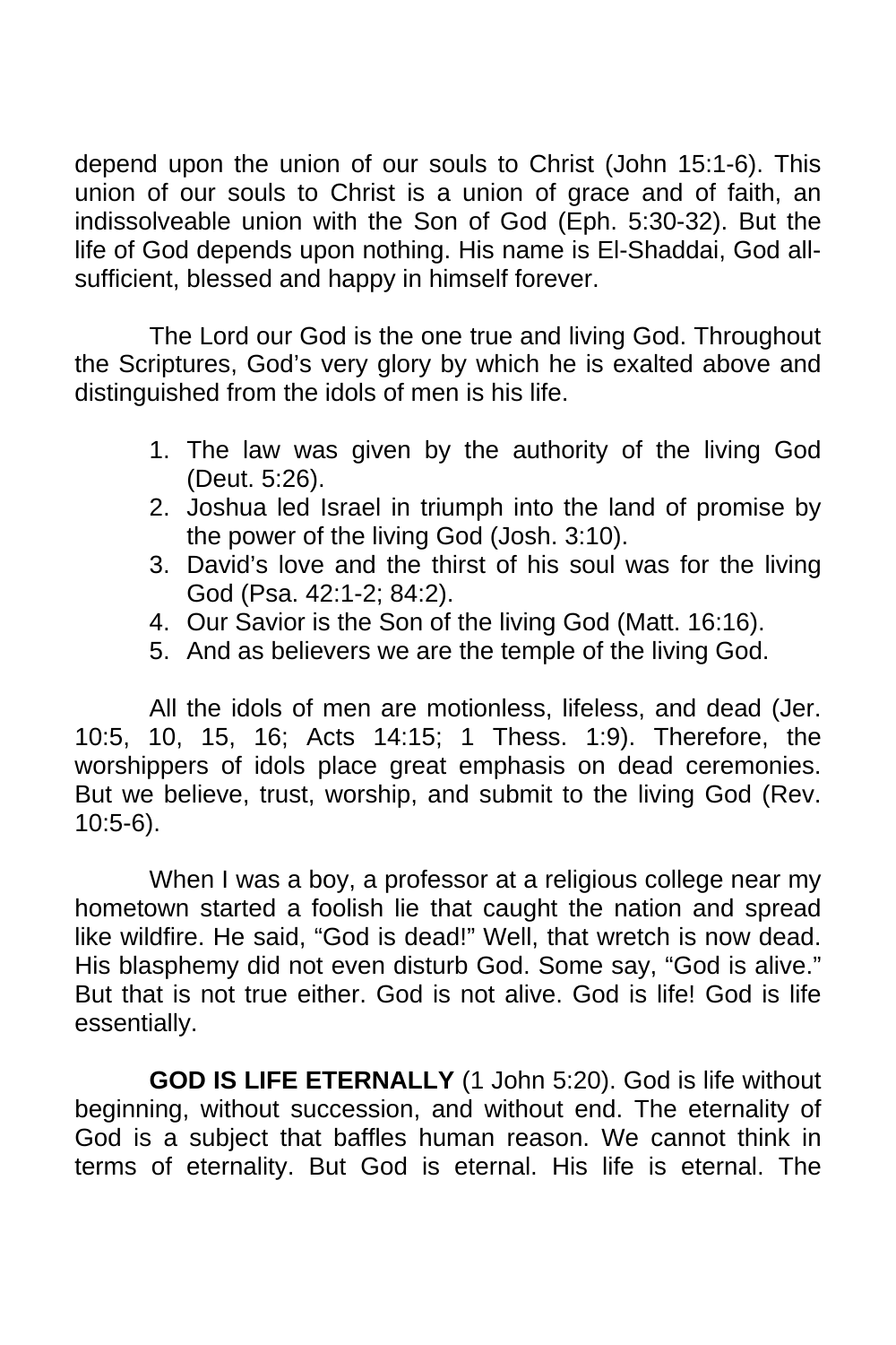depend upon the union of our souls to Christ (John 15:1-6). This union of our souls to Christ is a union of grace and of faith, an indissolveable union with the Son of God (Eph. 5:30-32). But the life of God depends upon nothing. His name is El-Shaddai, God all-sufficient, blessed and happy in himself forever.

The Lord our God is the one true and living God. Throughout the Scriptures, God's very glory by which he is exalted above and distinguished from the idols of men is his life.

1. The law was given by the authority of the living God (Deut. 5:26).
2. Joshua led Israel in triumph into the land of promise by the power of the living God (Josh. 3:10).
3. David's love and the thirst of his soul was for the living God (Psa. 42:1-2; 84:2).
4. Our Savior is the Son of the living God (Matt. 16:16).
5. And as believers we are the temple of the living God.

All the idols of men are motionless, lifeless, and dead (Jer. 10:5, 10, 15, 16; Acts 14:15; 1 Thess. 1:9). Therefore, the worshippers of idols place great emphasis on dead ceremonies. But we believe, trust, worship, and submit to the living God (Rev. 10:5-6).

When I was a boy, a professor at a religious college near my hometown started a foolish lie that caught the nation and spread like wildfire. He said, "God is dead!" Well, that wretch is now dead. His blasphemy did not even disturb God. Some say, "God is alive." But that is not true either. God is not alive. God is life! God is life essentially.

**GOD IS LIFE ETERNALLY** (1 John 5:20). God is life without beginning, without succession, and without end. The eternality of God is a subject that baffles human reason. We cannot think in terms of eternality. But God is eternal. His life is eternal. The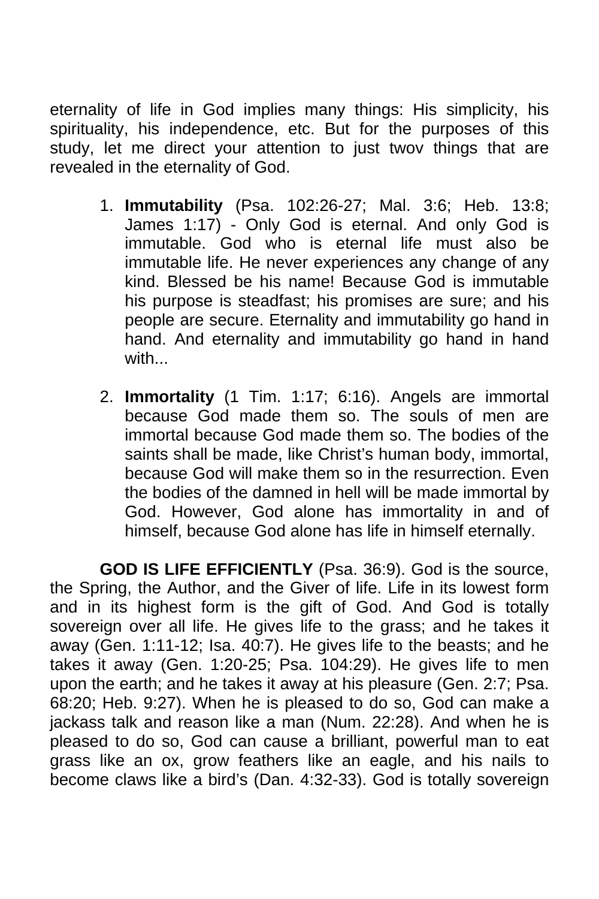eternality of life in God implies many things: His simplicity, his spirituality, his independence, etc. But for the purposes of this study, let me direct your attention to just twov things that are revealed in the eternality of God.

1. **Immutability** (Psa. 102:26-27; Mal. 3:6; Heb. 13:8; James 1:17) - Only God is eternal. And only God is immutable. God who is eternal life must also be immutable life. He never experiences any change of any kind. Blessed be his name! Because God is immutable his purpose is steadfast; his promises are sure; and his people are secure. Eternality and immutability go hand in hand. And eternality and immutability go hand in hand with...

2. **Immortality** (1 Tim. 1:17; 6:16). Angels are immortal because God made them so. The souls of men are immortal because God made them so. The bodies of the saints shall be made, like Christ's human body, immortal, because God will make them so in the resurrection. Even the bodies of the damned in hell will be made immortal by God. However, God alone has immortality in and of himself, because God alone has life in himself eternally.

**GOD IS LIFE EFFICIENTLY** (Psa. 36:9). God is the source, the Spring, the Author, and the Giver of life. Life in its lowest form and in its highest form is the gift of God. And God is totally sovereign over all life. He gives life to the grass; and he takes it away (Gen. 1:11-12; Isa. 40:7). He gives life to the beasts; and he takes it away (Gen. 1:20-25; Psa. 104:29). He gives life to men upon the earth; and he takes it away at his pleasure (Gen. 2:7; Psa. 68:20; Heb. 9:27). When he is pleased to do so, God can make a jackass talk and reason like a man (Num. 22:28). And when he is pleased to do so, God can cause a brilliant, powerful man to eat grass like an ox, grow feathers like an eagle, and his nails to become claws like a bird's (Dan. 4:32-33). God is totally sovereign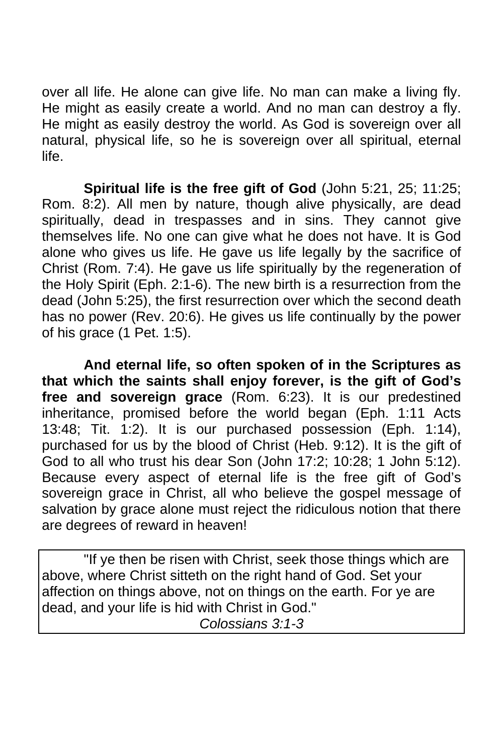over all life. He alone can give life. No man can make a living fly. He might as easily create a world. And no man can destroy a fly. He might as easily destroy the world. As God is sovereign over all natural, physical life, so he is sovereign over all spiritual, eternal life.

**Spiritual life is the free gift of God** (John 5:21, 25; 11:25; Rom. 8:2). All men by nature, though alive physically, are dead spiritually, dead in trespasses and in sins. They cannot give themselves life. No one can give what he does not have. It is God alone who gives us life. He gave us life legally by the sacrifice of Christ (Rom. 7:4). He gave us life spiritually by the regeneration of the Holy Spirit (Eph. 2:1-6). The new birth is a resurrection from the dead (John 5:25), the first resurrection over which the second death has no power (Rev. 20:6). He gives us life continually by the power of his grace (1 Pet. 1:5).

**And eternal life, so often spoken of in the Scriptures as that which the saints shall enjoy forever, is the gift of God's free and sovereign grace** (Rom. 6:23). It is our predestined inheritance, promised before the world began (Eph. 1:11 Acts 13:48; Tit. 1:2). It is our purchased possession (Eph. 1:14), purchased for us by the blood of Christ (Heb. 9:12). It is the gift of God to all who trust his dear Son (John 17:2; 10:28; 1 John 5:12). Because every aspect of eternal life is the free gift of God's sovereign grace in Christ, all who believe the gospel message of salvation by grace alone must reject the ridiculous notion that there are degrees of reward in heaven!

> "If ye then be risen with Christ, seek those things which are above, where Christ sitteth on the right hand of God. Set your affection on things above, not on things on the earth. For ye are dead, and your life is hid with Christ in God."
>
> *Colossians 3:1-3*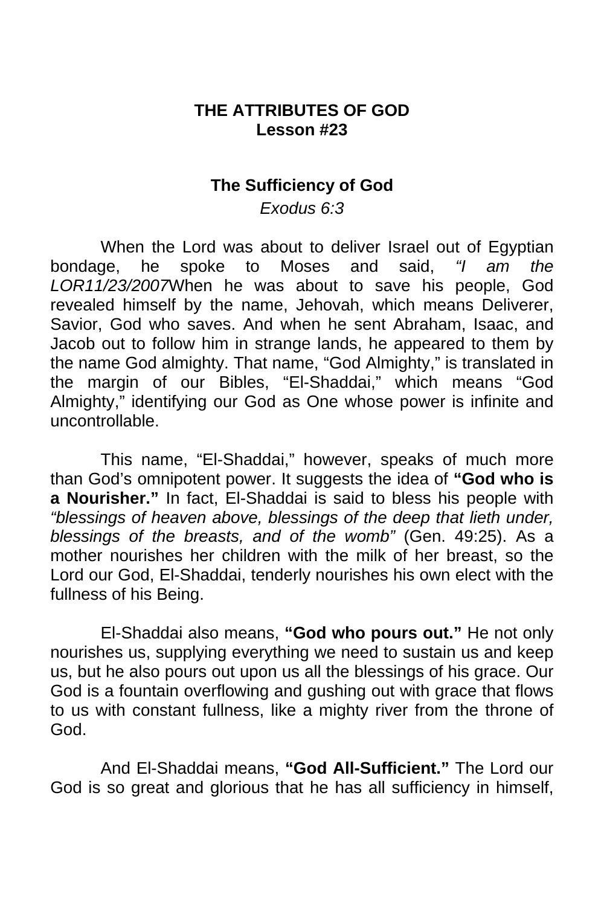**THE ATTRIBUTES OF GOD**
**Lesson #23**

**The Sufficiency of God**

*Exodus 6:3*

When the Lord was about to deliver Israel out of Egyptian bondage, he spoke to Moses and said, *"I am the LOR11/23/2007*When he was about to save his people, God revealed himself by the name, Jehovah, which means Deliverer, Savior, God who saves. And when he sent Abraham, Isaac, and Jacob out to follow him in strange lands, he appeared to them by the name God almighty. That name, "God Almighty," is translated in the margin of our Bibles, "El-Shaddai," which means "God Almighty," identifying our God as One whose power is infinite and uncontrollable.

This name, "El-Shaddai," however, speaks of much more than God's omnipotent power. It suggests the idea of **"God who is a Nourisher."** In fact, El-Shaddai is said to bless his people with *"blessings of heaven above, blessings of the deep that lieth under, blessings of the breasts, and of the womb"* (Gen. 49:25). As a mother nourishes her children with the milk of her breast, so the Lord our God, El-Shaddai, tenderly nourishes his own elect with the fullness of his Being.

El-Shaddai also means, **"God who pours out."** He not only nourishes us, supplying everything we need to sustain us and keep us, but he also pours out upon us all the blessings of his grace. Our God is a fountain overflowing and gushing out with grace that flows to us with constant fullness, like a mighty river from the throne of God.

And El-Shaddai means, **"God All-Sufficient."** The Lord our God is so great and glorious that he has all sufficiency in himself,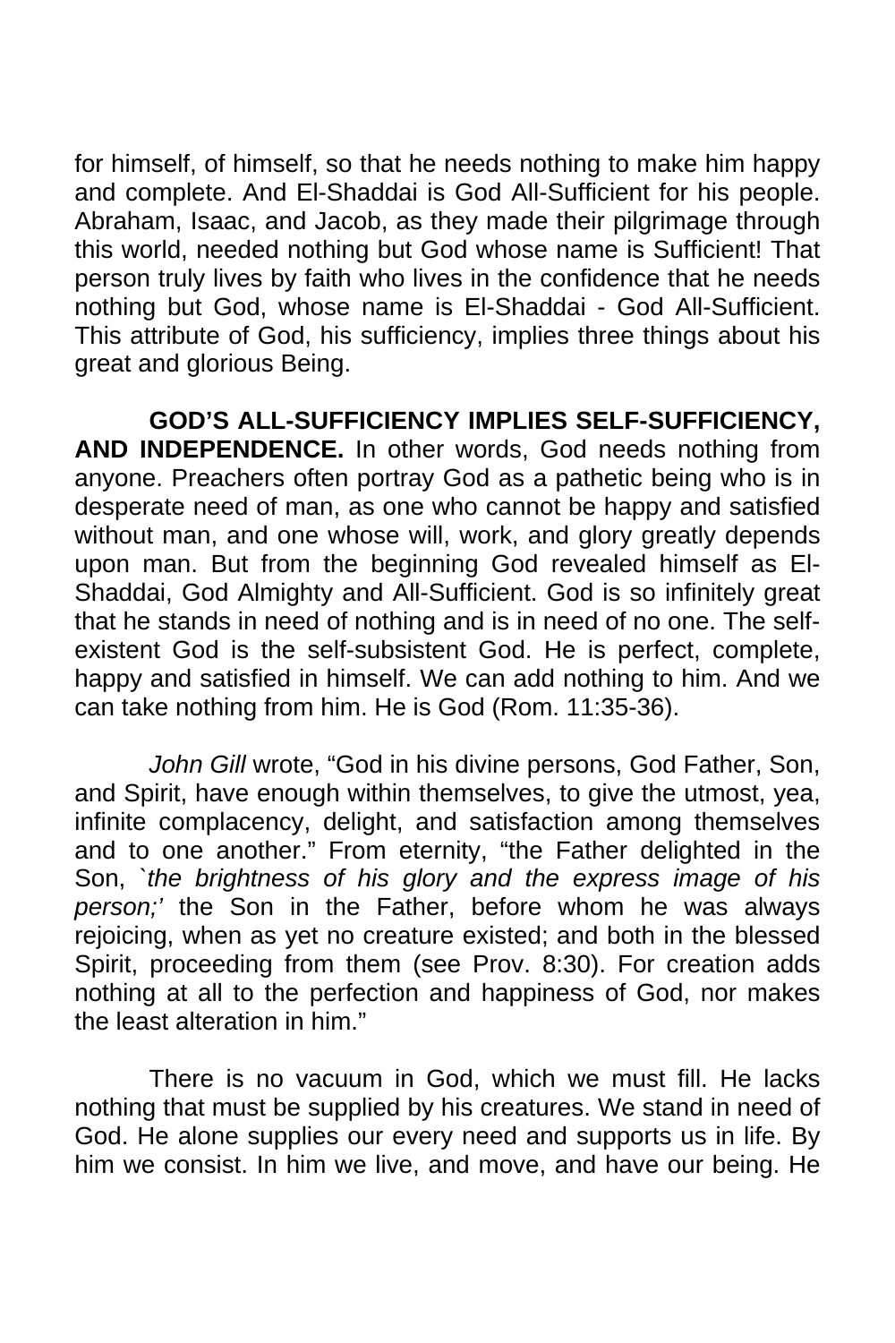for himself, of himself, so that he needs nothing to make him happy and complete. And El-Shaddai is God All-Sufficient for his people. Abraham, Isaac, and Jacob, as they made their pilgrimage through this world, needed nothing but God whose name is Sufficient! That person truly lives by faith who lives in the confidence that he needs nothing but God, whose name is El-Shaddai - God All-Sufficient. This attribute of God, his sufficiency, implies three things about his great and glorious Being.

**GOD'S ALL-SUFFICIENCY IMPLIES SELF-SUFFICIENCY, AND INDEPENDENCE.** In other words, God needs nothing from anyone. Preachers often portray God as a pathetic being who is in desperate need of man, as one who cannot be happy and satisfied without man, and one whose will, work, and glory greatly depends upon man. But from the beginning God revealed himself as El-Shaddai, God Almighty and All-Sufficient. God is so infinitely great that he stands in need of nothing and is in need of no one. The self-existent God is the self-subsistent God. He is perfect, complete, happy and satisfied in himself. We can add nothing to him. And we can take nothing from him. He is God (Rom. 11:35-36).

*John Gill* wrote, "God in his divine persons, God Father, Son, and Spirit, have enough within themselves, to give the utmost, yea, infinite complacency, delight, and satisfaction among themselves and to one another." From eternity, "the Father delighted in the Son, `*the brightness of his glory and the express image of his person;'* the Son in the Father, before whom he was always rejoicing, when as yet no creature existed; and both in the blessed Spirit, proceeding from them (see Prov. 8:30). For creation adds nothing at all to the perfection and happiness of God, nor makes the least alteration in him."

There is no vacuum in God, which we must fill. He lacks nothing that must be supplied by his creatures. We stand in need of God. He alone supplies our every need and supports us in life. By him we consist. In him we live, and move, and have our being. He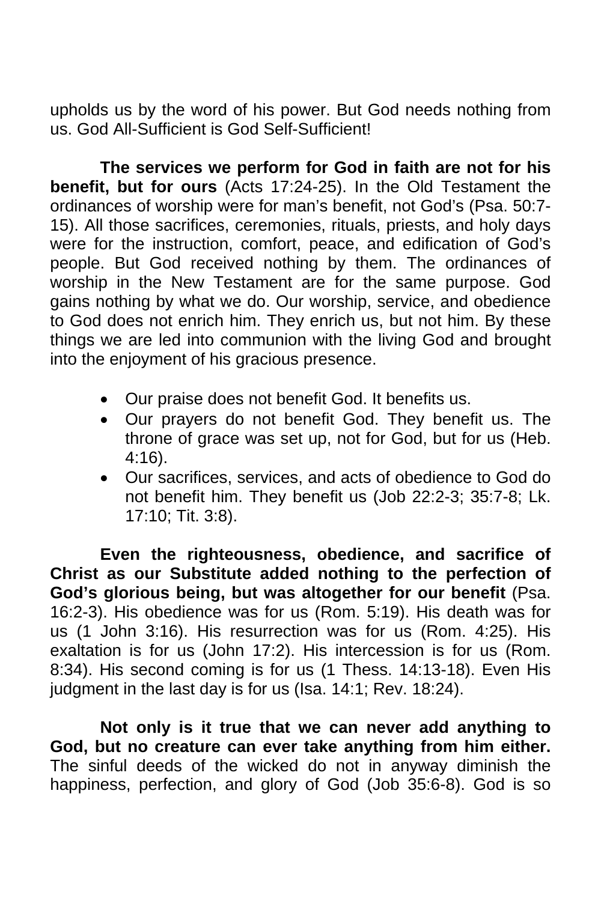upholds us by the word of his power. But God needs nothing from us. God All-Sufficient is God Self-Sufficient!

**The services we perform for God in faith are not for his benefit, but for ours** (Acts 17:24-25). In the Old Testament the ordinances of worship were for man's benefit, not God's (Psa. 50:7-15). All those sacrifices, ceremonies, rituals, priests, and holy days were for the instruction, comfort, peace, and edification of God's people. But God received nothing by them. The ordinances of worship in the New Testament are for the same purpose. God gains nothing by what we do. Our worship, service, and obedience to God does not enrich him. They enrich us, but not him. By these things we are led into communion with the living God and brought into the enjoyment of his gracious presence.

- Our praise does not benefit God. It benefits us.
- Our prayers do not benefit God. They benefit us. The throne of grace was set up, not for God, but for us (Heb. 4:16).
- Our sacrifices, services, and acts of obedience to God do not benefit him. They benefit us (Job 22:2-3; 35:7-8; Lk. 17:10; Tit. 3:8).

**Even the righteousness, obedience, and sacrifice of Christ as our Substitute added nothing to the perfection of God's glorious being, but was altogether for our benefit** (Psa. 16:2-3). His obedience was for us (Rom. 5:19). His death was for us (1 John 3:16). His resurrection was for us (Rom. 4:25). His exaltation is for us (John 17:2). His intercession is for us (Rom. 8:34). His second coming is for us (1 Thess. 14:13-18). Even His judgment in the last day is for us (Isa. 14:1; Rev. 18:24).

**Not only is it true that we can never add anything to God, but no creature can ever take anything from him either.** The sinful deeds of the wicked do not in anyway diminish the happiness, perfection, and glory of God (Job 35:6-8). God is so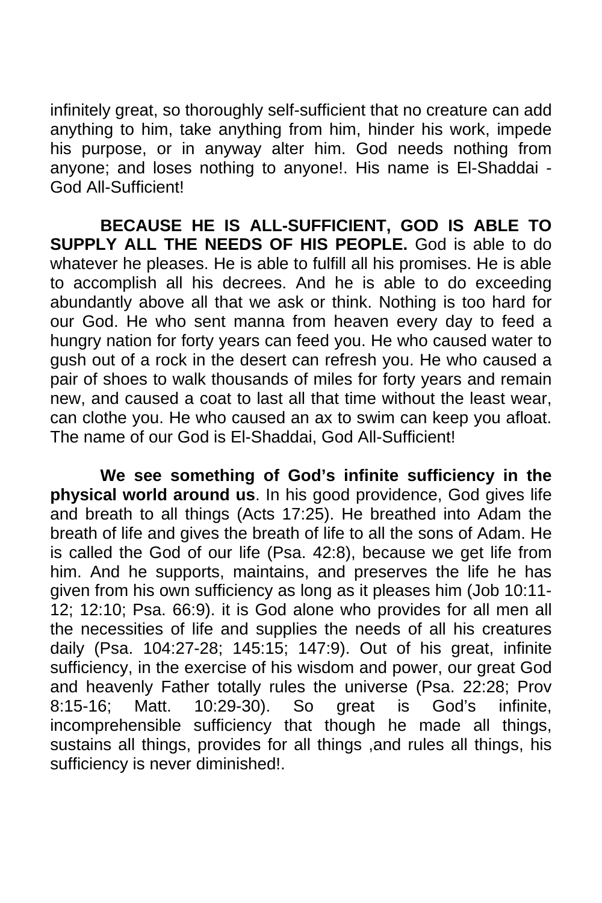infinitely great, so thoroughly self-sufficient that no creature can add anything to him, take anything from him, hinder his work, impede his purpose, or in anyway alter him. God needs nothing from anyone; and loses nothing to anyone!. His name is El-Shaddai - God All-Sufficient!

**BECAUSE HE IS ALL-SUFFICIENT, GOD IS ABLE TO SUPPLY ALL THE NEEDS OF HIS PEOPLE.** God is able to do whatever he pleases. He is able to fulfill all his promises. He is able to accomplish all his decrees. And he is able to do exceeding abundantly above all that we ask or think. Nothing is too hard for our God. He who sent manna from heaven every day to feed a hungry nation for forty years can feed you. He who caused water to gush out of a rock in the desert can refresh you. He who caused a pair of shoes to walk thousands of miles for forty years and remain new, and caused a coat to last all that time without the least wear, can clothe you. He who caused an ax to swim can keep you afloat. The name of our God is El-Shaddai, God All-Sufficient!

**We see something of God's infinite sufficiency in the physical world around us**. In his good providence, God gives life and breath to all things (Acts 17:25). He breathed into Adam the breath of life and gives the breath of life to all the sons of Adam. He is called the God of our life (Psa. 42:8), because we get life from him. And he supports, maintains, and preserves the life he has given from his own sufficiency as long as it pleases him (Job 10:11-12; 12:10; Psa. 66:9). it is God alone who provides for all men all the necessities of life and supplies the needs of all his creatures daily (Psa. 104:27-28; 145:15; 147:9). Out of his great, infinite sufficiency, in the exercise of his wisdom and power, our great God and heavenly Father totally rules the universe (Psa. 22:28; Prov 8:15-16; Matt. 10:29-30). So great is God's infinite, incomprehensible sufficiency that though he made all things, sustains all things, provides for all things ,and rules all things, his sufficiency is never diminished!.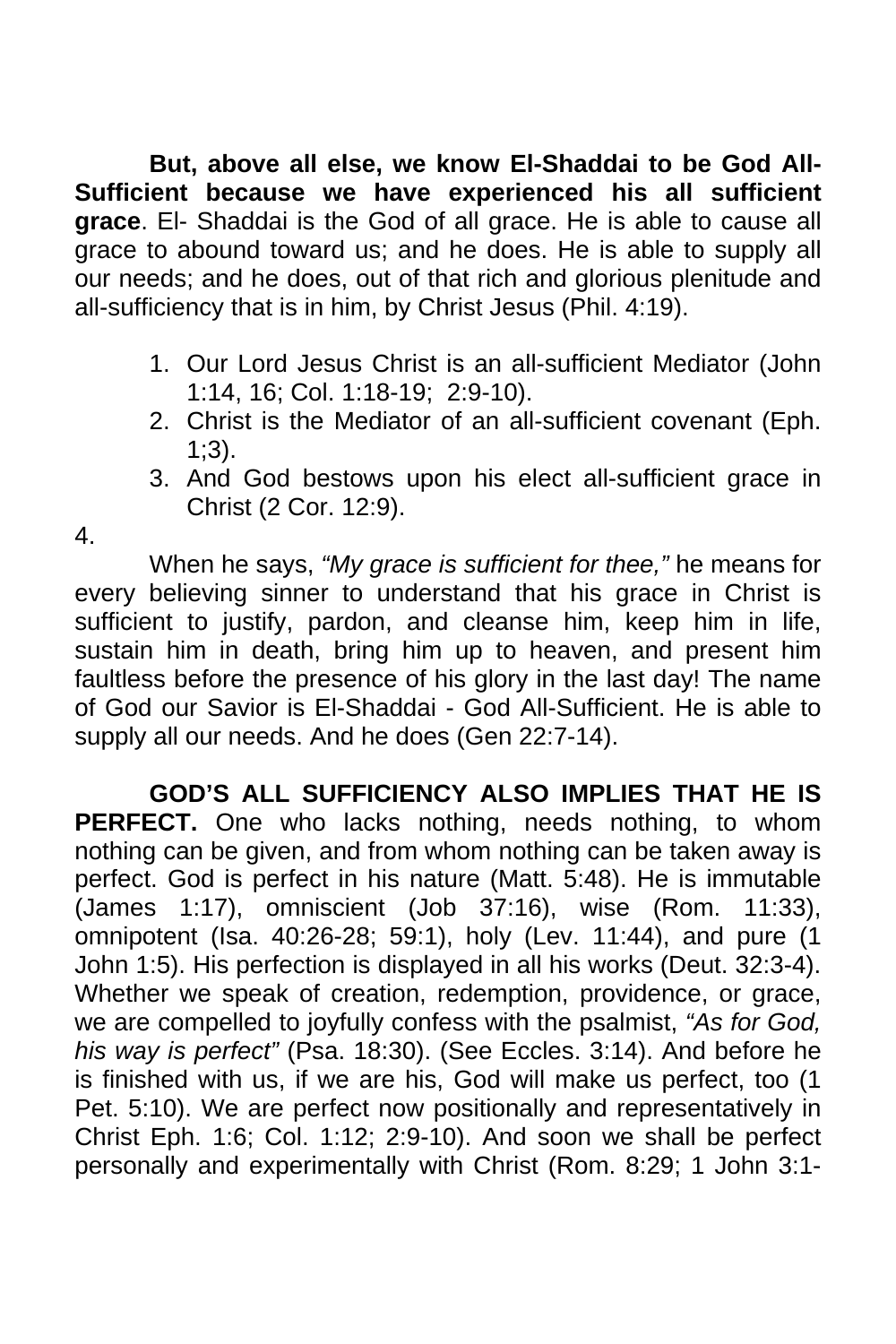**But, above all else, we know El-Shaddai to be God All-Sufficient because we have experienced his all sufficient grace**. El- Shaddai is the God of all grace. He is able to cause all grace to abound toward us; and he does. He is able to supply all our needs; and he does, out of that rich and glorious plenitude and all-sufficiency that is in him, by Christ Jesus (Phil. 4:19).

1. Our Lord Jesus Christ is an all-sufficient Mediator (John 1:14, 16; Col. 1:18-19; 2:9-10).
2. Christ is the Mediator of an all-sufficient covenant (Eph. 1;3).
3. And God bestows upon his elect all-sufficient grace in Christ (2 Cor. 12:9).
4. 

When he says, *"My grace is sufficient for thee,"* he means for every believing sinner to understand that his grace in Christ is sufficient to justify, pardon, and cleanse him, keep him in life, sustain him in death, bring him up to heaven, and present him faultless before the presence of his glory in the last day! The name of God our Savior is El-Shaddai - God All-Sufficient. He is able to supply all our needs. And he does (Gen 22:7-14).

**GOD'S ALL SUFFICIENCY ALSO IMPLIES THAT HE IS PERFECT.** One who lacks nothing, needs nothing, to whom nothing can be given, and from whom nothing can be taken away is perfect. God is perfect in his nature (Matt. 5:48). He is immutable (James 1:17), omniscient (Job 37:16), wise (Rom. 11:33), omnipotent (Isa. 40:26-28; 59:1), holy (Lev. 11:44), and pure (1 John 1:5). His perfection is displayed in all his works (Deut. 32:3-4). Whether we speak of creation, redemption, providence, or grace, we are compelled to joyfully confess with the psalmist, *"As for God, his way is perfect"* (Psa. 18:30). (See Eccles. 3:14). And before he is finished with us, if we are his, God will make us perfect, too (1 Pet. 5:10). We are perfect now positionally and representatively in Christ Eph. 1:6; Col. 1:12; 2:9-10). And soon we shall be perfect personally and experimentally with Christ (Rom. 8:29; 1 John 3:1-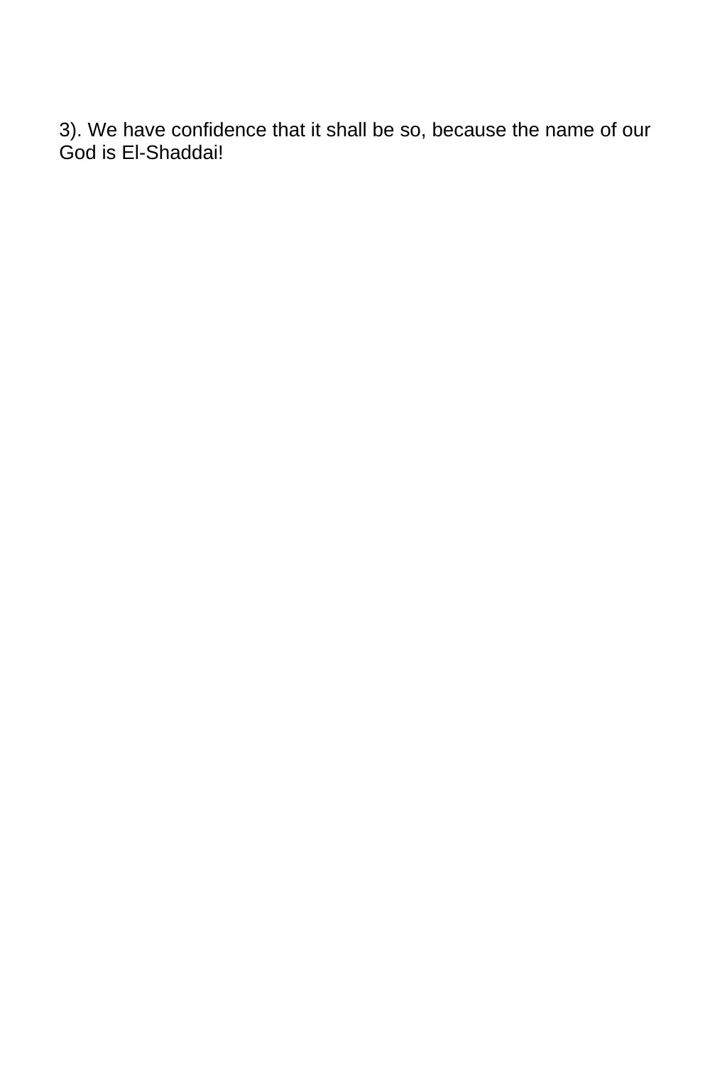3). We have confidence that it shall be so, because the name of our God is El-Shaddai!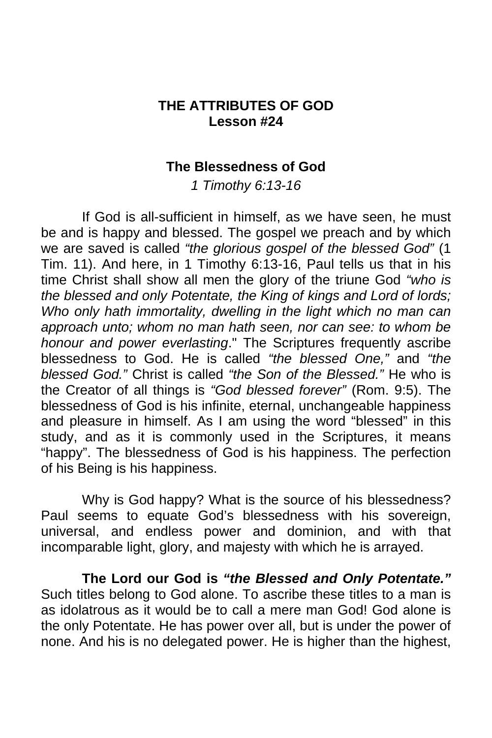## THE ATTRIBUTES OF GOD
## Lesson #24

### The Blessedness of God

*1 Timothy 6:13-16*

If God is all-sufficient in himself, as we have seen, he must be and is happy and blessed. The gospel we preach and by which we are saved is called *"the glorious gospel of the blessed God"* (1 Tim. 11). And here, in 1 Timothy 6:13-16, Paul tells us that in his time Christ shall show all men the glory of the triune God *"who is the blessed and only Potentate, the King of kings and Lord of lords; Who only hath immortality, dwelling in the light which no man can approach unto; whom no man hath seen, nor can see: to whom be honour and power everlasting*." The Scriptures frequently ascribe blessedness to God. He is called *"the blessed One,"* and *"the blessed God."* Christ is called *"the Son of the Blessed."* He who is the Creator of all things is *"God blessed forever"* (Rom. 9:5). The blessedness of God is his infinite, eternal, unchangeable happiness and pleasure in himself. As I am using the word "blessed" in this study, and as it is commonly used in the Scriptures, it means "happy". The blessedness of God is his happiness. The perfection of his Being is his happiness.

Why is God happy? What is the source of his blessedness? Paul seems to equate God's blessedness with his sovereign, universal, and endless power and dominion, and with that incomparable light, glory, and majesty with which he is arrayed.

**The Lord our God is *"the Blessed and Only Potentate."*** Such titles belong to God alone. To ascribe these titles to a man is as idolatrous as it would be to call a mere man God! God alone is the only Potentate. He has power over all, but is under the power of none. And his is no delegated power. He is higher than the highest,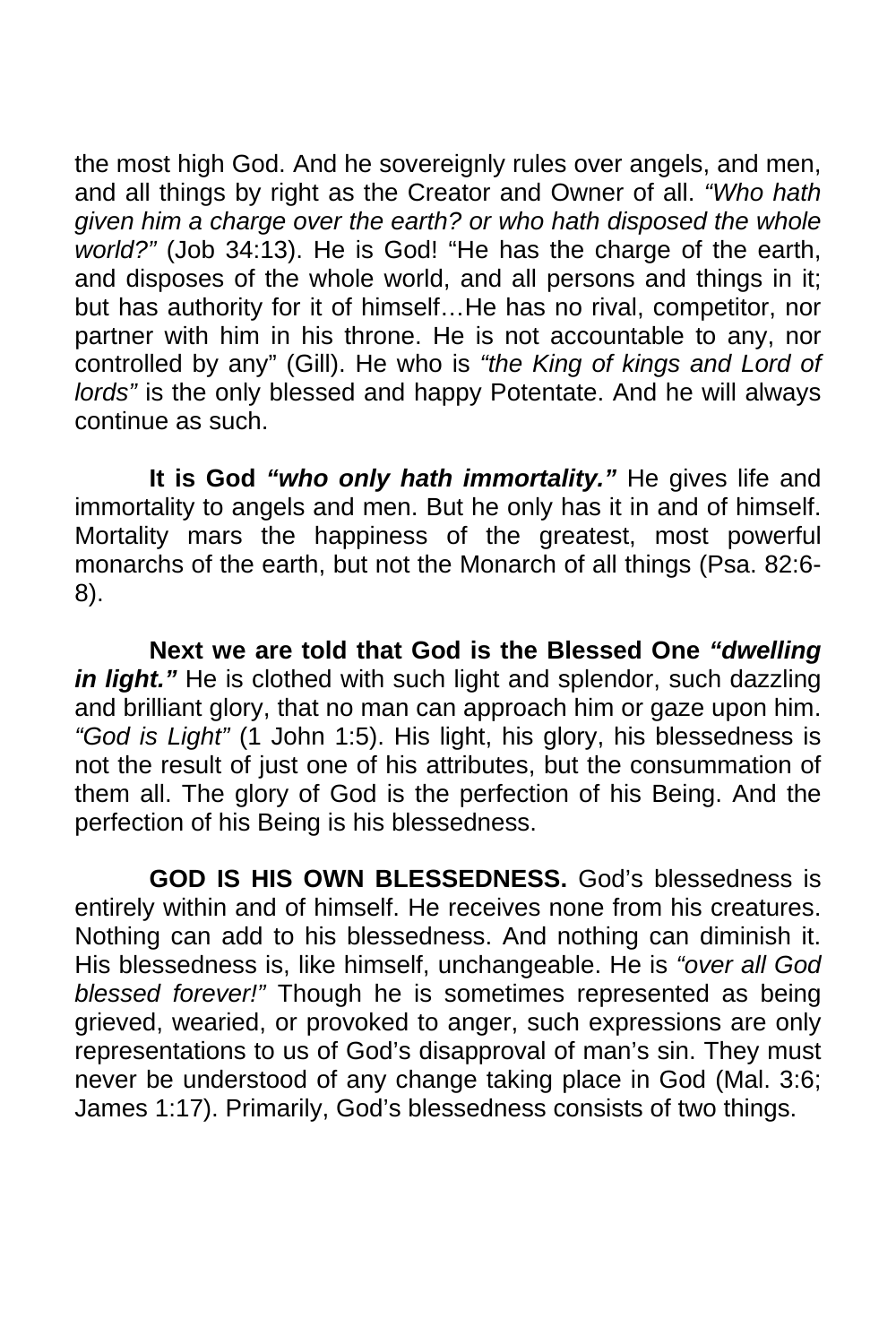the most high God. And he sovereignly rules over angels, and men, and all things by right as the Creator and Owner of all. *"Who hath given him a charge over the earth? or who hath disposed the whole world?"* (Job 34:13). He is God! "He has the charge of the earth, and disposes of the whole world, and all persons and things in it; but has authority for it of himself…He has no rival, competitor, nor partner with him in his throne. He is not accountable to any, nor controlled by any" (Gill). He who is *"the King of kings and Lord of lords"* is the only blessed and happy Potentate. And he will always continue as such.

**It is God *"who only hath immortality."*** He gives life and immortality to angels and men. But he only has it in and of himself. Mortality mars the happiness of the greatest, most powerful monarchs of the earth, but not the Monarch of all things (Psa. 82:6-8).

**Next we are told that God is the Blessed One *"dwelling in light."*** He is clothed with such light and splendor, such dazzling and brilliant glory, that no man can approach him or gaze upon him. *"God is Light"* (1 John 1:5). His light, his glory, his blessedness is not the result of just one of his attributes, but the consummation of them all. The glory of God is the perfection of his Being. And the perfection of his Being is his blessedness.

**GOD IS HIS OWN BLESSEDNESS.** God's blessedness is entirely within and of himself. He receives none from his creatures. Nothing can add to his blessedness. And nothing can diminish it. His blessedness is, like himself, unchangeable. He is *"over all God blessed forever!"* Though he is sometimes represented as being grieved, wearied, or provoked to anger, such expressions are only representations to us of God's disapproval of man's sin. They must never be understood of any change taking place in God (Mal. 3:6; James 1:17). Primarily, God's blessedness consists of two things.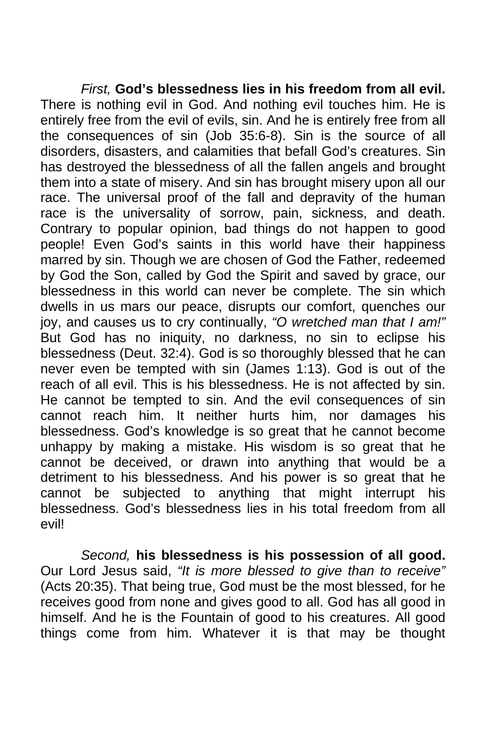*First,* **God's blessedness lies in his freedom from all evil.** There is nothing evil in God. And nothing evil touches him. He is entirely free from the evil of evils, sin. And he is entirely free from all the consequences of sin (Job 35:6-8). Sin is the source of all disorders, disasters, and calamities that befall God's creatures. Sin has destroyed the blessedness of all the fallen angels and brought them into a state of misery. And sin has brought misery upon all our race. The universal proof of the fall and depravity of the human race is the universality of sorrow, pain, sickness, and death. Contrary to popular opinion, bad things do not happen to good people! Even God's saints in this world have their happiness marred by sin. Though we are chosen of God the Father, redeemed by God the Son, called by God the Spirit and saved by grace, our blessedness in this world can never be complete. The sin which dwells in us mars our peace, disrupts our comfort, quenches our joy, and causes us to cry continually, *"O wretched man that I am!"* But God has no iniquity, no darkness, no sin to eclipse his blessedness (Deut. 32:4). God is so thoroughly blessed that he can never even be tempted with sin (James 1:13). God is out of the reach of all evil. This is his blessedness. He is not affected by sin. He cannot be tempted to sin. And the evil consequences of sin cannot reach him. It neither hurts him, nor damages his blessedness. God's knowledge is so great that he cannot become unhappy by making a mistake. His wisdom is so great that he cannot be deceived, or drawn into anything that would be a detriment to his blessedness. And his power is so great that he cannot be subjected to anything that might interrupt his blessedness. God's blessedness lies in his total freedom from all evil!

*Second,* **his blessedness is his possession of all good.** Our Lord Jesus said, *"It is more blessed to give than to receive"* (Acts 20:35). That being true, God must be the most blessed, for he receives good from none and gives good to all. God has all good in himself. And he is the Fountain of good to his creatures. All good things come from him. Whatever it is that may be thought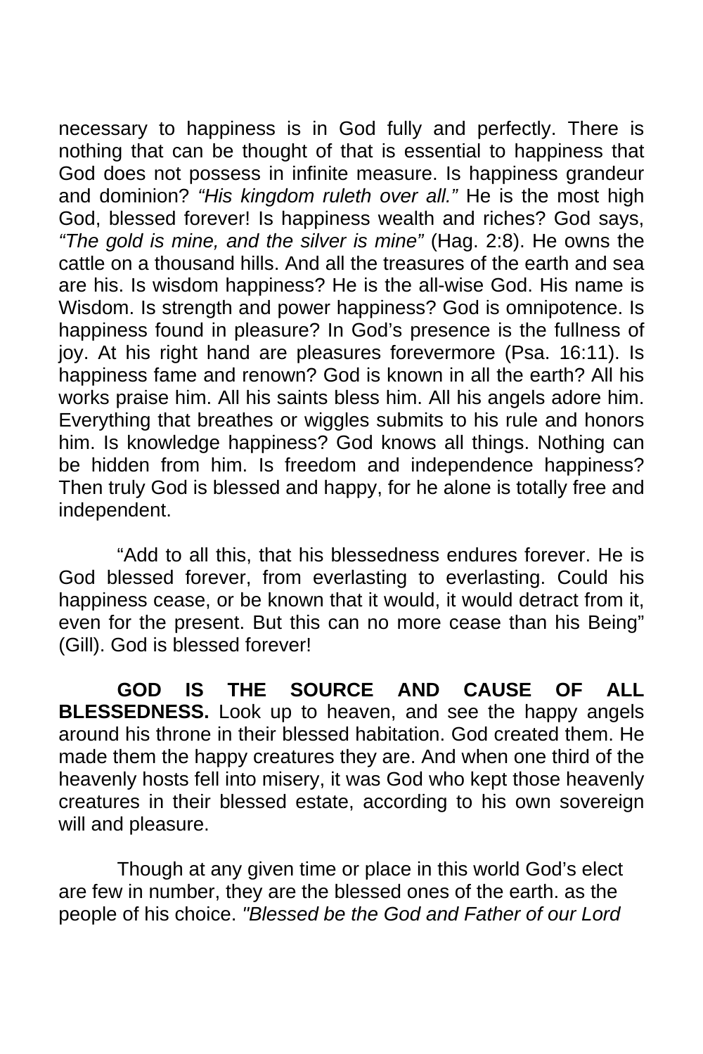necessary to happiness is in God fully and perfectly. There is nothing that can be thought of that is essential to happiness that God does not possess in infinite measure. Is happiness grandeur and dominion? *"His kingdom ruleth over all."* He is the most high God, blessed forever! Is happiness wealth and riches? God says, *"The gold is mine, and the silver is mine"* (Hag. 2:8). He owns the cattle on a thousand hills. And all the treasures of the earth and sea are his. Is wisdom happiness? He is the all-wise God. His name is Wisdom. Is strength and power happiness? God is omnipotence. Is happiness found in pleasure? In God's presence is the fullness of joy. At his right hand are pleasures forevermore (Psa. 16:11). Is happiness fame and renown? God is known in all the earth? All his works praise him. All his saints bless him. All his angels adore him. Everything that breathes or wiggles submits to his rule and honors him. Is knowledge happiness? God knows all things. Nothing can be hidden from him. Is freedom and independence happiness? Then truly God is blessed and happy, for he alone is totally free and independent.

"Add to all this, that his blessedness endures forever. He is God blessed forever, from everlasting to everlasting. Could his happiness cease, or be known that it would, it would detract from it, even for the present. But this can no more cease than his Being" (Gill). God is blessed forever!

**GOD IS THE SOURCE AND CAUSE OF ALL BLESSEDNESS.** Look up to heaven, and see the happy angels around his throne in their blessed habitation. God created them. He made them the happy creatures they are. And when one third of the heavenly hosts fell into misery, it was God who kept those heavenly creatures in their blessed estate, according to his own sovereign will and pleasure.

Though at any given time or place in this world God's elect are few in number, they are the blessed ones of the earth. as the people of his choice. *"Blessed be the God and Father of our Lord*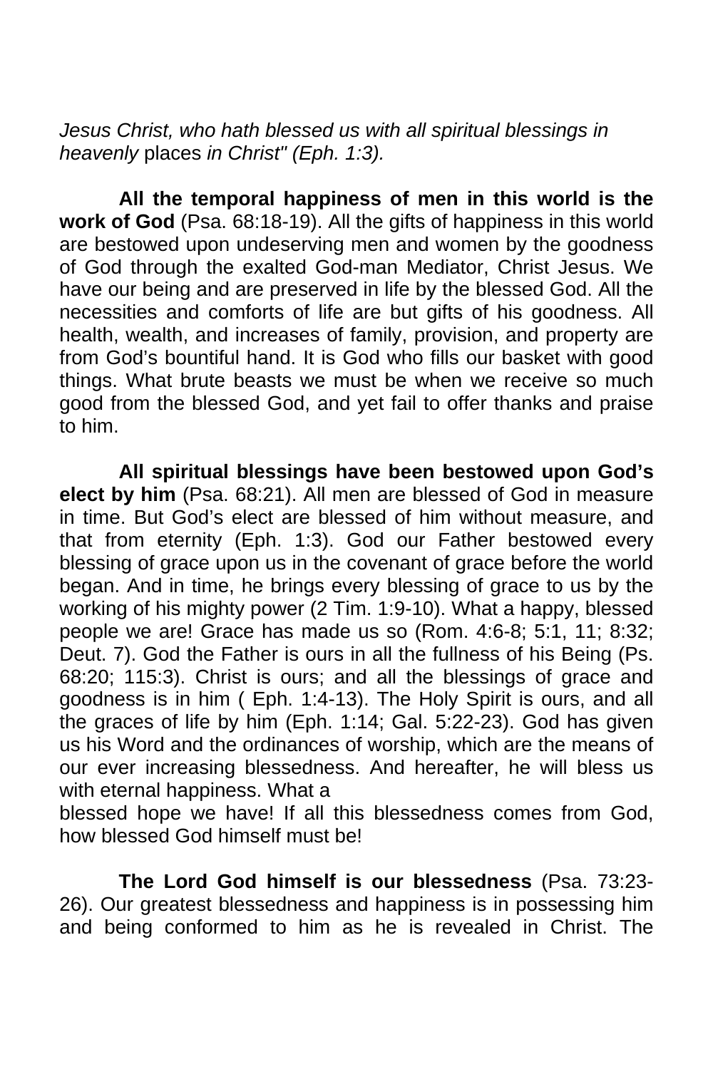*Jesus Christ, who hath blessed us with all spiritual blessings in heavenly* places *in Christ" (Eph. 1:3).*

**All the temporal happiness of men in this world is the work of God** (Psa. 68:18-19). All the gifts of happiness in this world are bestowed upon undeserving men and women by the goodness of God through the exalted God-man Mediator, Christ Jesus. We have our being and are preserved in life by the blessed God. All the necessities and comforts of life are but gifts of his goodness. All health, wealth, and increases of family, provision, and property are from God's bountiful hand. It is God who fills our basket with good things. What brute beasts we must be when we receive so much good from the blessed God, and yet fail to offer thanks and praise to him.

**All spiritual blessings have been bestowed upon God's elect by him** (Psa. 68:21). All men are blessed of God in measure in time. But God's elect are blessed of him without measure, and that from eternity (Eph. 1:3). God our Father bestowed every blessing of grace upon us in the covenant of grace before the world began. And in time, he brings every blessing of grace to us by the working of his mighty power (2 Tim. 1:9-10). What a happy, blessed people we are! Grace has made us so (Rom. 4:6-8; 5:1, 11; 8:32; Deut. 7). God the Father is ours in all the fullness of his Being (Ps. 68:20; 115:3). Christ is ours; and all the blessings of grace and goodness is in him ( Eph. 1:4-13). The Holy Spirit is ours, and all the graces of life by him (Eph. 1:14; Gal. 5:22-23). God has given us his Word and the ordinances of worship, which are the means of our ever increasing blessedness. And hereafter, he will bless us with eternal happiness. What a
blessed hope we have! If all this blessedness comes from God, how blessed God himself must be!

**The Lord God himself is our blessedness** (Psa. 73:23-26). Our greatest blessedness and happiness is in possessing him and being conformed to him as he is revealed in Christ. The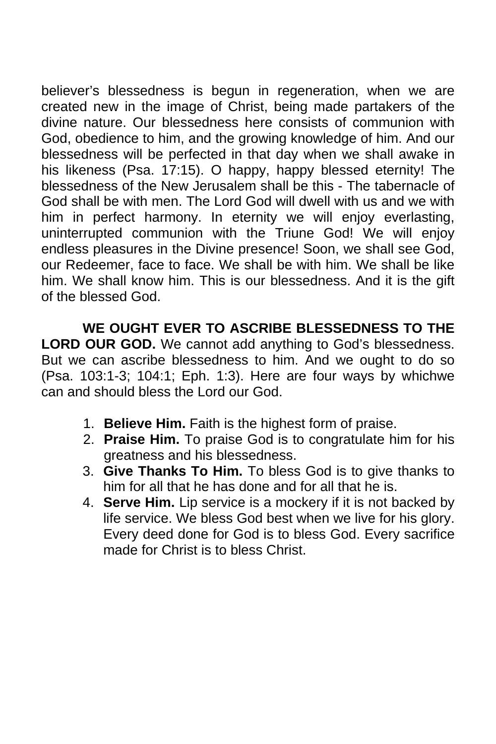believer's blessedness is begun in regeneration, when we are created new in the image of Christ, being made partakers of the divine nature. Our blessedness here consists of communion with God, obedience to him, and the growing knowledge of him. And our blessedness will be perfected in that day when we shall awake in his likeness (Psa. 17:15). O happy, happy blessed eternity! The blessedness of the New Jerusalem shall be this - The tabernacle of God shall be with men. The Lord God will dwell with us and we with him in perfect harmony. In eternity we will enjoy everlasting, uninterrupted communion with the Triune God! We will enjoy endless pleasures in the Divine presence! Soon, we shall see God, our Redeemer, face to face. We shall be with him. We shall be like him. We shall know him. This is our blessedness. And it is the gift of the blessed God.

**WE OUGHT EVER TO ASCRIBE BLESSEDNESS TO THE LORD OUR GOD.** We cannot add anything to God's blessedness. But we can ascribe blessedness to him. And we ought to do so (Psa. 103:1-3; 104:1; Eph. 1:3). Here are four ways by whichwe can and should bless the Lord our God.

1. **Believe Him.** Faith is the highest form of praise.
2. **Praise Him.** To praise God is to congratulate him for his greatness and his blessedness.
3. **Give Thanks To Him.** To bless God is to give thanks to him for all that he has done and for all that he is.
4. **Serve Him.** Lip service is a mockery if it is not backed by life service. We bless God best when we live for his glory. Every deed done for God is to bless God. Every sacrifice made for Christ is to bless Christ.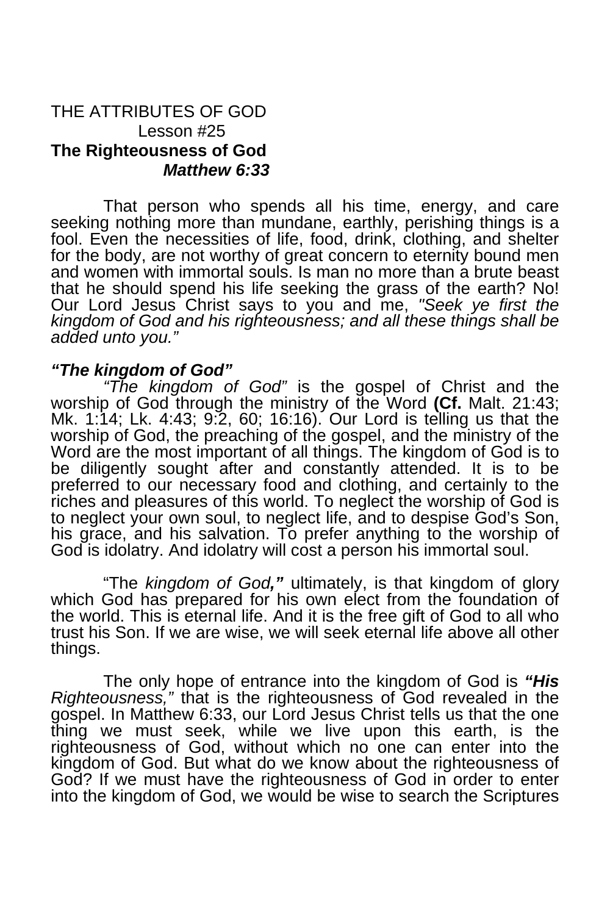THE ATTRIBUTES OF GOD

Lesson #25

**The Righteousness of God**

***Matthew 6:33***

That person who spends all his time, energy, and care seeking nothing more than mundane, earthly, perishing things is a fool. Even the necessities of life, food, drink, clothing, and shelter for the body, are not worthy of great concern to eternity bound men and women with immortal souls. Is man no more than a brute beast that he should spend his life seeking the grass of the earth? No! Our Lord Jesus Christ says to you and me, *"Seek ye first the kingdom of God and his righteousness; and all these things shall be added unto you."*

***"The kingdom of God"***

*"The kingdom of God"* is the gospel of Christ and the worship of God through the ministry of the Word **(Cf.** Malt. 21:43; Mk. 1:14; Lk. 4:43; 9:2, 60; 16:16). Our Lord is telling us that the worship of God, the preaching of the gospel, and the ministry of the Word are the most important of all things. The kingdom of God is to be diligently sought after and constantly attended. It is to be preferred to our necessary food and clothing, and certainly to the riches and pleasures of this world. To neglect the worship of God is to neglect your own soul, to neglect life, and to despise God's Son, his grace, and his salvation. To prefer anything to the worship of God is idolatry. And idolatry will cost a person his immortal soul.

"The *kingdom of God**,"*** ultimately, is that kingdom of glory which God has prepared for his own elect from the foundation of the world. This is eternal life. And it is the free gift of God to all who trust his Son. If we are wise, we will seek eternal life above all other things.

The only hope of entrance into the kingdom of God is ***"His** Righteousness,"* that is the righteousness of God revealed in the gospel. In Matthew 6:33, our Lord Jesus Christ tells us that the one thing we must seek, while we live upon this earth, is the righteousness of God, without which no one can enter into the kingdom of God. But what do we know about the righteousness of God? If we must have the righteousness of God in order to enter into the kingdom of God, we would be wise to search the Scriptures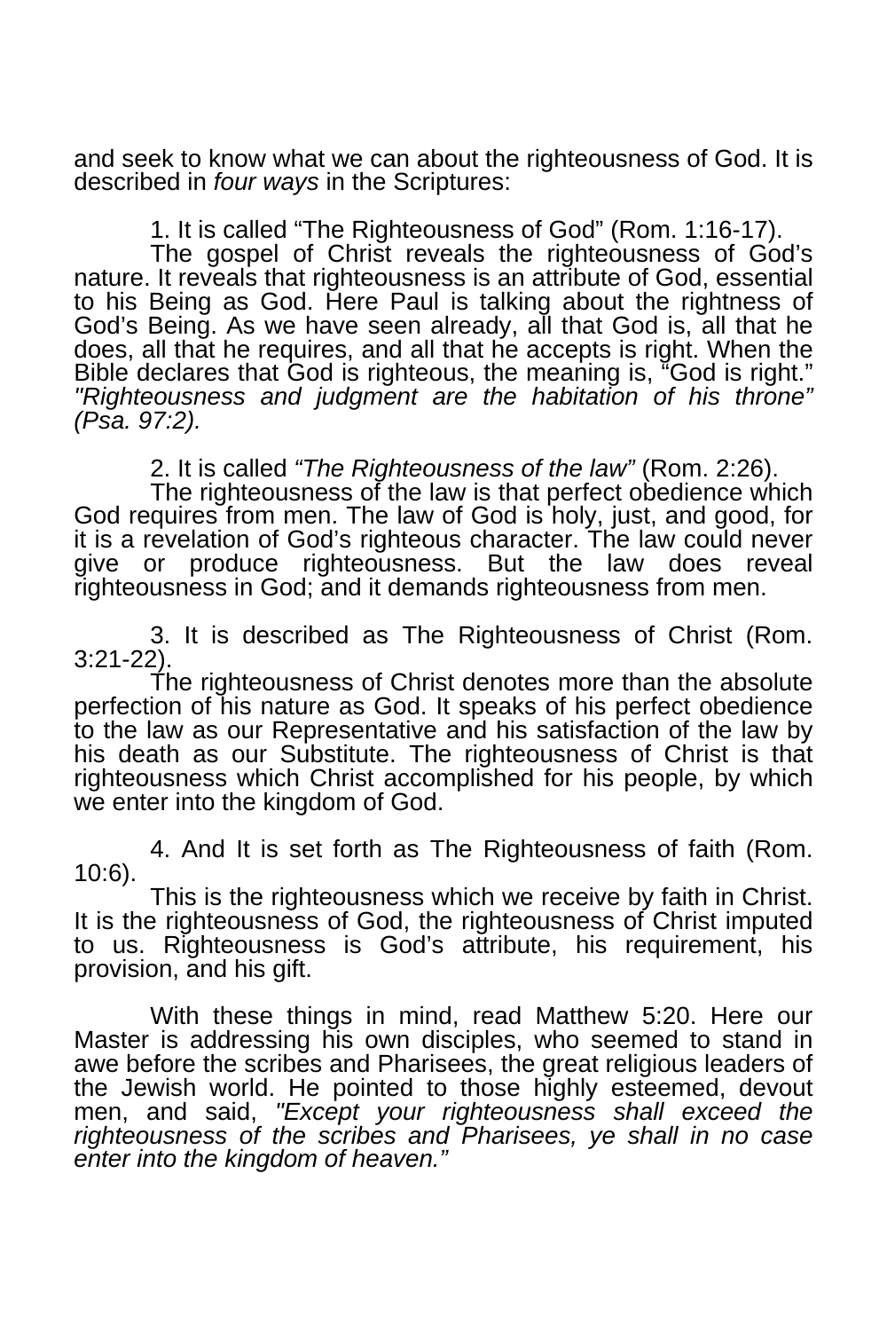and seek to know what we can about the righteousness of God. It is described in *four ways* in the Scriptures:

1. It is called "The Righteousness of God" (Rom. 1:16-17).

The gospel of Christ reveals the righteousness of God's nature. It reveals that righteousness is an attribute of God, essential to his Being as God. Here Paul is talking about the rightness of God's Being. As we have seen already, all that God is, all that he does, all that he requires, and all that he accepts is right. When the Bible declares that God is righteous, the meaning is, "God is right." *"Righteousness and judgment are the habitation of his throne" (Psa. 97:2).*

2. It is called *"The Righteousness of the law"* (Rom. 2:26).

The righteousness of the law is that perfect obedience which God requires from men. The law of God is holy, just, and good, for it is a revelation of God's righteous character. The law could never give or produce righteousness. But the law does reveal righteousness in God; and it demands righteousness from men.

3. It is described as The Righteousness of Christ (Rom. 3:21-22).

The righteousness of Christ denotes more than the absolute perfection of his nature as God. It speaks of his perfect obedience to the law as our Representative and his satisfaction of the law by his death as our Substitute. The righteousness of Christ is that righteousness which Christ accomplished for his people, by which we enter into the kingdom of God.

4. And It is set forth as The Righteousness of faith (Rom. 10:6).

This is the righteousness which we receive by faith in Christ. It is the righteousness of God, the righteousness of Christ imputed to us. Righteousness is God's attribute, his requirement, his provision, and his gift.

With these things in mind, read Matthew 5:20. Here our Master is addressing his own disciples, who seemed to stand in awe before the scribes and Pharisees, the great religious leaders of the Jewish world. He pointed to those highly esteemed, devout men, and said, *"Except your righteousness shall exceed the righteousness of the scribes and Pharisees, ye shall in no case enter into the kingdom of heaven."*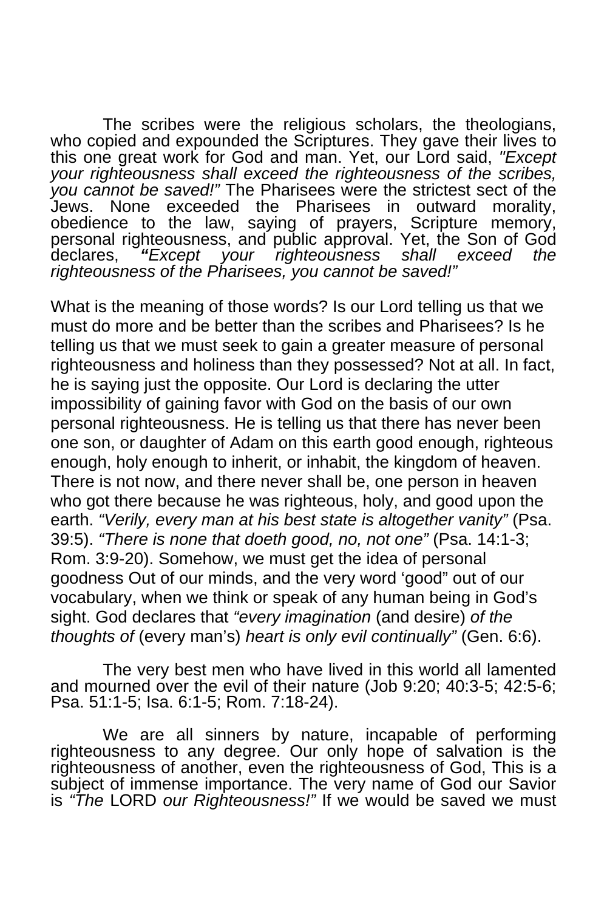The scribes were the religious scholars, the theologians, who copied and expounded the Scriptures. They gave their lives to this one great work for God and man. Yet, our Lord said, *"Except your righteousness shall exceed the righteousness of the scribes, you cannot be saved!"* The Pharisees were the strictest sect of the Jews. None exceeded the Pharisees in outward morality, obedience to the law, saying of prayers, Scripture memory, personal righteousness, and public approval. Yet, the Son of God declares, ***"****Except your righteousness shall exceed the righteousness of the Pharisees, you cannot be saved!"*

What is the meaning of those words? Is our Lord telling us that we must do more and be better than the scribes and Pharisees? Is he telling us that we must seek to gain a greater measure of personal righteousness and holiness than they possessed? Not at all. In fact, he is saying just the opposite. Our Lord is declaring the utter impossibility of gaining favor with God on the basis of our own personal righteousness. He is telling us that there has never been one son, or daughter of Adam on this earth good enough, righteous enough, holy enough to inherit, or inhabit, the kingdom of heaven. There is not now, and there never shall be, one person in heaven who got there because he was righteous, holy, and good upon the earth. *"Verily, every man at his best state is altogether vanity"* (Psa. 39:5). *"There is none that doeth good, no, not one"* (Psa. 14:1-3; Rom. 3:9-20). Somehow, we must get the idea of personal goodness Out of our minds, and the very word 'good" out of our vocabulary, when we think or speak of any human being in God's sight. God declares that *"every imagination* (and desire) *of the thoughts of* (every man's) *heart is only evil continually"* (Gen. 6:6).

The very best men who have lived in this world all lamented and mourned over the evil of their nature (Job 9:20; 40:3-5; 42:5-6; Psa. 51:1-5; Isa. 6:1-5; Rom. 7:18-24).

We are all sinners by nature, incapable of performing righteousness to any degree. Our only hope of salvation is the righteousness of another, even the righteousness of God, This is a subject of immense importance. The very name of God our Savior is *"The* LORD *our Righteousness!"* If we would be saved we must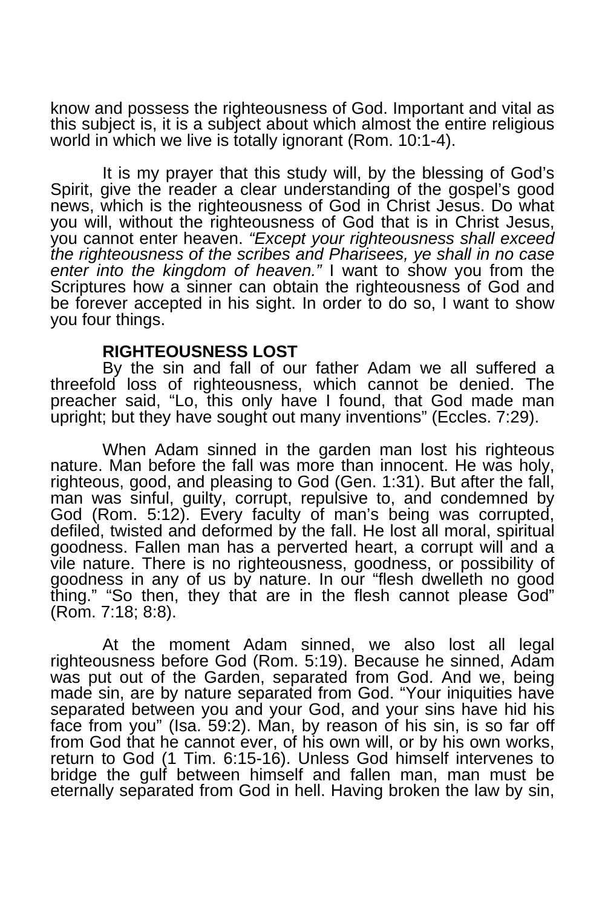know and possess the righteousness of God. Important and vital as this subject is, it is a subject about which almost the entire religious world in which we live is totally ignorant (Rom. 10:1-4).

It is my prayer that this study will, by the blessing of God's Spirit, give the reader a clear understanding of the gospel's good news, which is the righteousness of God in Christ Jesus. Do what you will, without the righteousness of God that is in Christ Jesus, you cannot enter heaven. *"Except your righteousness shall exceed the righteousness of the scribes and Pharisees, ye shall in no case enter into the kingdom of heaven."* I want to show you from the Scriptures how a sinner can obtain the righteousness of God and be forever accepted in his sight. In order to do so, I want to show you four things.

**RIGHTEOUSNESS LOST**

By the sin and fall of our father Adam we all suffered a threefold loss of righteousness, which cannot be denied. The preacher said, "Lo, this only have I found, that God made man upright; but they have sought out many inventions" (Eccles. 7:29).

When Adam sinned in the garden man lost his righteous nature. Man before the fall was more than innocent. He was holy, righteous, good, and pleasing to God (Gen. 1:31). But after the fall, man was sinful, guilty, corrupt, repulsive to, and condemned by God (Rom. 5:12). Every faculty of man's being was corrupted, defiled, twisted and deformed by the fall. He lost all moral, spiritual goodness. Fallen man has a perverted heart, a corrupt will and a vile nature. There is no righteousness, goodness, or possibility of goodness in any of us by nature. In our "flesh dwelleth no good thing." "So then, they that are in the flesh cannot please God" (Rom. 7:18; 8:8).

At the moment Adam sinned, we also lost all legal righteousness before God (Rom. 5:19). Because he sinned, Adam was put out of the Garden, separated from God. And we, being made sin, are by nature separated from God. "Your iniquities have separated between you and your God, and your sins have hid his face from you" (Isa. 59:2). Man, by reason of his sin, is so far off from God that he cannot ever, of his own will, or by his own works, return to God (1 Tim. 6:15-16). Unless God himself intervenes to bridge the gulf between himself and fallen man, man must be eternally separated from God in hell. Having broken the law by sin,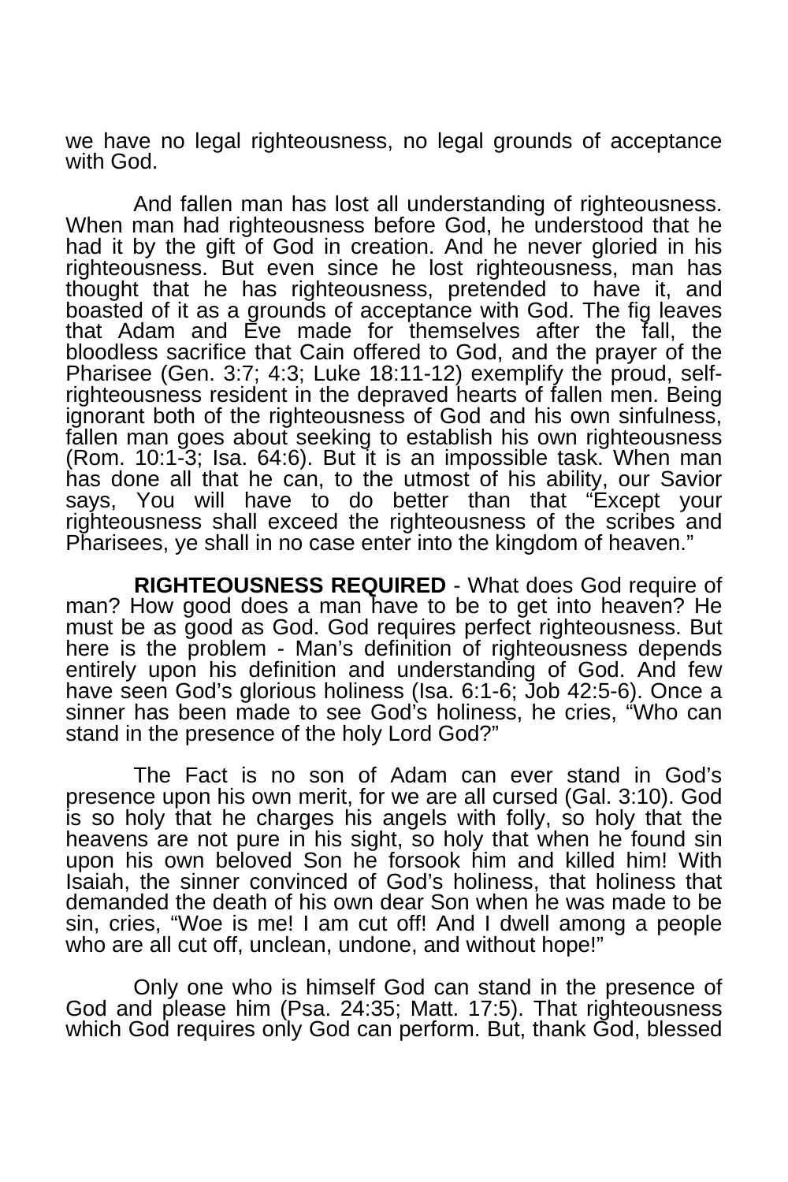we have no legal righteousness, no legal grounds of acceptance with God.

And fallen man has lost all understanding of righteousness. When man had righteousness before God, he understood that he had it by the gift of God in creation. And he never gloried in his righteousness. But even since he lost righteousness, man has thought that he has righteousness, pretended to have it, and boasted of it as a grounds of acceptance with God. The fig leaves that Adam and Eve made for themselves after the fall, the bloodless sacrifice that Cain offered to God, and the prayer of the Pharisee (Gen. 3:7; 4:3; Luke 18:11-12) exemplify the proud, self-righteousness resident in the depraved hearts of fallen men. Being ignorant both of the righteousness of God and his own sinfulness, fallen man goes about seeking to establish his own righteousness (Rom. 10:1-3; Isa. 64:6). But it is an impossible task. When man has done all that he can, to the utmost of his ability, our Savior says, You will have to do better than that "Except your righteousness shall exceed the righteousness of the scribes and Pharisees, ye shall in no case enter into the kingdom of heaven."

**RIGHTEOUSNESS REQUIRED** - What does God require of man? How good does a man have to be to get into heaven? He must be as good as God. God requires perfect righteousness. But here is the problem - Man's definition of righteousness depends entirely upon his definition and understanding of God. And few have seen God's glorious holiness (Isa. 6:1-6; Job 42:5-6). Once a sinner has been made to see God's holiness, he cries, "Who can stand in the presence of the holy Lord God?"

The Fact is no son of Adam can ever stand in God's presence upon his own merit, for we are all cursed (Gal. 3:10). God is so holy that he charges his angels with folly, so holy that the heavens are not pure in his sight, so holy that when he found sin upon his own beloved Son he forsook him and killed him! With Isaiah, the sinner convinced of God's holiness, that holiness that demanded the death of his own dear Son when he was made to be sin, cries, "Woe is me! I am cut off! And I dwell among a people who are all cut off, unclean, undone, and without hope!"

Only one who is himself God can stand in the presence of God and please him (Psa. 24:35; Matt. 17:5). That righteousness which God requires only God can perform. But, thank God, blessed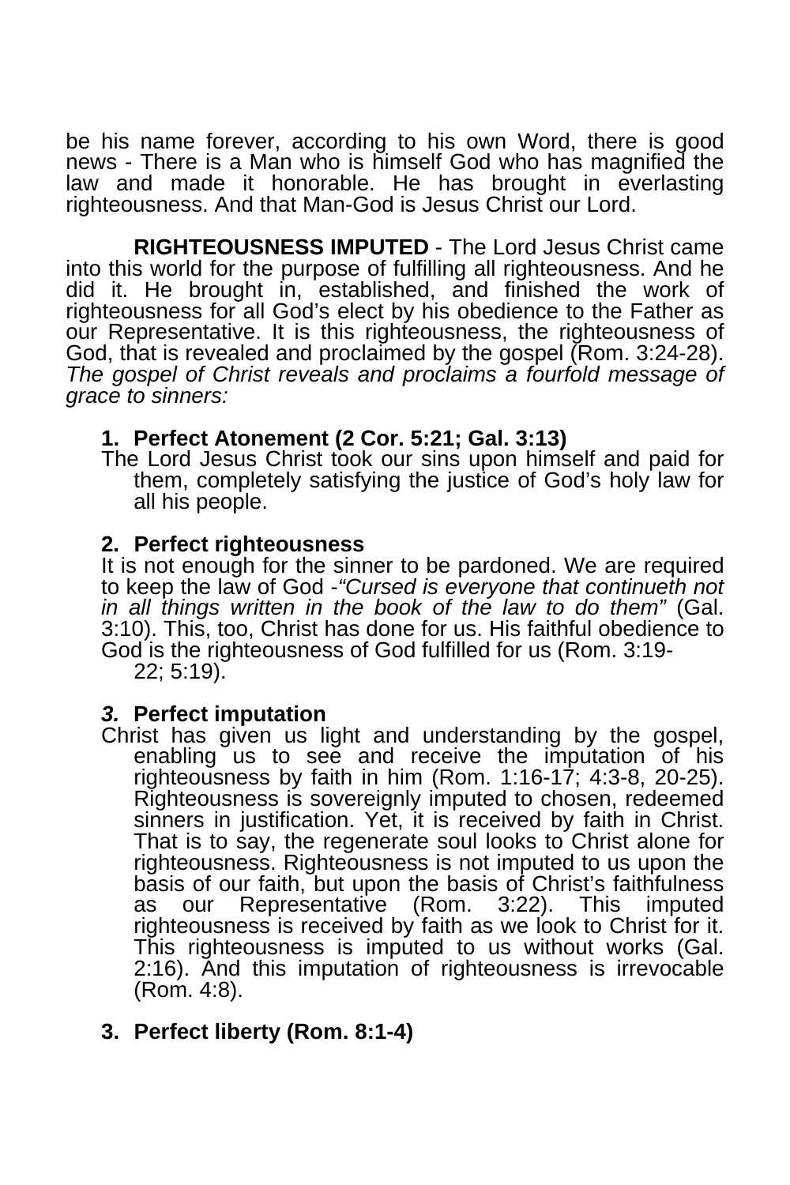be his name forever, according to his own Word, there is good news - There is a Man who is himself God who has magnified the law and made it honorable. He has brought in everlasting righteousness. And that Man-God is Jesus Christ our Lord.

**RIGHTEOUSNESS IMPUTED** - The Lord Jesus Christ came into this world for the purpose of fulfilling all righteousness. And he did it. He brought in, established, and finished the work of righteousness for all God's elect by his obedience to the Father as our Representative. It is this righteousness, the righteousness of God, that is revealed and proclaimed by the gospel (Rom. 3:24-28). *The gospel of Christ reveals and proclaims a fourfold message of grace to sinners:*

**1. Perfect Atonement (2 Cor. 5:21; Gal. 3:13)**
The Lord Jesus Christ took our sins upon himself and paid for them, completely satisfying the justice of God's holy law for all his people.

**2. Perfect righteousness**
It is not enough for the sinner to be pardoned. We are required to keep the law of God -*"Cursed is everyone that continueth not in all things written in the book of the law to do them"* (Gal. 3:10). This, too, Christ has done for us. His faithful obedience to God is the righteousness of God fulfilled for us (Rom. 3:19-22; 5:19).

***3.* Perfect imputation**
Christ has given us light and understanding by the gospel, enabling us to see and receive the imputation of his righteousness by faith in him (Rom. 1:16-17; 4:3-8, 20-25). Righteousness is sovereignly imputed to chosen, redeemed sinners in justification. Yet, it is received by faith in Christ. That is to say, the regenerate soul looks to Christ alone for righteousness. Righteousness is not imputed to us upon the basis of our faith, but upon the basis of Christ's faithfulness as our Representative (Rom. 3:22). This imputed righteousness is received by faith as we look to Christ for it. This righteousness is imputed to us without works (Gal. 2:16). And this imputation of righteousness is irrevocable (Rom. 4:8).

**3. Perfect liberty (Rom. 8:1-4)**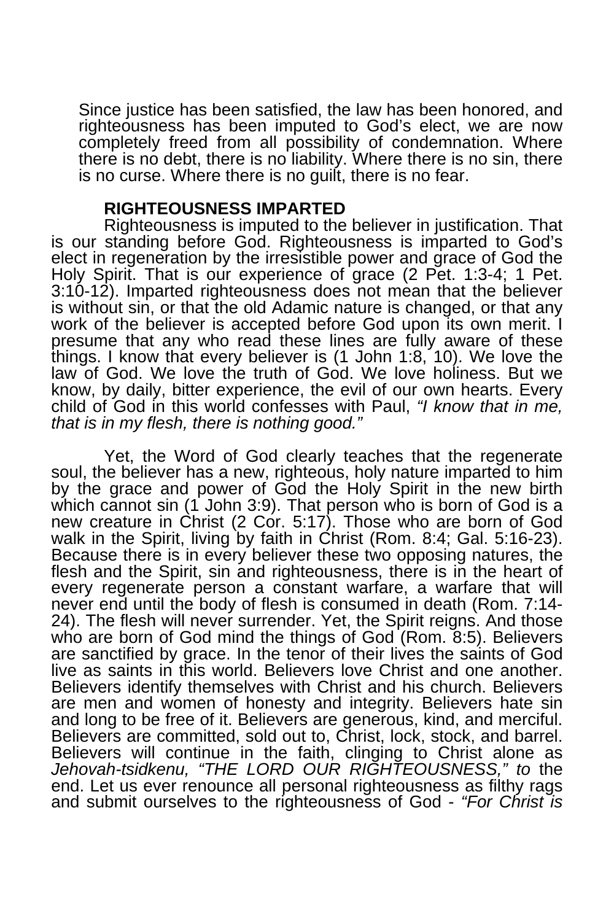Since justice has been satisfied, the law has been honored, and righteousness has been imputed to God's elect, we are now completely freed from all possibility of condemnation. Where there is no debt, there is no liability. Where there is no sin, there is no curse. Where there is no guilt, there is no fear.

**RIGHTEOUSNESS IMPARTED**

Righteousness is imputed to the believer in justification. That is our standing before God. Righteousness is imparted to God's elect in regeneration by the irresistible power and grace of God the Holy Spirit. That is our experience of grace (2 Pet. 1:3-4; 1 Pet. 3:10-12). Imparted righteousness does not mean that the believer is without sin, or that the old Adamic nature is changed, or that any work of the believer is accepted before God upon its own merit. I presume that any who read these lines are fully aware of these things. I know that every believer is (1 John 1:8, 10). We love the law of God. We love the truth of God. We love holiness. But we know, by daily, bitter experience, the evil of our own hearts. Every child of God in this world confesses with Paul, *"I know that in me, that is in my flesh, there is nothing good."*

Yet, the Word of God clearly teaches that the regenerate soul, the believer has a new, righteous, holy nature imparted to him by the grace and power of God the Holy Spirit in the new birth which cannot sin (1 John 3:9). That person who is born of God is a new creature in Christ (2 Cor. 5:17). Those who are born of God walk in the Spirit, living by faith in Christ (Rom. 8:4; Gal. 5:16-23). Because there is in every believer these two opposing natures, the flesh and the Spirit, sin and righteousness, there is in the heart of every regenerate person a constant warfare, a warfare that will never end until the body of flesh is consumed in death (Rom. 7:14-24). The flesh will never surrender. Yet, the Spirit reigns. And those who are born of God mind the things of God (Rom. 8:5). Believers are sanctified by grace. In the tenor of their lives the saints of God live as saints in this world. Believers love Christ and one another. Believers identify themselves with Christ and his church. Believers are men and women of honesty and integrity. Believers hate sin and long to be free of it. Believers are generous, kind, and merciful. Believers are committed, sold out to, Christ, lock, stock, and barrel. Believers will continue in the faith, clinging to Christ alone as *Jehovah-tsidkenu, "THE LORD OUR RIGHTEOUSNESS," to* the end. Let us ever renounce all personal righteousness as filthy rags and submit ourselves to the righteousness of God - *"For Christ is*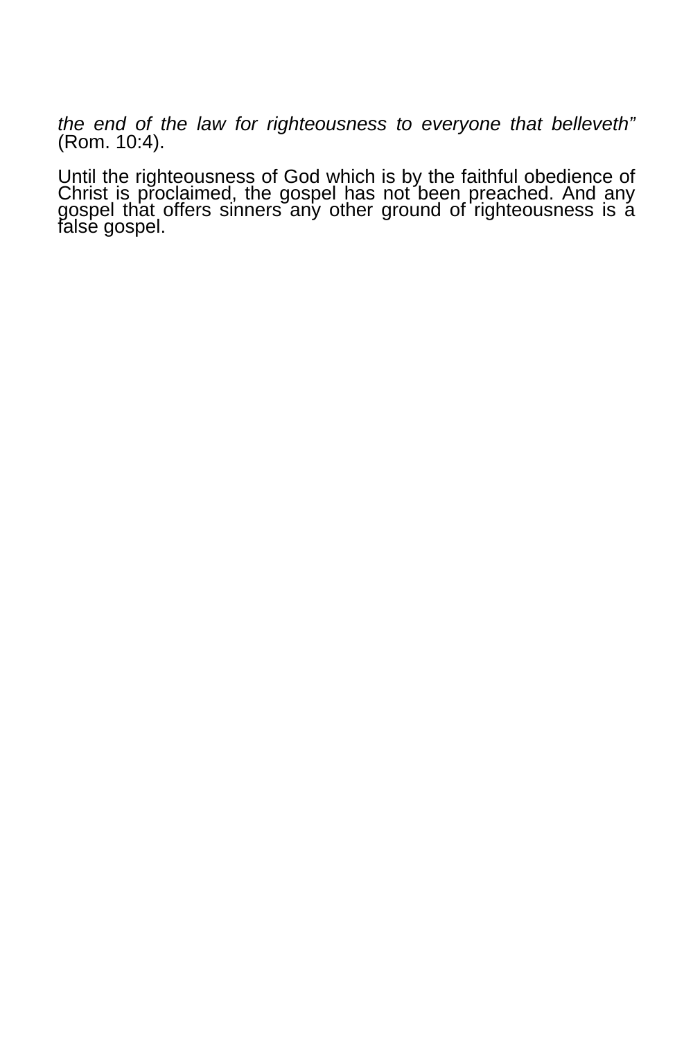*the end of the law for righteousness to everyone that belleveth"* (Rom. 10:4).

Until the righteousness of God which is by the faithful obedience of Christ is proclaimed, the gospel has not been preached. And any gospel that offers sinners any other ground of righteousness is a false gospel.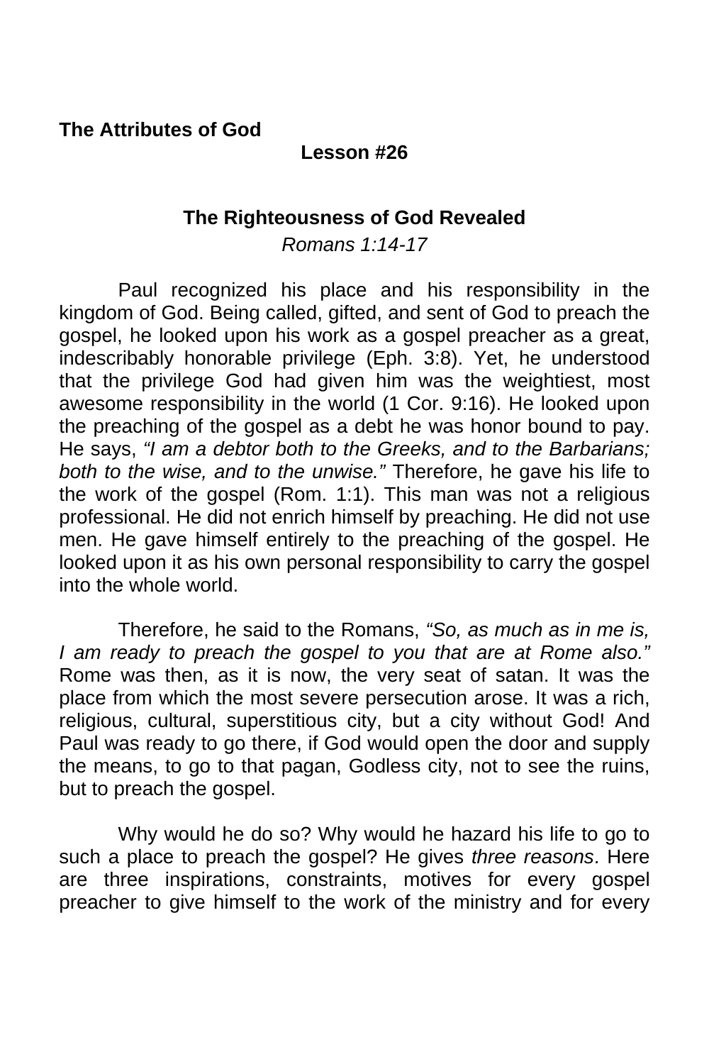**The Attributes of God**

**Lesson #26**

## The Righteousness of God Revealed

*Romans 1:14-17*

Paul recognized his place and his responsibility in the kingdom of God. Being called, gifted, and sent of God to preach the gospel, he looked upon his work as a gospel preacher as a great, indescribably honorable privilege (Eph. 3:8). Yet, he understood that the privilege God had given him was the weightiest, most awesome responsibility in the world (1 Cor. 9:16). He looked upon the preaching of the gospel as a debt he was honor bound to pay. He says, *"I am a debtor both to the Greeks, and to the Barbarians; both to the wise, and to the unwise."* Therefore, he gave his life to the work of the gospel (Rom. 1:1). This man was not a religious professional. He did not enrich himself by preaching. He did not use men. He gave himself entirely to the preaching of the gospel. He looked upon it as his own personal responsibility to carry the gospel into the whole world.

Therefore, he said to the Romans, *"So, as much as in me is, I am ready to preach the gospel to you that are at Rome also."* Rome was then, as it is now, the very seat of satan. It was the place from which the most severe persecution arose. It was a rich, religious, cultural, superstitious city, but a city without God! And Paul was ready to go there, if God would open the door and supply the means, to go to that pagan, Godless city, not to see the ruins, but to preach the gospel.

Why would he do so? Why would he hazard his life to go to such a place to preach the gospel? He gives *three reasons*. Here are three inspirations, constraints, motives for every gospel preacher to give himself to the work of the ministry and for every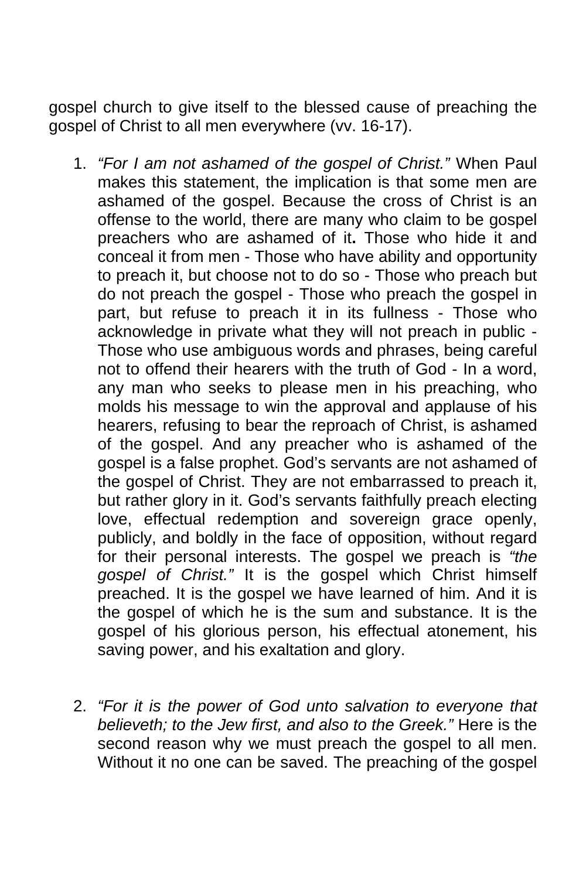gospel church to give itself to the blessed cause of preaching the gospel of Christ to all men everywhere (vv. 16-17).

1. *"For I am not ashamed of the gospel of Christ."* When Paul makes this statement, the implication is that some men are ashamed of the gospel. Because the cross of Christ is an offense to the world, there are many who claim to be gospel preachers who are ashamed of it**.** Those who hide it and conceal it from men - Those who have ability and opportunity to preach it, but choose not to do so - Those who preach but do not preach the gospel - Those who preach the gospel in part, but refuse to preach it in its fullness - Those who acknowledge in private what they will not preach in public - Those who use ambiguous words and phrases, being careful not to offend their hearers with the truth of God - In a word, any man who seeks to please men in his preaching, who molds his message to win the approval and applause of his hearers, refusing to bear the reproach of Christ, is ashamed of the gospel. And any preacher who is ashamed of the gospel is a false prophet. God's servants are not ashamed of the gospel of Christ. They are not embarrassed to preach it, but rather glory in it. God's servants faithfully preach electing love, effectual redemption and sovereign grace openly, publicly, and boldly in the face of opposition, without regard for their personal interests. The gospel we preach is *"the gospel of Christ."* It is the gospel which Christ himself preached. It is the gospel we have learned of him. And it is the gospel of which he is the sum and substance. It is the gospel of his glorious person, his effectual atonement, his saving power, and his exaltation and glory.

2. *"For it is the power of God unto salvation to everyone that believeth; to the Jew first, and also to the Greek."* Here is the second reason why we must preach the gospel to all men. Without it no one can be saved. The preaching of the gospel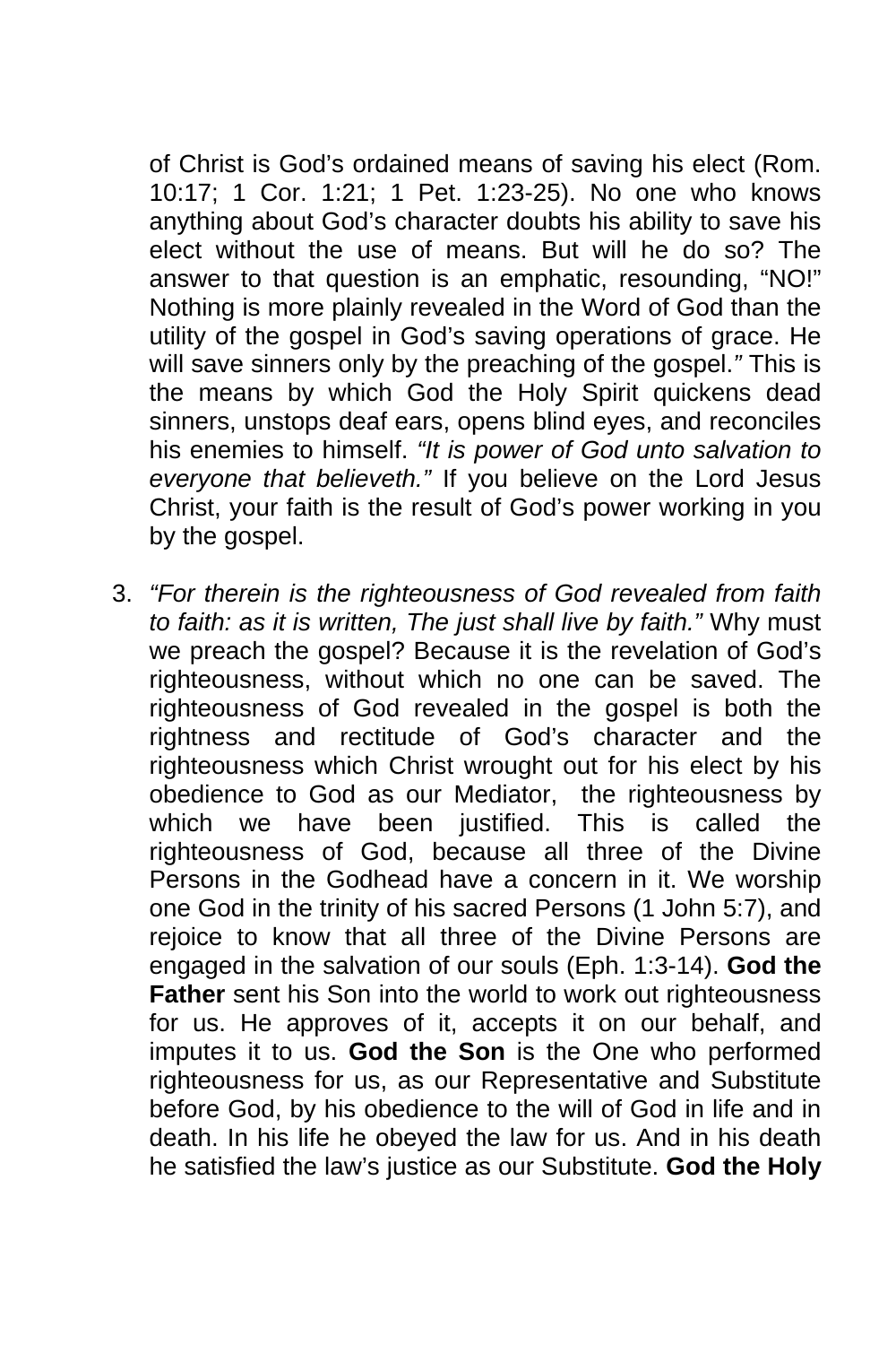of Christ is God's ordained means of saving his elect (Rom. 10:17; 1 Cor. 1:21; 1 Pet. 1:23-25). No one who knows anything about God's character doubts his ability to save his elect without the use of means. But will he do so? The answer to that question is an emphatic, resounding, "NO!" Nothing is more plainly revealed in the Word of God than the utility of the gospel in God's saving operations of grace. He will save sinners only by the preaching of the gospel.*"* This is the means by which God the Holy Spirit quickens dead sinners, unstops deaf ears, opens blind eyes, and reconciles his enemies to himself. *"It is power of God unto salvation to everyone that believeth."* If you believe on the Lord Jesus Christ, your faith is the result of God's power working in you by the gospel.

3. *"For therein is the righteousness of God revealed from faith to faith: as it is written, The just shall live by faith."* Why must we preach the gospel? Because it is the revelation of God's righteousness, without which no one can be saved. The righteousness of God revealed in the gospel is both the rightness and rectitude of God's character and the righteousness which Christ wrought out for his elect by his obedience to God as our Mediator, the righteousness by which we have been justified. This is called the righteousness of God, because all three of the Divine Persons in the Godhead have a concern in it. We worship one God in the trinity of his sacred Persons (1 John 5:7), and rejoice to know that all three of the Divine Persons are engaged in the salvation of our souls (Eph. 1:3-14). **God the Father** sent his Son into the world to work out righteousness for us. He approves of it, accepts it on our behalf, and imputes it to us. **God the Son** is the One who performed righteousness for us, as our Representative and Substitute before God, by his obedience to the will of God in life and in death. In his life he obeyed the law for us. And in his death he satisfied the law's justice as our Substitute. **God the Holy**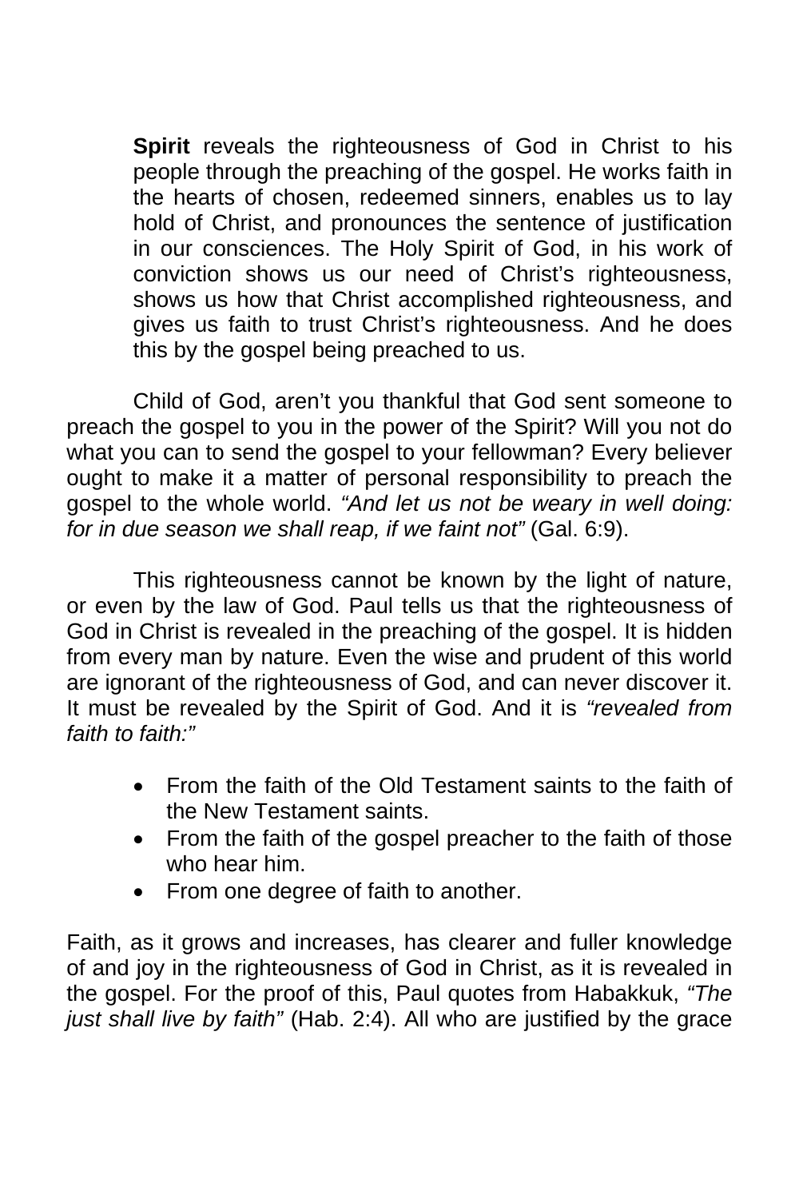**Spirit** reveals the righteousness of God in Christ to his people through the preaching of the gospel. He works faith in the hearts of chosen, redeemed sinners, enables us to lay hold of Christ, and pronounces the sentence of justification in our consciences. The Holy Spirit of God, in his work of conviction shows us our need of Christ's righteousness, shows us how that Christ accomplished righteousness, and gives us faith to trust Christ's righteousness. And he does this by the gospel being preached to us.

Child of God, aren't you thankful that God sent someone to preach the gospel to you in the power of the Spirit? Will you not do what you can to send the gospel to your fellowman? Every believer ought to make it a matter of personal responsibility to preach the gospel to the whole world. *"And let us not be weary in well doing: for in due season we shall reap, if we faint not"* (Gal. 6:9).

This righteousness cannot be known by the light of nature, or even by the law of God. Paul tells us that the righteousness of God in Christ is revealed in the preaching of the gospel. It is hidden from every man by nature. Even the wise and prudent of this world are ignorant of the righteousness of God, and can never discover it. It must be revealed by the Spirit of God. And it is *"revealed from faith to faith:"*

- From the faith of the Old Testament saints to the faith of the New Testament saints.
- From the faith of the gospel preacher to the faith of those who hear him.
- From one degree of faith to another.

Faith, as it grows and increases, has clearer and fuller knowledge of and joy in the righteousness of God in Christ, as it is revealed in the gospel. For the proof of this, Paul quotes from Habakkuk, *"The just shall live by faith"* (Hab. 2:4). All who are justified by the grace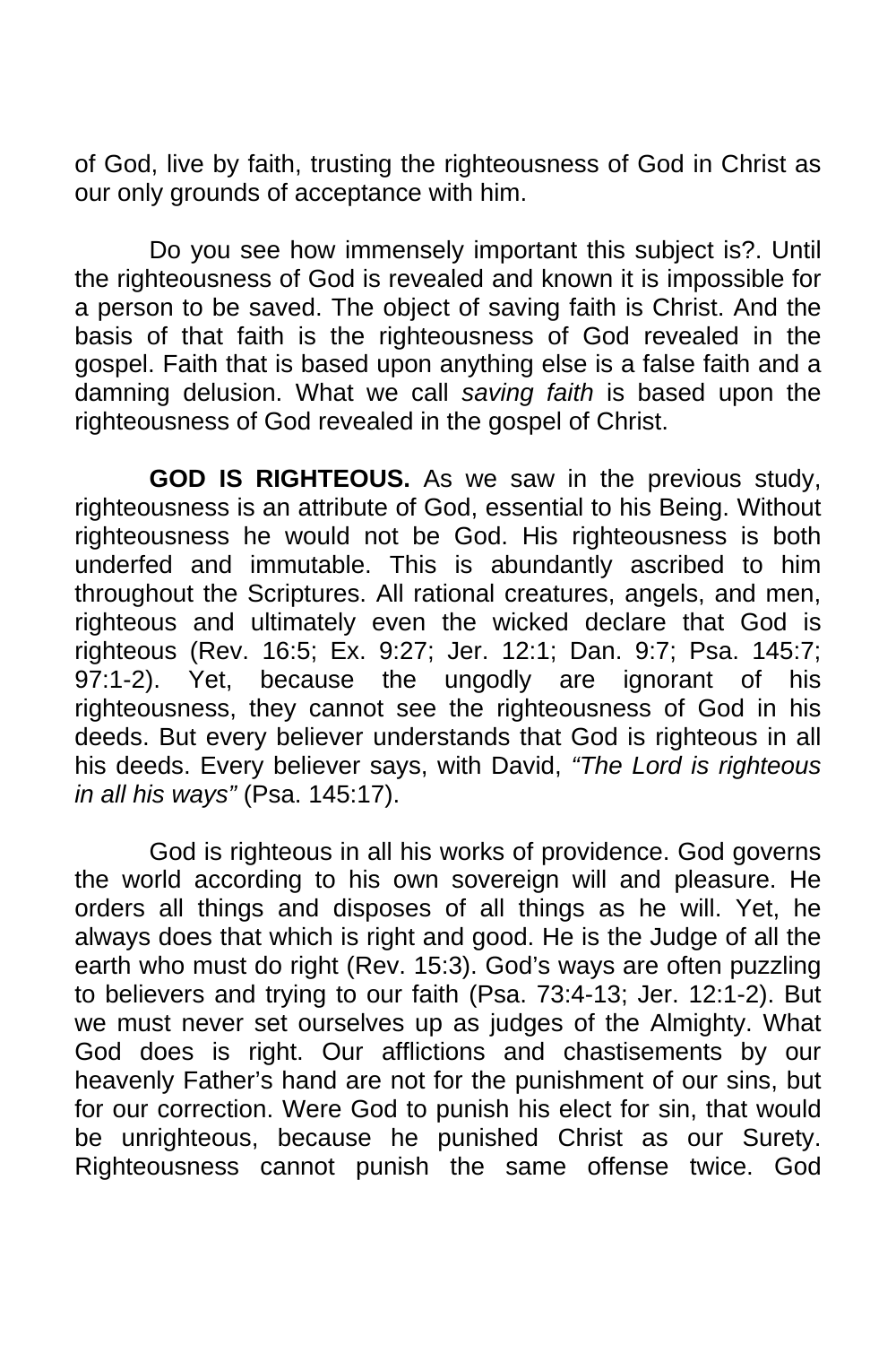of God, live by faith, trusting the righteousness of God in Christ as our only grounds of acceptance with him.

Do you see how immensely important this subject is?. Until the righteousness of God is revealed and known it is impossible for a person to be saved. The object of saving faith is Christ. And the basis of that faith is the righteousness of God revealed in the gospel. Faith that is based upon anything else is a false faith and a damning delusion. What we call *saving faith* is based upon the righteousness of God revealed in the gospel of Christ.

**GOD IS RIGHTEOUS.** As we saw in the previous study, righteousness is an attribute of God, essential to his Being. Without righteousness he would not be God. His righteousness is both underfed and immutable. This is abundantly ascribed to him throughout the Scriptures. All rational creatures, angels, and men, righteous and ultimately even the wicked declare that God is righteous (Rev. 16:5; Ex. 9:27; Jer. 12:1; Dan. 9:7; Psa. 145:7; 97:1-2). Yet, because the ungodly are ignorant of his righteousness, they cannot see the righteousness of God in his deeds. But every believer understands that God is righteous in all his deeds. Every believer says, with David, *"The Lord is righteous in all his ways"* (Psa. 145:17).

God is righteous in all his works of providence. God governs the world according to his own sovereign will and pleasure. He orders all things and disposes of all things as he will. Yet, he always does that which is right and good. He is the Judge of all the earth who must do right (Rev. 15:3). God's ways are often puzzling to believers and trying to our faith (Psa. 73:4-13; Jer. 12:1-2). But we must never set ourselves up as judges of the Almighty. What God does is right. Our afflictions and chastisements by our heavenly Father's hand are not for the punishment of our sins, but for our correction. Were God to punish his elect for sin, that would be unrighteous, because he punished Christ as our Surety. Righteousness cannot punish the same offense twice. God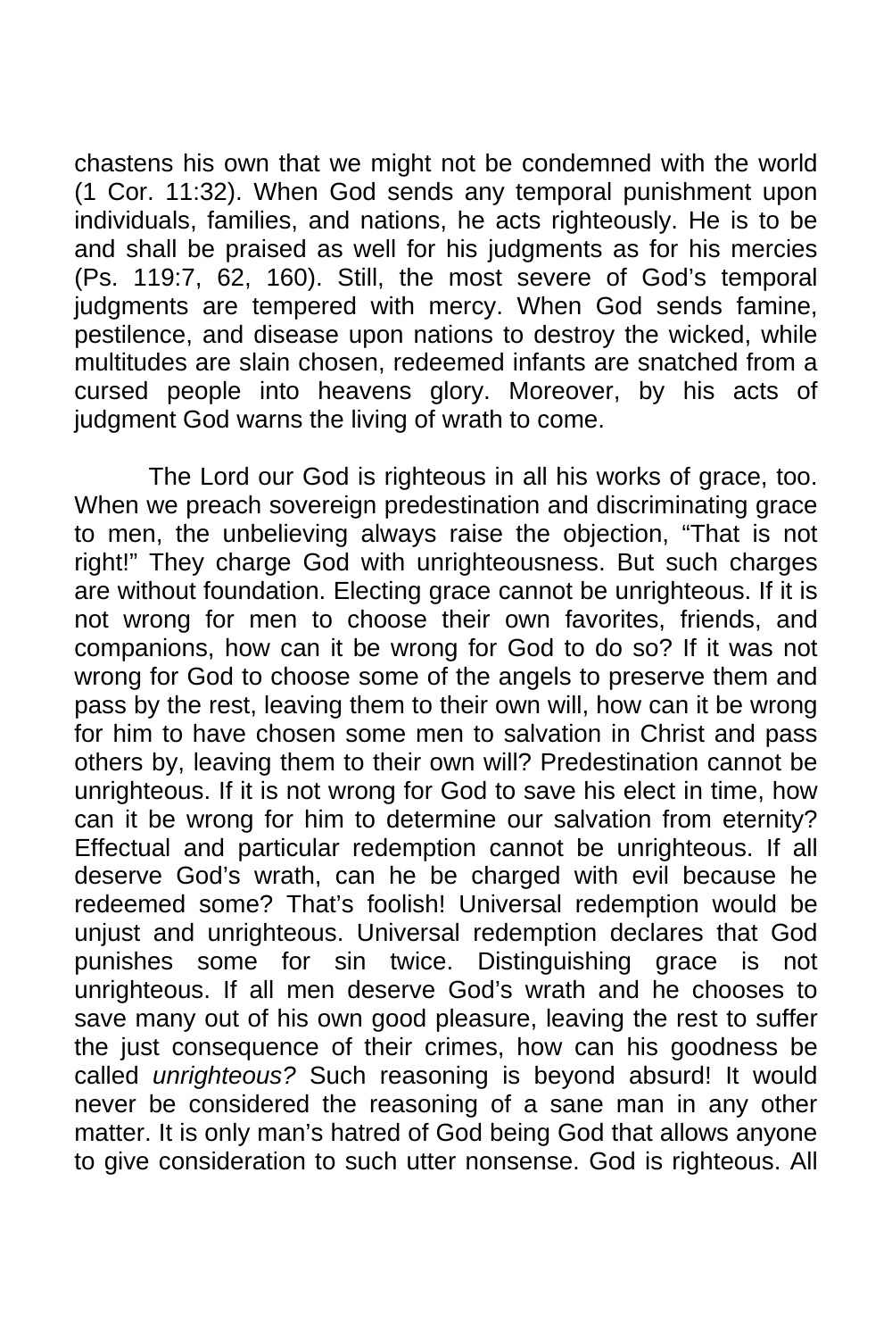chastens his own that we might not be condemned with the world (1 Cor. 11:32). When God sends any temporal punishment upon individuals, families, and nations, he acts righteously. He is to be and shall be praised as well for his judgments as for his mercies (Ps. 119:7, 62, 160). Still, the most severe of God's temporal judgments are tempered with mercy. When God sends famine, pestilence, and disease upon nations to destroy the wicked, while multitudes are slain chosen, redeemed infants are snatched from a cursed people into heavens glory. Moreover, by his acts of judgment God warns the living of wrath to come.

The Lord our God is righteous in all his works of grace, too. When we preach sovereign predestination and discriminating grace to men, the unbelieving always raise the objection, "That is not right!" They charge God with unrighteousness. But such charges are without foundation. Electing grace cannot be unrighteous. If it is not wrong for men to choose their own favorites, friends, and companions, how can it be wrong for God to do so? If it was not wrong for God to choose some of the angels to preserve them and pass by the rest, leaving them to their own will, how can it be wrong for him to have chosen some men to salvation in Christ and pass others by, leaving them to their own will? Predestination cannot be unrighteous. If it is not wrong for God to save his elect in time, how can it be wrong for him to determine our salvation from eternity? Effectual and particular redemption cannot be unrighteous. If all deserve God's wrath, can he be charged with evil because he redeemed some? That's foolish! Universal redemption would be unjust and unrighteous. Universal redemption declares that God punishes some for sin twice. Distinguishing grace is not unrighteous. If all men deserve God's wrath and he chooses to save many out of his own good pleasure, leaving the rest to suffer the just consequence of their crimes, how can his goodness be called *unrighteous?* Such reasoning is beyond absurd! It would never be considered the reasoning of a sane man in any other matter. It is only man's hatred of God being God that allows anyone to give consideration to such utter nonsense. God is righteous. All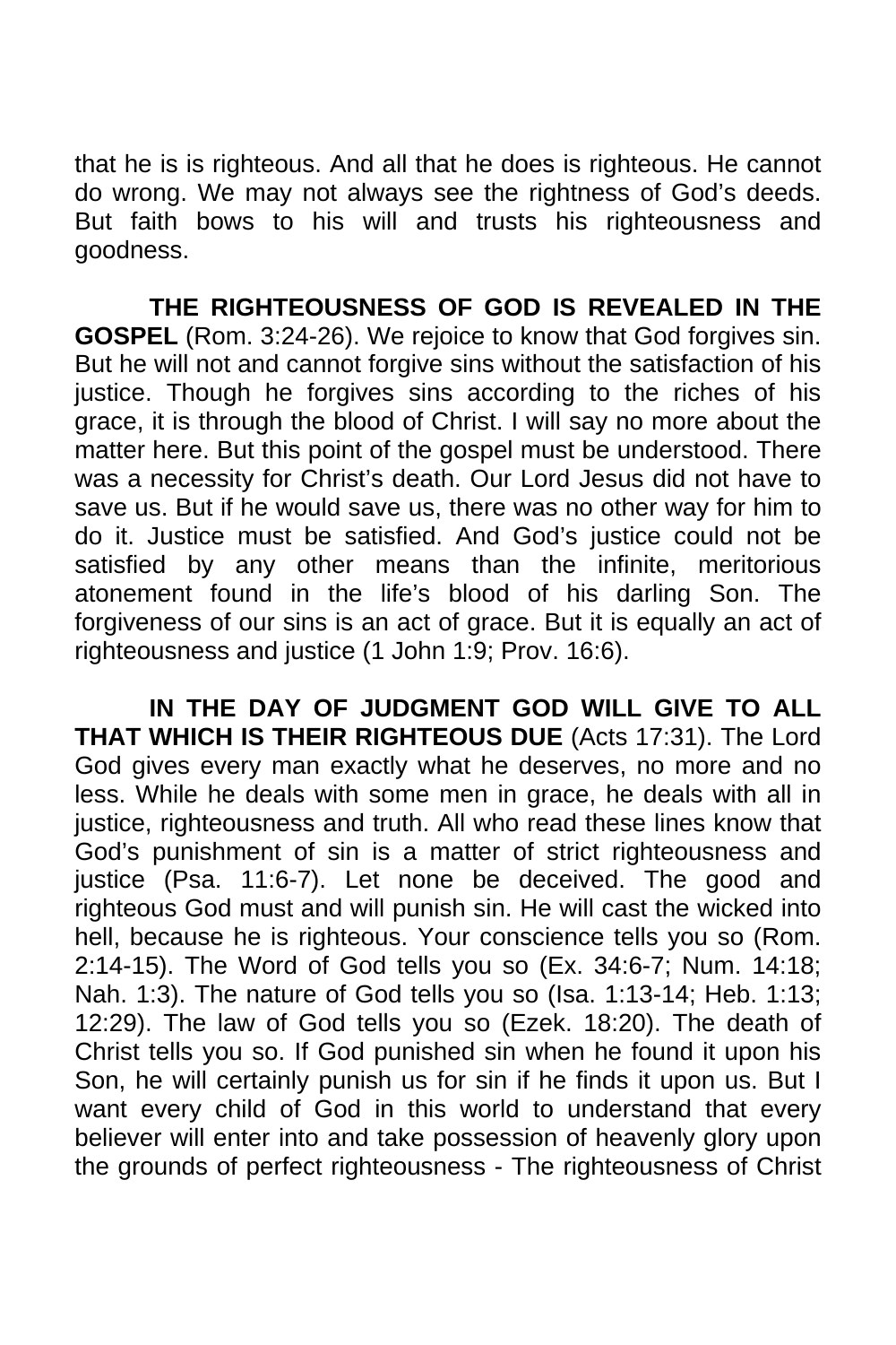that he is is righteous. And all that he does is righteous. He cannot do wrong. We may not always see the rightness of God's deeds. But faith bows to his will and trusts his righteousness and goodness.

**THE RIGHTEOUSNESS OF GOD IS REVEALED IN THE GOSPEL** (Rom. 3:24-26). We rejoice to know that God forgives sin. But he will not and cannot forgive sins without the satisfaction of his justice. Though he forgives sins according to the riches of his grace, it is through the blood of Christ. I will say no more about the matter here. But this point of the gospel must be understood. There was a necessity for Christ's death. Our Lord Jesus did not have to save us. But if he would save us, there was no other way for him to do it. Justice must be satisfied. And God's justice could not be satisfied by any other means than the infinite, meritorious atonement found in the life's blood of his darling Son. The forgiveness of our sins is an act of grace. But it is equally an act of righteousness and justice (1 John 1:9; Prov. 16:6).

**IN THE DAY OF JUDGMENT GOD WILL GIVE TO ALL THAT WHICH IS THEIR RIGHTEOUS DUE** (Acts 17:31). The Lord God gives every man exactly what he deserves, no more and no less. While he deals with some men in grace, he deals with all in justice, righteousness and truth. All who read these lines know that God's punishment of sin is a matter of strict righteousness and justice (Psa. 11:6-7). Let none be deceived. The good and righteous God must and will punish sin. He will cast the wicked into hell, because he is righteous. Your conscience tells you so (Rom. 2:14-15). The Word of God tells you so (Ex. 34:6-7; Num. 14:18; Nah. 1:3). The nature of God tells you so (Isa. 1:13-14; Heb. 1:13; 12:29). The law of God tells you so (Ezek. 18:20). The death of Christ tells you so. If God punished sin when he found it upon his Son, he will certainly punish us for sin if he finds it upon us. But I want every child of God in this world to understand that every believer will enter into and take possession of heavenly glory upon the grounds of perfect righteousness - The righteousness of Christ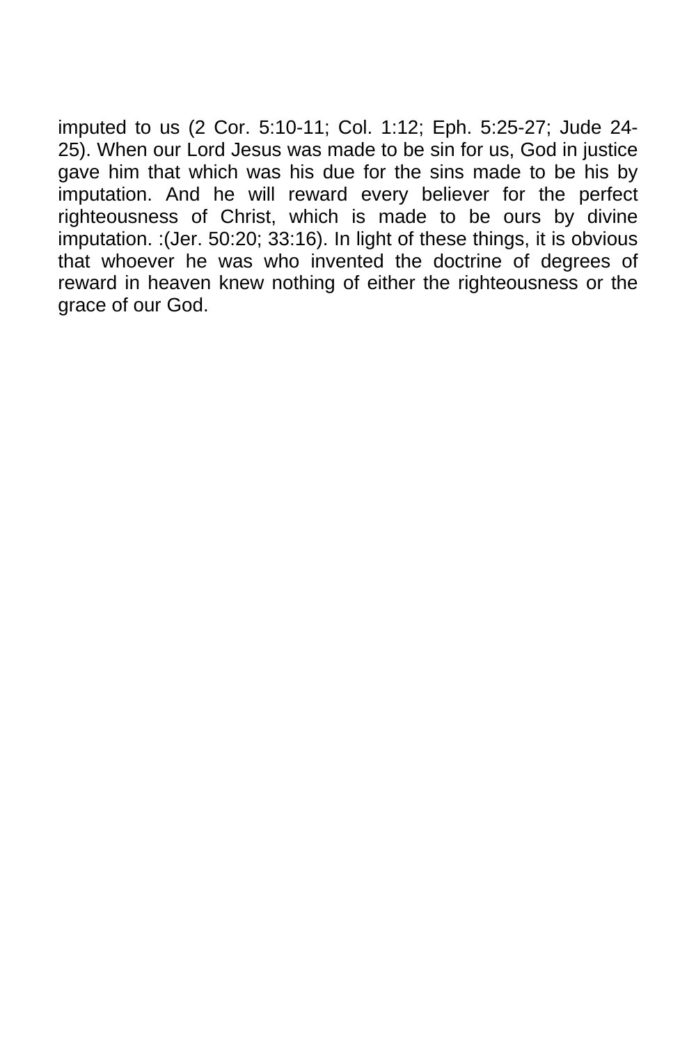imputed to us (2 Cor. 5:10-11; Col. 1:12; Eph. 5:25-27; Jude 24-25). When our Lord Jesus was made to be sin for us, God in justice gave him that which was his due for the sins made to be his by imputation. And he will reward every believer for the perfect righteousness of Christ, which is made to be ours by divine imputation. :(Jer. 50:20; 33:16). In light of these things, it is obvious that whoever he was who invented the doctrine of degrees of reward in heaven knew nothing of either the righteousness or the grace of our God.